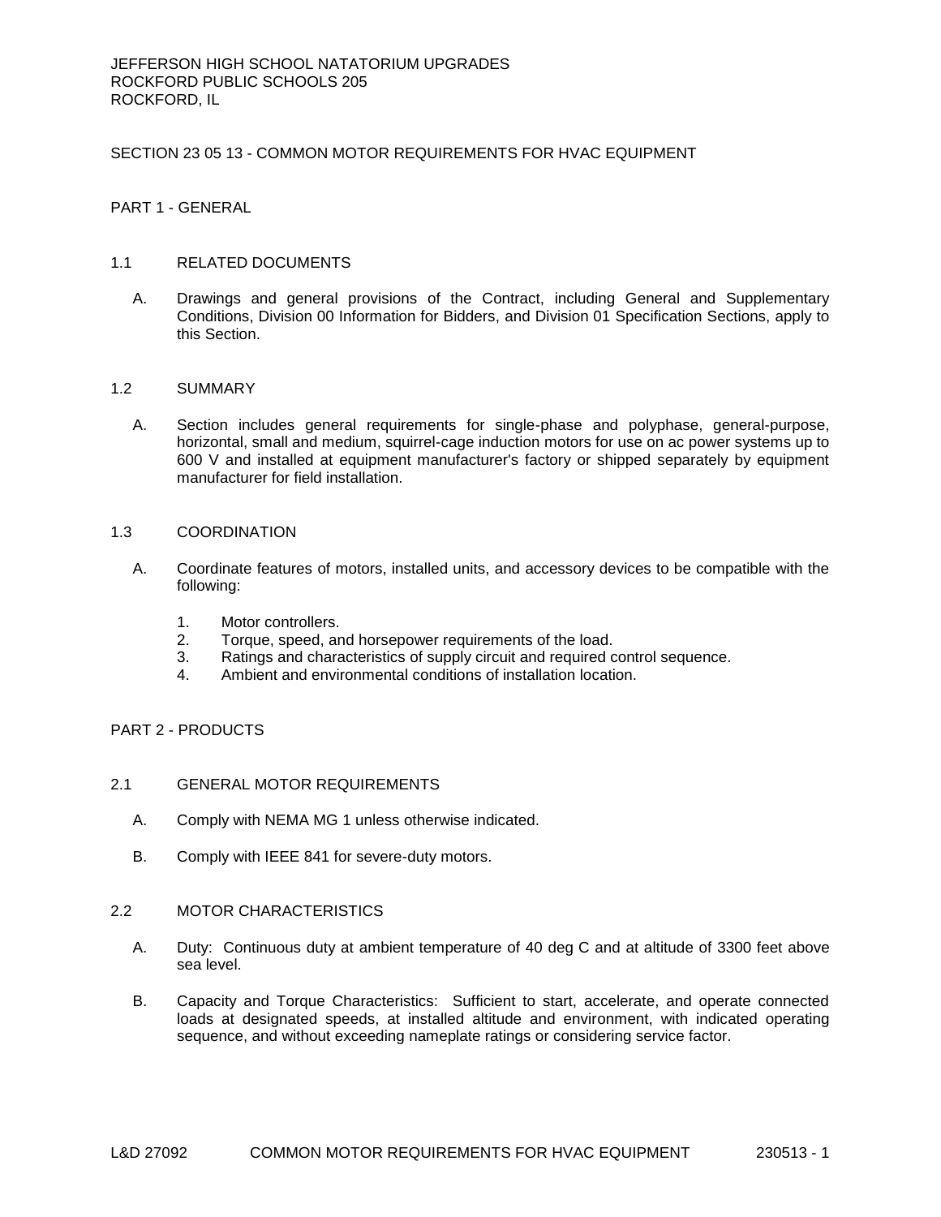JEFFERSON HIGH SCHOOL NATATORIUM UPGRADES
ROCKFORD PUBLIC SCHOOLS 205
ROCKFORD, IL

# SECTION 23 05 13 - COMMON MOTOR REQUIREMENTS FOR HVAC EQUIPMENT

## PART 1 - GENERAL

### 1.1 RELATED DOCUMENTS

A. Drawings and general provisions of the Contract, including General and Supplementary Conditions, Division 00 Information for Bidders, and Division 01 Specification Sections, apply to this Section.

### 1.2 SUMMARY

A. Section includes general requirements for single-phase and polyphase, general-purpose, horizontal, small and medium, squirrel-cage induction motors for use on ac power systems up to 600 V and installed at equipment manufacturer's factory or shipped separately by equipment manufacturer for field installation.

### 1.3 COORDINATION

A. Coordinate features of motors, installed units, and accessory devices to be compatible with the following:

1. Motor controllers.
2. Torque, speed, and horsepower requirements of the load.
3. Ratings and characteristics of supply circuit and required control sequence.
4. Ambient and environmental conditions of installation location.

## PART 2 - PRODUCTS

### 2.1 GENERAL MOTOR REQUIREMENTS

A. Comply with NEMA MG 1 unless otherwise indicated.

B. Comply with IEEE 841 for severe-duty motors.

### 2.2 MOTOR CHARACTERISTICS

A. Duty: Continuous duty at ambient temperature of 40 deg C and at altitude of 3300 feet above sea level.

B. Capacity and Torque Characteristics: Sufficient to start, accelerate, and operate connected loads at designated speeds, at installed altitude and environment, with indicated operating sequence, and without exceeding nameplate ratings or considering service factor.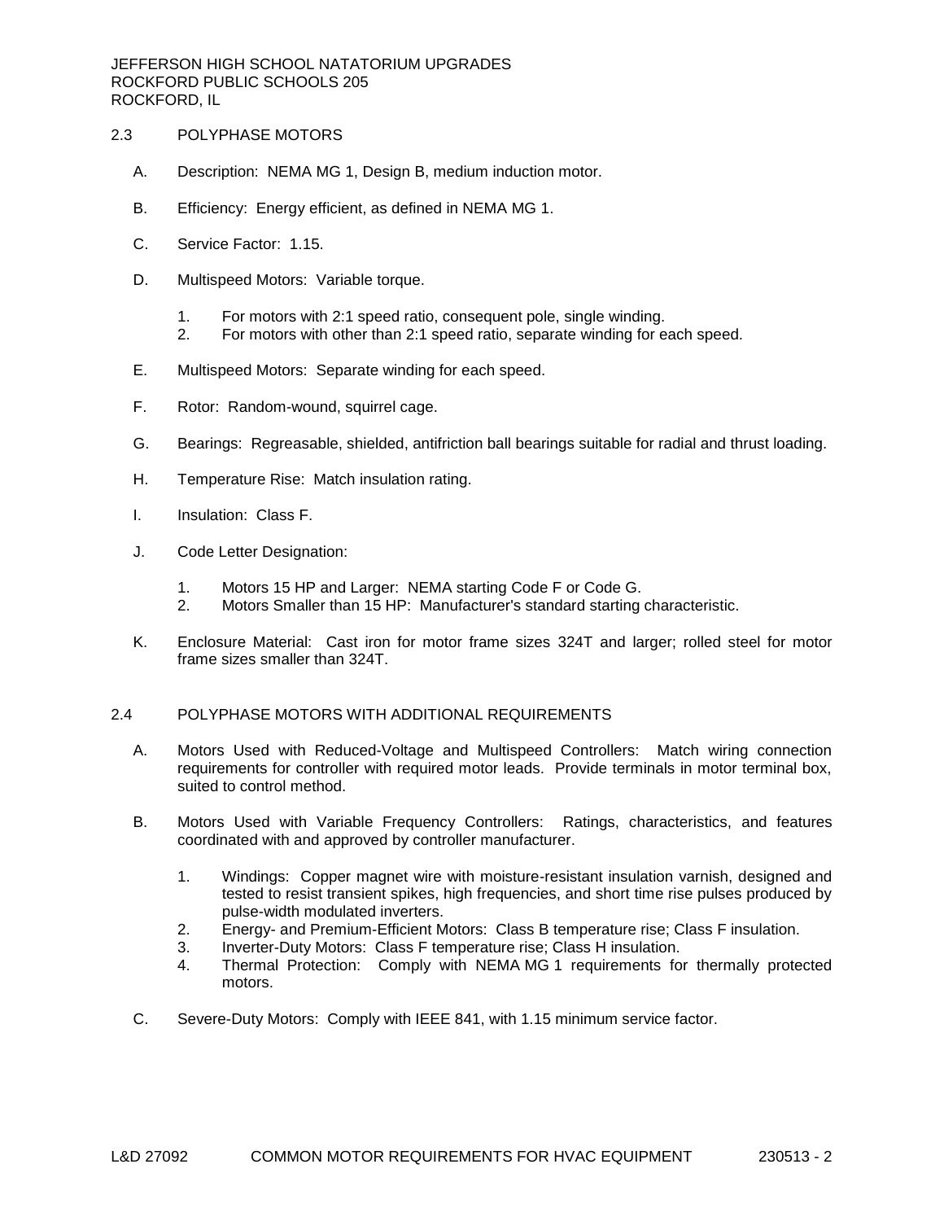## 2.3 POLYPHASE MOTORS

A. Description: NEMA MG 1, Design B, medium induction motor.

B. Efficiency: Energy efficient, as defined in NEMA MG 1.

C. Service Factor: 1.15.

D. Multispeed Motors: Variable torque.

   1. For motors with 2:1 speed ratio, consequent pole, single winding.
   2. For motors with other than 2:1 speed ratio, separate winding for each speed.

E. Multispeed Motors: Separate winding for each speed.

F. Rotor: Random-wound, squirrel cage.

G. Bearings: Regreasable, shielded, antifriction ball bearings suitable for radial and thrust loading.

H. Temperature Rise: Match insulation rating.

I. Insulation: Class F.

J. Code Letter Designation:

   1. Motors 15 HP and Larger: NEMA starting Code F or Code G.
   2. Motors Smaller than 15 HP: Manufacturer's standard starting characteristic.

K. Enclosure Material: Cast iron for motor frame sizes 324T and larger; rolled steel for motor frame sizes smaller than 324T.

## 2.4 POLYPHASE MOTORS WITH ADDITIONAL REQUIREMENTS

A. Motors Used with Reduced-Voltage and Multispeed Controllers: Match wiring connection requirements for controller with required motor leads. Provide terminals in motor terminal box, suited to control method.

B. Motors Used with Variable Frequency Controllers: Ratings, characteristics, and features coordinated with and approved by controller manufacturer.

   1. Windings: Copper magnet wire with moisture-resistant insulation varnish, designed and tested to resist transient spikes, high frequencies, and short time rise pulses produced by pulse-width modulated inverters.
   2. Energy- and Premium-Efficient Motors: Class B temperature rise; Class F insulation.
   3. Inverter-Duty Motors: Class F temperature rise; Class H insulation.
   4. Thermal Protection: Comply with NEMA MG 1 requirements for thermally protected motors.

C. Severe-Duty Motors: Comply with IEEE 841, with 1.15 minimum service factor.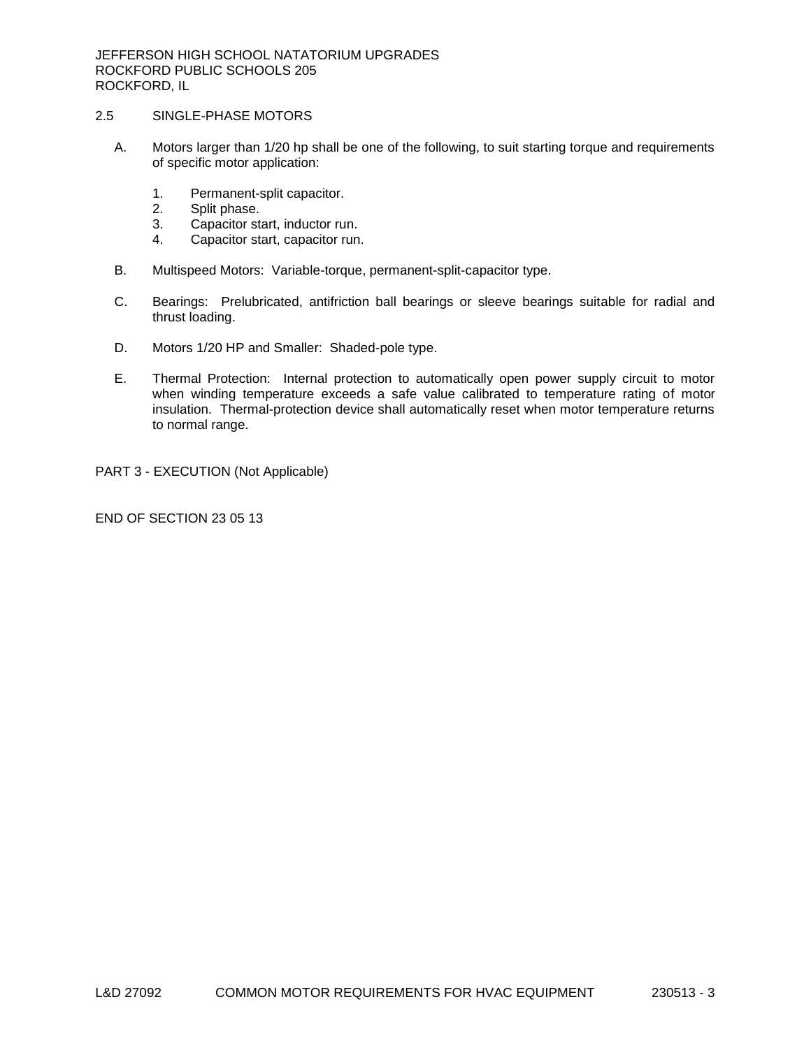## 2.5 SINGLE-PHASE MOTORS

A. Motors larger than 1/20 hp shall be one of the following, to suit starting torque and requirements of specific motor application:

1. Permanent-split capacitor.
2. Split phase.
3. Capacitor start, inductor run.
4. Capacitor start, capacitor run.

B. Multispeed Motors: Variable-torque, permanent-split-capacitor type.

C. Bearings: Prelubricated, antifriction ball bearings or sleeve bearings suitable for radial and thrust loading.

D. Motors 1/20 HP and Smaller: Shaded-pole type.

E. Thermal Protection: Internal protection to automatically open power supply circuit to motor when winding temperature exceeds a safe value calibrated to temperature rating of motor insulation. Thermal-protection device shall automatically reset when motor temperature returns to normal range.

# PART 3 - EXECUTION (Not Applicable)

END OF SECTION 23 05 13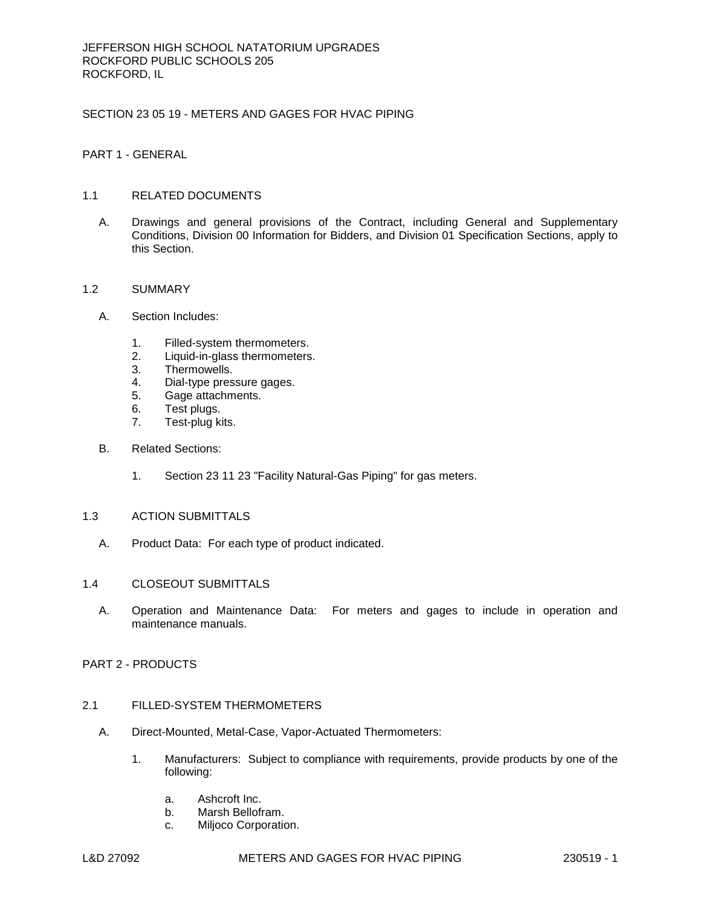JEFFERSON HIGH SCHOOL NATATORIUM UPGRADES
ROCKFORD PUBLIC SCHOOLS 205
ROCKFORD, IL

# SECTION 23 05 19 - METERS AND GAGES FOR HVAC PIPING

## PART 1 - GENERAL

### 1.1 RELATED DOCUMENTS

A. Drawings and general provisions of the Contract, including General and Supplementary Conditions, Division 00 Information for Bidders, and Division 01 Specification Sections, apply to this Section.

### 1.2 SUMMARY

A. Section Includes:

1. Filled-system thermometers.
2. Liquid-in-glass thermometers.
3. Thermowells.
4. Dial-type pressure gages.
5. Gage attachments.
6. Test plugs.
7. Test-plug kits.

B. Related Sections:

1. Section 23 11 23 "Facility Natural-Gas Piping" for gas meters.

### 1.3 ACTION SUBMITTALS

A. Product Data: For each type of product indicated.

### 1.4 CLOSEOUT SUBMITTALS

A. Operation and Maintenance Data: For meters and gages to include in operation and maintenance manuals.

## PART 2 - PRODUCTS

### 2.1 FILLED-SYSTEM THERMOMETERS

A. Direct-Mounted, Metal-Case, Vapor-Actuated Thermometers:

1. Manufacturers: Subject to compliance with requirements, provide products by one of the following:
   a. Ashcroft Inc.
   b. Marsh Bellofram.
   c. Miljoco Corporation.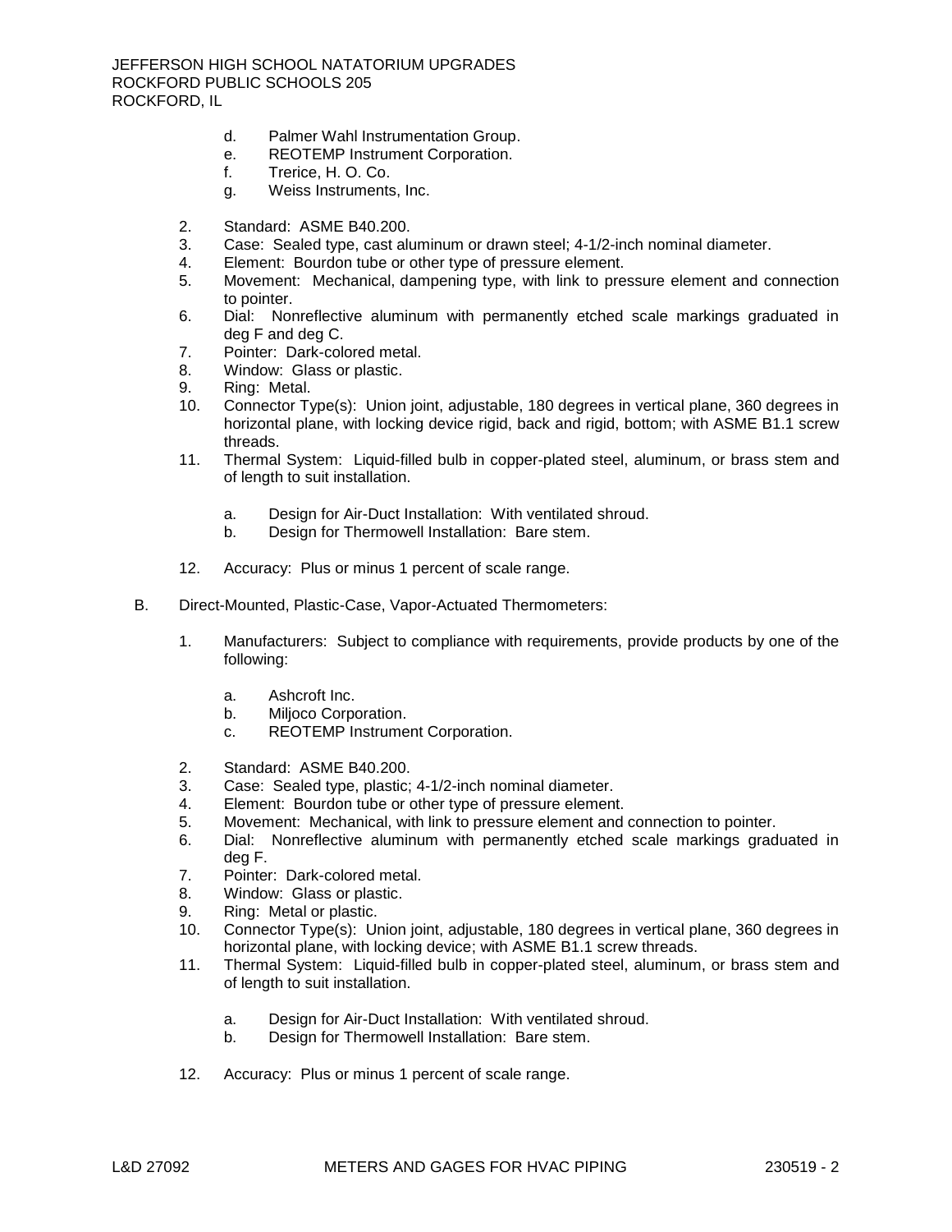d. Palmer Wahl Instrumentation Group.
e. REOTEMP Instrument Corporation.
f. Trerice, H. O. Co.
g. Weiss Instruments, Inc.

2. Standard: ASME B40.200.
3. Case: Sealed type, cast aluminum or drawn steel; 4-1/2-inch nominal diameter.
4. Element: Bourdon tube or other type of pressure element.
5. Movement: Mechanical, dampening type, with link to pressure element and connection to pointer.
6. Dial: Nonreflective aluminum with permanently etched scale markings graduated in deg F and deg C.
7. Pointer: Dark-colored metal.
8. Window: Glass or plastic.
9. Ring: Metal.
10. Connector Type(s): Union joint, adjustable, 180 degrees in vertical plane, 360 degrees in horizontal plane, with locking device rigid, back and rigid, bottom; with ASME B1.1 screw threads.
11. Thermal System: Liquid-filled bulb in copper-plated steel, aluminum, or brass stem and of length to suit installation.

    a. Design for Air-Duct Installation: With ventilated shroud.
    b. Design for Thermowell Installation: Bare stem.

12. Accuracy: Plus or minus 1 percent of scale range.

B. Direct-Mounted, Plastic-Case, Vapor-Actuated Thermometers:

1. Manufacturers: Subject to compliance with requirements, provide products by one of the following:

    a. Ashcroft Inc.
    b. Miljoco Corporation.
    c. REOTEMP Instrument Corporation.

2. Standard: ASME B40.200.
3. Case: Sealed type, plastic; 4-1/2-inch nominal diameter.
4. Element: Bourdon tube or other type of pressure element.
5. Movement: Mechanical, with link to pressure element and connection to pointer.
6. Dial: Nonreflective aluminum with permanently etched scale markings graduated in deg F.
7. Pointer: Dark-colored metal.
8. Window: Glass or plastic.
9. Ring: Metal or plastic.
10. Connector Type(s): Union joint, adjustable, 180 degrees in vertical plane, 360 degrees in horizontal plane, with locking device; with ASME B1.1 screw threads.
11. Thermal System: Liquid-filled bulb in copper-plated steel, aluminum, or brass stem and of length to suit installation.

    a. Design for Air-Duct Installation: With ventilated shroud.
    b. Design for Thermowell Installation: Bare stem.

12. Accuracy: Plus or minus 1 percent of scale range.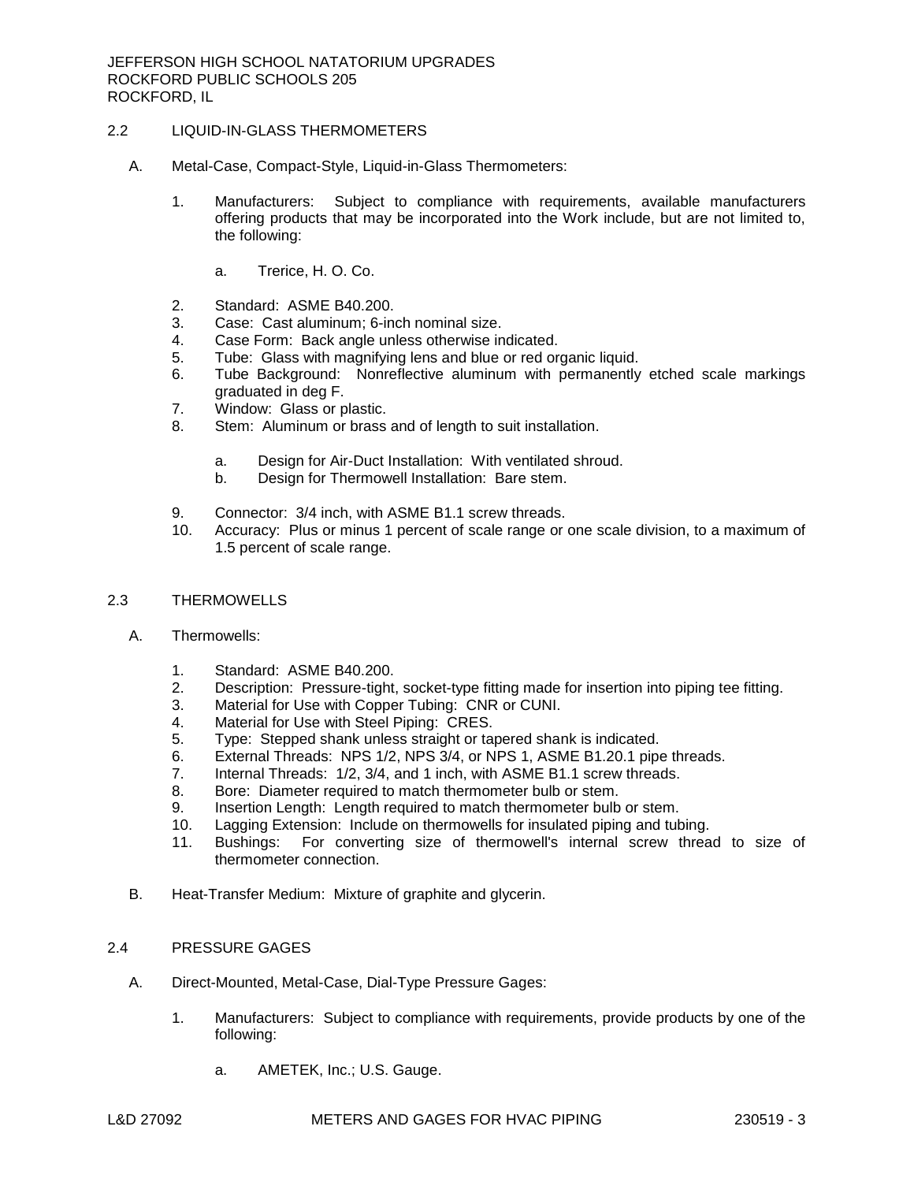## 2.2 LIQUID-IN-GLASS THERMOMETERS

A. Metal-Case, Compact-Style, Liquid-in-Glass Thermometers:

1. Manufacturers: Subject to compliance with requirements, available manufacturers offering products that may be incorporated into the Work include, but are not limited to, the following:

   a. Trerice, H. O. Co.

2. Standard: ASME B40.200.
3. Case: Cast aluminum; 6-inch nominal size.
4. Case Form: Back angle unless otherwise indicated.
5. Tube: Glass with magnifying lens and blue or red organic liquid.
6. Tube Background: Nonreflective aluminum with permanently etched scale markings graduated in deg F.
7. Window: Glass or plastic.
8. Stem: Aluminum or brass and of length to suit installation.

   a. Design for Air-Duct Installation: With ventilated shroud.
   b. Design for Thermowell Installation: Bare stem.

9. Connector: 3/4 inch, with ASME B1.1 screw threads.
10. Accuracy: Plus or minus 1 percent of scale range or one scale division, to a maximum of 1.5 percent of scale range.

## 2.3 THERMOWELLS

A. Thermowells:

1. Standard: ASME B40.200.
2. Description: Pressure-tight, socket-type fitting made for insertion into piping tee fitting.
3. Material for Use with Copper Tubing: CNR or CUNI.
4. Material for Use with Steel Piping: CRES.
5. Type: Stepped shank unless straight or tapered shank is indicated.
6. External Threads: NPS 1/2, NPS 3/4, or NPS 1, ASME B1.20.1 pipe threads.
7. Internal Threads: 1/2, 3/4, and 1 inch, with ASME B1.1 screw threads.
8. Bore: Diameter required to match thermometer bulb or stem.
9. Insertion Length: Length required to match thermometer bulb or stem.
10. Lagging Extension: Include on thermowells for insulated piping and tubing.
11. Bushings: For converting size of thermowell's internal screw thread to size of thermometer connection.

B. Heat-Transfer Medium: Mixture of graphite and glycerin.

## 2.4 PRESSURE GAGES

A. Direct-Mounted, Metal-Case, Dial-Type Pressure Gages:

1. Manufacturers: Subject to compliance with requirements, provide products by one of the following:

   a. AMETEK, Inc.; U.S. Gauge.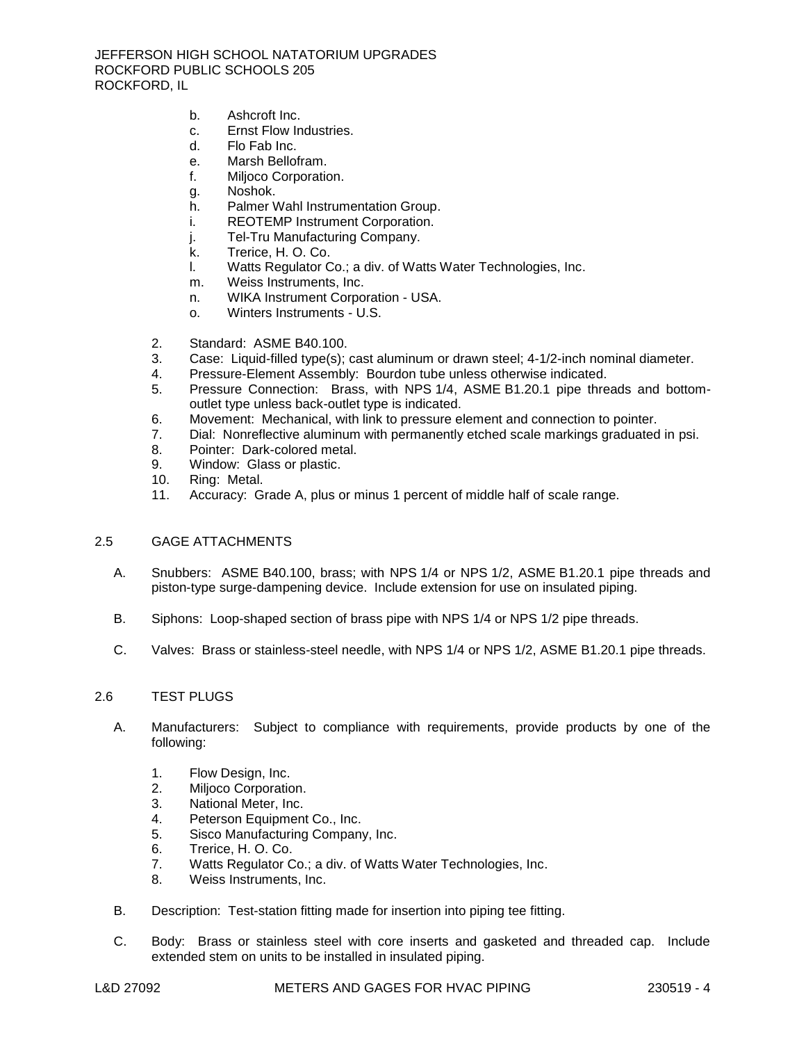b. Ashcroft Inc.
   c. Ernst Flow Industries.
   d. Flo Fab Inc.
   e. Marsh Bellofram.
   f. Miljoco Corporation.
   g. Noshok.
   h. Palmer Wahl Instrumentation Group.
   i. REOTEMP Instrument Corporation.
   j. Tel-Tru Manufacturing Company.
   k. Trerice, H. O. Co.
   l. Watts Regulator Co.; a div. of Watts Water Technologies, Inc.
   m. Weiss Instruments, Inc.
   n. WIKA Instrument Corporation - USA.
   o. Winters Instruments - U.S.

2. Standard: ASME B40.100.
3. Case: Liquid-filled type(s); cast aluminum or drawn steel; 4-1/2-inch nominal diameter.
4. Pressure-Element Assembly: Bourdon tube unless otherwise indicated.
5. Pressure Connection: Brass, with NPS 1/4, ASME B1.20.1 pipe threads and bottom-outlet type unless back-outlet type is indicated.
6. Movement: Mechanical, with link to pressure element and connection to pointer.
7. Dial: Nonreflective aluminum with permanently etched scale markings graduated in psi.
8. Pointer: Dark-colored metal.
9. Window: Glass or plastic.
10. Ring: Metal.
11. Accuracy: Grade A, plus or minus 1 percent of middle half of scale range.

## 2.5 GAGE ATTACHMENTS

A. Snubbers: ASME B40.100, brass; with NPS 1/4 or NPS 1/2, ASME B1.20.1 pipe threads and piston-type surge-dampening device. Include extension for use on insulated piping.

B. Siphons: Loop-shaped section of brass pipe with NPS 1/4 or NPS 1/2 pipe threads.

C. Valves: Brass or stainless-steel needle, with NPS 1/4 or NPS 1/2, ASME B1.20.1 pipe threads.

## 2.6 TEST PLUGS

A. Manufacturers: Subject to compliance with requirements, provide products by one of the following:

1. Flow Design, Inc.
2. Miljoco Corporation.
3. National Meter, Inc.
4. Peterson Equipment Co., Inc.
5. Sisco Manufacturing Company, Inc.
6. Trerice, H. O. Co.
7. Watts Regulator Co.; a div. of Watts Water Technologies, Inc.
8. Weiss Instruments, Inc.

B. Description: Test-station fitting made for insertion into piping tee fitting.

C. Body: Brass or stainless steel with core inserts and gasketed and threaded cap. Include extended stem on units to be installed in insulated piping.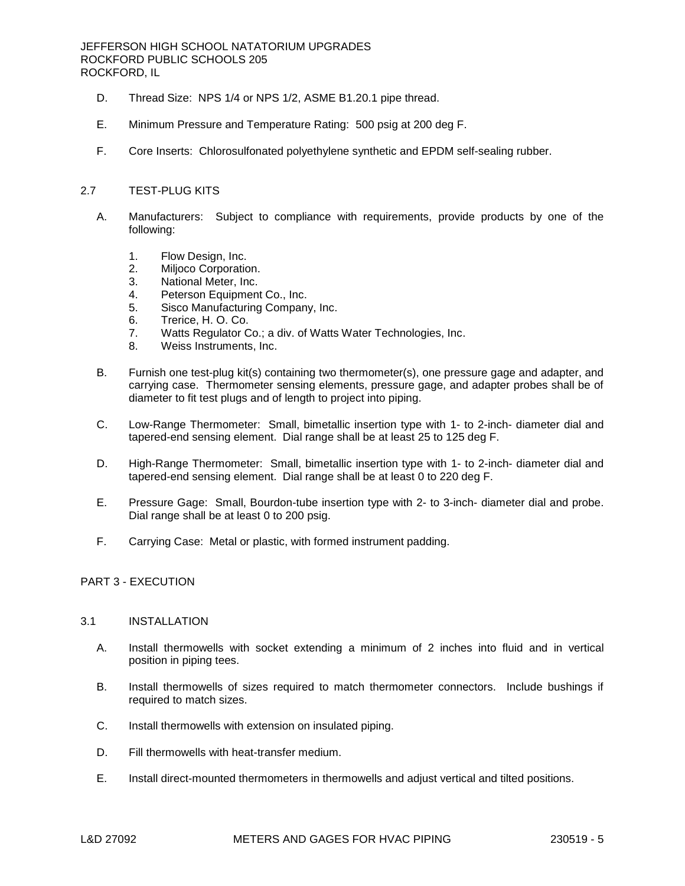D. Thread Size: NPS 1/4 or NPS 1/2, ASME B1.20.1 pipe thread.

E. Minimum Pressure and Temperature Rating: 500 psig at 200 deg F.

F. Core Inserts: Chlorosulfonated polyethylene synthetic and EPDM self-sealing rubber.

## 2.7 TEST-PLUG KITS

A. Manufacturers: Subject to compliance with requirements, provide products by one of the following:

1. Flow Design, Inc.
2. Miljoco Corporation.
3. National Meter, Inc.
4. Peterson Equipment Co., Inc.
5. Sisco Manufacturing Company, Inc.
6. Trerice, H. O. Co.
7. Watts Regulator Co.; a div. of Watts Water Technologies, Inc.
8. Weiss Instruments, Inc.

B. Furnish one test-plug kit(s) containing two thermometer(s), one pressure gage and adapter, and carrying case. Thermometer sensing elements, pressure gage, and adapter probes shall be of diameter to fit test plugs and of length to project into piping.

C. Low-Range Thermometer: Small, bimetallic insertion type with 1- to 2-inch- diameter dial and tapered-end sensing element. Dial range shall be at least 25 to 125 deg F.

D. High-Range Thermometer: Small, bimetallic insertion type with 1- to 2-inch- diameter dial and tapered-end sensing element. Dial range shall be at least 0 to 220 deg F.

E. Pressure Gage: Small, Bourdon-tube insertion type with 2- to 3-inch- diameter dial and probe. Dial range shall be at least 0 to 200 psig.

F. Carrying Case: Metal or plastic, with formed instrument padding.

# PART 3 - EXECUTION

## 3.1 INSTALLATION

A. Install thermowells with socket extending a minimum of 2 inches into fluid and in vertical position in piping tees.

B. Install thermowells of sizes required to match thermometer connectors. Include bushings if required to match sizes.

C. Install thermowells with extension on insulated piping.

D. Fill thermowells with heat-transfer medium.

E. Install direct-mounted thermometers in thermowells and adjust vertical and tilted positions.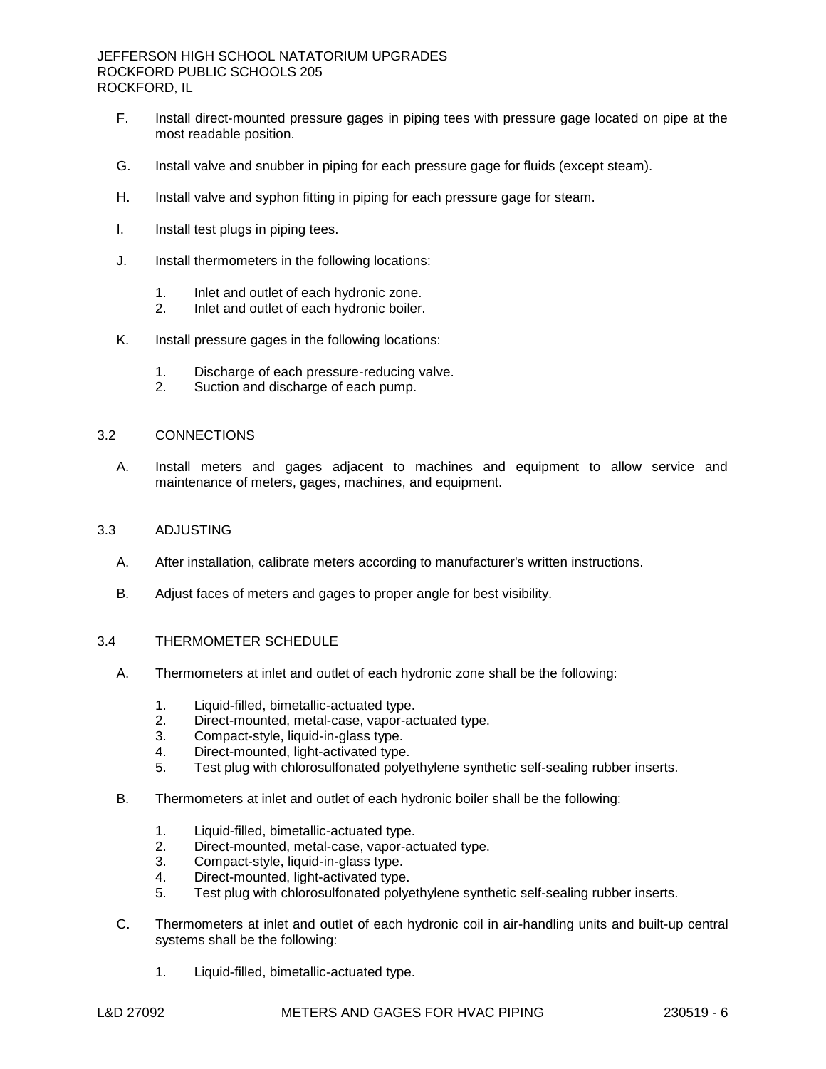F. Install direct-mounted pressure gages in piping tees with pressure gage located on pipe at the most readable position.

G. Install valve and snubber in piping for each pressure gage for fluids (except steam).

H. Install valve and syphon fitting in piping for each pressure gage for steam.

I. Install test plugs in piping tees.

J. Install thermometers in the following locations:

1. Inlet and outlet of each hydronic zone.
2. Inlet and outlet of each hydronic boiler.

K. Install pressure gages in the following locations:

1. Discharge of each pressure-reducing valve.
2. Suction and discharge of each pump.

## 3.2 CONNECTIONS

A. Install meters and gages adjacent to machines and equipment to allow service and maintenance of meters, gages, machines, and equipment.

## 3.3 ADJUSTING

A. After installation, calibrate meters according to manufacturer's written instructions.

B. Adjust faces of meters and gages to proper angle for best visibility.

## 3.4 THERMOMETER SCHEDULE

A. Thermometers at inlet and outlet of each hydronic zone shall be the following:

1. Liquid-filled, bimetallic-actuated type.
2. Direct-mounted, metal-case, vapor-actuated type.
3. Compact-style, liquid-in-glass type.
4. Direct-mounted, light-activated type.
5. Test plug with chlorosulfonated polyethylene synthetic self-sealing rubber inserts.

B. Thermometers at inlet and outlet of each hydronic boiler shall be the following:

1. Liquid-filled, bimetallic-actuated type.
2. Direct-mounted, metal-case, vapor-actuated type.
3. Compact-style, liquid-in-glass type.
4. Direct-mounted, light-activated type.
5. Test plug with chlorosulfonated polyethylene synthetic self-sealing rubber inserts.

C. Thermometers at inlet and outlet of each hydronic coil in air-handling units and built-up central systems shall be the following:

1. Liquid-filled, bimetallic-actuated type.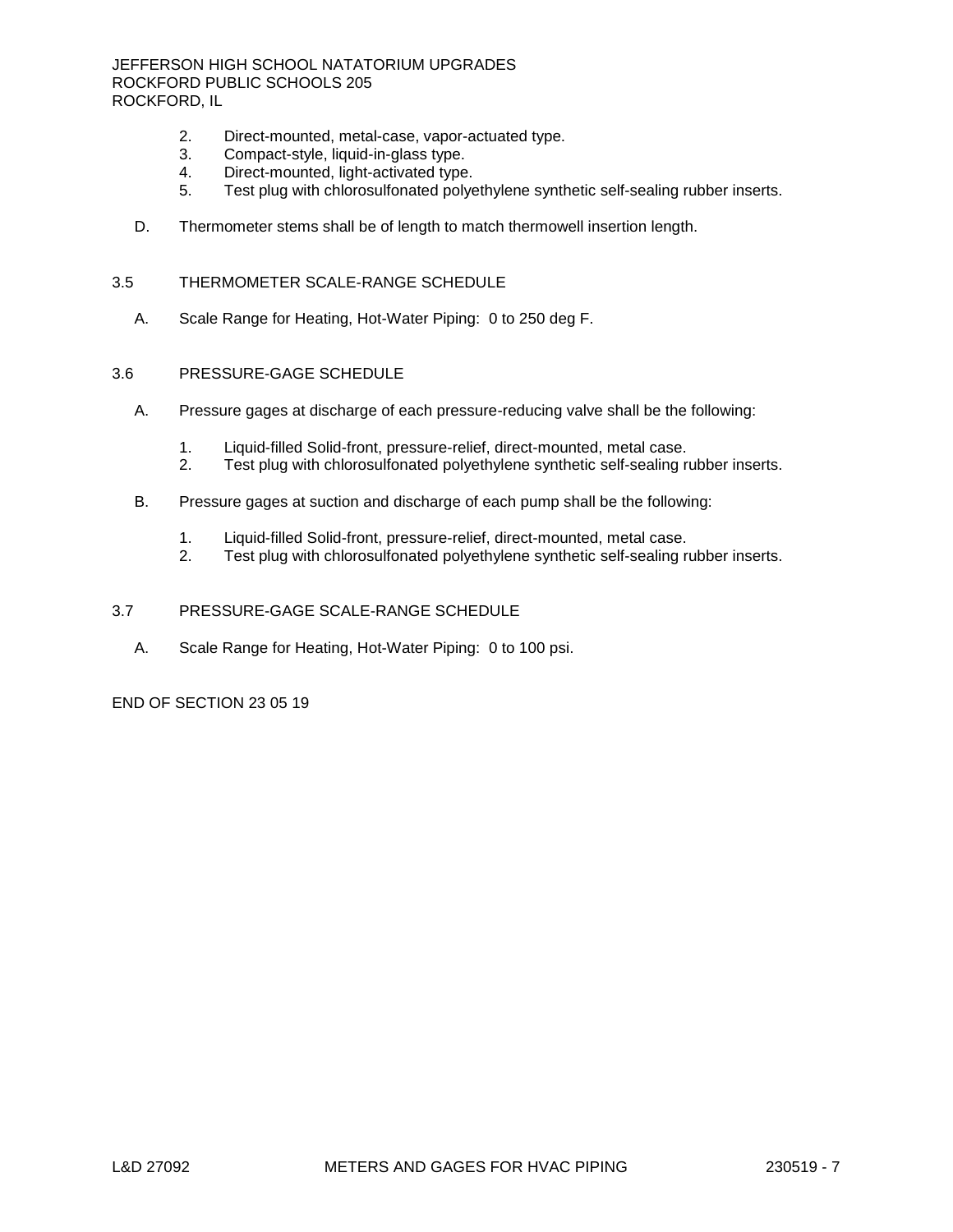2. Direct-mounted, metal-case, vapor-actuated type.
3. Compact-style, liquid-in-glass type.
4. Direct-mounted, light-activated type.
5. Test plug with chlorosulfonated polyethylene synthetic self-sealing rubber inserts.

D. Thermometer stems shall be of length to match thermowell insertion length.

## 3.5 THERMOMETER SCALE-RANGE SCHEDULE

A. Scale Range for Heating, Hot-Water Piping: 0 to 250 deg F.

## 3.6 PRESSURE-GAGE SCHEDULE

A. Pressure gages at discharge of each pressure-reducing valve shall be the following:

1. Liquid-filled Solid-front, pressure-relief, direct-mounted, metal case.
2. Test plug with chlorosulfonated polyethylene synthetic self-sealing rubber inserts.

B. Pressure gages at suction and discharge of each pump shall be the following:

1. Liquid-filled Solid-front, pressure-relief, direct-mounted, metal case.
2. Test plug with chlorosulfonated polyethylene synthetic self-sealing rubber inserts.

## 3.7 PRESSURE-GAGE SCALE-RANGE SCHEDULE

A. Scale Range for Heating, Hot-Water Piping: 0 to 100 psi.

END OF SECTION 23 05 19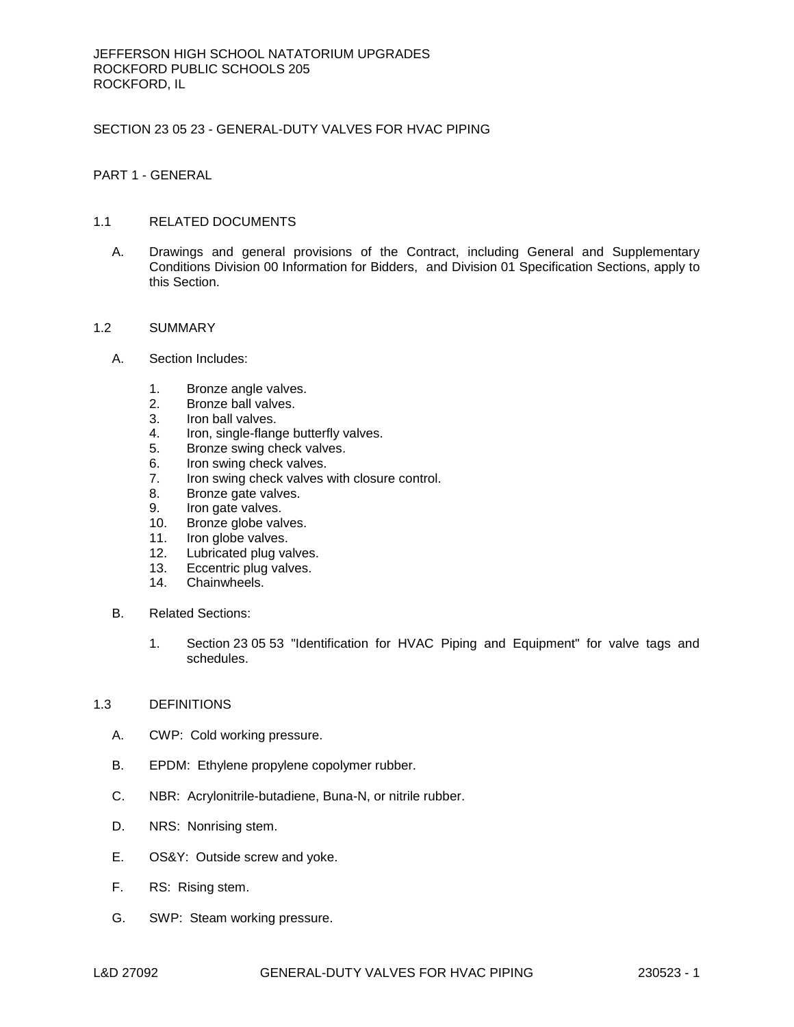# SECTION 23 05 23 - GENERAL-DUTY VALVES FOR HVAC PIPING

## PART 1 - GENERAL

### 1.1 RELATED DOCUMENTS

A. Drawings and general provisions of the Contract, including General and Supplementary Conditions Division 00 Information for Bidders, and Division 01 Specification Sections, apply to this Section.

### 1.2 SUMMARY

A. Section Includes:

1. Bronze angle valves.
2. Bronze ball valves.
3. Iron ball valves.
4. Iron, single-flange butterfly valves.
5. Bronze swing check valves.
6. Iron swing check valves.
7. Iron swing check valves with closure control.
8. Bronze gate valves.
9. Iron gate valves.
10. Bronze globe valves.
11. Iron globe valves.
12. Lubricated plug valves.
13. Eccentric plug valves.
14. Chainwheels.

B. Related Sections:

1. Section 23 05 53 "Identification for HVAC Piping and Equipment" for valve tags and schedules.

### 1.3 DEFINITIONS

A. CWP: Cold working pressure.

B. EPDM: Ethylene propylene copolymer rubber.

C. NBR: Acrylonitrile-butadiene, Buna-N, or nitrile rubber.

D. NRS: Nonrising stem.

E. OS&Y: Outside screw and yoke.

F. RS: Rising stem.

G. SWP: Steam working pressure.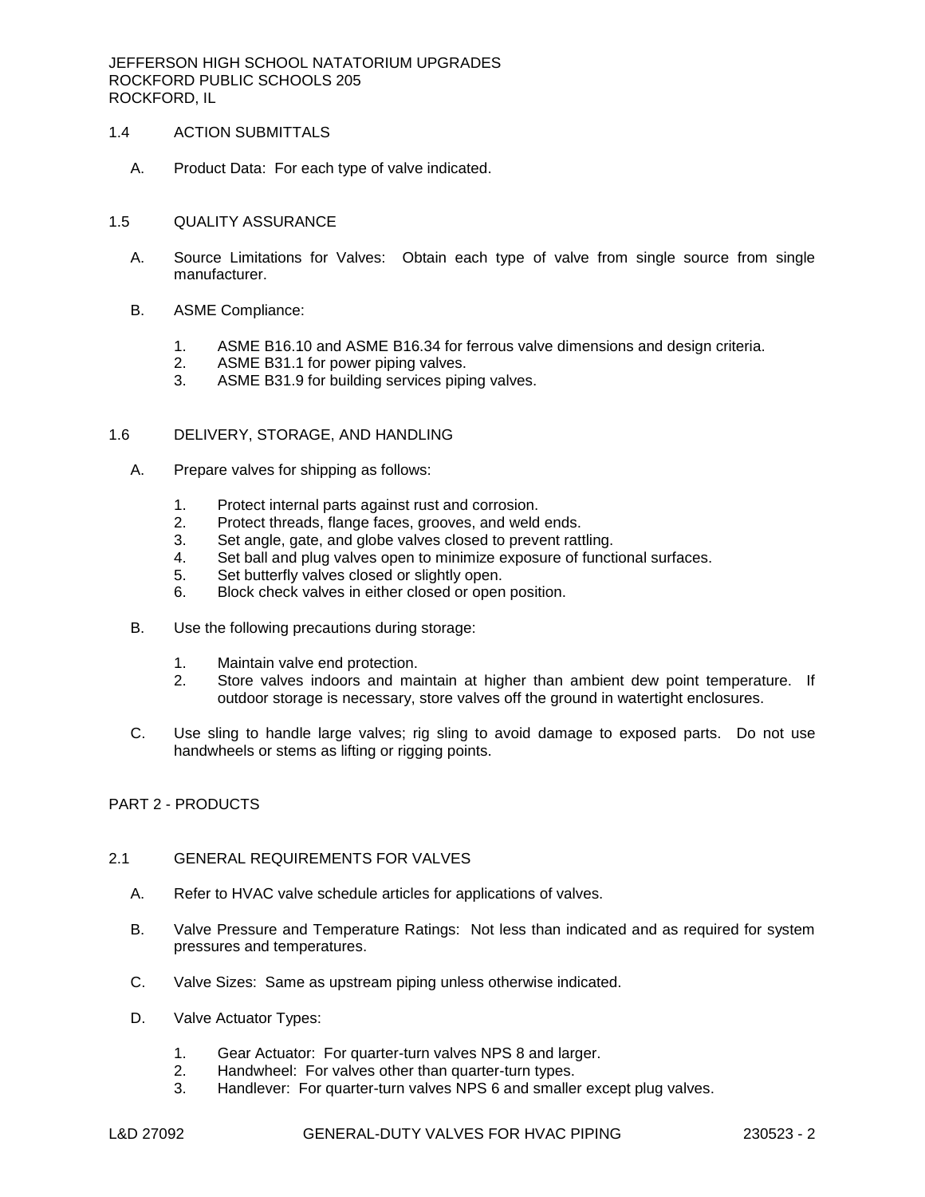## 1.4 ACTION SUBMITTALS

A. Product Data: For each type of valve indicated.

## 1.5 QUALITY ASSURANCE

A. Source Limitations for Valves: Obtain each type of valve from single source from single manufacturer.

B. ASME Compliance:

1. ASME B16.10 and ASME B16.34 for ferrous valve dimensions and design criteria.
2. ASME B31.1 for power piping valves.
3. ASME B31.9 for building services piping valves.

## 1.6 DELIVERY, STORAGE, AND HANDLING

A. Prepare valves for shipping as follows:

1. Protect internal parts against rust and corrosion.
2. Protect threads, flange faces, grooves, and weld ends.
3. Set angle, gate, and globe valves closed to prevent rattling.
4. Set ball and plug valves open to minimize exposure of functional surfaces.
5. Set butterfly valves closed or slightly open.
6. Block check valves in either closed or open position.

B. Use the following precautions during storage:

1. Maintain valve end protection.
2. Store valves indoors and maintain at higher than ambient dew point temperature. If outdoor storage is necessary, store valves off the ground in watertight enclosures.

C. Use sling to handle large valves; rig sling to avoid damage to exposed parts. Do not use handwheels or stems as lifting or rigging points.

# PART 2 - PRODUCTS

## 2.1 GENERAL REQUIREMENTS FOR VALVES

A. Refer to HVAC valve schedule articles for applications of valves.

B. Valve Pressure and Temperature Ratings: Not less than indicated and as required for system pressures and temperatures.

C. Valve Sizes: Same as upstream piping unless otherwise indicated.

D. Valve Actuator Types:

1. Gear Actuator: For quarter-turn valves NPS 8 and larger.
2. Handwheel: For valves other than quarter-turn types.
3. Handlever: For quarter-turn valves NPS 6 and smaller except plug valves.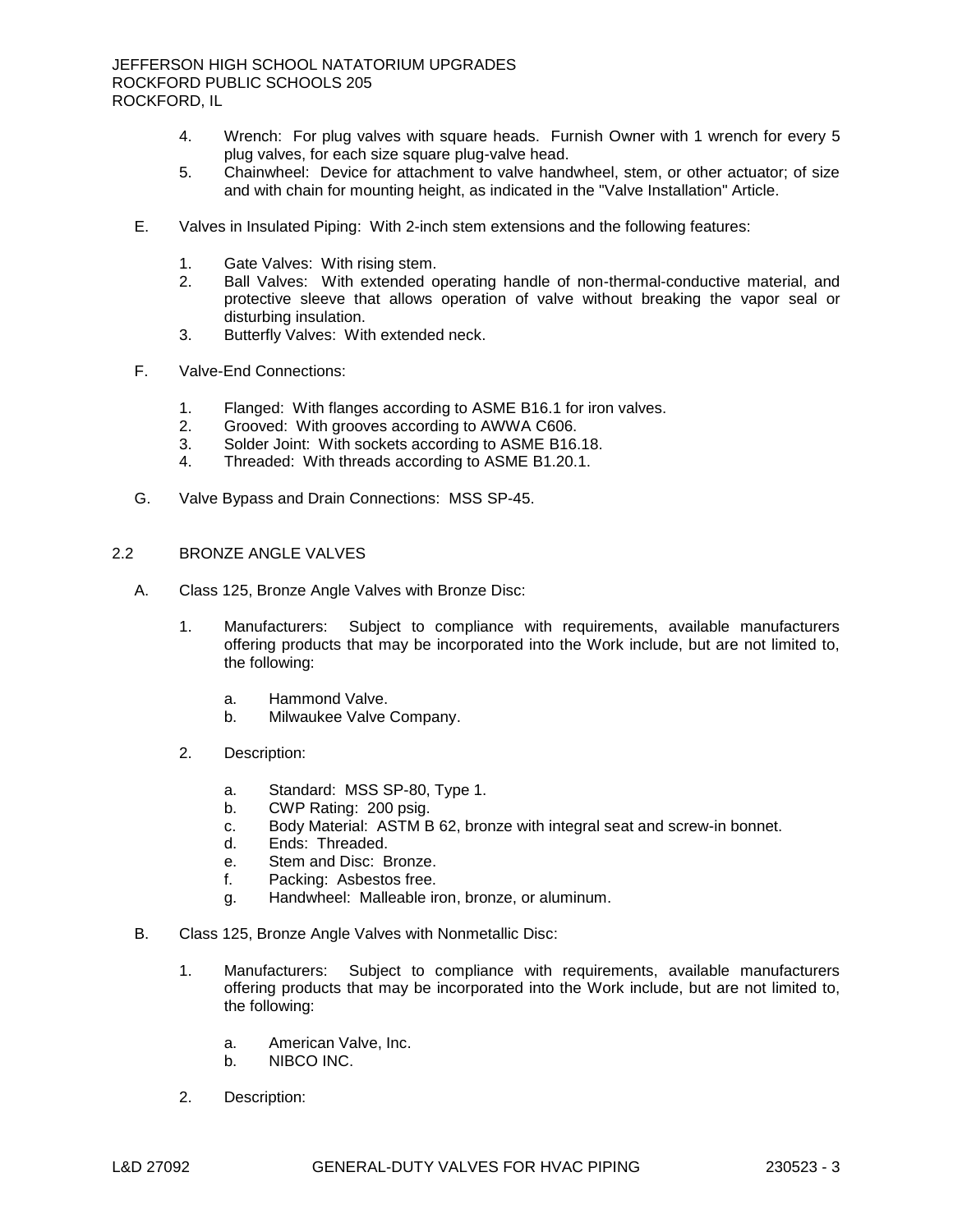4. Wrench: For plug valves with square heads. Furnish Owner with 1 wrench for every 5 plug valves, for each size square plug-valve head.
5. Chainwheel: Device for attachment to valve handwheel, stem, or other actuator; of size and with chain for mounting height, as indicated in the "Valve Installation" Article.

E. Valves in Insulated Piping: With 2-inch stem extensions and the following features:

1. Gate Valves: With rising stem.
2. Ball Valves: With extended operating handle of non-thermal-conductive material, and protective sleeve that allows operation of valve without breaking the vapor seal or disturbing insulation.
3. Butterfly Valves: With extended neck.

F. Valve-End Connections:

1. Flanged: With flanges according to ASME B16.1 for iron valves.
2. Grooved: With grooves according to AWWA C606.
3. Solder Joint: With sockets according to ASME B16.18.
4. Threaded: With threads according to ASME B1.20.1.

G. Valve Bypass and Drain Connections: MSS SP-45.

## 2.2 BRONZE ANGLE VALVES

A. Class 125, Bronze Angle Valves with Bronze Disc:

1. Manufacturers: Subject to compliance with requirements, available manufacturers offering products that may be incorporated into the Work include, but are not limited to, the following:

   a. Hammond Valve.
   b. Milwaukee Valve Company.

2. Description:

   a. Standard: MSS SP-80, Type 1.
   b. CWP Rating: 200 psig.
   c. Body Material: ASTM B 62, bronze with integral seat and screw-in bonnet.
   d. Ends: Threaded.
   e. Stem and Disc: Bronze.
   f. Packing: Asbestos free.
   g. Handwheel: Malleable iron, bronze, or aluminum.

B. Class 125, Bronze Angle Valves with Nonmetallic Disc:

1. Manufacturers: Subject to compliance with requirements, available manufacturers offering products that may be incorporated into the Work include, but are not limited to, the following:

   a. American Valve, Inc.
   b. NIBCO INC.

2. Description: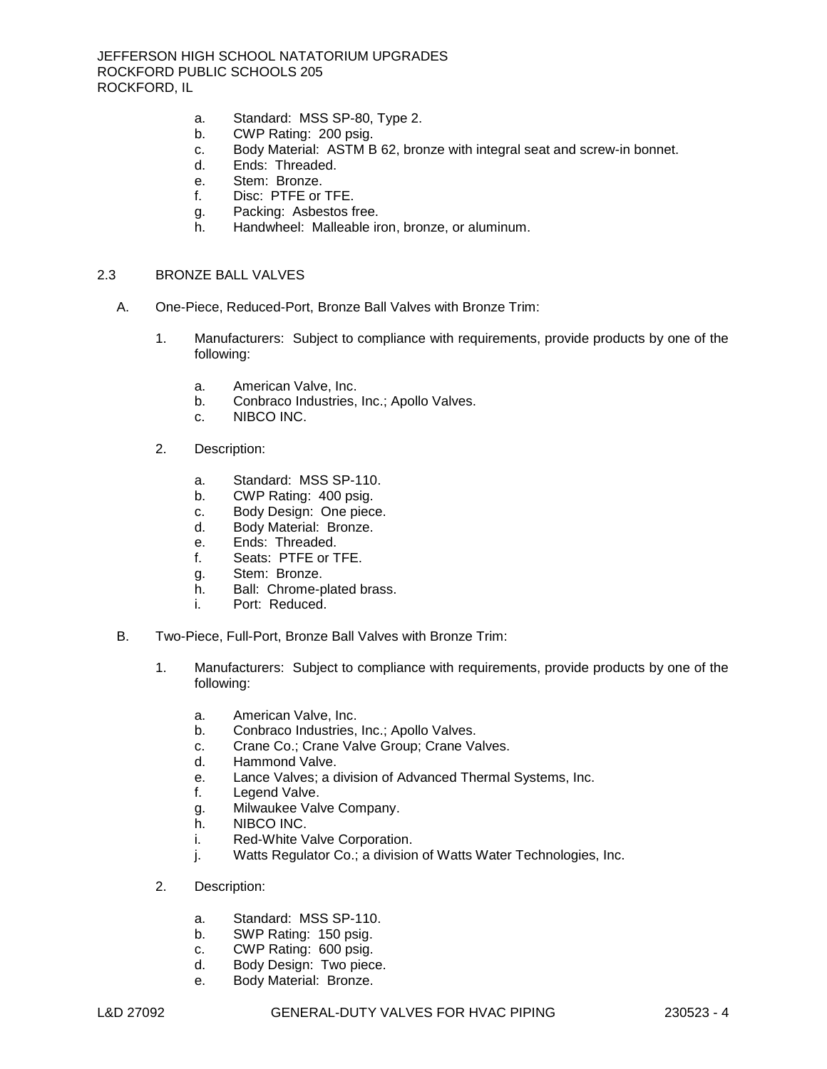a. Standard: MSS SP-80, Type 2.
b. CWP Rating: 200 psig.
c. Body Material: ASTM B 62, bronze with integral seat and screw-in bonnet.
d. Ends: Threaded.
e. Stem: Bronze.
f. Disc: PTFE or TFE.
g. Packing: Asbestos free.
h. Handwheel: Malleable iron, bronze, or aluminum.

## 2.3 BRONZE BALL VALVES

A. One-Piece, Reduced-Port, Bronze Ball Valves with Bronze Trim:

1. Manufacturers: Subject to compliance with requirements, provide products by one of the following:

   a. American Valve, Inc.
   b. Conbraco Industries, Inc.; Apollo Valves.
   c. NIBCO INC.

2. Description:

   a. Standard: MSS SP-110.
   b. CWP Rating: 400 psig.
   c. Body Design: One piece.
   d. Body Material: Bronze.
   e. Ends: Threaded.
   f. Seats: PTFE or TFE.
   g. Stem: Bronze.
   h. Ball: Chrome-plated brass.
   i. Port: Reduced.

B. Two-Piece, Full-Port, Bronze Ball Valves with Bronze Trim:

1. Manufacturers: Subject to compliance with requirements, provide products by one of the following:

   a. American Valve, Inc.
   b. Conbraco Industries, Inc.; Apollo Valves.
   c. Crane Co.; Crane Valve Group; Crane Valves.
   d. Hammond Valve.
   e. Lance Valves; a division of Advanced Thermal Systems, Inc.
   f. Legend Valve.
   g. Milwaukee Valve Company.
   h. NIBCO INC.
   i. Red-White Valve Corporation.
   j. Watts Regulator Co.; a division of Watts Water Technologies, Inc.

2. Description:

   a. Standard: MSS SP-110.
   b. SWP Rating: 150 psig.
   c. CWP Rating: 600 psig.
   d. Body Design: Two piece.
   e. Body Material: Bronze.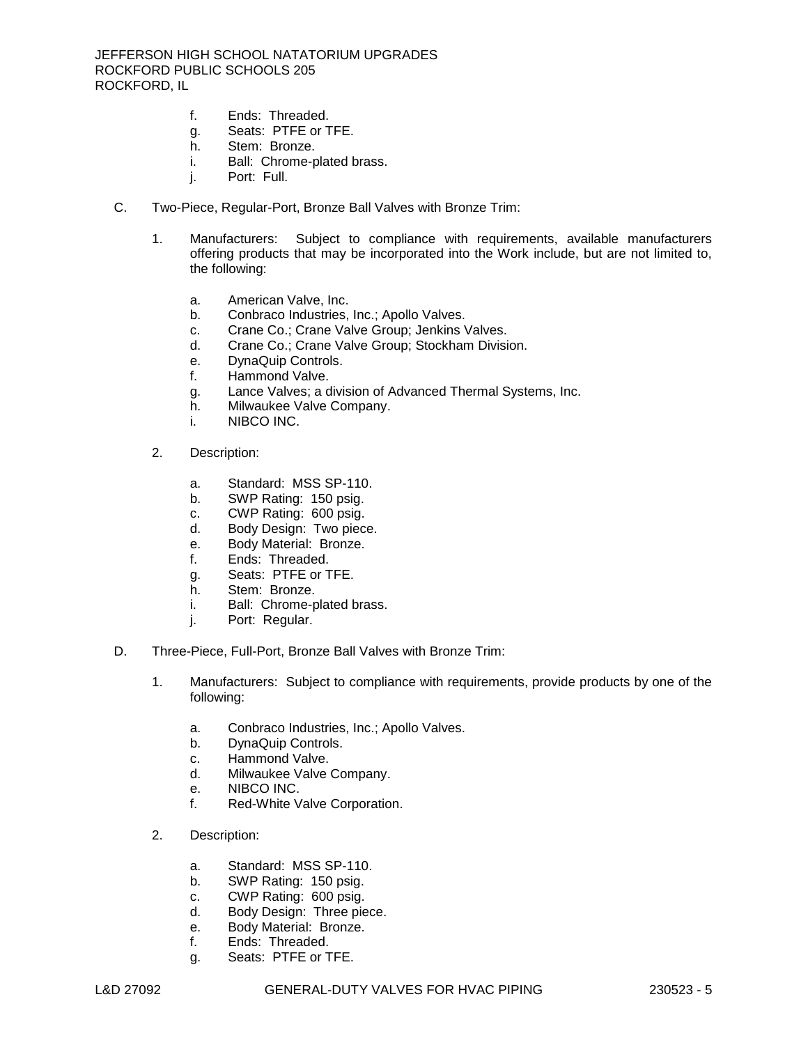f. Ends: Threaded.
g. Seats: PTFE or TFE.
h. Stem: Bronze.
i. Ball: Chrome-plated brass.
j. Port: Full.

C. Two-Piece, Regular-Port, Bronze Ball Valves with Bronze Trim:

1. Manufacturers: Subject to compliance with requirements, available manufacturers offering products that may be incorporated into the Work include, but are not limited to, the following:

   a. American Valve, Inc.
   b. Conbraco Industries, Inc.; Apollo Valves.
   c. Crane Co.; Crane Valve Group; Jenkins Valves.
   d. Crane Co.; Crane Valve Group; Stockham Division.
   e. DynaQuip Controls.
   f. Hammond Valve.
   g. Lance Valves; a division of Advanced Thermal Systems, Inc.
   h. Milwaukee Valve Company.
   i. NIBCO INC.

2. Description:

   a. Standard: MSS SP-110.
   b. SWP Rating: 150 psig.
   c. CWP Rating: 600 psig.
   d. Body Design: Two piece.
   e. Body Material: Bronze.
   f. Ends: Threaded.
   g. Seats: PTFE or TFE.
   h. Stem: Bronze.
   i. Ball: Chrome-plated brass.
   j. Port: Regular.

D. Three-Piece, Full-Port, Bronze Ball Valves with Bronze Trim:

1. Manufacturers: Subject to compliance with requirements, provide products by one of the following:

   a. Conbraco Industries, Inc.; Apollo Valves.
   b. DynaQuip Controls.
   c. Hammond Valve.
   d. Milwaukee Valve Company.
   e. NIBCO INC.
   f. Red-White Valve Corporation.

2. Description:

   a. Standard: MSS SP-110.
   b. SWP Rating: 150 psig.
   c. CWP Rating: 600 psig.
   d. Body Design: Three piece.
   e. Body Material: Bronze.
   f. Ends: Threaded.
   g. Seats: PTFE or TFE.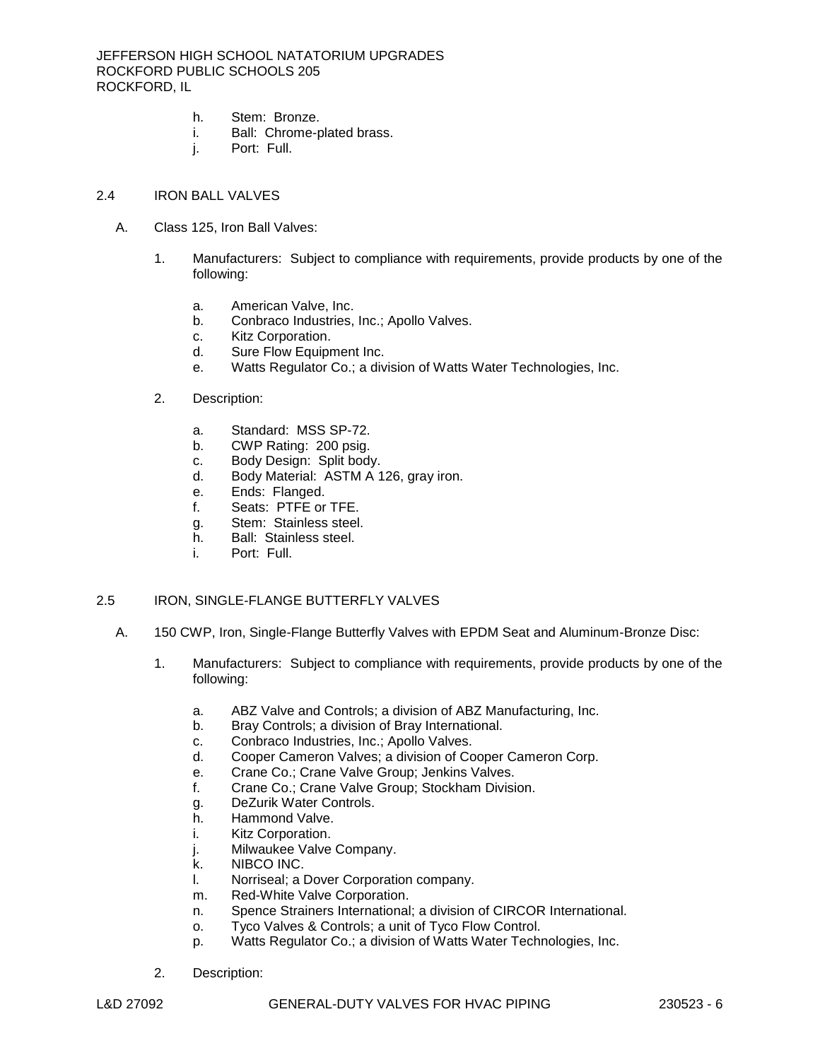h. Stem: Bronze.
i. Ball: Chrome-plated brass.
j. Port: Full.

## 2.4 IRON BALL VALVES

A. Class 125, Iron Ball Valves:

1. Manufacturers: Subject to compliance with requirements, provide products by one of the following:

   a. American Valve, Inc.
   b. Conbraco Industries, Inc.; Apollo Valves.
   c. Kitz Corporation.
   d. Sure Flow Equipment Inc.
   e. Watts Regulator Co.; a division of Watts Water Technologies, Inc.

2. Description:

   a. Standard: MSS SP-72.
   b. CWP Rating: 200 psig.
   c. Body Design: Split body.
   d. Body Material: ASTM A 126, gray iron.
   e. Ends: Flanged.
   f. Seats: PTFE or TFE.
   g. Stem: Stainless steel.
   h. Ball: Stainless steel.
   i. Port: Full.

## 2.5 IRON, SINGLE-FLANGE BUTTERFLY VALVES

A. 150 CWP, Iron, Single-Flange Butterfly Valves with EPDM Seat and Aluminum-Bronze Disc:

1. Manufacturers: Subject to compliance with requirements, provide products by one of the following:

   a. ABZ Valve and Controls; a division of ABZ Manufacturing, Inc.
   b. Bray Controls; a division of Bray International.
   c. Conbraco Industries, Inc.; Apollo Valves.
   d. Cooper Cameron Valves; a division of Cooper Cameron Corp.
   e. Crane Co.; Crane Valve Group; Jenkins Valves.
   f. Crane Co.; Crane Valve Group; Stockham Division.
   g. DeZurik Water Controls.
   h. Hammond Valve.
   i. Kitz Corporation.
   j. Milwaukee Valve Company.
   k. NIBCO INC.
   l. Norriseal; a Dover Corporation company.
   m. Red-White Valve Corporation.
   n. Spence Strainers International; a division of CIRCOR International.
   o. Tyco Valves & Controls; a unit of Tyco Flow Control.
   p. Watts Regulator Co.; a division of Watts Water Technologies, Inc.

2. Description: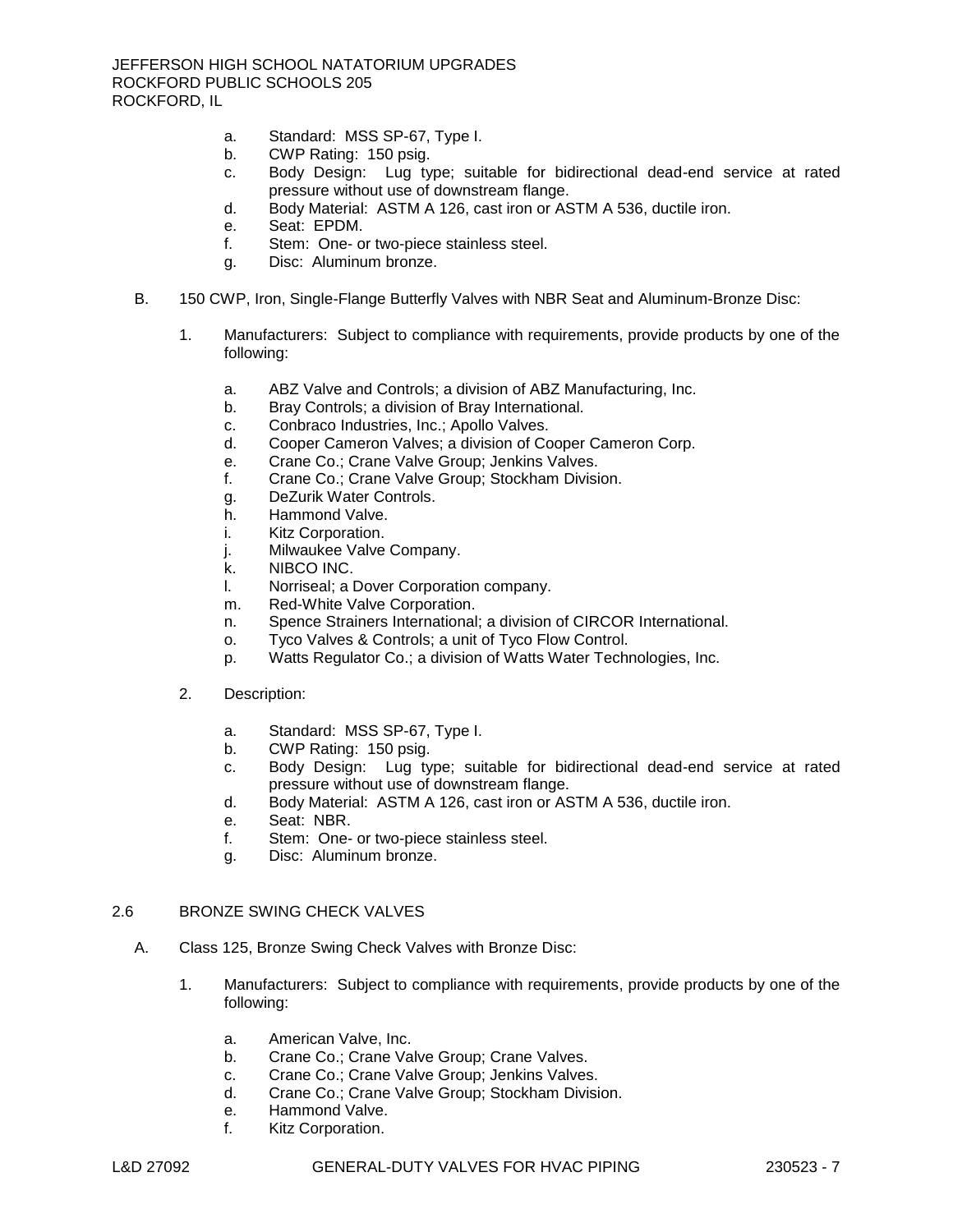a. Standard: MSS SP-67, Type I.
b. CWP Rating: 150 psig.
c. Body Design: Lug type; suitable for bidirectional dead-end service at rated pressure without use of downstream flange.
d. Body Material: ASTM A 126, cast iron or ASTM A 536, ductile iron.
e. Seat: EPDM.
f. Stem: One- or two-piece stainless steel.
g. Disc: Aluminum bronze.

B. 150 CWP, Iron, Single-Flange Butterfly Valves with NBR Seat and Aluminum-Bronze Disc:

1. Manufacturers: Subject to compliance with requirements, provide products by one of the following:

   a. ABZ Valve and Controls; a division of ABZ Manufacturing, Inc.
   b. Bray Controls; a division of Bray International.
   c. Conbraco Industries, Inc.; Apollo Valves.
   d. Cooper Cameron Valves; a division of Cooper Cameron Corp.
   e. Crane Co.; Crane Valve Group; Jenkins Valves.
   f. Crane Co.; Crane Valve Group; Stockham Division.
   g. DeZurik Water Controls.
   h. Hammond Valve.
   i. Kitz Corporation.
   j. Milwaukee Valve Company.
   k. NIBCO INC.
   l. Norriseal; a Dover Corporation company.
   m. Red-White Valve Corporation.
   n. Spence Strainers International; a division of CIRCOR International.
   o. Tyco Valves & Controls; a unit of Tyco Flow Control.
   p. Watts Regulator Co.; a division of Watts Water Technologies, Inc.

2. Description:

   a. Standard: MSS SP-67, Type I.
   b. CWP Rating: 150 psig.
   c. Body Design: Lug type; suitable for bidirectional dead-end service at rated pressure without use of downstream flange.
   d. Body Material: ASTM A 126, cast iron or ASTM A 536, ductile iron.
   e. Seat: NBR.
   f. Stem: One- or two-piece stainless steel.
   g. Disc: Aluminum bronze.

## 2.6 BRONZE SWING CHECK VALVES

A. Class 125, Bronze Swing Check Valves with Bronze Disc:

1. Manufacturers: Subject to compliance with requirements, provide products by one of the following:

   a. American Valve, Inc.
   b. Crane Co.; Crane Valve Group; Crane Valves.
   c. Crane Co.; Crane Valve Group; Jenkins Valves.
   d. Crane Co.; Crane Valve Group; Stockham Division.
   e. Hammond Valve.
   f. Kitz Corporation.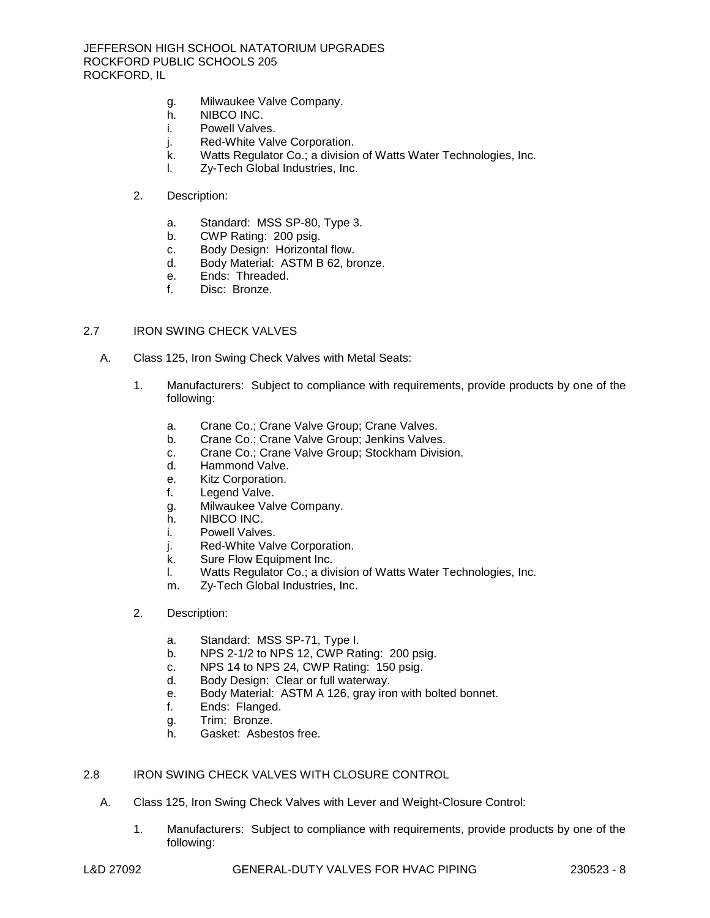g. Milwaukee Valve Company.
h. NIBCO INC.
i. Powell Valves.
j. Red-White Valve Corporation.
k. Watts Regulator Co.; a division of Watts Water Technologies, Inc.
l. Zy-Tech Global Industries, Inc.

2. Description:

a. Standard: MSS SP-80, Type 3.
b. CWP Rating: 200 psig.
c. Body Design: Horizontal flow.
d. Body Material: ASTM B 62, bronze.
e. Ends: Threaded.
f. Disc: Bronze.

## 2.7 IRON SWING CHECK VALVES

A. Class 125, Iron Swing Check Valves with Metal Seats:

1. Manufacturers: Subject to compliance with requirements, provide products by one of the following:

a. Crane Co.; Crane Valve Group; Crane Valves.
b. Crane Co.; Crane Valve Group; Jenkins Valves.
c. Crane Co.; Crane Valve Group; Stockham Division.
d. Hammond Valve.
e. Kitz Corporation.
f. Legend Valve.
g. Milwaukee Valve Company.
h. NIBCO INC.
i. Powell Valves.
j. Red-White Valve Corporation.
k. Sure Flow Equipment Inc.
l. Watts Regulator Co.; a division of Watts Water Technologies, Inc.
m. Zy-Tech Global Industries, Inc.

2. Description:

a. Standard: MSS SP-71, Type I.
b. NPS 2-1/2 to NPS 12, CWP Rating: 200 psig.
c. NPS 14 to NPS 24, CWP Rating: 150 psig.
d. Body Design: Clear or full waterway.
e. Body Material: ASTM A 126, gray iron with bolted bonnet.
f. Ends: Flanged.
g. Trim: Bronze.
h. Gasket: Asbestos free.

## 2.8 IRON SWING CHECK VALVES WITH CLOSURE CONTROL

A. Class 125, Iron Swing Check Valves with Lever and Weight-Closure Control:

1. Manufacturers: Subject to compliance with requirements, provide products by one of the following: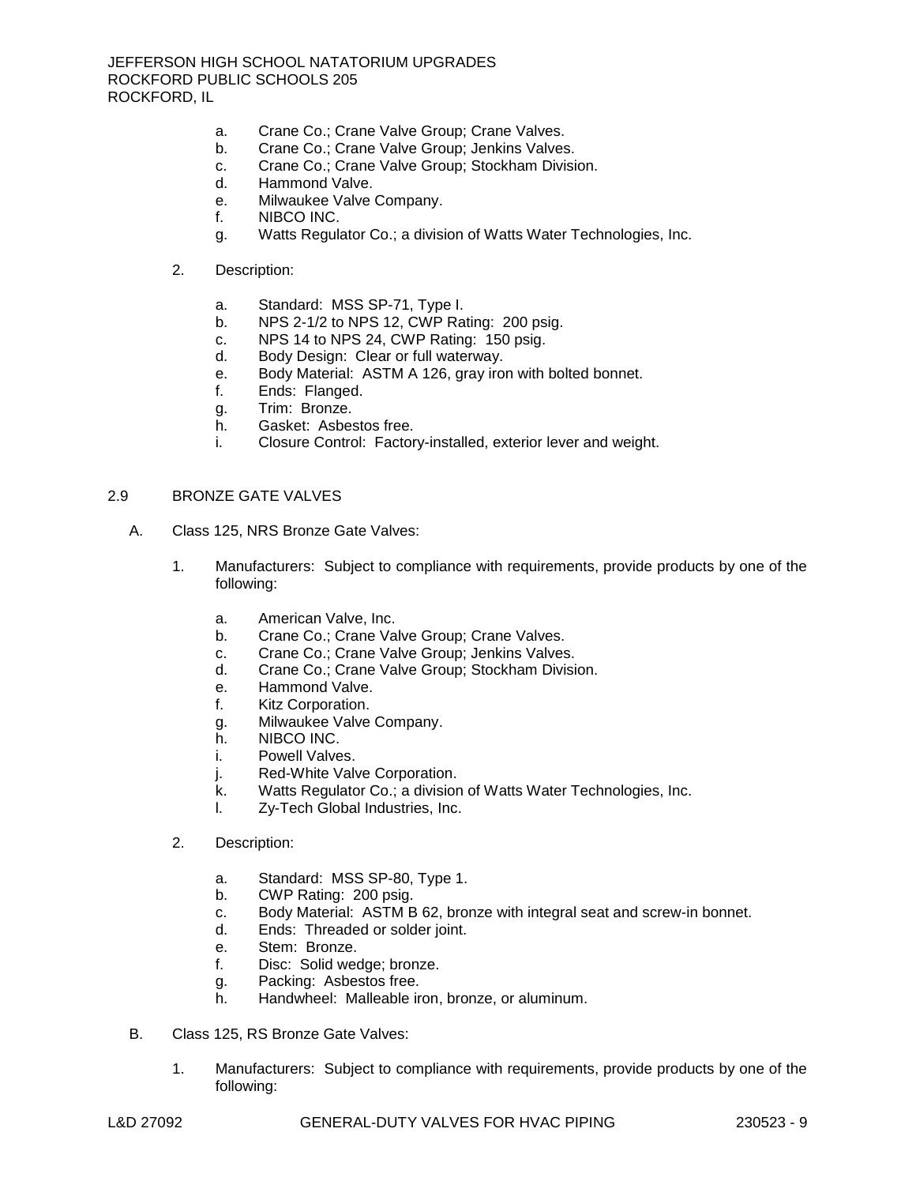a. Crane Co.; Crane Valve Group; Crane Valves.
b. Crane Co.; Crane Valve Group; Jenkins Valves.
c. Crane Co.; Crane Valve Group; Stockham Division.
d. Hammond Valve.
e. Milwaukee Valve Company.
f. NIBCO INC.
g. Watts Regulator Co.; a division of Watts Water Technologies, Inc.

2. Description:

a. Standard: MSS SP-71, Type I.
b. NPS 2-1/2 to NPS 12, CWP Rating: 200 psig.
c. NPS 14 to NPS 24, CWP Rating: 150 psig.
d. Body Design: Clear or full waterway.
e. Body Material: ASTM A 126, gray iron with bolted bonnet.
f. Ends: Flanged.
g. Trim: Bronze.
h. Gasket: Asbestos free.
i. Closure Control: Factory-installed, exterior lever and weight.

## 2.9 BRONZE GATE VALVES

A. Class 125, NRS Bronze Gate Valves:

1. Manufacturers: Subject to compliance with requirements, provide products by one of the following:

a. American Valve, Inc.
b. Crane Co.; Crane Valve Group; Crane Valves.
c. Crane Co.; Crane Valve Group; Jenkins Valves.
d. Crane Co.; Crane Valve Group; Stockham Division.
e. Hammond Valve.
f. Kitz Corporation.
g. Milwaukee Valve Company.
h. NIBCO INC.
i. Powell Valves.
j. Red-White Valve Corporation.
k. Watts Regulator Co.; a division of Watts Water Technologies, Inc.
l. Zy-Tech Global Industries, Inc.

2. Description:

a. Standard: MSS SP-80, Type 1.
b. CWP Rating: 200 psig.
c. Body Material: ASTM B 62, bronze with integral seat and screw-in bonnet.
d. Ends: Threaded or solder joint.
e. Stem: Bronze.
f. Disc: Solid wedge; bronze.
g. Packing: Asbestos free.
h. Handwheel: Malleable iron, bronze, or aluminum.

B. Class 125, RS Bronze Gate Valves:

1. Manufacturers: Subject to compliance with requirements, provide products by one of the following: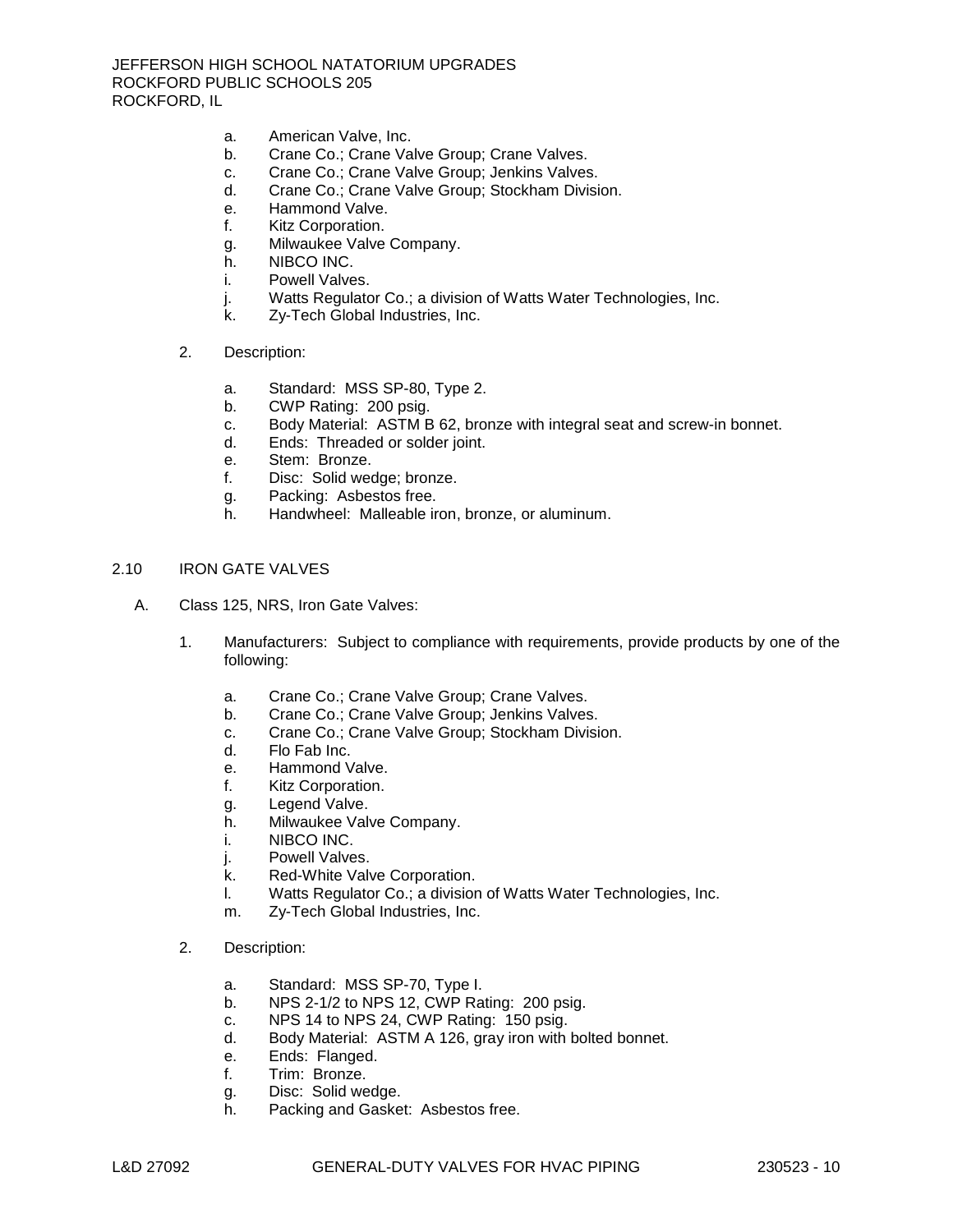a. American Valve, Inc.
b. Crane Co.; Crane Valve Group; Crane Valves.
c. Crane Co.; Crane Valve Group; Jenkins Valves.
d. Crane Co.; Crane Valve Group; Stockham Division.
e. Hammond Valve.
f. Kitz Corporation.
g. Milwaukee Valve Company.
h. NIBCO INC.
i. Powell Valves.
j. Watts Regulator Co.; a division of Watts Water Technologies, Inc.
k. Zy-Tech Global Industries, Inc.

2. Description:

a. Standard: MSS SP-80, Type 2.
b. CWP Rating: 200 psig.
c. Body Material: ASTM B 62, bronze with integral seat and screw-in bonnet.
d. Ends: Threaded or solder joint.
e. Stem: Bronze.
f. Disc: Solid wedge; bronze.
g. Packing: Asbestos free.
h. Handwheel: Malleable iron, bronze, or aluminum.

## 2.10 IRON GATE VALVES

A. Class 125, NRS, Iron Gate Valves:

1. Manufacturers: Subject to compliance with requirements, provide products by one of the following:

a. Crane Co.; Crane Valve Group; Crane Valves.
b. Crane Co.; Crane Valve Group; Jenkins Valves.
c. Crane Co.; Crane Valve Group; Stockham Division.
d. Flo Fab Inc.
e. Hammond Valve.
f. Kitz Corporation.
g. Legend Valve.
h. Milwaukee Valve Company.
i. NIBCO INC.
j. Powell Valves.
k. Red-White Valve Corporation.
l. Watts Regulator Co.; a division of Watts Water Technologies, Inc.
m. Zy-Tech Global Industries, Inc.

2. Description:

a. Standard: MSS SP-70, Type I.
b. NPS 2-1/2 to NPS 12, CWP Rating: 200 psig.
c. NPS 14 to NPS 24, CWP Rating: 150 psig.
d. Body Material: ASTM A 126, gray iron with bolted bonnet.
e. Ends: Flanged.
f. Trim: Bronze.
g. Disc: Solid wedge.
h. Packing and Gasket: Asbestos free.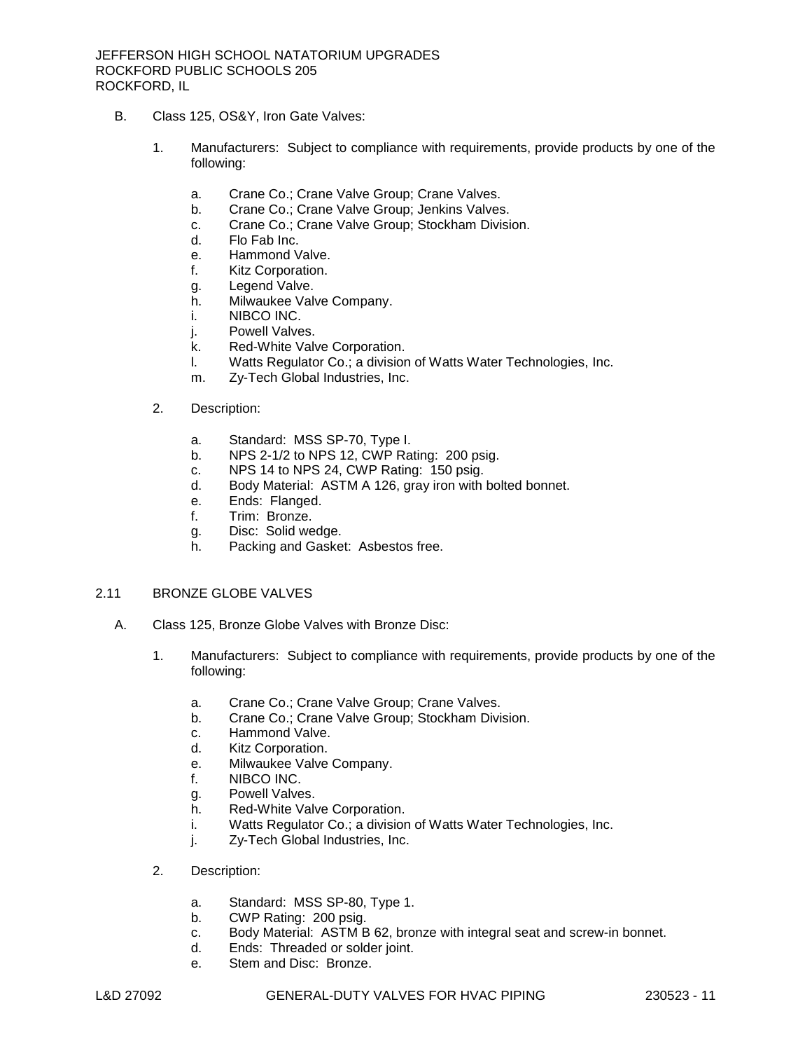B. Class 125, OS&Y, Iron Gate Valves:

1. Manufacturers: Subject to compliance with requirements, provide products by one of the following:

   a. Crane Co.; Crane Valve Group; Crane Valves.
   b. Crane Co.; Crane Valve Group; Jenkins Valves.
   c. Crane Co.; Crane Valve Group; Stockham Division.
   d. Flo Fab Inc.
   e. Hammond Valve.
   f. Kitz Corporation.
   g. Legend Valve.
   h. Milwaukee Valve Company.
   i. NIBCO INC.
   j. Powell Valves.
   k. Red-White Valve Corporation.
   l. Watts Regulator Co.; a division of Watts Water Technologies, Inc.
   m. Zy-Tech Global Industries, Inc.

2. Description:

   a. Standard: MSS SP-70, Type I.
   b. NPS 2-1/2 to NPS 12, CWP Rating: 200 psig.
   c. NPS 14 to NPS 24, CWP Rating: 150 psig.
   d. Body Material: ASTM A 126, gray iron with bolted bonnet.
   e. Ends: Flanged.
   f. Trim: Bronze.
   g. Disc: Solid wedge.
   h. Packing and Gasket: Asbestos free.

## 2.11 BRONZE GLOBE VALVES

A. Class 125, Bronze Globe Valves with Bronze Disc:

1. Manufacturers: Subject to compliance with requirements, provide products by one of the following:

   a. Crane Co.; Crane Valve Group; Crane Valves.
   b. Crane Co.; Crane Valve Group; Stockham Division.
   c. Hammond Valve.
   d. Kitz Corporation.
   e. Milwaukee Valve Company.
   f. NIBCO INC.
   g. Powell Valves.
   h. Red-White Valve Corporation.
   i. Watts Regulator Co.; a division of Watts Water Technologies, Inc.
   j. Zy-Tech Global Industries, Inc.

2. Description:

   a. Standard: MSS SP-80, Type 1.
   b. CWP Rating: 200 psig.
   c. Body Material: ASTM B 62, bronze with integral seat and screw-in bonnet.
   d. Ends: Threaded or solder joint.
   e. Stem and Disc: Bronze.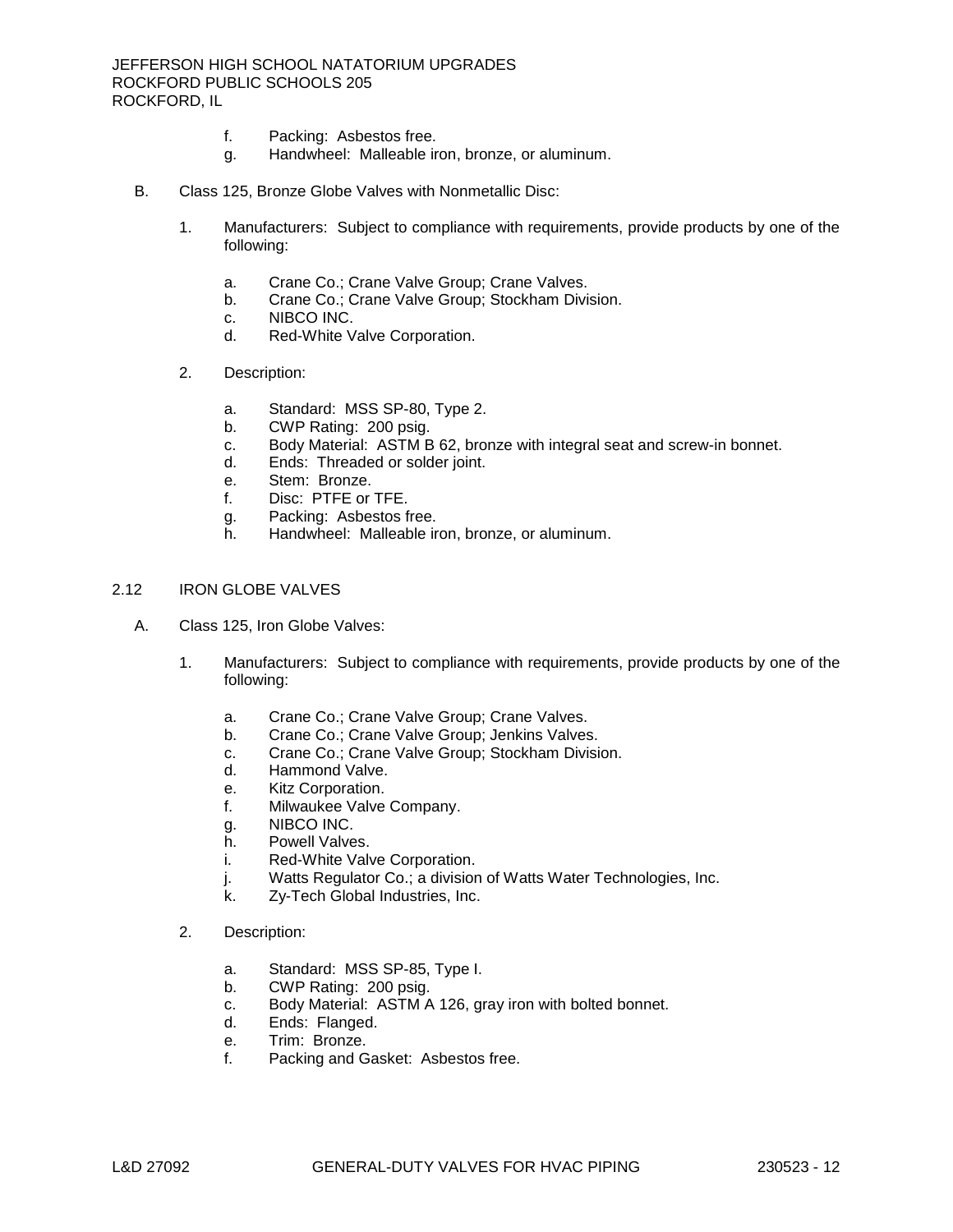f. Packing: Asbestos free.
g. Handwheel: Malleable iron, bronze, or aluminum.

B. Class 125, Bronze Globe Valves with Nonmetallic Disc:

1. Manufacturers: Subject to compliance with requirements, provide products by one of the following:

   a. Crane Co.; Crane Valve Group; Crane Valves.
   b. Crane Co.; Crane Valve Group; Stockham Division.
   c. NIBCO INC.
   d. Red-White Valve Corporation.

2. Description:

   a. Standard: MSS SP-80, Type 2.
   b. CWP Rating: 200 psig.
   c. Body Material: ASTM B 62, bronze with integral seat and screw-in bonnet.
   d. Ends: Threaded or solder joint.
   e. Stem: Bronze.
   f. Disc: PTFE or TFE.
   g. Packing: Asbestos free.
   h. Handwheel: Malleable iron, bronze, or aluminum.

## 2.12 IRON GLOBE VALVES

A. Class 125, Iron Globe Valves:

1. Manufacturers: Subject to compliance with requirements, provide products by one of the following:

   a. Crane Co.; Crane Valve Group; Crane Valves.
   b. Crane Co.; Crane Valve Group; Jenkins Valves.
   c. Crane Co.; Crane Valve Group; Stockham Division.
   d. Hammond Valve.
   e. Kitz Corporation.
   f. Milwaukee Valve Company.
   g. NIBCO INC.
   h. Powell Valves.
   i. Red-White Valve Corporation.
   j. Watts Regulator Co.; a division of Watts Water Technologies, Inc.
   k. Zy-Tech Global Industries, Inc.

2. Description:

   a. Standard: MSS SP-85, Type I.
   b. CWP Rating: 200 psig.
   c. Body Material: ASTM A 126, gray iron with bolted bonnet.
   d. Ends: Flanged.
   e. Trim: Bronze.
   f. Packing and Gasket: Asbestos free.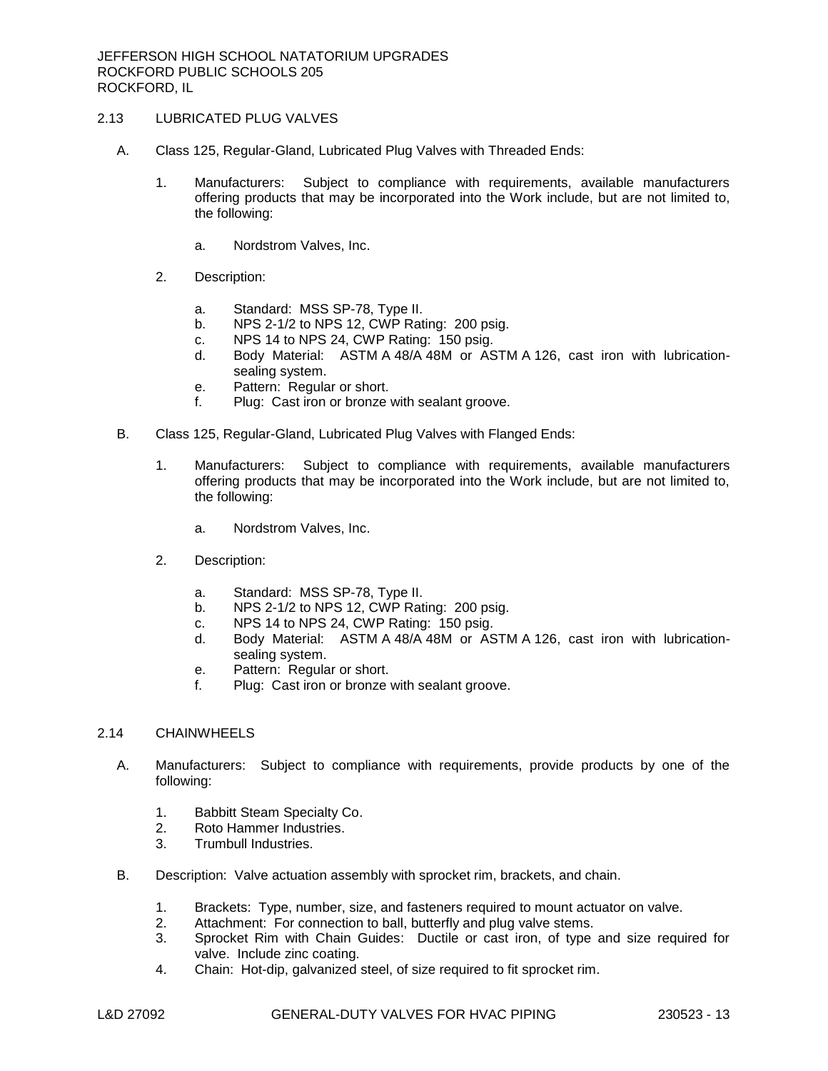## 2.13 LUBRICATED PLUG VALVES

A. Class 125, Regular-Gland, Lubricated Plug Valves with Threaded Ends:

1. Manufacturers: Subject to compliance with requirements, available manufacturers offering products that may be incorporated into the Work include, but are not limited to, the following:

   a. Nordstrom Valves, Inc.

2. Description:

   a. Standard: MSS SP-78, Type II.
   b. NPS 2-1/2 to NPS 12, CWP Rating: 200 psig.
   c. NPS 14 to NPS 24, CWP Rating: 150 psig.
   d. Body Material: ASTM A 48/A 48M or ASTM A 126, cast iron with lubrication-sealing system.
   e. Pattern: Regular or short.
   f. Plug: Cast iron or bronze with sealant groove.

B. Class 125, Regular-Gland, Lubricated Plug Valves with Flanged Ends:

1. Manufacturers: Subject to compliance with requirements, available manufacturers offering products that may be incorporated into the Work include, but are not limited to, the following:

   a. Nordstrom Valves, Inc.

2. Description:

   a. Standard: MSS SP-78, Type II.
   b. NPS 2-1/2 to NPS 12, CWP Rating: 200 psig.
   c. NPS 14 to NPS 24, CWP Rating: 150 psig.
   d. Body Material: ASTM A 48/A 48M or ASTM A 126, cast iron with lubrication-sealing system.
   e. Pattern: Regular or short.
   f. Plug: Cast iron or bronze with sealant groove.

## 2.14 CHAINWHEELS

A. Manufacturers: Subject to compliance with requirements, provide products by one of the following:

1. Babbitt Steam Specialty Co.
2. Roto Hammer Industries.
3. Trumbull Industries.

B. Description: Valve actuation assembly with sprocket rim, brackets, and chain.

1. Brackets: Type, number, size, and fasteners required to mount actuator on valve.
2. Attachment: For connection to ball, butterfly and plug valve stems.
3. Sprocket Rim with Chain Guides: Ductile or cast iron, of type and size required for valve. Include zinc coating.
4. Chain: Hot-dip, galvanized steel, of size required to fit sprocket rim.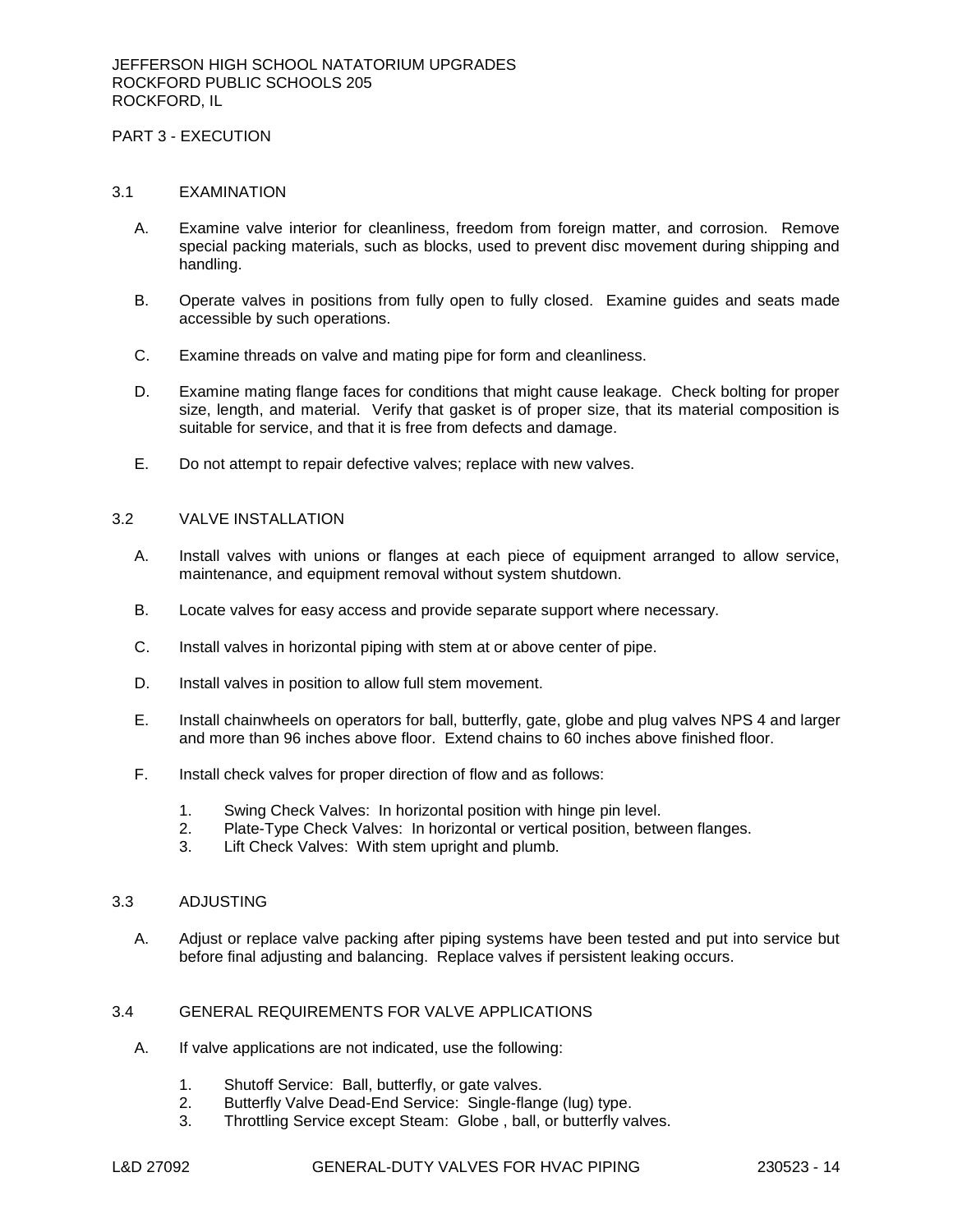PART 3 - EXECUTION

## 3.1 EXAMINATION

A. Examine valve interior for cleanliness, freedom from foreign matter, and corrosion. Remove special packing materials, such as blocks, used to prevent disc movement during shipping and handling.

B. Operate valves in positions from fully open to fully closed. Examine guides and seats made accessible by such operations.

C. Examine threads on valve and mating pipe for form and cleanliness.

D. Examine mating flange faces for conditions that might cause leakage. Check bolting for proper size, length, and material. Verify that gasket is of proper size, that its material composition is suitable for service, and that it is free from defects and damage.

E. Do not attempt to repair defective valves; replace with new valves.

## 3.2 VALVE INSTALLATION

A. Install valves with unions or flanges at each piece of equipment arranged to allow service, maintenance, and equipment removal without system shutdown.

B. Locate valves for easy access and provide separate support where necessary.

C. Install valves in horizontal piping with stem at or above center of pipe.

D. Install valves in position to allow full stem movement.

E. Install chainwheels on operators for ball, butterfly, gate, globe and plug valves NPS 4 and larger and more than 96 inches above floor. Extend chains to 60 inches above finished floor.

F. Install check valves for proper direction of flow and as follows:

1. Swing Check Valves: In horizontal position with hinge pin level.
2. Plate-Type Check Valves: In horizontal or vertical position, between flanges.
3. Lift Check Valves: With stem upright and plumb.

## 3.3 ADJUSTING

A. Adjust or replace valve packing after piping systems have been tested and put into service but before final adjusting and balancing. Replace valves if persistent leaking occurs.

## 3.4 GENERAL REQUIREMENTS FOR VALVE APPLICATIONS

A. If valve applications are not indicated, use the following:

1. Shutoff Service: Ball, butterfly, or gate valves.
2. Butterfly Valve Dead-End Service: Single-flange (lug) type.
3. Throttling Service except Steam: Globe , ball, or butterfly valves.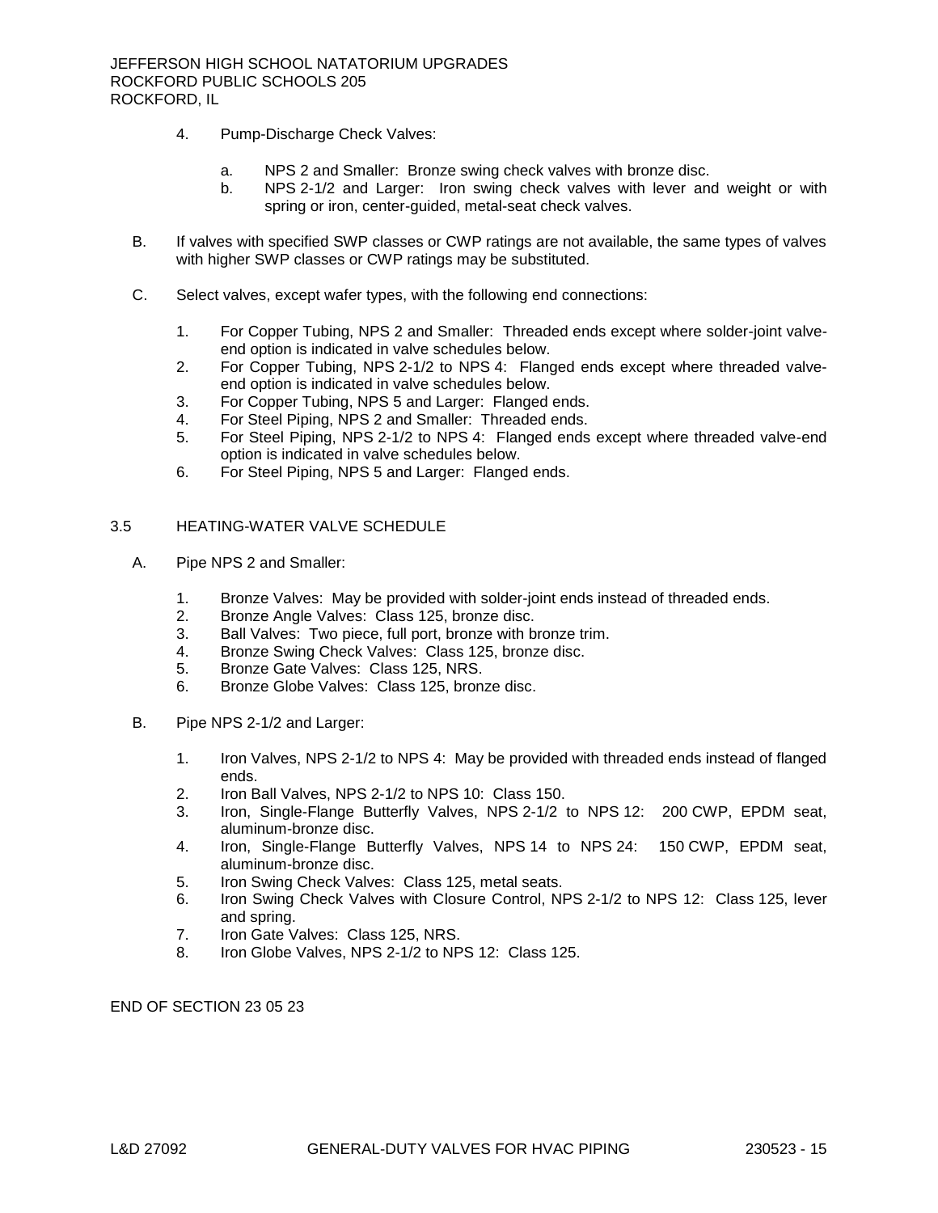4. Pump-Discharge Check Valves:

   a. NPS 2 and Smaller: Bronze swing check valves with bronze disc.
   b. NPS 2-1/2 and Larger: Iron swing check valves with lever and weight or with spring or iron, center-guided, metal-seat check valves.

B. If valves with specified SWP classes or CWP ratings are not available, the same types of valves with higher SWP classes or CWP ratings may be substituted.

C. Select valves, except wafer types, with the following end connections:

   1. For Copper Tubing, NPS 2 and Smaller: Threaded ends except where solder-joint valve-end option is indicated in valve schedules below.
   2. For Copper Tubing, NPS 2-1/2 to NPS 4: Flanged ends except where threaded valve-end option is indicated in valve schedules below.
   3. For Copper Tubing, NPS 5 and Larger: Flanged ends.
   4. For Steel Piping, NPS 2 and Smaller: Threaded ends.
   5. For Steel Piping, NPS 2-1/2 to NPS 4: Flanged ends except where threaded valve-end option is indicated in valve schedules below.
   6. For Steel Piping, NPS 5 and Larger: Flanged ends.

## 3.5 HEATING-WATER VALVE SCHEDULE

A. Pipe NPS 2 and Smaller:

   1. Bronze Valves: May be provided with solder-joint ends instead of threaded ends.
   2. Bronze Angle Valves: Class 125, bronze disc.
   3. Ball Valves: Two piece, full port, bronze with bronze trim.
   4. Bronze Swing Check Valves: Class 125, bronze disc.
   5. Bronze Gate Valves: Class 125, NRS.
   6. Bronze Globe Valves: Class 125, bronze disc.

B. Pipe NPS 2-1/2 and Larger:

   1. Iron Valves, NPS 2-1/2 to NPS 4: May be provided with threaded ends instead of flanged ends.
   2. Iron Ball Valves, NPS 2-1/2 to NPS 10: Class 150.
   3. Iron, Single-Flange Butterfly Valves, NPS 2-1/2 to NPS 12: 200 CWP, EPDM seat, aluminum-bronze disc.
   4. Iron, Single-Flange Butterfly Valves, NPS 14 to NPS 24: 150 CWP, EPDM seat, aluminum-bronze disc.
   5. Iron Swing Check Valves: Class 125, metal seats.
   6. Iron Swing Check Valves with Closure Control, NPS 2-1/2 to NPS 12: Class 125, lever and spring.
   7. Iron Gate Valves: Class 125, NRS.
   8. Iron Globe Valves, NPS 2-1/2 to NPS 12: Class 125.

END OF SECTION 23 05 23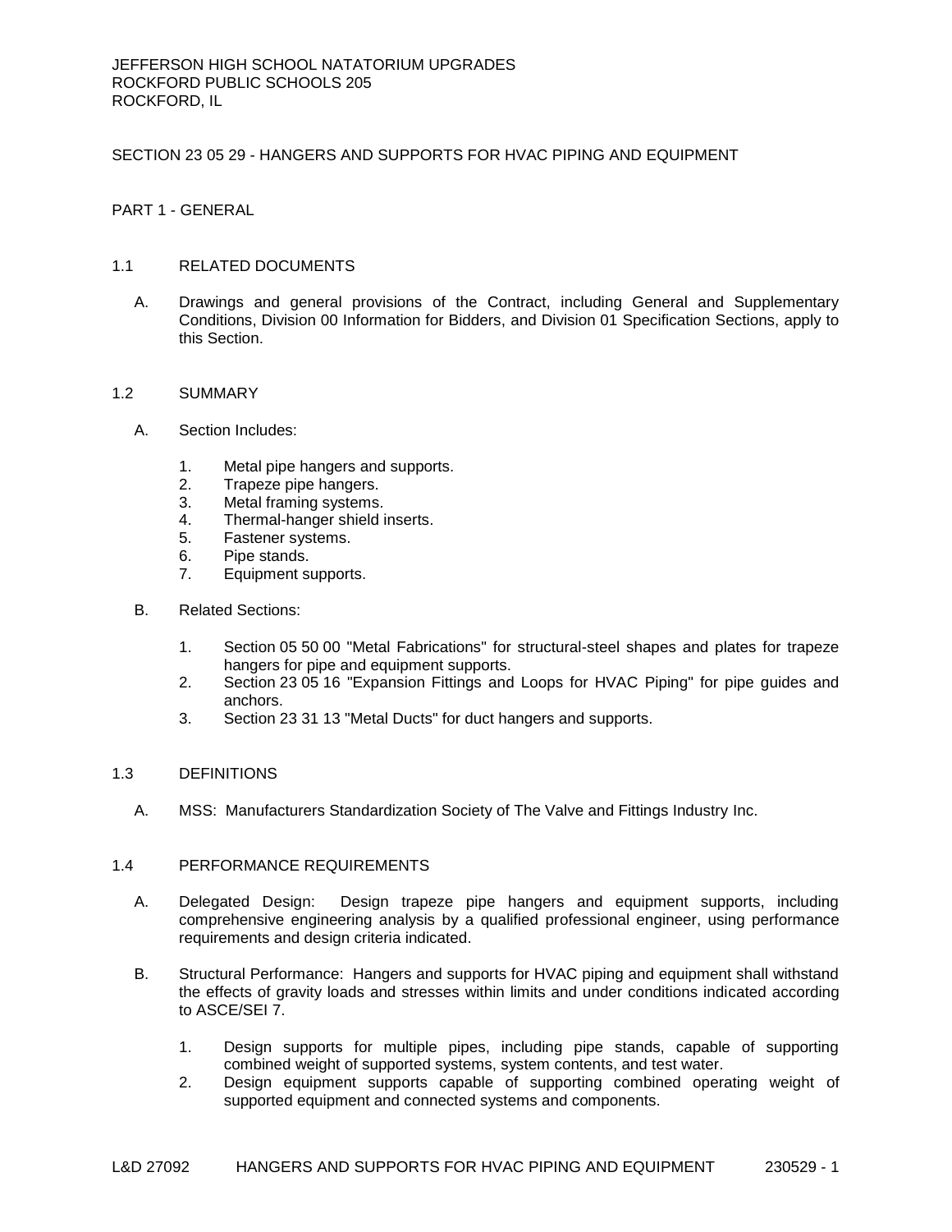JEFFERSON HIGH SCHOOL NATATORIUM UPGRADES
ROCKFORD PUBLIC SCHOOLS 205
ROCKFORD, IL

# SECTION 23 05 29 - HANGERS AND SUPPORTS FOR HVAC PIPING AND EQUIPMENT

## PART 1 - GENERAL

### 1.1 RELATED DOCUMENTS

A. Drawings and general provisions of the Contract, including General and Supplementary Conditions, Division 00 Information for Bidders, and Division 01 Specification Sections, apply to this Section.

### 1.2 SUMMARY

A. Section Includes:

1. Metal pipe hangers and supports.
2. Trapeze pipe hangers.
3. Metal framing systems.
4. Thermal-hanger shield inserts.
5. Fastener systems.
6. Pipe stands.
7. Equipment supports.

B. Related Sections:

1. Section 05 50 00 "Metal Fabrications" for structural-steel shapes and plates for trapeze hangers for pipe and equipment supports.
2. Section 23 05 16 "Expansion Fittings and Loops for HVAC Piping" for pipe guides and anchors.
3. Section 23 31 13 "Metal Ducts" for duct hangers and supports.

### 1.3 DEFINITIONS

A. MSS: Manufacturers Standardization Society of The Valve and Fittings Industry Inc.

### 1.4 PERFORMANCE REQUIREMENTS

A. Delegated Design: Design trapeze pipe hangers and equipment supports, including comprehensive engineering analysis by a qualified professional engineer, using performance requirements and design criteria indicated.

B. Structural Performance: Hangers and supports for HVAC piping and equipment shall withstand the effects of gravity loads and stresses within limits and under conditions indicated according to ASCE/SEI 7.

1. Design supports for multiple pipes, including pipe stands, capable of supporting combined weight of supported systems, system contents, and test water.
2. Design equipment supports capable of supporting combined operating weight of supported equipment and connected systems and components.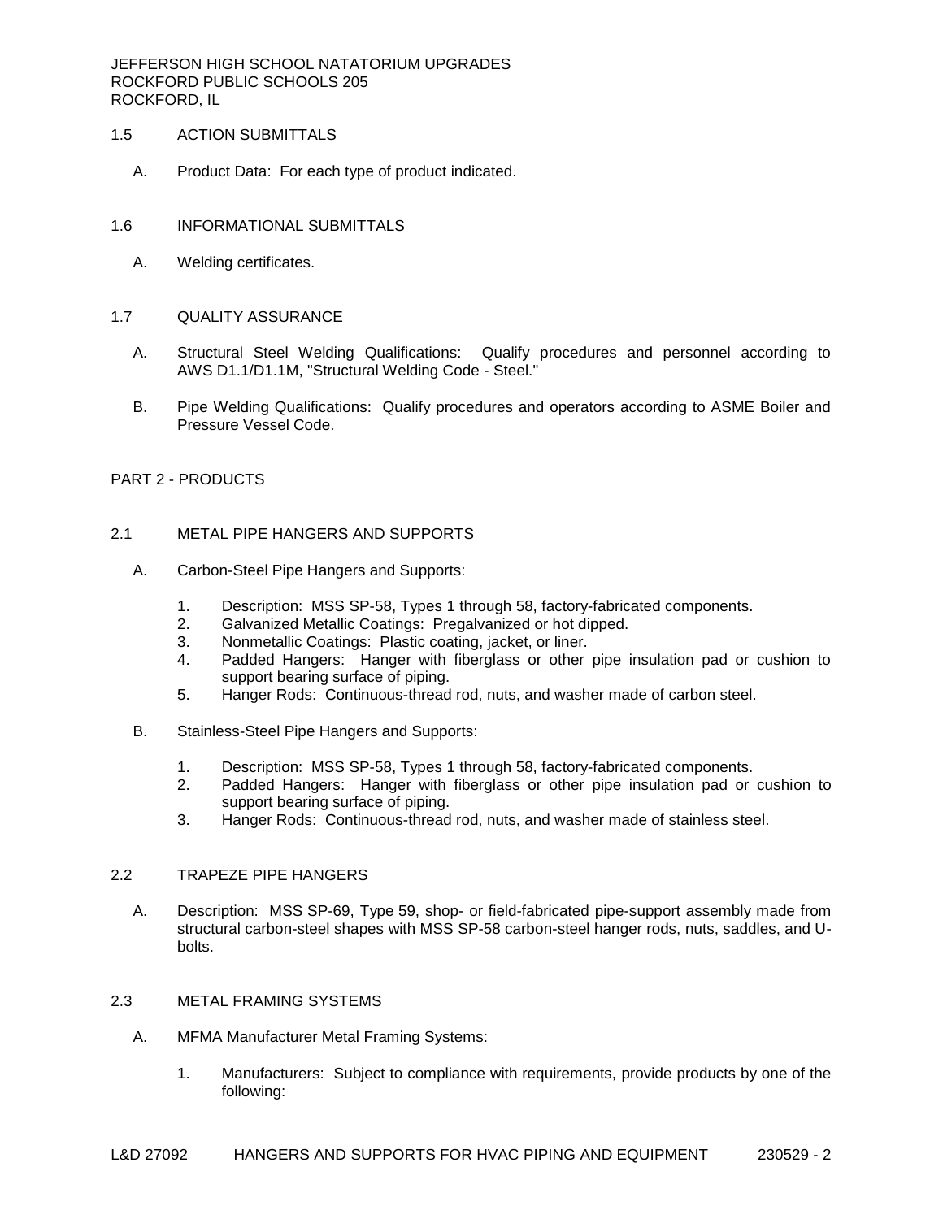## 1.5 ACTION SUBMITTALS

A. Product Data: For each type of product indicated.

## 1.6 INFORMATIONAL SUBMITTALS

A. Welding certificates.

## 1.7 QUALITY ASSURANCE

A. Structural Steel Welding Qualifications: Qualify procedures and personnel according to AWS D1.1/D1.1M, "Structural Welding Code - Steel."

B. Pipe Welding Qualifications: Qualify procedures and operators according to ASME Boiler and Pressure Vessel Code.

# PART 2 - PRODUCTS

## 2.1 METAL PIPE HANGERS AND SUPPORTS

A. Carbon-Steel Pipe Hangers and Supports:

1. Description: MSS SP-58, Types 1 through 58, factory-fabricated components.
2. Galvanized Metallic Coatings: Pregalvanized or hot dipped.
3. Nonmetallic Coatings: Plastic coating, jacket, or liner.
4. Padded Hangers: Hanger with fiberglass or other pipe insulation pad or cushion to support bearing surface of piping.
5. Hanger Rods: Continuous-thread rod, nuts, and washer made of carbon steel.

B. Stainless-Steel Pipe Hangers and Supports:

1. Description: MSS SP-58, Types 1 through 58, factory-fabricated components.
2. Padded Hangers: Hanger with fiberglass or other pipe insulation pad or cushion to support bearing surface of piping.
3. Hanger Rods: Continuous-thread rod, nuts, and washer made of stainless steel.

## 2.2 TRAPEZE PIPE HANGERS

A. Description: MSS SP-69, Type 59, shop- or field-fabricated pipe-support assembly made from structural carbon-steel shapes with MSS SP-58 carbon-steel hanger rods, nuts, saddles, and U-bolts.

## 2.3 METAL FRAMING SYSTEMS

A. MFMA Manufacturer Metal Framing Systems:

1. Manufacturers: Subject to compliance with requirements, provide products by one of the following: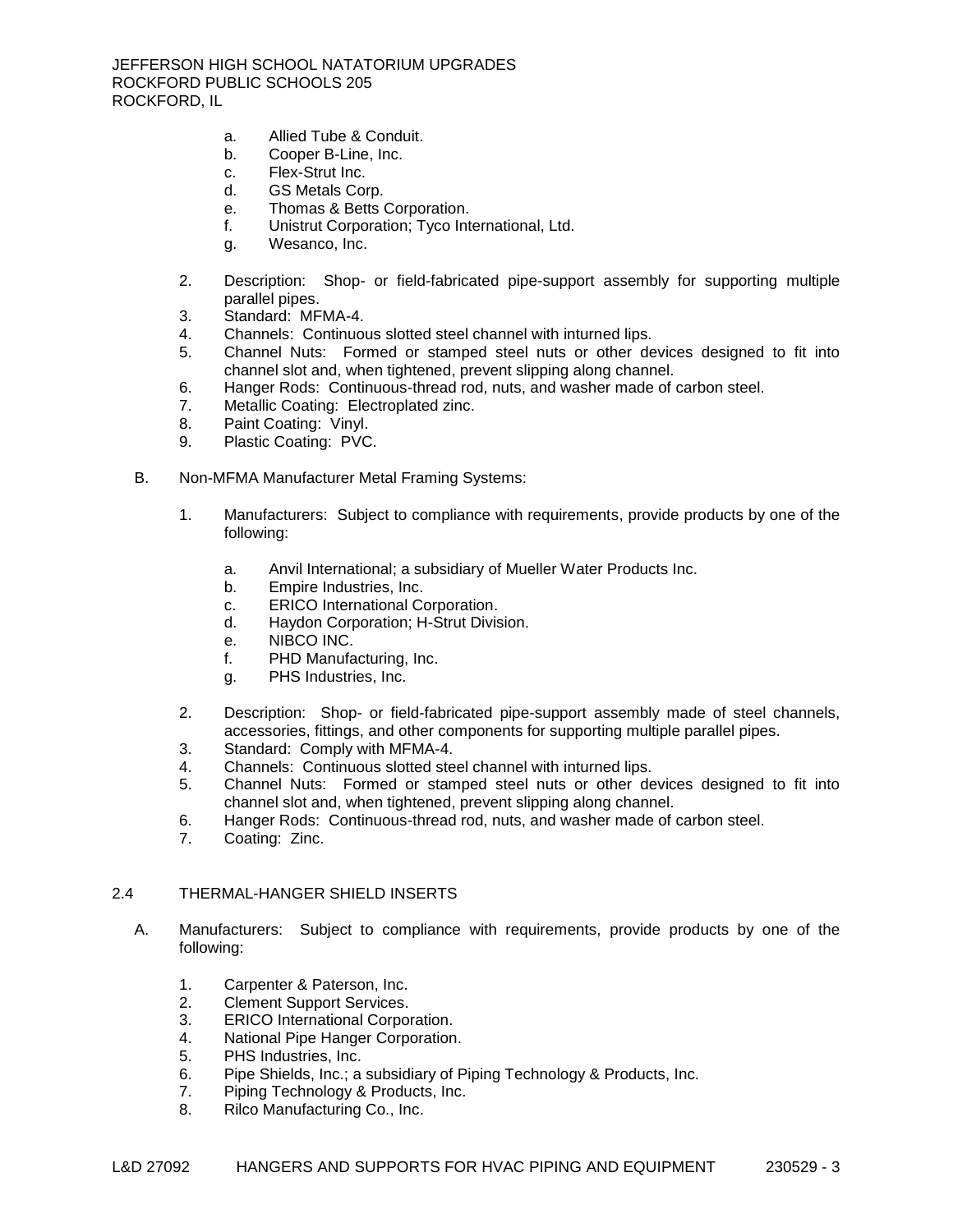a. Allied Tube & Conduit.
b. Cooper B-Line, Inc.
c. Flex-Strut Inc.
d. GS Metals Corp.
e. Thomas & Betts Corporation.
f. Unistrut Corporation; Tyco International, Ltd.
g. Wesanco, Inc.

2. Description: Shop- or field-fabricated pipe-support assembly for supporting multiple parallel pipes.
3. Standard: MFMA-4.
4. Channels: Continuous slotted steel channel with inturned lips.
5. Channel Nuts: Formed or stamped steel nuts or other devices designed to fit into channel slot and, when tightened, prevent slipping along channel.
6. Hanger Rods: Continuous-thread rod, nuts, and washer made of carbon steel.
7. Metallic Coating: Electroplated zinc.
8. Paint Coating: Vinyl.
9. Plastic Coating: PVC.

B. Non-MFMA Manufacturer Metal Framing Systems:

1. Manufacturers: Subject to compliance with requirements, provide products by one of the following:

   a. Anvil International; a subsidiary of Mueller Water Products Inc.
   b. Empire Industries, Inc.
   c. ERICO International Corporation.
   d. Haydon Corporation; H-Strut Division.
   e. NIBCO INC.
   f. PHD Manufacturing, Inc.
   g. PHS Industries, Inc.

2. Description: Shop- or field-fabricated pipe-support assembly made of steel channels, accessories, fittings, and other components for supporting multiple parallel pipes.
3. Standard: Comply with MFMA-4.
4. Channels: Continuous slotted steel channel with inturned lips.
5. Channel Nuts: Formed or stamped steel nuts or other devices designed to fit into channel slot and, when tightened, prevent slipping along channel.
6. Hanger Rods: Continuous-thread rod, nuts, and washer made of carbon steel.
7. Coating: Zinc.

## 2.4 THERMAL-HANGER SHIELD INSERTS

A. Manufacturers: Subject to compliance with requirements, provide products by one of the following:

1. Carpenter & Paterson, Inc.
2. Clement Support Services.
3. ERICO International Corporation.
4. National Pipe Hanger Corporation.
5. PHS Industries, Inc.
6. Pipe Shields, Inc.; a subsidiary of Piping Technology & Products, Inc.
7. Piping Technology & Products, Inc.
8. Rilco Manufacturing Co., Inc.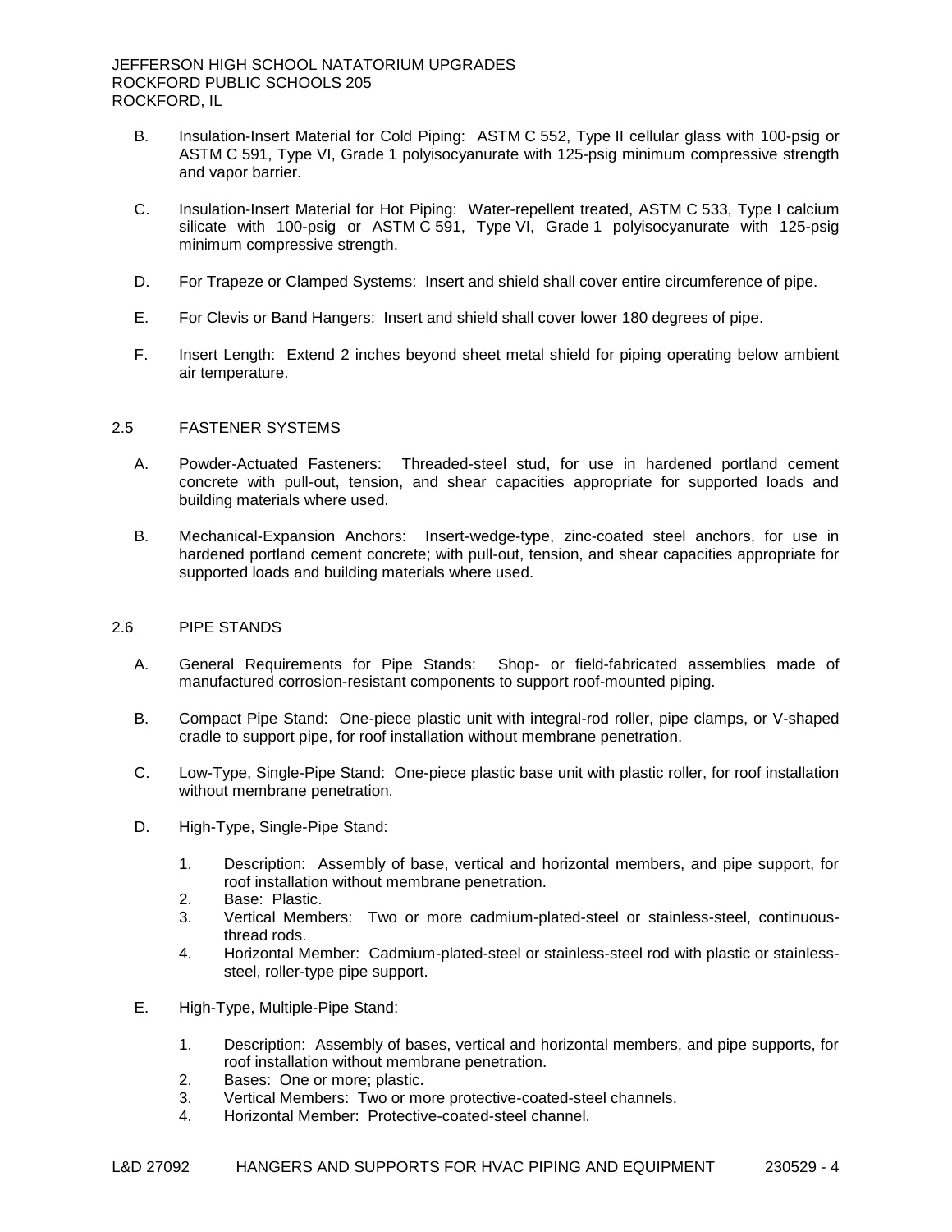B. Insulation-Insert Material for Cold Piping: ASTM C 552, Type II cellular glass with 100-psig or ASTM C 591, Type VI, Grade 1 polyisocyanurate with 125-psig minimum compressive strength and vapor barrier.

C. Insulation-Insert Material for Hot Piping: Water-repellent treated, ASTM C 533, Type I calcium silicate with 100-psig or ASTM C 591, Type VI, Grade 1 polyisocyanurate with 125-psig minimum compressive strength.

D. For Trapeze or Clamped Systems: Insert and shield shall cover entire circumference of pipe.

E. For Clevis or Band Hangers: Insert and shield shall cover lower 180 degrees of pipe.

F. Insert Length: Extend 2 inches beyond sheet metal shield for piping operating below ambient air temperature.

## 2.5 FASTENER SYSTEMS

A. Powder-Actuated Fasteners: Threaded-steel stud, for use in hardened portland cement concrete with pull-out, tension, and shear capacities appropriate for supported loads and building materials where used.

B. Mechanical-Expansion Anchors: Insert-wedge-type, zinc-coated steel anchors, for use in hardened portland cement concrete; with pull-out, tension, and shear capacities appropriate for supported loads and building materials where used.

## 2.6 PIPE STANDS

A. General Requirements for Pipe Stands: Shop- or field-fabricated assemblies made of manufactured corrosion-resistant components to support roof-mounted piping.

B. Compact Pipe Stand: One-piece plastic unit with integral-rod roller, pipe clamps, or V-shaped cradle to support pipe, for roof installation without membrane penetration.

C. Low-Type, Single-Pipe Stand: One-piece plastic base unit with plastic roller, for roof installation without membrane penetration.

D. High-Type, Single-Pipe Stand:

1. Description: Assembly of base, vertical and horizontal members, and pipe support, for roof installation without membrane penetration.
2. Base: Plastic.
3. Vertical Members: Two or more cadmium-plated-steel or stainless-steel, continuous-thread rods.
4. Horizontal Member: Cadmium-plated-steel or stainless-steel rod with plastic or stainless-steel, roller-type pipe support.

E. High-Type, Multiple-Pipe Stand:

1. Description: Assembly of bases, vertical and horizontal members, and pipe supports, for roof installation without membrane penetration.
2. Bases: One or more; plastic.
3. Vertical Members: Two or more protective-coated-steel channels.
4. Horizontal Member: Protective-coated-steel channel.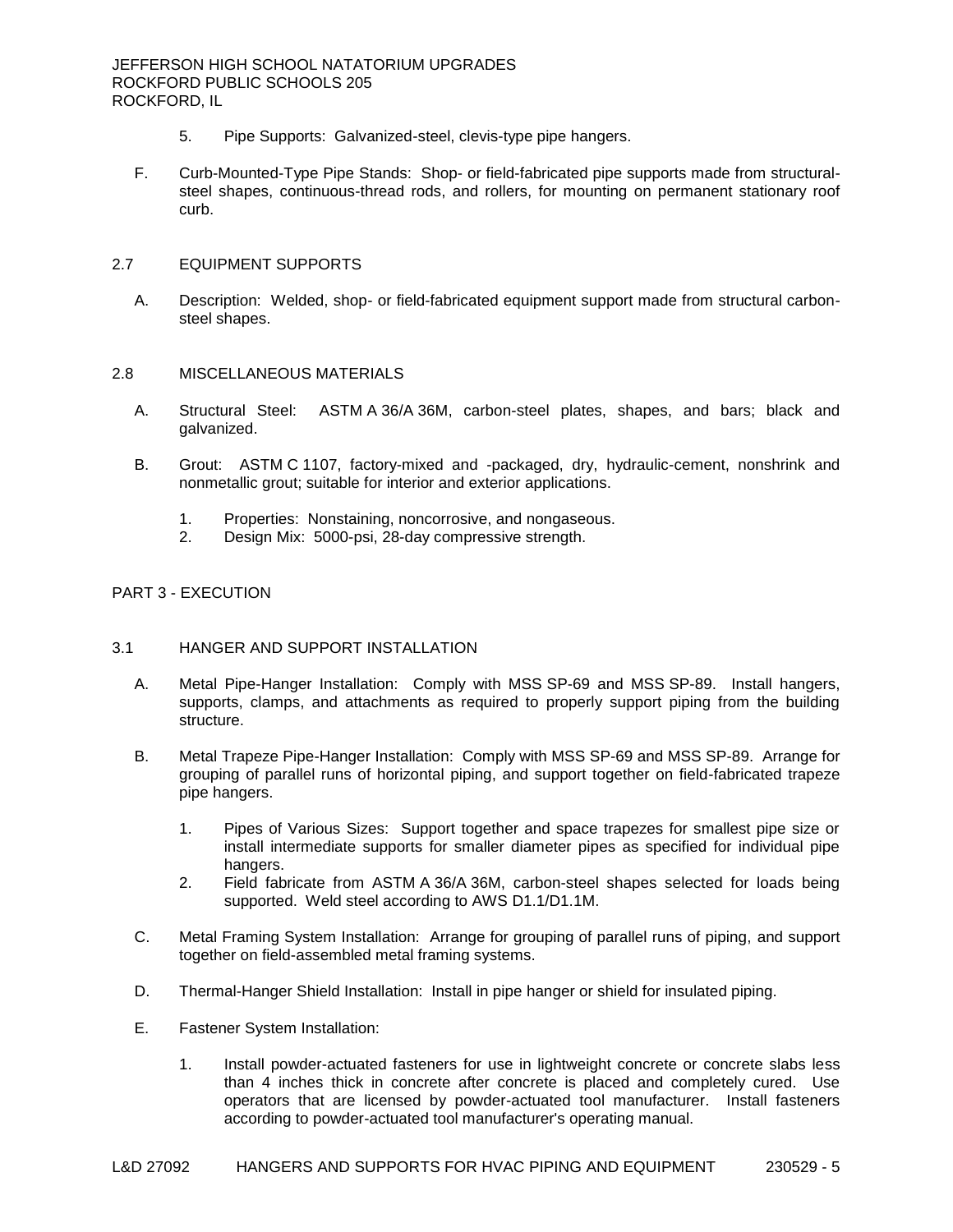5. Pipe Supports: Galvanized-steel, clevis-type pipe hangers.

F. Curb-Mounted-Type Pipe Stands: Shop- or field-fabricated pipe supports made from structural-steel shapes, continuous-thread rods, and rollers, for mounting on permanent stationary roof curb.

## 2.7 EQUIPMENT SUPPORTS

A. Description: Welded, shop- or field-fabricated equipment support made from structural carbon-steel shapes.

## 2.8 MISCELLANEOUS MATERIALS

A. Structural Steel: ASTM A 36/A 36M, carbon-steel plates, shapes, and bars; black and galvanized.

B. Grout: ASTM C 1107, factory-mixed and -packaged, dry, hydraulic-cement, nonshrink and nonmetallic grout; suitable for interior and exterior applications.

1. Properties: Nonstaining, noncorrosive, and nongaseous.
2. Design Mix: 5000-psi, 28-day compressive strength.

# PART 3 - EXECUTION

## 3.1 HANGER AND SUPPORT INSTALLATION

A. Metal Pipe-Hanger Installation: Comply with MSS SP-69 and MSS SP-89. Install hangers, supports, clamps, and attachments as required to properly support piping from the building structure.

B. Metal Trapeze Pipe-Hanger Installation: Comply with MSS SP-69 and MSS SP-89. Arrange for grouping of parallel runs of horizontal piping, and support together on field-fabricated trapeze pipe hangers.

1. Pipes of Various Sizes: Support together and space trapezes for smallest pipe size or install intermediate supports for smaller diameter pipes as specified for individual pipe hangers.
2. Field fabricate from ASTM A 36/A 36M, carbon-steel shapes selected for loads being supported. Weld steel according to AWS D1.1/D1.1M.

C. Metal Framing System Installation: Arrange for grouping of parallel runs of piping, and support together on field-assembled metal framing systems.

D. Thermal-Hanger Shield Installation: Install in pipe hanger or shield for insulated piping.

E. Fastener System Installation:

1. Install powder-actuated fasteners for use in lightweight concrete or concrete slabs less than 4 inches thick in concrete after concrete is placed and completely cured. Use operators that are licensed by powder-actuated tool manufacturer. Install fasteners according to powder-actuated tool manufacturer's operating manual.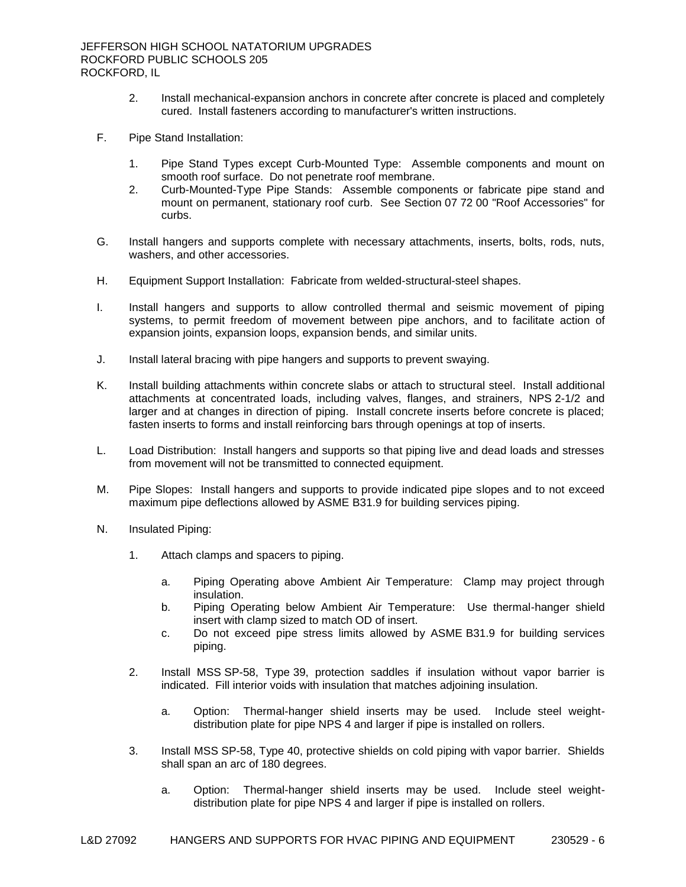2. Install mechanical-expansion anchors in concrete after concrete is placed and completely cured. Install fasteners according to manufacturer's written instructions.

F. Pipe Stand Installation:

1. Pipe Stand Types except Curb-Mounted Type: Assemble components and mount on smooth roof surface. Do not penetrate roof membrane.
2. Curb-Mounted-Type Pipe Stands: Assemble components or fabricate pipe stand and mount on permanent, stationary roof curb. See Section 07 72 00 "Roof Accessories" for curbs.

G. Install hangers and supports complete with necessary attachments, inserts, bolts, rods, nuts, washers, and other accessories.

H. Equipment Support Installation: Fabricate from welded-structural-steel shapes.

I. Install hangers and supports to allow controlled thermal and seismic movement of piping systems, to permit freedom of movement between pipe anchors, and to facilitate action of expansion joints, expansion loops, expansion bends, and similar units.

J. Install lateral bracing with pipe hangers and supports to prevent swaying.

K. Install building attachments within concrete slabs or attach to structural steel. Install additional attachments at concentrated loads, including valves, flanges, and strainers, NPS 2-1/2 and larger and at changes in direction of piping. Install concrete inserts before concrete is placed; fasten inserts to forms and install reinforcing bars through openings at top of inserts.

L. Load Distribution: Install hangers and supports so that piping live and dead loads and stresses from movement will not be transmitted to connected equipment.

M. Pipe Slopes: Install hangers and supports to provide indicated pipe slopes and to not exceed maximum pipe deflections allowed by ASME B31.9 for building services piping.

N. Insulated Piping:

1. Attach clamps and spacers to piping.

   a. Piping Operating above Ambient Air Temperature: Clamp may project through insulation.
   b. Piping Operating below Ambient Air Temperature: Use thermal-hanger shield insert with clamp sized to match OD of insert.
   c. Do not exceed pipe stress limits allowed by ASME B31.9 for building services piping.

2. Install MSS SP-58, Type 39, protection saddles if insulation without vapor barrier is indicated. Fill interior voids with insulation that matches adjoining insulation.

   a. Option: Thermal-hanger shield inserts may be used. Include steel weight-distribution plate for pipe NPS 4 and larger if pipe is installed on rollers.

3. Install MSS SP-58, Type 40, protective shields on cold piping with vapor barrier. Shields shall span an arc of 180 degrees.

   a. Option: Thermal-hanger shield inserts may be used. Include steel weight-distribution plate for pipe NPS 4 and larger if pipe is installed on rollers.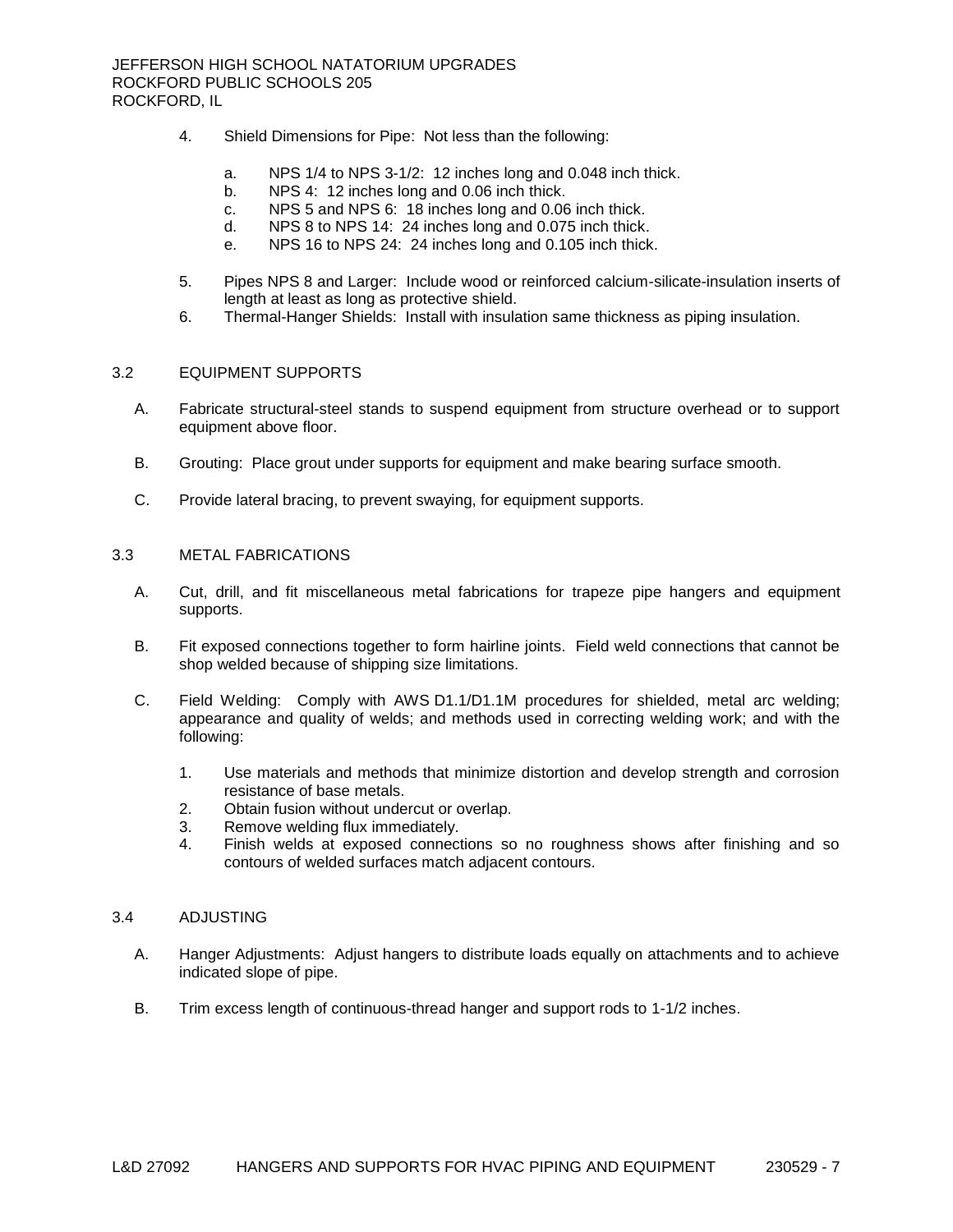4. Shield Dimensions for Pipe: Not less than the following:

    a. NPS 1/4 to NPS 3-1/2: 12 inches long and 0.048 inch thick.
    b. NPS 4: 12 inches long and 0.06 inch thick.
    c. NPS 5 and NPS 6: 18 inches long and 0.06 inch thick.
    d. NPS 8 to NPS 14: 24 inches long and 0.075 inch thick.
    e. NPS 16 to NPS 24: 24 inches long and 0.105 inch thick.

5. Pipes NPS 8 and Larger: Include wood or reinforced calcium-silicate-insulation inserts of length at least as long as protective shield.
6. Thermal-Hanger Shields: Install with insulation same thickness as piping insulation.

## 3.2 EQUIPMENT SUPPORTS

A. Fabricate structural-steel stands to suspend equipment from structure overhead or to support equipment above floor.

B. Grouting: Place grout under supports for equipment and make bearing surface smooth.

C. Provide lateral bracing, to prevent swaying, for equipment supports.

## 3.3 METAL FABRICATIONS

A. Cut, drill, and fit miscellaneous metal fabrications for trapeze pipe hangers and equipment supports.

B. Fit exposed connections together to form hairline joints. Field weld connections that cannot be shop welded because of shipping size limitations.

C. Field Welding: Comply with AWS D1.1/D1.1M procedures for shielded, metal arc welding; appearance and quality of welds; and methods used in correcting welding work; and with the following:

    1. Use materials and methods that minimize distortion and develop strength and corrosion resistance of base metals.
    2. Obtain fusion without undercut or overlap.
    3. Remove welding flux immediately.
    4. Finish welds at exposed connections so no roughness shows after finishing and so contours of welded surfaces match adjacent contours.

## 3.4 ADJUSTING

A. Hanger Adjustments: Adjust hangers to distribute loads equally on attachments and to achieve indicated slope of pipe.

B. Trim excess length of continuous-thread hanger and support rods to 1-1/2 inches.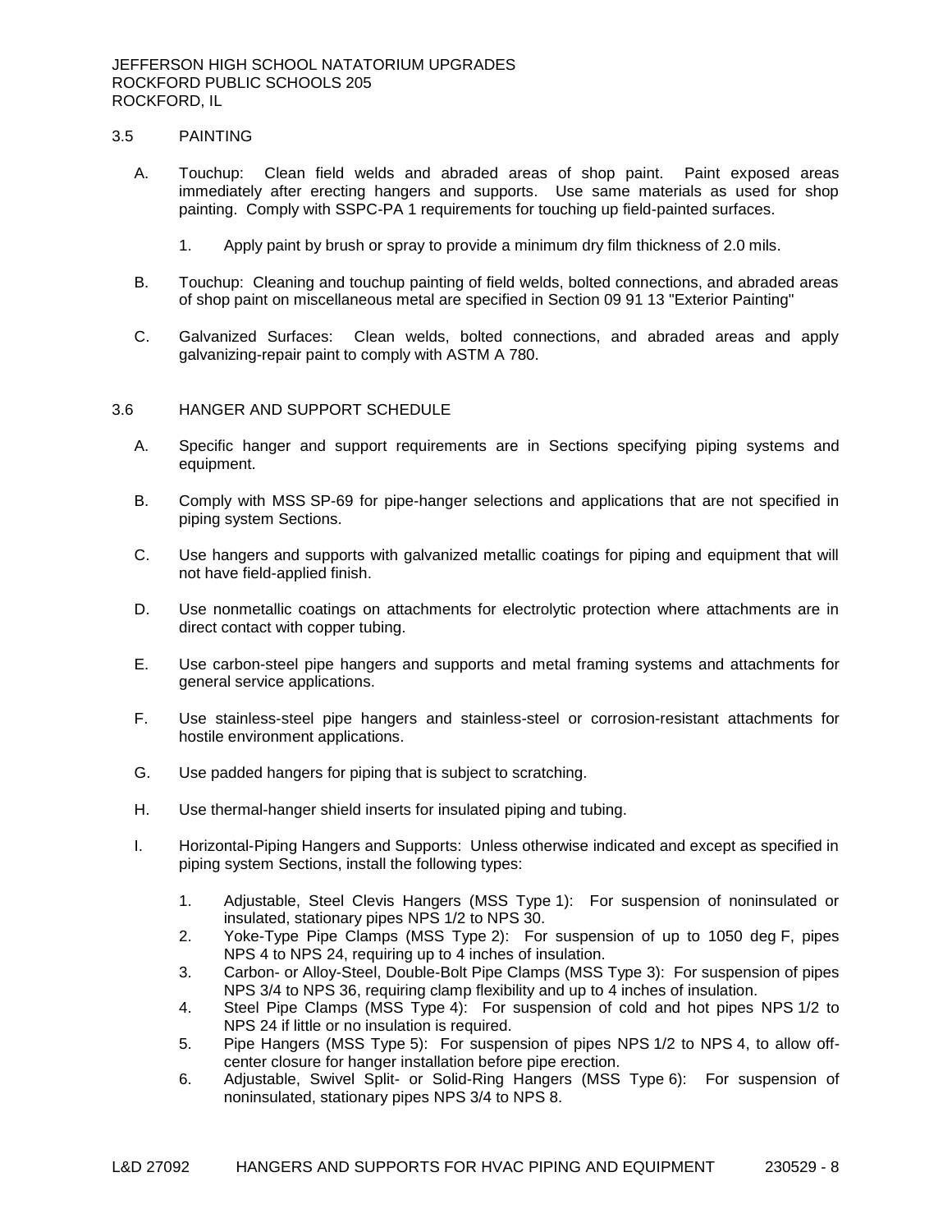## 3.5 PAINTING

A. Touchup: Clean field welds and abraded areas of shop paint. Paint exposed areas immediately after erecting hangers and supports. Use same materials as used for shop painting. Comply with SSPC-PA 1 requirements for touching up field-painted surfaces.

1. Apply paint by brush or spray to provide a minimum dry film thickness of 2.0 mils.

B. Touchup: Cleaning and touchup painting of field welds, bolted connections, and abraded areas of shop paint on miscellaneous metal are specified in Section 09 91 13 "Exterior Painting"

C. Galvanized Surfaces: Clean welds, bolted connections, and abraded areas and apply galvanizing-repair paint to comply with ASTM A 780.

## 3.6 HANGER AND SUPPORT SCHEDULE

A. Specific hanger and support requirements are in Sections specifying piping systems and equipment.

B. Comply with MSS SP-69 for pipe-hanger selections and applications that are not specified in piping system Sections.

C. Use hangers and supports with galvanized metallic coatings for piping and equipment that will not have field-applied finish.

D. Use nonmetallic coatings on attachments for electrolytic protection where attachments are in direct contact with copper tubing.

E. Use carbon-steel pipe hangers and supports and metal framing systems and attachments for general service applications.

F. Use stainless-steel pipe hangers and stainless-steel or corrosion-resistant attachments for hostile environment applications.

G. Use padded hangers for piping that is subject to scratching.

H. Use thermal-hanger shield inserts for insulated piping and tubing.

I. Horizontal-Piping Hangers and Supports: Unless otherwise indicated and except as specified in piping system Sections, install the following types:

1. Adjustable, Steel Clevis Hangers (MSS Type 1): For suspension of noninsulated or insulated, stationary pipes NPS 1/2 to NPS 30.
2. Yoke-Type Pipe Clamps (MSS Type 2): For suspension of up to 1050 deg F, pipes NPS 4 to NPS 24, requiring up to 4 inches of insulation.
3. Carbon- or Alloy-Steel, Double-Bolt Pipe Clamps (MSS Type 3): For suspension of pipes NPS 3/4 to NPS 36, requiring clamp flexibility and up to 4 inches of insulation.
4. Steel Pipe Clamps (MSS Type 4): For suspension of cold and hot pipes NPS 1/2 to NPS 24 if little or no insulation is required.
5. Pipe Hangers (MSS Type 5): For suspension of pipes NPS 1/2 to NPS 4, to allow off-center closure for hanger installation before pipe erection.
6. Adjustable, Swivel Split- or Solid-Ring Hangers (MSS Type 6): For suspension of noninsulated, stationary pipes NPS 3/4 to NPS 8.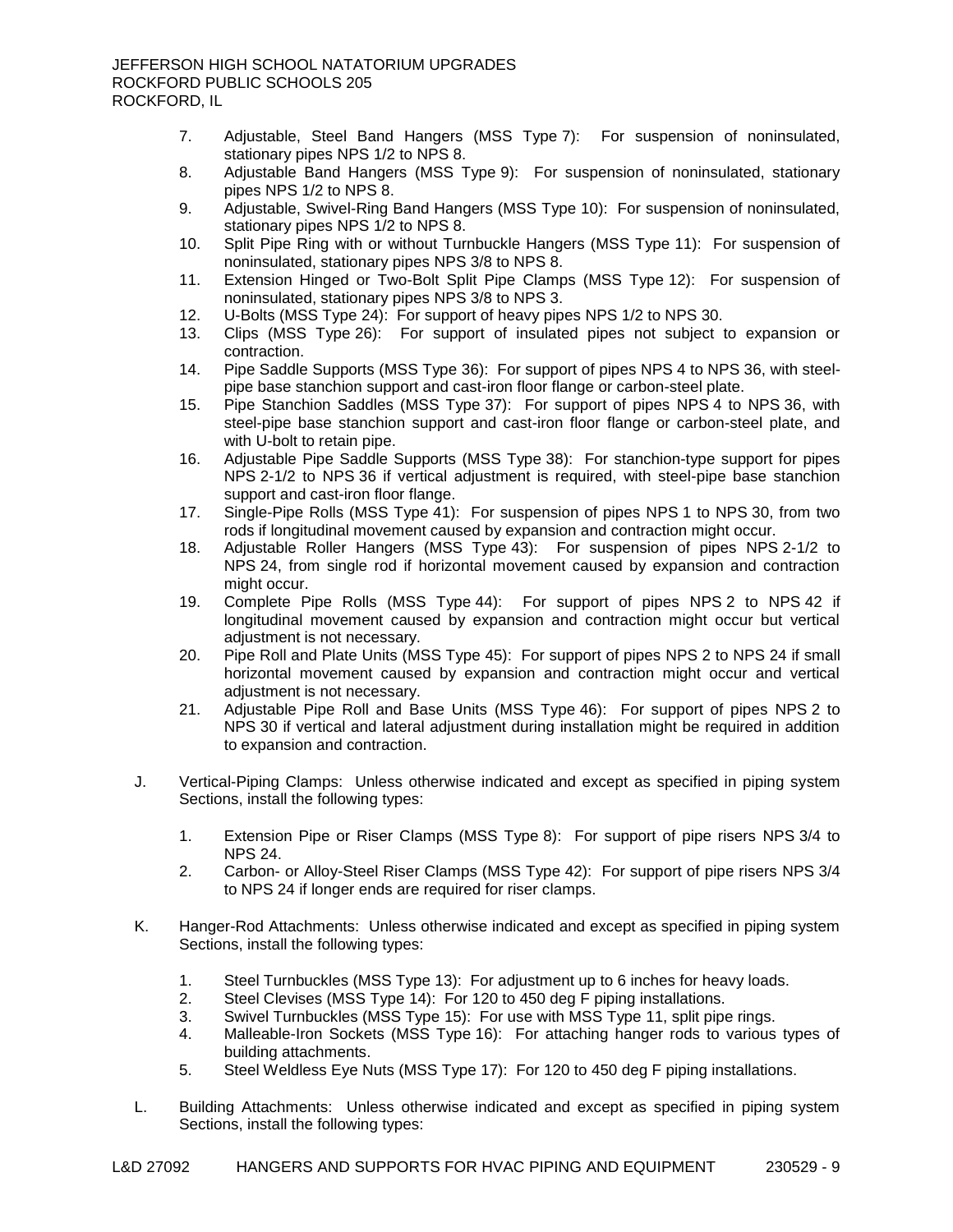7. Adjustable, Steel Band Hangers (MSS Type 7): For suspension of noninsulated, stationary pipes NPS 1/2 to NPS 8.
8. Adjustable Band Hangers (MSS Type 9): For suspension of noninsulated, stationary pipes NPS 1/2 to NPS 8.
9. Adjustable, Swivel-Ring Band Hangers (MSS Type 10): For suspension of noninsulated, stationary pipes NPS 1/2 to NPS 8.
10. Split Pipe Ring with or without Turnbuckle Hangers (MSS Type 11): For suspension of noninsulated, stationary pipes NPS 3/8 to NPS 8.
11. Extension Hinged or Two-Bolt Split Pipe Clamps (MSS Type 12): For suspension of noninsulated, stationary pipes NPS 3/8 to NPS 3.
12. U-Bolts (MSS Type 24): For support of heavy pipes NPS 1/2 to NPS 30.
13. Clips (MSS Type 26): For support of insulated pipes not subject to expansion or contraction.
14. Pipe Saddle Supports (MSS Type 36): For support of pipes NPS 4 to NPS 36, with steel-pipe base stanchion support and cast-iron floor flange or carbon-steel plate.
15. Pipe Stanchion Saddles (MSS Type 37): For support of pipes NPS 4 to NPS 36, with steel-pipe base stanchion support and cast-iron floor flange or carbon-steel plate, and with U-bolt to retain pipe.
16. Adjustable Pipe Saddle Supports (MSS Type 38): For stanchion-type support for pipes NPS 2-1/2 to NPS 36 if vertical adjustment is required, with steel-pipe base stanchion support and cast-iron floor flange.
17. Single-Pipe Rolls (MSS Type 41): For suspension of pipes NPS 1 to NPS 30, from two rods if longitudinal movement caused by expansion and contraction might occur.
18. Adjustable Roller Hangers (MSS Type 43): For suspension of pipes NPS 2-1/2 to NPS 24, from single rod if horizontal movement caused by expansion and contraction might occur.
19. Complete Pipe Rolls (MSS Type 44): For support of pipes NPS 2 to NPS 42 if longitudinal movement caused by expansion and contraction might occur but vertical adjustment is not necessary.
20. Pipe Roll and Plate Units (MSS Type 45): For support of pipes NPS 2 to NPS 24 if small horizontal movement caused by expansion and contraction might occur and vertical adjustment is not necessary.
21. Adjustable Pipe Roll and Base Units (MSS Type 46): For support of pipes NPS 2 to NPS 30 if vertical and lateral adjustment during installation might be required in addition to expansion and contraction.

J. Vertical-Piping Clamps: Unless otherwise indicated and except as specified in piping system Sections, install the following types:

1. Extension Pipe or Riser Clamps (MSS Type 8): For support of pipe risers NPS 3/4 to NPS 24.
2. Carbon- or Alloy-Steel Riser Clamps (MSS Type 42): For support of pipe risers NPS 3/4 to NPS 24 if longer ends are required for riser clamps.

K. Hanger-Rod Attachments: Unless otherwise indicated and except as specified in piping system Sections, install the following types:

1. Steel Turnbuckles (MSS Type 13): For adjustment up to 6 inches for heavy loads.
2. Steel Clevises (MSS Type 14): For 120 to 450 deg F piping installations.
3. Swivel Turnbuckles (MSS Type 15): For use with MSS Type 11, split pipe rings.
4. Malleable-Iron Sockets (MSS Type 16): For attaching hanger rods to various types of building attachments.
5. Steel Weldless Eye Nuts (MSS Type 17): For 120 to 450 deg F piping installations.

L. Building Attachments: Unless otherwise indicated and except as specified in piping system Sections, install the following types: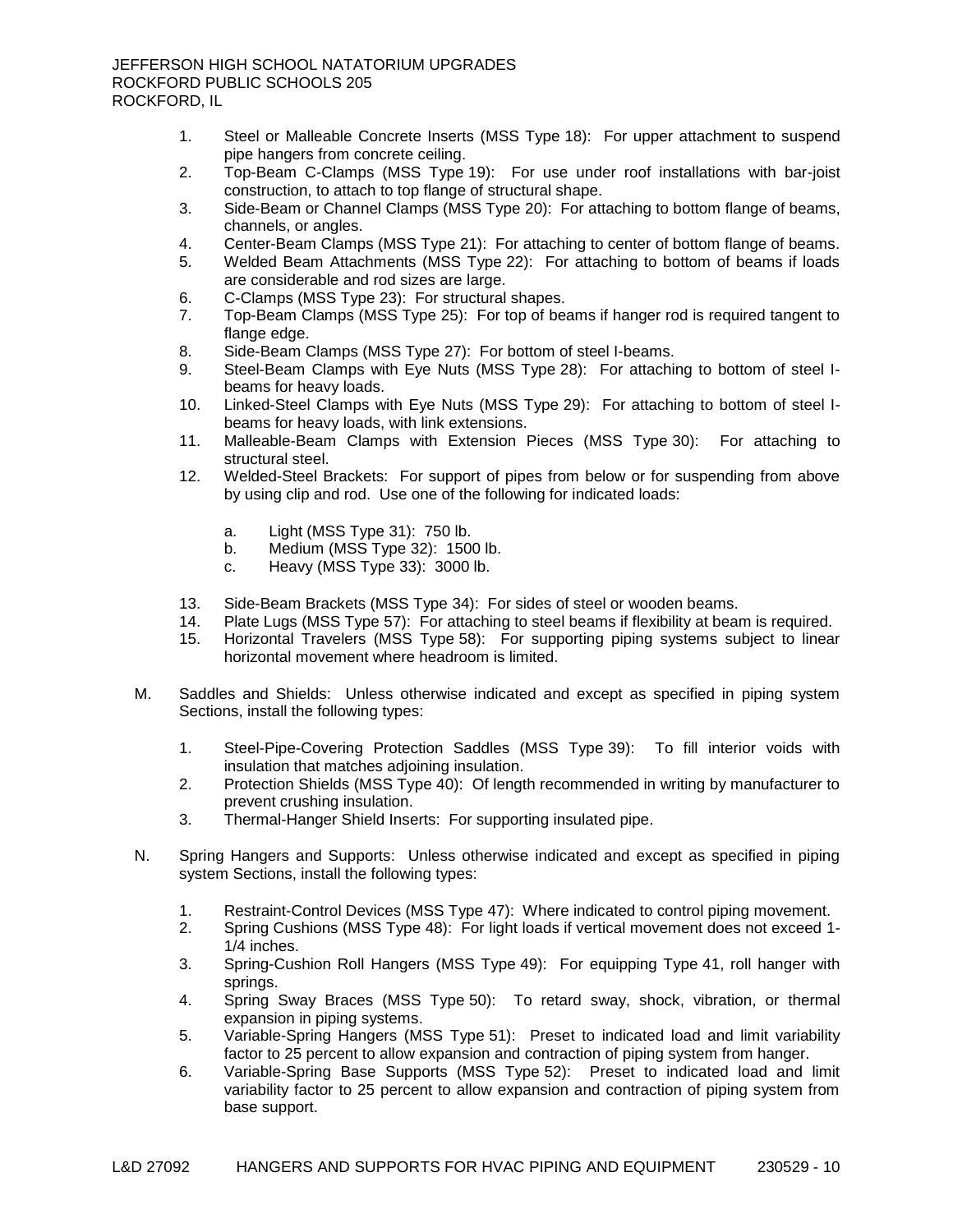1. Steel or Malleable Concrete Inserts (MSS Type 18): For upper attachment to suspend pipe hangers from concrete ceiling.
2. Top-Beam C-Clamps (MSS Type 19): For use under roof installations with bar-joist construction, to attach to top flange of structural shape.
3. Side-Beam or Channel Clamps (MSS Type 20): For attaching to bottom flange of beams, channels, or angles.
4. Center-Beam Clamps (MSS Type 21): For attaching to center of bottom flange of beams.
5. Welded Beam Attachments (MSS Type 22): For attaching to bottom of beams if loads are considerable and rod sizes are large.
6. C-Clamps (MSS Type 23): For structural shapes.
7. Top-Beam Clamps (MSS Type 25): For top of beams if hanger rod is required tangent to flange edge.
8. Side-Beam Clamps (MSS Type 27): For bottom of steel I-beams.
9. Steel-Beam Clamps with Eye Nuts (MSS Type 28): For attaching to bottom of steel I-beams for heavy loads.
10. Linked-Steel Clamps with Eye Nuts (MSS Type 29): For attaching to bottom of steel I-beams for heavy loads, with link extensions.
11. Malleable-Beam Clamps with Extension Pieces (MSS Type 30): For attaching to structural steel.
12. Welded-Steel Brackets: For support of pipes from below or for suspending from above by using clip and rod. Use one of the following for indicated loads:
    a. Light (MSS Type 31): 750 lb.
    b. Medium (MSS Type 32): 1500 lb.
    c. Heavy (MSS Type 33): 3000 lb.
13. Side-Beam Brackets (MSS Type 34): For sides of steel or wooden beams.
14. Plate Lugs (MSS Type 57): For attaching to steel beams if flexibility at beam is required.
15. Horizontal Travelers (MSS Type 58): For supporting piping systems subject to linear horizontal movement where headroom is limited.

M. Saddles and Shields: Unless otherwise indicated and except as specified in piping system Sections, install the following types:

1. Steel-Pipe-Covering Protection Saddles (MSS Type 39): To fill interior voids with insulation that matches adjoining insulation.
2. Protection Shields (MSS Type 40): Of length recommended in writing by manufacturer to prevent crushing insulation.
3. Thermal-Hanger Shield Inserts: For supporting insulated pipe.

N. Spring Hangers and Supports: Unless otherwise indicated and except as specified in piping system Sections, install the following types:

1. Restraint-Control Devices (MSS Type 47): Where indicated to control piping movement.
2. Spring Cushions (MSS Type 48): For light loads if vertical movement does not exceed 1-1/4 inches.
3. Spring-Cushion Roll Hangers (MSS Type 49): For equipping Type 41, roll hanger with springs.
4. Spring Sway Braces (MSS Type 50): To retard sway, shock, vibration, or thermal expansion in piping systems.
5. Variable-Spring Hangers (MSS Type 51): Preset to indicated load and limit variability factor to 25 percent to allow expansion and contraction of piping system from hanger.
6. Variable-Spring Base Supports (MSS Type 52): Preset to indicated load and limit variability factor to 25 percent to allow expansion and contraction of piping system from base support.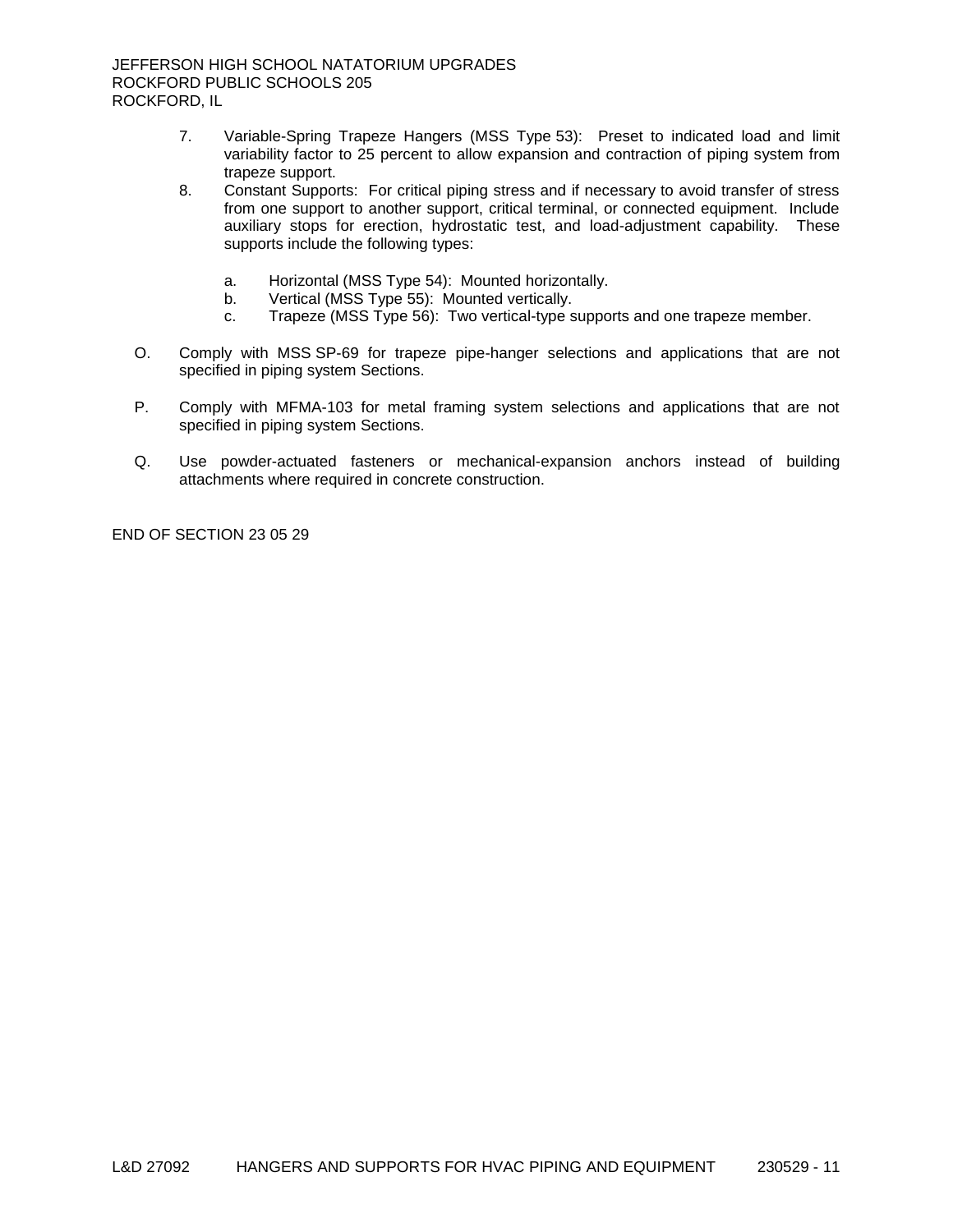7. Variable-Spring Trapeze Hangers (MSS Type 53): Preset to indicated load and limit variability factor to 25 percent to allow expansion and contraction of piping system from trapeze support.
8. Constant Supports: For critical piping stress and if necessary to avoid transfer of stress from one support to another support, critical terminal, or connected equipment. Include auxiliary stops for erection, hydrostatic test, and load-adjustment capability. These supports include the following types:
   a. Horizontal (MSS Type 54): Mounted horizontally.
   b. Vertical (MSS Type 55): Mounted vertically.
   c. Trapeze (MSS Type 56): Two vertical-type supports and one trapeze member.

O. Comply with MSS SP-69 for trapeze pipe-hanger selections and applications that are not specified in piping system Sections.

P. Comply with MFMA-103 for metal framing system selections and applications that are not specified in piping system Sections.

Q. Use powder-actuated fasteners or mechanical-expansion anchors instead of building attachments where required in concrete construction.

END OF SECTION 23 05 29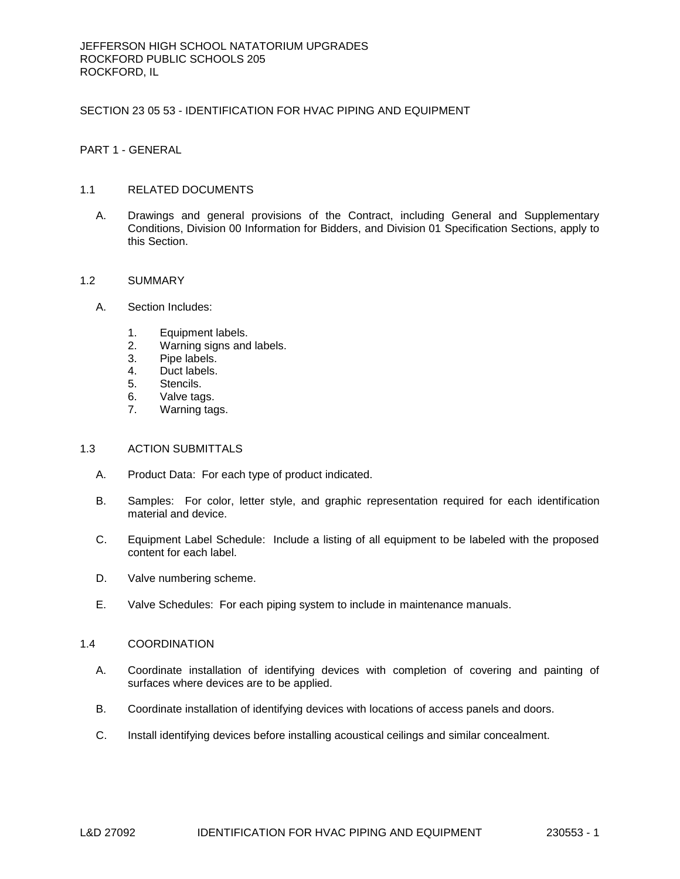# SECTION 23 05 53 - IDENTIFICATION FOR HVAC PIPING AND EQUIPMENT

## PART 1 - GENERAL

### 1.1 RELATED DOCUMENTS

A. Drawings and general provisions of the Contract, including General and Supplementary Conditions, Division 00 Information for Bidders, and Division 01 Specification Sections, apply to this Section.

### 1.2 SUMMARY

A. Section Includes:

1. Equipment labels.
2. Warning signs and labels.
3. Pipe labels.
4. Duct labels.
5. Stencils.
6. Valve tags.
7. Warning tags.

### 1.3 ACTION SUBMITTALS

A. Product Data: For each type of product indicated.

B. Samples: For color, letter style, and graphic representation required for each identification material and device.

C. Equipment Label Schedule: Include a listing of all equipment to be labeled with the proposed content for each label.

D. Valve numbering scheme.

E. Valve Schedules: For each piping system to include in maintenance manuals.

### 1.4 COORDINATION

A. Coordinate installation of identifying devices with completion of covering and painting of surfaces where devices are to be applied.

B. Coordinate installation of identifying devices with locations of access panels and doors.

C. Install identifying devices before installing acoustical ceilings and similar concealment.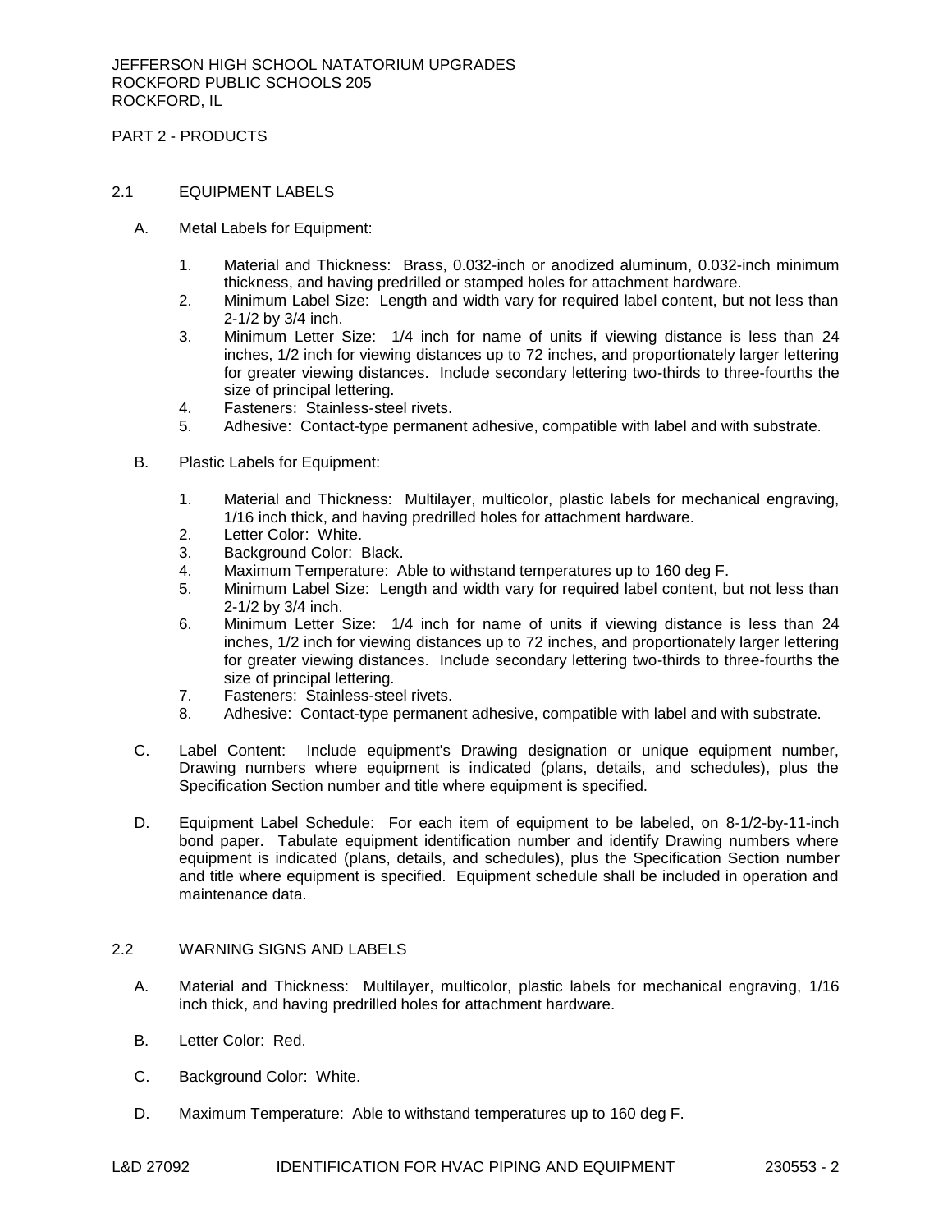## PART 2 - PRODUCTS

### 2.1 EQUIPMENT LABELS

A. Metal Labels for Equipment:

1. Material and Thickness: Brass, 0.032-inch or anodized aluminum, 0.032-inch minimum thickness, and having predrilled or stamped holes for attachment hardware.
2. Minimum Label Size: Length and width vary for required label content, but not less than 2-1/2 by 3/4 inch.
3. Minimum Letter Size: 1/4 inch for name of units if viewing distance is less than 24 inches, 1/2 inch for viewing distances up to 72 inches, and proportionately larger lettering for greater viewing distances. Include secondary lettering two-thirds to three-fourths the size of principal lettering.
4. Fasteners: Stainless-steel rivets.
5. Adhesive: Contact-type permanent adhesive, compatible with label and with substrate.

B. Plastic Labels for Equipment:

1. Material and Thickness: Multilayer, multicolor, plastic labels for mechanical engraving, 1/16 inch thick, and having predrilled holes for attachment hardware.
2. Letter Color: White.
3. Background Color: Black.
4. Maximum Temperature: Able to withstand temperatures up to 160 deg F.
5. Minimum Label Size: Length and width vary for required label content, but not less than 2-1/2 by 3/4 inch.
6. Minimum Letter Size: 1/4 inch for name of units if viewing distance is less than 24 inches, 1/2 inch for viewing distances up to 72 inches, and proportionately larger lettering for greater viewing distances. Include secondary lettering two-thirds to three-fourths the size of principal lettering.
7. Fasteners: Stainless-steel rivets.
8. Adhesive: Contact-type permanent adhesive, compatible with label and with substrate.

C. Label Content: Include equipment's Drawing designation or unique equipment number, Drawing numbers where equipment is indicated (plans, details, and schedules), plus the Specification Section number and title where equipment is specified.

D. Equipment Label Schedule: For each item of equipment to be labeled, on 8-1/2-by-11-inch bond paper. Tabulate equipment identification number and identify Drawing numbers where equipment is indicated (plans, details, and schedules), plus the Specification Section number and title where equipment is specified. Equipment schedule shall be included in operation and maintenance data.

### 2.2 WARNING SIGNS AND LABELS

A. Material and Thickness: Multilayer, multicolor, plastic labels for mechanical engraving, 1/16 inch thick, and having predrilled holes for attachment hardware.

B. Letter Color: Red.

C. Background Color: White.

D. Maximum Temperature: Able to withstand temperatures up to 160 deg F.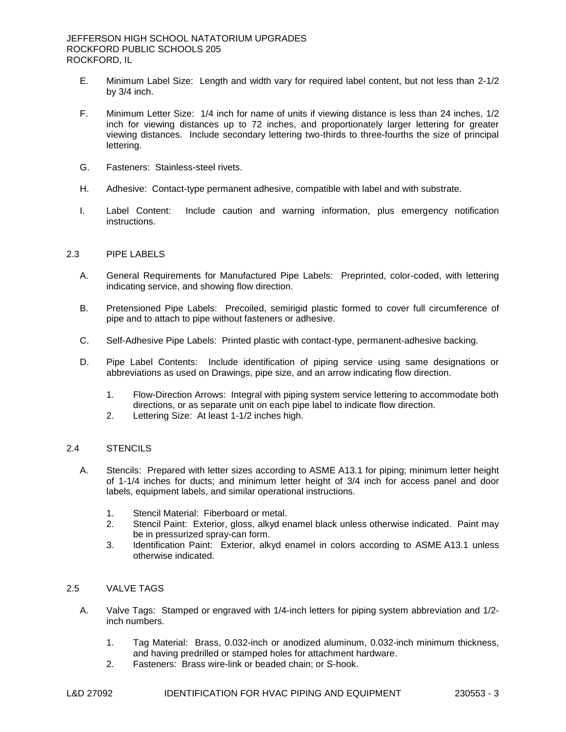E. Minimum Label Size: Length and width vary for required label content, but not less than 2-1/2 by 3/4 inch.

F. Minimum Letter Size: 1/4 inch for name of units if viewing distance is less than 24 inches, 1/2 inch for viewing distances up to 72 inches, and proportionately larger lettering for greater viewing distances. Include secondary lettering two-thirds to three-fourths the size of principal lettering.

G. Fasteners: Stainless-steel rivets.

H. Adhesive: Contact-type permanent adhesive, compatible with label and with substrate.

I. Label Content: Include caution and warning information, plus emergency notification instructions.

## 2.3 PIPE LABELS

A. General Requirements for Manufactured Pipe Labels: Preprinted, color-coded, with lettering indicating service, and showing flow direction.

B. Pretensioned Pipe Labels: Precoiled, semirigid plastic formed to cover full circumference of pipe and to attach to pipe without fasteners or adhesive.

C. Self-Adhesive Pipe Labels: Printed plastic with contact-type, permanent-adhesive backing.

D. Pipe Label Contents: Include identification of piping service using same designations or abbreviations as used on Drawings, pipe size, and an arrow indicating flow direction.

1. Flow-Direction Arrows: Integral with piping system service lettering to accommodate both directions, or as separate unit on each pipe label to indicate flow direction.
2. Lettering Size: At least 1-1/2 inches high.

## 2.4 STENCILS

A. Stencils: Prepared with letter sizes according to ASME A13.1 for piping; minimum letter height of 1-1/4 inches for ducts; and minimum letter height of 3/4 inch for access panel and door labels, equipment labels, and similar operational instructions.

1. Stencil Material: Fiberboard or metal.
2. Stencil Paint: Exterior, gloss, alkyd enamel black unless otherwise indicated. Paint may be in pressurized spray-can form.
3. Identification Paint: Exterior, alkyd enamel in colors according to ASME A13.1 unless otherwise indicated.

## 2.5 VALVE TAGS

A. Valve Tags: Stamped or engraved with 1/4-inch letters for piping system abbreviation and 1/2-inch numbers.

1. Tag Material: Brass, 0.032-inch or anodized aluminum, 0.032-inch minimum thickness, and having predrilled or stamped holes for attachment hardware.
2. Fasteners: Brass wire-link or beaded chain; or S-hook.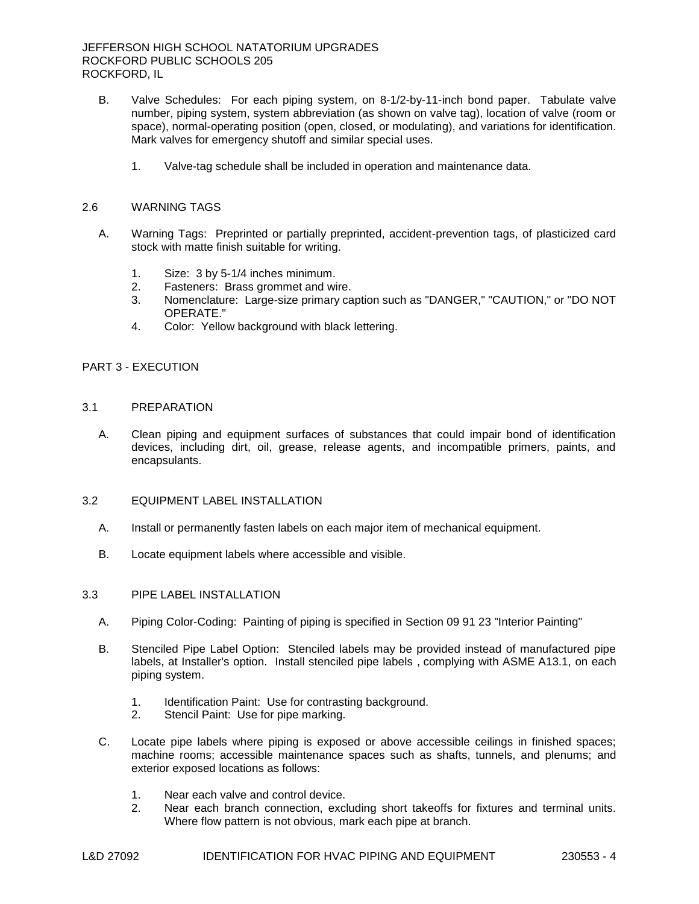B. Valve Schedules: For each piping system, on 8-1/2-by-11-inch bond paper. Tabulate valve number, piping system, system abbreviation (as shown on valve tag), location of valve (room or space), normal-operating position (open, closed, or modulating), and variations for identification. Mark valves for emergency shutoff and similar special uses.

   1. Valve-tag schedule shall be included in operation and maintenance data.

## 2.6 WARNING TAGS

A. Warning Tags: Preprinted or partially preprinted, accident-prevention tags, of plasticized card stock with matte finish suitable for writing.

   1. Size: 3 by 5-1/4 inches minimum.
   2. Fasteners: Brass grommet and wire.
   3. Nomenclature: Large-size primary caption such as "DANGER," "CAUTION," or "DO NOT OPERATE."
   4. Color: Yellow background with black lettering.

# PART 3 - EXECUTION

## 3.1 PREPARATION

A. Clean piping and equipment surfaces of substances that could impair bond of identification devices, including dirt, oil, grease, release agents, and incompatible primers, paints, and encapsulants.

## 3.2 EQUIPMENT LABEL INSTALLATION

A. Install or permanently fasten labels on each major item of mechanical equipment.

B. Locate equipment labels where accessible and visible.

## 3.3 PIPE LABEL INSTALLATION

A. Piping Color-Coding: Painting of piping is specified in Section 09 91 23 "Interior Painting"

B. Stenciled Pipe Label Option: Stenciled labels may be provided instead of manufactured pipe labels, at Installer's option. Install stenciled pipe labels , complying with ASME A13.1, on each piping system.

   1. Identification Paint: Use for contrasting background.
   2. Stencil Paint: Use for pipe marking.

C. Locate pipe labels where piping is exposed or above accessible ceilings in finished spaces; machine rooms; accessible maintenance spaces such as shafts, tunnels, and plenums; and exterior exposed locations as follows:

   1. Near each valve and control device.
   2. Near each branch connection, excluding short takeoffs for fixtures and terminal units. Where flow pattern is not obvious, mark each pipe at branch.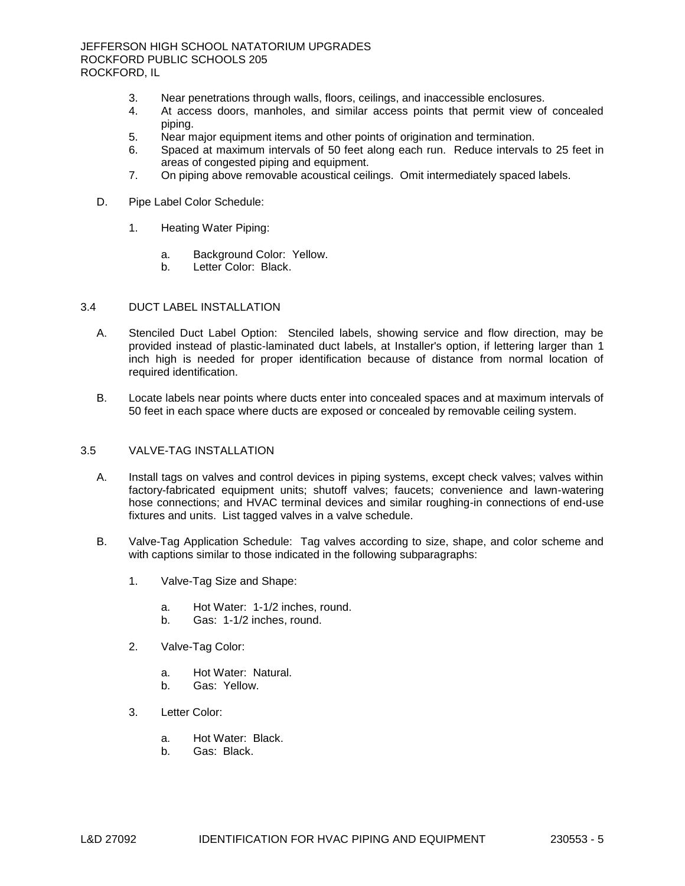3. Near penetrations through walls, floors, ceilings, and inaccessible enclosures.
4. At access doors, manholes, and similar access points that permit view of concealed piping.
5. Near major equipment items and other points of origination and termination.
6. Spaced at maximum intervals of 50 feet along each run. Reduce intervals to 25 feet in areas of congested piping and equipment.
7. On piping above removable acoustical ceilings. Omit intermediately spaced labels.

D. Pipe Label Color Schedule:

1. Heating Water Piping:

   a. Background Color: Yellow.
   b. Letter Color: Black.

## 3.4 DUCT LABEL INSTALLATION

A. Stenciled Duct Label Option: Stenciled labels, showing service and flow direction, may be provided instead of plastic-laminated duct labels, at Installer's option, if lettering larger than 1 inch high is needed for proper identification because of distance from normal location of required identification.

B. Locate labels near points where ducts enter into concealed spaces and at maximum intervals of 50 feet in each space where ducts are exposed or concealed by removable ceiling system.

## 3.5 VALVE-TAG INSTALLATION

A. Install tags on valves and control devices in piping systems, except check valves; valves within factory-fabricated equipment units; shutoff valves; faucets; convenience and lawn-watering hose connections; and HVAC terminal devices and similar roughing-in connections of end-use fixtures and units. List tagged valves in a valve schedule.

B. Valve-Tag Application Schedule: Tag valves according to size, shape, and color scheme and with captions similar to those indicated in the following subparagraphs:

1. Valve-Tag Size and Shape:

   a. Hot Water: 1-1/2 inches, round.
   b. Gas: 1-1/2 inches, round.

2. Valve-Tag Color:

   a. Hot Water: Natural.
   b. Gas: Yellow.

3. Letter Color:

   a. Hot Water: Black.
   b. Gas: Black.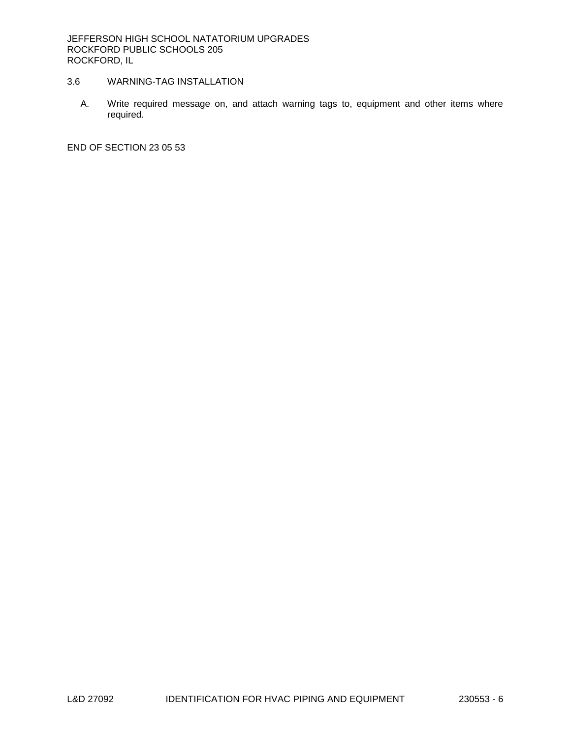## 3.6 WARNING-TAG INSTALLATION

A. Write required message on, and attach warning tags to, equipment and other items where required.

END OF SECTION 23 05 53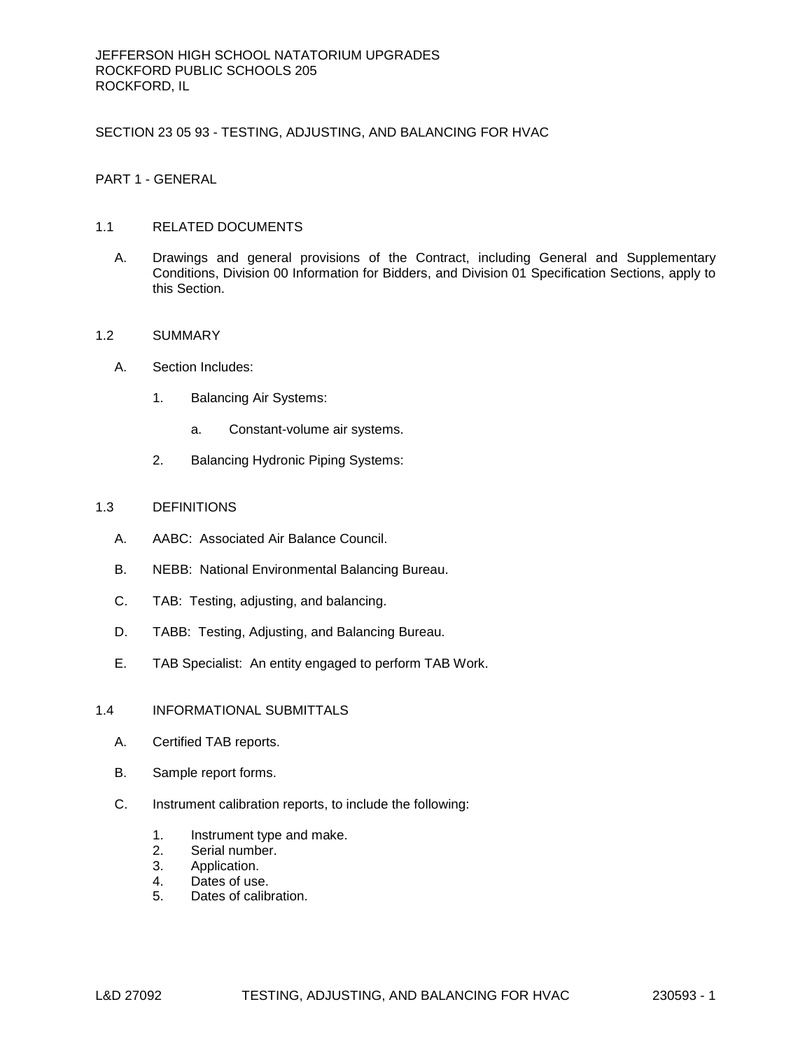JEFFERSON HIGH SCHOOL NATATORIUM UPGRADES
ROCKFORD PUBLIC SCHOOLS 205
ROCKFORD, IL

# SECTION 23 05 93 - TESTING, ADJUSTING, AND BALANCING FOR HVAC

## PART 1 - GENERAL

### 1.1 RELATED DOCUMENTS

A. Drawings and general provisions of the Contract, including General and Supplementary Conditions, Division 00 Information for Bidders, and Division 01 Specification Sections, apply to this Section.

### 1.2 SUMMARY

A. Section Includes:

1. Balancing Air Systems:

   a. Constant-volume air systems.

2. Balancing Hydronic Piping Systems:

### 1.3 DEFINITIONS

A. AABC: Associated Air Balance Council.

B. NEBB: National Environmental Balancing Bureau.

C. TAB: Testing, adjusting, and balancing.

D. TABB: Testing, Adjusting, and Balancing Bureau.

E. TAB Specialist: An entity engaged to perform TAB Work.

### 1.4 INFORMATIONAL SUBMITTALS

A. Certified TAB reports.

B. Sample report forms.

C. Instrument calibration reports, to include the following:

1. Instrument type and make.
2. Serial number.
3. Application.
4. Dates of use.
5. Dates of calibration.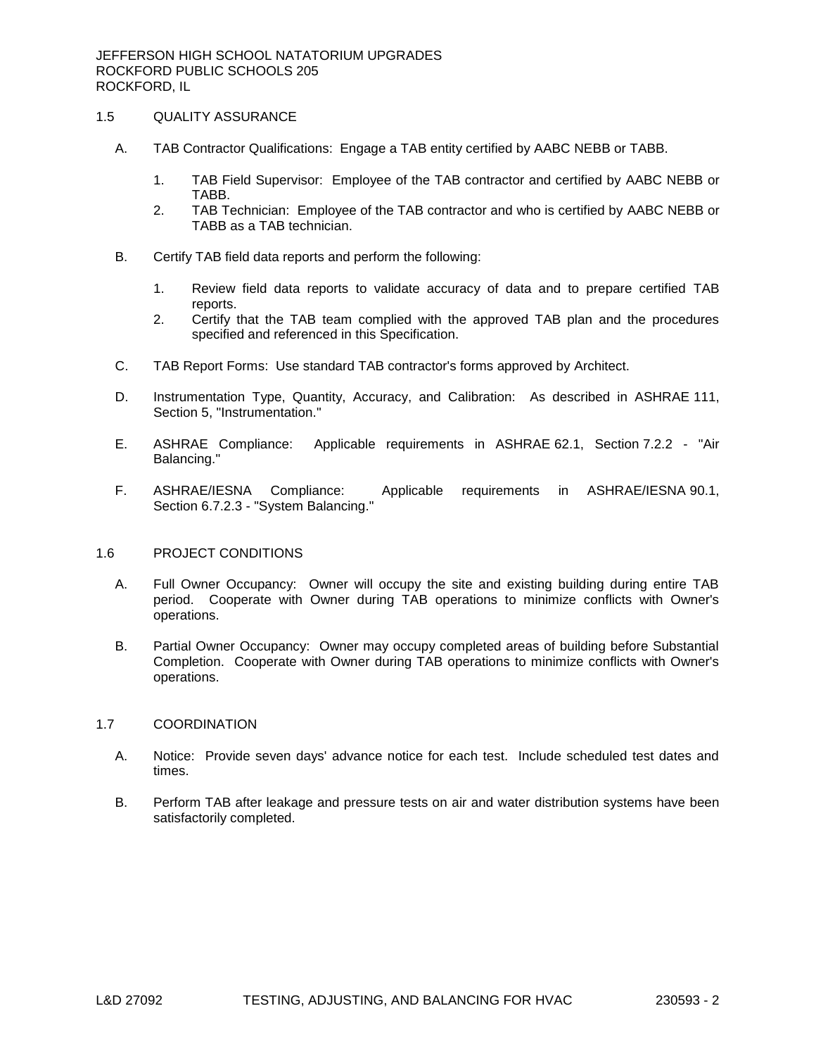## 1.5 QUALITY ASSURANCE

A. TAB Contractor Qualifications: Engage a TAB entity certified by AABC NEBB or TABB.

1. TAB Field Supervisor: Employee of the TAB contractor and certified by AABC NEBB or TABB.
2. TAB Technician: Employee of the TAB contractor and who is certified by AABC NEBB or TABB as a TAB technician.

B. Certify TAB field data reports and perform the following:

1. Review field data reports to validate accuracy of data and to prepare certified TAB reports.
2. Certify that the TAB team complied with the approved TAB plan and the procedures specified and referenced in this Specification.

C. TAB Report Forms: Use standard TAB contractor's forms approved by Architect.

D. Instrumentation Type, Quantity, Accuracy, and Calibration: As described in ASHRAE 111, Section 5, "Instrumentation."

E. ASHRAE Compliance: Applicable requirements in ASHRAE 62.1, Section 7.2.2 - "Air Balancing."

F. ASHRAE/IESNA Compliance: Applicable requirements in ASHRAE/IESNA 90.1, Section 6.7.2.3 - "System Balancing."

## 1.6 PROJECT CONDITIONS

A. Full Owner Occupancy: Owner will occupy the site and existing building during entire TAB period. Cooperate with Owner during TAB operations to minimize conflicts with Owner's operations.

B. Partial Owner Occupancy: Owner may occupy completed areas of building before Substantial Completion. Cooperate with Owner during TAB operations to minimize conflicts with Owner's operations.

## 1.7 COORDINATION

A. Notice: Provide seven days' advance notice for each test. Include scheduled test dates and times.

B. Perform TAB after leakage and pressure tests on air and water distribution systems have been satisfactorily completed.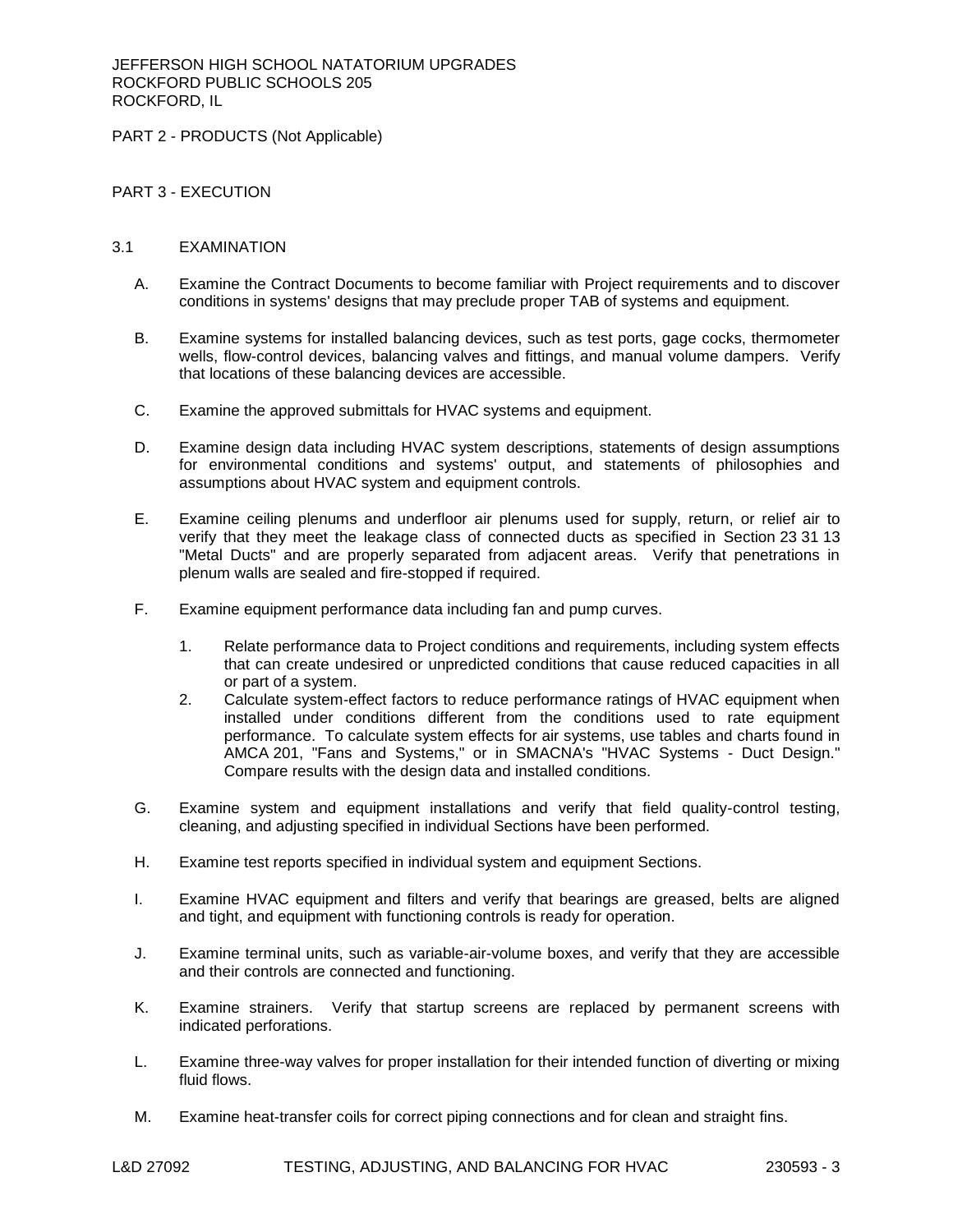PART 2 - PRODUCTS (Not Applicable)

PART 3 - EXECUTION

3.1 EXAMINATION

A. Examine the Contract Documents to become familiar with Project requirements and to discover conditions in systems' designs that may preclude proper TAB of systems and equipment.

B. Examine systems for installed balancing devices, such as test ports, gage cocks, thermometer wells, flow-control devices, balancing valves and fittings, and manual volume dampers. Verify that locations of these balancing devices are accessible.

C. Examine the approved submittals for HVAC systems and equipment.

D. Examine design data including HVAC system descriptions, statements of design assumptions for environmental conditions and systems' output, and statements of philosophies and assumptions about HVAC system and equipment controls.

E. Examine ceiling plenums and underfloor air plenums used for supply, return, or relief air to verify that they meet the leakage class of connected ducts as specified in Section 23 31 13 "Metal Ducts" and are properly separated from adjacent areas. Verify that penetrations in plenum walls are sealed and fire-stopped if required.

F. Examine equipment performance data including fan and pump curves.

1. Relate performance data to Project conditions and requirements, including system effects that can create undesired or unpredicted conditions that cause reduced capacities in all or part of a system.
2. Calculate system-effect factors to reduce performance ratings of HVAC equipment when installed under conditions different from the conditions used to rate equipment performance. To calculate system effects for air systems, use tables and charts found in AMCA 201, "Fans and Systems," or in SMACNA's "HVAC Systems - Duct Design." Compare results with the design data and installed conditions.

G. Examine system and equipment installations and verify that field quality-control testing, cleaning, and adjusting specified in individual Sections have been performed.

H. Examine test reports specified in individual system and equipment Sections.

I. Examine HVAC equipment and filters and verify that bearings are greased, belts are aligned and tight, and equipment with functioning controls is ready for operation.

J. Examine terminal units, such as variable-air-volume boxes, and verify that they are accessible and their controls are connected and functioning.

K. Examine strainers. Verify that startup screens are replaced by permanent screens with indicated perforations.

L. Examine three-way valves for proper installation for their intended function of diverting or mixing fluid flows.

M. Examine heat-transfer coils for correct piping connections and for clean and straight fins.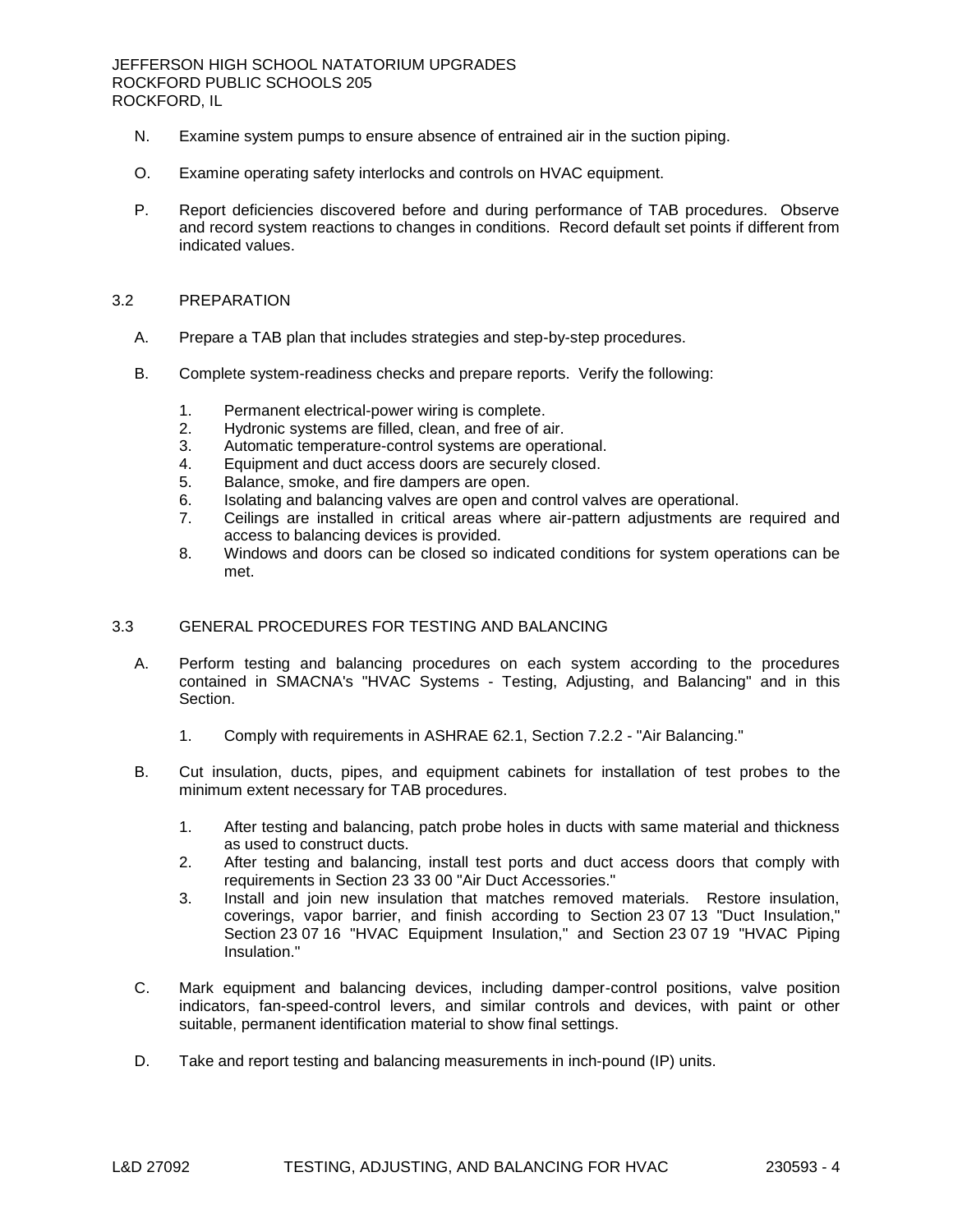N. Examine system pumps to ensure absence of entrained air in the suction piping.

O. Examine operating safety interlocks and controls on HVAC equipment.

P. Report deficiencies discovered before and during performance of TAB procedures. Observe and record system reactions to changes in conditions. Record default set points if different from indicated values.

## 3.2 PREPARATION

A. Prepare a TAB plan that includes strategies and step-by-step procedures.

B. Complete system-readiness checks and prepare reports. Verify the following:

1. Permanent electrical-power wiring is complete.
2. Hydronic systems are filled, clean, and free of air.
3. Automatic temperature-control systems are operational.
4. Equipment and duct access doors are securely closed.
5. Balance, smoke, and fire dampers are open.
6. Isolating and balancing valves are open and control valves are operational.
7. Ceilings are installed in critical areas where air-pattern adjustments are required and access to balancing devices is provided.
8. Windows and doors can be closed so indicated conditions for system operations can be met.

## 3.3 GENERAL PROCEDURES FOR TESTING AND BALANCING

A. Perform testing and balancing procedures on each system according to the procedures contained in SMACNA's "HVAC Systems - Testing, Adjusting, and Balancing" and in this Section.

1. Comply with requirements in ASHRAE 62.1, Section 7.2.2 - "Air Balancing."

B. Cut insulation, ducts, pipes, and equipment cabinets for installation of test probes to the minimum extent necessary for TAB procedures.

1. After testing and balancing, patch probe holes in ducts with same material and thickness as used to construct ducts.
2. After testing and balancing, install test ports and duct access doors that comply with requirements in Section 23 33 00 "Air Duct Accessories."
3. Install and join new insulation that matches removed materials. Restore insulation, coverings, vapor barrier, and finish according to Section 23 07 13 "Duct Insulation," Section 23 07 16 "HVAC Equipment Insulation," and Section 23 07 19 "HVAC Piping Insulation."

C. Mark equipment and balancing devices, including damper-control positions, valve position indicators, fan-speed-control levers, and similar controls and devices, with paint or other suitable, permanent identification material to show final settings.

D. Take and report testing and balancing measurements in inch-pound (IP) units.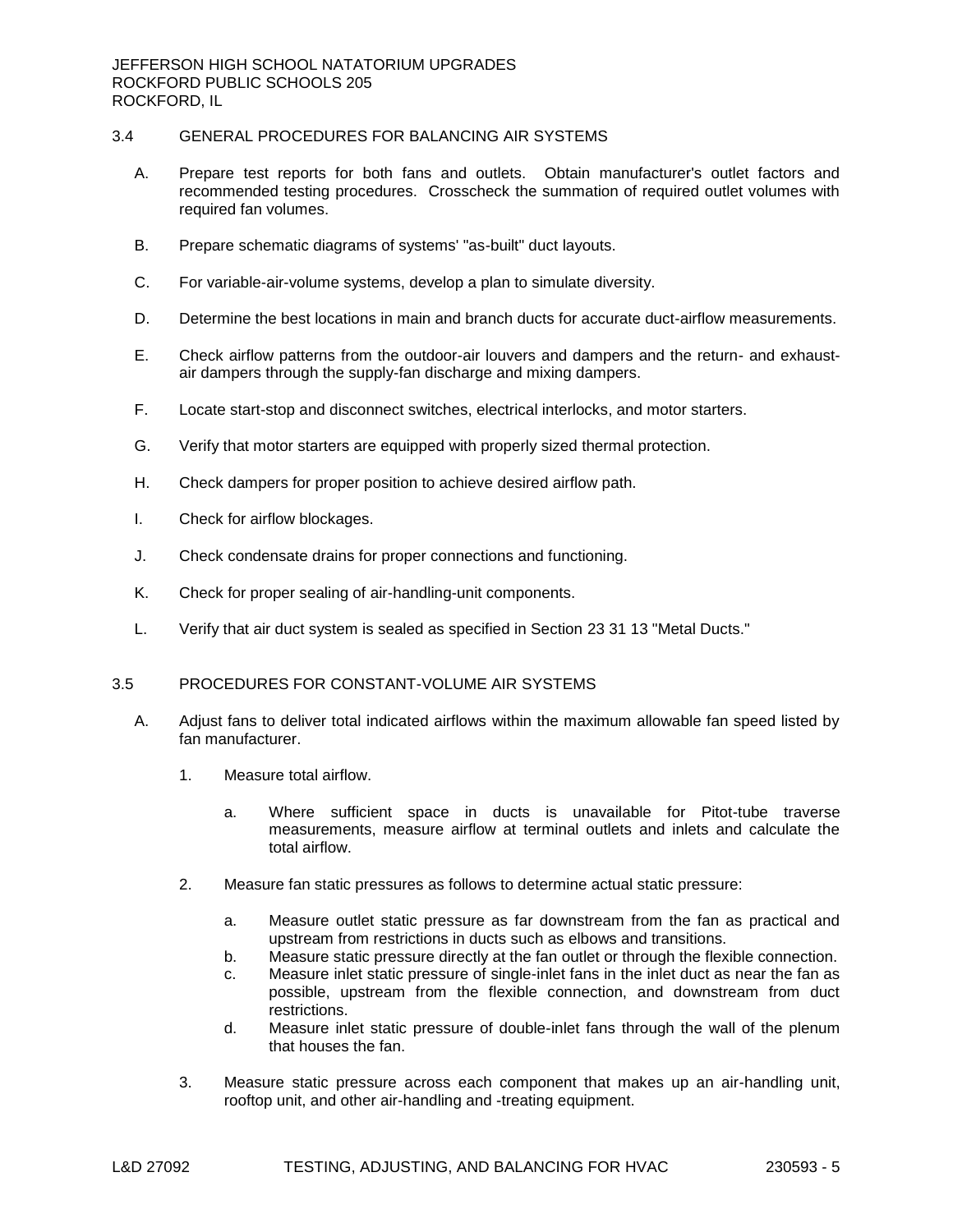## 3.4 GENERAL PROCEDURES FOR BALANCING AIR SYSTEMS

A. Prepare test reports for both fans and outlets. Obtain manufacturer's outlet factors and recommended testing procedures. Crosscheck the summation of required outlet volumes with required fan volumes.

B. Prepare schematic diagrams of systems' "as-built" duct layouts.

C. For variable-air-volume systems, develop a plan to simulate diversity.

D. Determine the best locations in main and branch ducts for accurate duct-airflow measurements.

E. Check airflow patterns from the outdoor-air louvers and dampers and the return- and exhaust-air dampers through the supply-fan discharge and mixing dampers.

F. Locate start-stop and disconnect switches, electrical interlocks, and motor starters.

G. Verify that motor starters are equipped with properly sized thermal protection.

H. Check dampers for proper position to achieve desired airflow path.

I. Check for airflow blockages.

J. Check condensate drains for proper connections and functioning.

K. Check for proper sealing of air-handling-unit components.

L. Verify that air duct system is sealed as specified in Section 23 31 13 "Metal Ducts."

## 3.5 PROCEDURES FOR CONSTANT-VOLUME AIR SYSTEMS

A. Adjust fans to deliver total indicated airflows within the maximum allowable fan speed listed by fan manufacturer.

1. Measure total airflow.

   a. Where sufficient space in ducts is unavailable for Pitot-tube traverse measurements, measure airflow at terminal outlets and inlets and calculate the total airflow.

2. Measure fan static pressures as follows to determine actual static pressure:

   a. Measure outlet static pressure as far downstream from the fan as practical and upstream from restrictions in ducts such as elbows and transitions.
   b. Measure static pressure directly at the fan outlet or through the flexible connection.
   c. Measure inlet static pressure of single-inlet fans in the inlet duct as near the fan as possible, upstream from the flexible connection, and downstream from duct restrictions.
   d. Measure inlet static pressure of double-inlet fans through the wall of the plenum that houses the fan.

3. Measure static pressure across each component that makes up an air-handling unit, rooftop unit, and other air-handling and -treating equipment.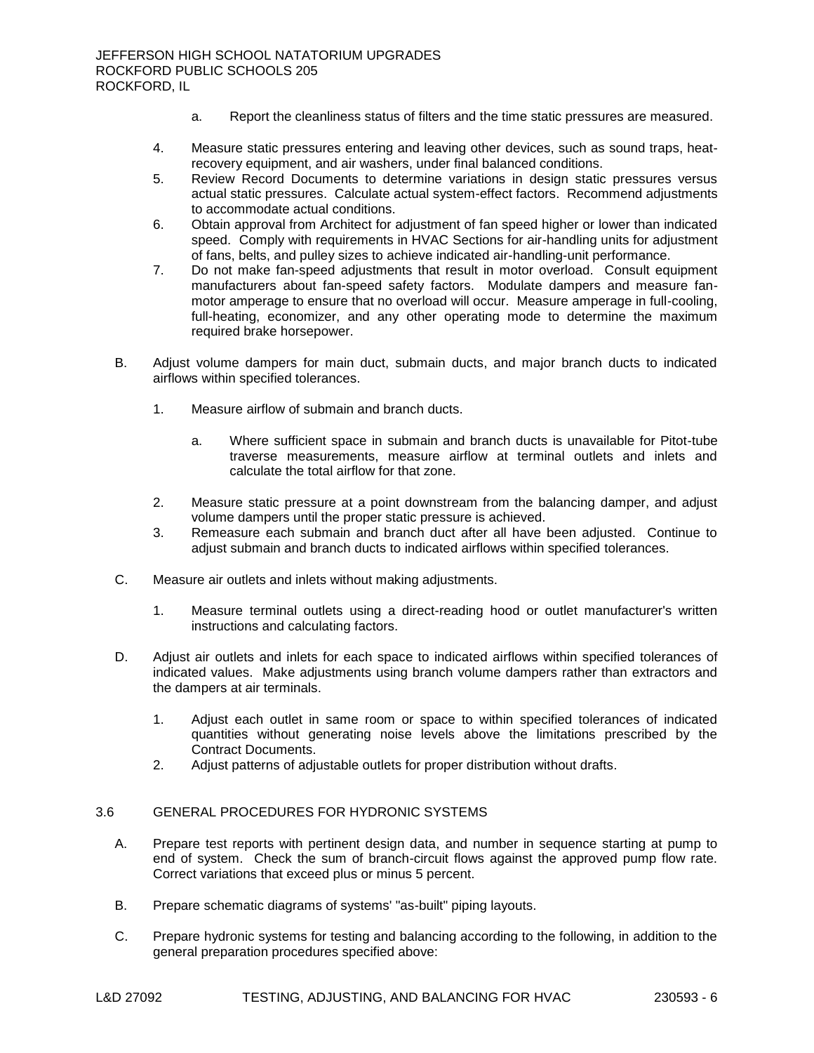a. Report the cleanliness status of filters and the time static pressures are measured.

4. Measure static pressures entering and leaving other devices, such as sound traps, heat-recovery equipment, and air washers, under final balanced conditions.
5. Review Record Documents to determine variations in design static pressures versus actual static pressures. Calculate actual system-effect factors. Recommend adjustments to accommodate actual conditions.
6. Obtain approval from Architect for adjustment of fan speed higher or lower than indicated speed. Comply with requirements in HVAC Sections for air-handling units for adjustment of fans, belts, and pulley sizes to achieve indicated air-handling-unit performance.
7. Do not make fan-speed adjustments that result in motor overload. Consult equipment manufacturers about fan-speed safety factors. Modulate dampers and measure fan-motor amperage to ensure that no overload will occur. Measure amperage in full-cooling, full-heating, economizer, and any other operating mode to determine the maximum required brake horsepower.

B. Adjust volume dampers for main duct, submain ducts, and major branch ducts to indicated airflows within specified tolerances.

1. Measure airflow of submain and branch ducts.

   a. Where sufficient space in submain and branch ducts is unavailable for Pitot-tube traverse measurements, measure airflow at terminal outlets and inlets and calculate the total airflow for that zone.

2. Measure static pressure at a point downstream from the balancing damper, and adjust volume dampers until the proper static pressure is achieved.
3. Remeasure each submain and branch duct after all have been adjusted. Continue to adjust submain and branch ducts to indicated airflows within specified tolerances.

C. Measure air outlets and inlets without making adjustments.

1. Measure terminal outlets using a direct-reading hood or outlet manufacturer's written instructions and calculating factors.

D. Adjust air outlets and inlets for each space to indicated airflows within specified tolerances of indicated values. Make adjustments using branch volume dampers rather than extractors and the dampers at air terminals.

1. Adjust each outlet in same room or space to within specified tolerances of indicated quantities without generating noise levels above the limitations prescribed by the Contract Documents.
2. Adjust patterns of adjustable outlets for proper distribution without drafts.

## 3.6 GENERAL PROCEDURES FOR HYDRONIC SYSTEMS

A. Prepare test reports with pertinent design data, and number in sequence starting at pump to end of system. Check the sum of branch-circuit flows against the approved pump flow rate. Correct variations that exceed plus or minus 5 percent.

B. Prepare schematic diagrams of systems' "as-built" piping layouts.

C. Prepare hydronic systems for testing and balancing according to the following, in addition to the general preparation procedures specified above: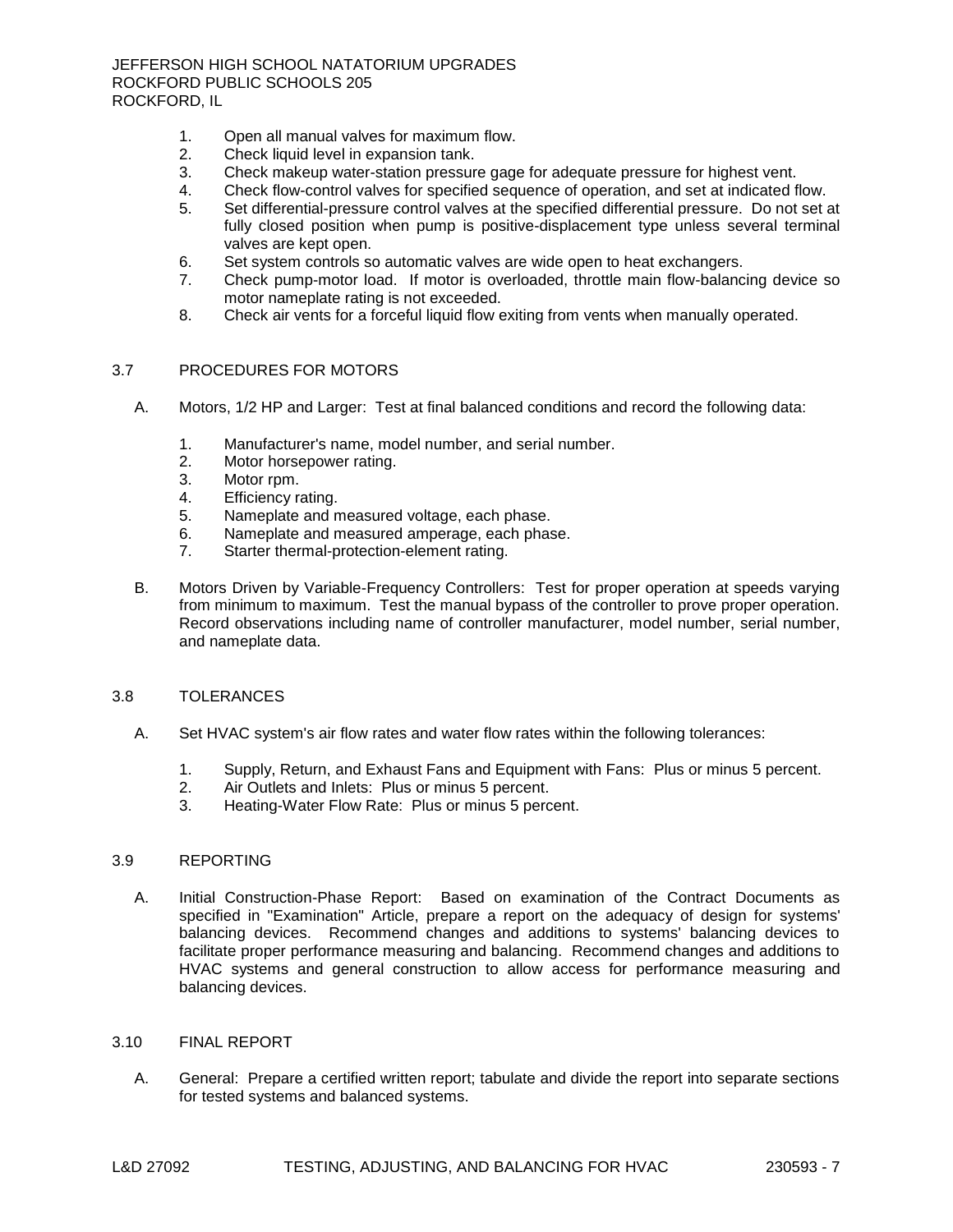1. Open all manual valves for maximum flow.
2. Check liquid level in expansion tank.
3. Check makeup water-station pressure gage for adequate pressure for highest vent.
4. Check flow-control valves for specified sequence of operation, and set at indicated flow.
5. Set differential-pressure control valves at the specified differential pressure. Do not set at fully closed position when pump is positive-displacement type unless several terminal valves are kept open.
6. Set system controls so automatic valves are wide open to heat exchangers.
7. Check pump-motor load. If motor is overloaded, throttle main flow-balancing device so motor nameplate rating is not exceeded.
8. Check air vents for a forceful liquid flow exiting from vents when manually operated.

## 3.7 PROCEDURES FOR MOTORS

A. Motors, 1/2 HP and Larger: Test at final balanced conditions and record the following data:

1. Manufacturer's name, model number, and serial number.
2. Motor horsepower rating.
3. Motor rpm.
4. Efficiency rating.
5. Nameplate and measured voltage, each phase.
6. Nameplate and measured amperage, each phase.
7. Starter thermal-protection-element rating.

B. Motors Driven by Variable-Frequency Controllers: Test for proper operation at speeds varying from minimum to maximum. Test the manual bypass of the controller to prove proper operation. Record observations including name of controller manufacturer, model number, serial number, and nameplate data.

## 3.8 TOLERANCES

A. Set HVAC system's air flow rates and water flow rates within the following tolerances:

1. Supply, Return, and Exhaust Fans and Equipment with Fans: Plus or minus 5 percent.
2. Air Outlets and Inlets: Plus or minus 5 percent.
3. Heating-Water Flow Rate: Plus or minus 5 percent.

## 3.9 REPORTING

A. Initial Construction-Phase Report: Based on examination of the Contract Documents as specified in "Examination" Article, prepare a report on the adequacy of design for systems' balancing devices. Recommend changes and additions to systems' balancing devices to facilitate proper performance measuring and balancing. Recommend changes and additions to HVAC systems and general construction to allow access for performance measuring and balancing devices.

## 3.10 FINAL REPORT

A. General: Prepare a certified written report; tabulate and divide the report into separate sections for tested systems and balanced systems.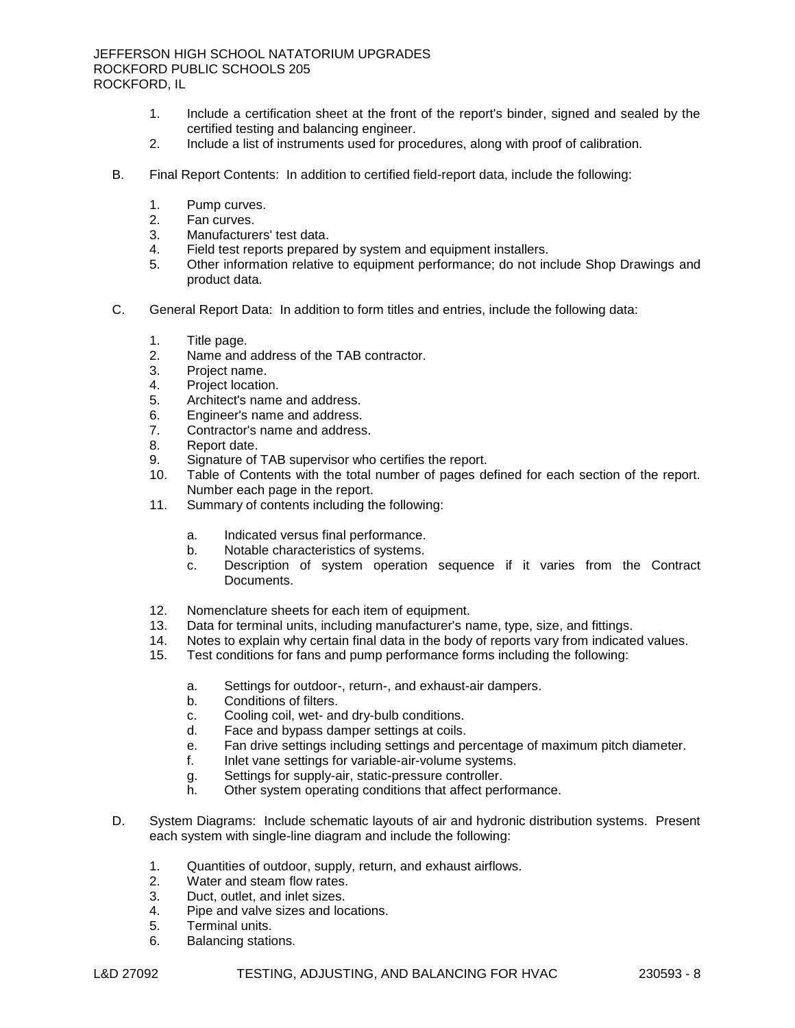1. Include a certification sheet at the front of the report's binder, signed and sealed by the certified testing and balancing engineer.
2. Include a list of instruments used for procedures, along with proof of calibration.

B. Final Report Contents: In addition to certified field-report data, include the following:

1. Pump curves.
2. Fan curves.
3. Manufacturers' test data.
4. Field test reports prepared by system and equipment installers.
5. Other information relative to equipment performance; do not include Shop Drawings and product data.

C. General Report Data: In addition to form titles and entries, include the following data:

1. Title page.
2. Name and address of the TAB contractor.
3. Project name.
4. Project location.
5. Architect's name and address.
6. Engineer's name and address.
7. Contractor's name and address.
8. Report date.
9. Signature of TAB supervisor who certifies the report.
10. Table of Contents with the total number of pages defined for each section of the report. Number each page in the report.
11. Summary of contents including the following:
    a. Indicated versus final performance.
    b. Notable characteristics of systems.
    c. Description of system operation sequence if it varies from the Contract Documents.
12. Nomenclature sheets for each item of equipment.
13. Data for terminal units, including manufacturer's name, type, size, and fittings.
14. Notes to explain why certain final data in the body of reports vary from indicated values.
15. Test conditions for fans and pump performance forms including the following:
    a. Settings for outdoor-, return-, and exhaust-air dampers.
    b. Conditions of filters.
    c. Cooling coil, wet- and dry-bulb conditions.
    d. Face and bypass damper settings at coils.
    e. Fan drive settings including settings and percentage of maximum pitch diameter.
    f. Inlet vane settings for variable-air-volume systems.
    g. Settings for supply-air, static-pressure controller.
    h. Other system operating conditions that affect performance.

D. System Diagrams: Include schematic layouts of air and hydronic distribution systems. Present each system with single-line diagram and include the following:

1. Quantities of outdoor, supply, return, and exhaust airflows.
2. Water and steam flow rates.
3. Duct, outlet, and inlet sizes.
4. Pipe and valve sizes and locations.
5. Terminal units.
6. Balancing stations.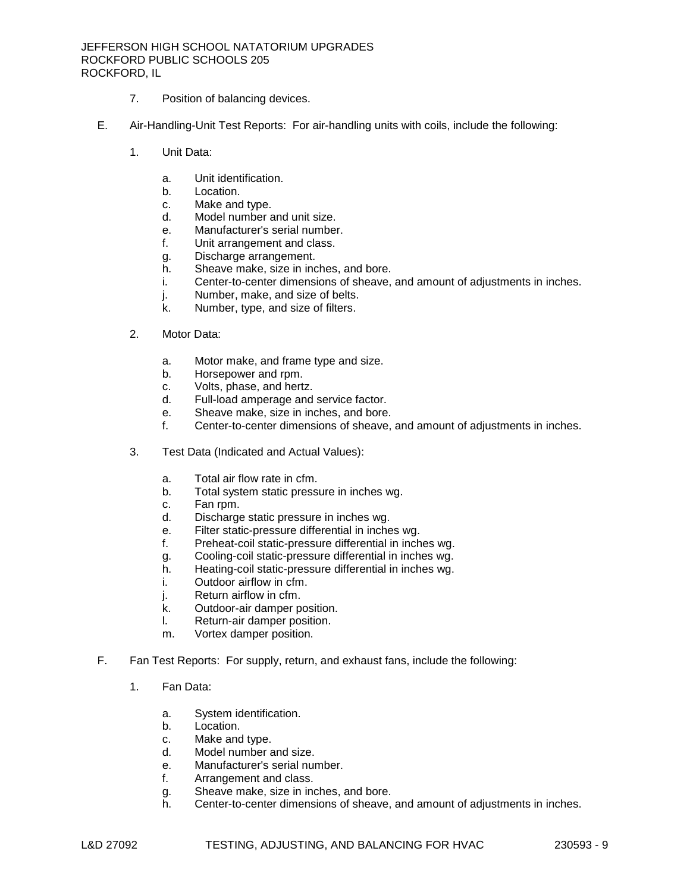7. Position of balancing devices.

E. Air-Handling-Unit Test Reports: For air-handling units with coils, include the following:

1. Unit Data:

   a. Unit identification.
   b. Location.
   c. Make and type.
   d. Model number and unit size.
   e. Manufacturer's serial number.
   f. Unit arrangement and class.
   g. Discharge arrangement.
   h. Sheave make, size in inches, and bore.
   i. Center-to-center dimensions of sheave, and amount of adjustments in inches.
   j. Number, make, and size of belts.
   k. Number, type, and size of filters.

2. Motor Data:

   a. Motor make, and frame type and size.
   b. Horsepower and rpm.
   c. Volts, phase, and hertz.
   d. Full-load amperage and service factor.
   e. Sheave make, size in inches, and bore.
   f. Center-to-center dimensions of sheave, and amount of adjustments in inches.

3. Test Data (Indicated and Actual Values):

   a. Total air flow rate in cfm.
   b. Total system static pressure in inches wg.
   c. Fan rpm.
   d. Discharge static pressure in inches wg.
   e. Filter static-pressure differential in inches wg.
   f. Preheat-coil static-pressure differential in inches wg.
   g. Cooling-coil static-pressure differential in inches wg.
   h. Heating-coil static-pressure differential in inches wg.
   i. Outdoor airflow in cfm.
   j. Return airflow in cfm.
   k. Outdoor-air damper position.
   l. Return-air damper position.
   m. Vortex damper position.

F. Fan Test Reports: For supply, return, and exhaust fans, include the following:

1. Fan Data:

   a. System identification.
   b. Location.
   c. Make and type.
   d. Model number and size.
   e. Manufacturer's serial number.
   f. Arrangement and class.
   g. Sheave make, size in inches, and bore.
   h. Center-to-center dimensions of sheave, and amount of adjustments in inches.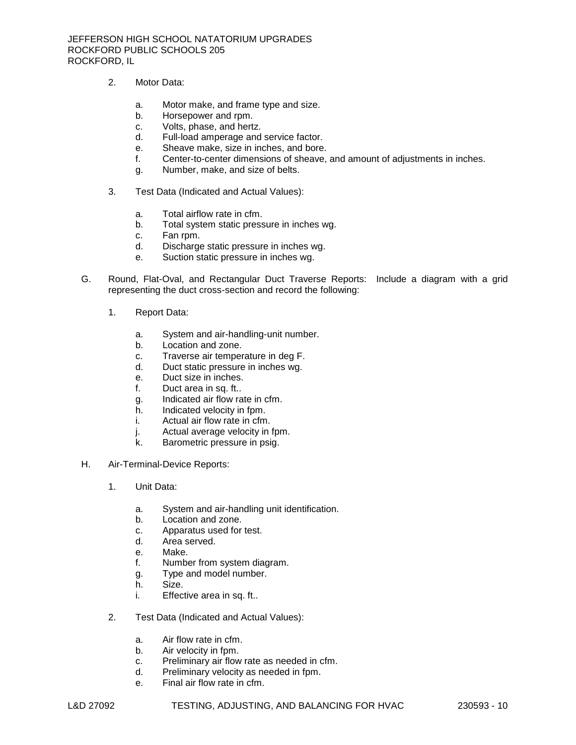2. Motor Data:

    a. Motor make, and frame type and size.
    b. Horsepower and rpm.
    c. Volts, phase, and hertz.
    d. Full-load amperage and service factor.
    e. Sheave make, size in inches, and bore.
    f. Center-to-center dimensions of sheave, and amount of adjustments in inches.
    g. Number, make, and size of belts.

3. Test Data (Indicated and Actual Values):

    a. Total airflow rate in cfm.
    b. Total system static pressure in inches wg.
    c. Fan rpm.
    d. Discharge static pressure in inches wg.
    e. Suction static pressure in inches wg.

G. Round, Flat-Oval, and Rectangular Duct Traverse Reports: Include a diagram with a grid representing the duct cross-section and record the following:

1. Report Data:

    a. System and air-handling-unit number.
    b. Location and zone.
    c. Traverse air temperature in deg F.
    d. Duct static pressure in inches wg.
    e. Duct size in inches.
    f. Duct area in sq. ft..
    g. Indicated air flow rate in cfm.
    h. Indicated velocity in fpm.
    i. Actual air flow rate in cfm.
    j. Actual average velocity in fpm.
    k. Barometric pressure in psig.

H. Air-Terminal-Device Reports:

1. Unit Data:

    a. System and air-handling unit identification.
    b. Location and zone.
    c. Apparatus used for test.
    d. Area served.
    e. Make.
    f. Number from system diagram.
    g. Type and model number.
    h. Size.
    i. Effective area in sq. ft..

2. Test Data (Indicated and Actual Values):

    a. Air flow rate in cfm.
    b. Air velocity in fpm.
    c. Preliminary air flow rate as needed in cfm.
    d. Preliminary velocity as needed in fpm.
    e. Final air flow rate in cfm.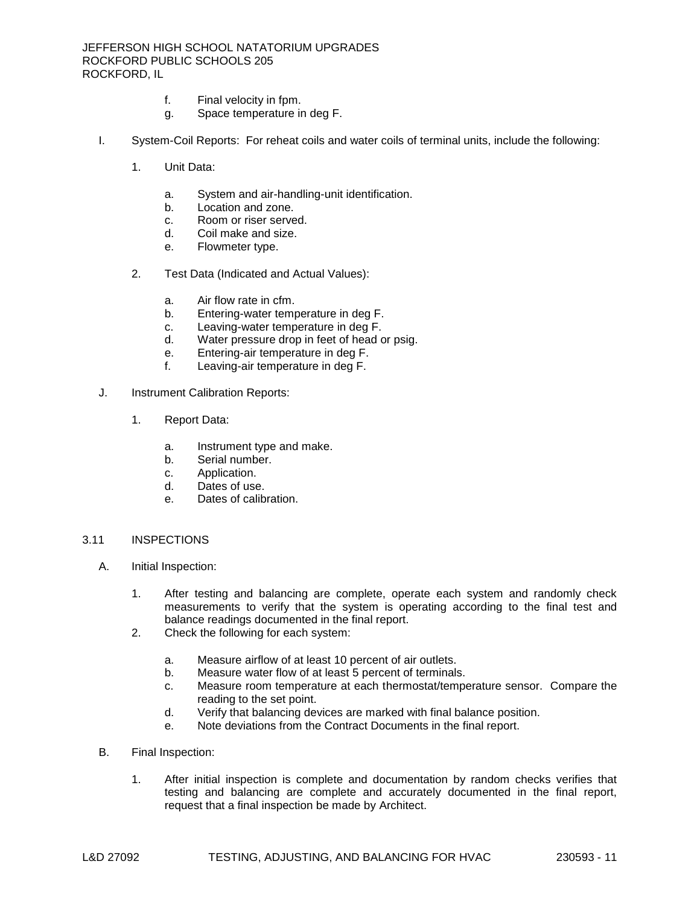f. Final velocity in fpm.
g. Space temperature in deg F.

I. System-Coil Reports: For reheat coils and water coils of terminal units, include the following:

1. Unit Data:

   a. System and air-handling-unit identification.
   b. Location and zone.
   c. Room or riser served.
   d. Coil make and size.
   e. Flowmeter type.

2. Test Data (Indicated and Actual Values):

   a. Air flow rate in cfm.
   b. Entering-water temperature in deg F.
   c. Leaving-water temperature in deg F.
   d. Water pressure drop in feet of head or psig.
   e. Entering-air temperature in deg F.
   f. Leaving-air temperature in deg F.

J. Instrument Calibration Reports:

1. Report Data:

   a. Instrument type and make.
   b. Serial number.
   c. Application.
   d. Dates of use.
   e. Dates of calibration.

## 3.11 INSPECTIONS

A. Initial Inspection:

1. After testing and balancing are complete, operate each system and randomly check measurements to verify that the system is operating according to the final test and balance readings documented in the final report.
2. Check the following for each system:

   a. Measure airflow of at least 10 percent of air outlets.
   b. Measure water flow of at least 5 percent of terminals.
   c. Measure room temperature at each thermostat/temperature sensor. Compare the reading to the set point.
   d. Verify that balancing devices are marked with final balance position.
   e. Note deviations from the Contract Documents in the final report.

B. Final Inspection:

1. After initial inspection is complete and documentation by random checks verifies that testing and balancing are complete and accurately documented in the final report, request that a final inspection be made by Architect.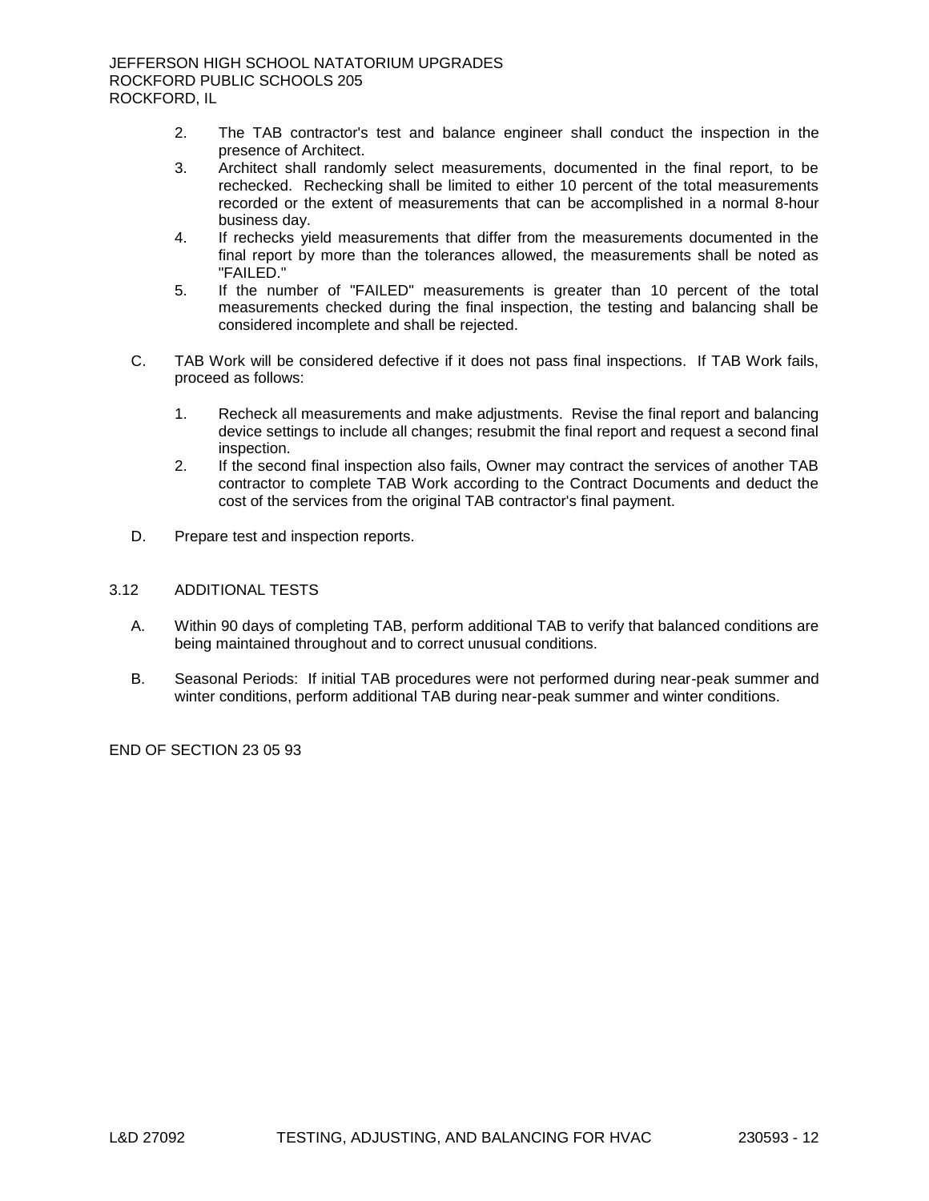2. The TAB contractor's test and balance engineer shall conduct the inspection in the presence of Architect.
3. Architect shall randomly select measurements, documented in the final report, to be rechecked. Rechecking shall be limited to either 10 percent of the total measurements recorded or the extent of measurements that can be accomplished in a normal 8-hour business day.
4. If rechecks yield measurements that differ from the measurements documented in the final report by more than the tolerances allowed, the measurements shall be noted as "FAILED."
5. If the number of "FAILED" measurements is greater than 10 percent of the total measurements checked during the final inspection, the testing and balancing shall be considered incomplete and shall be rejected.

C. TAB Work will be considered defective if it does not pass final inspections. If TAB Work fails, proceed as follows:

1. Recheck all measurements and make adjustments. Revise the final report and balancing device settings to include all changes; resubmit the final report and request a second final inspection.
2. If the second final inspection also fails, Owner may contract the services of another TAB contractor to complete TAB Work according to the Contract Documents and deduct the cost of the services from the original TAB contractor's final payment.

D. Prepare test and inspection reports.

## 3.12 ADDITIONAL TESTS

A. Within 90 days of completing TAB, perform additional TAB to verify that balanced conditions are being maintained throughout and to correct unusual conditions.

B. Seasonal Periods: If initial TAB procedures were not performed during near-peak summer and winter conditions, perform additional TAB during near-peak summer and winter conditions.

END OF SECTION 23 05 93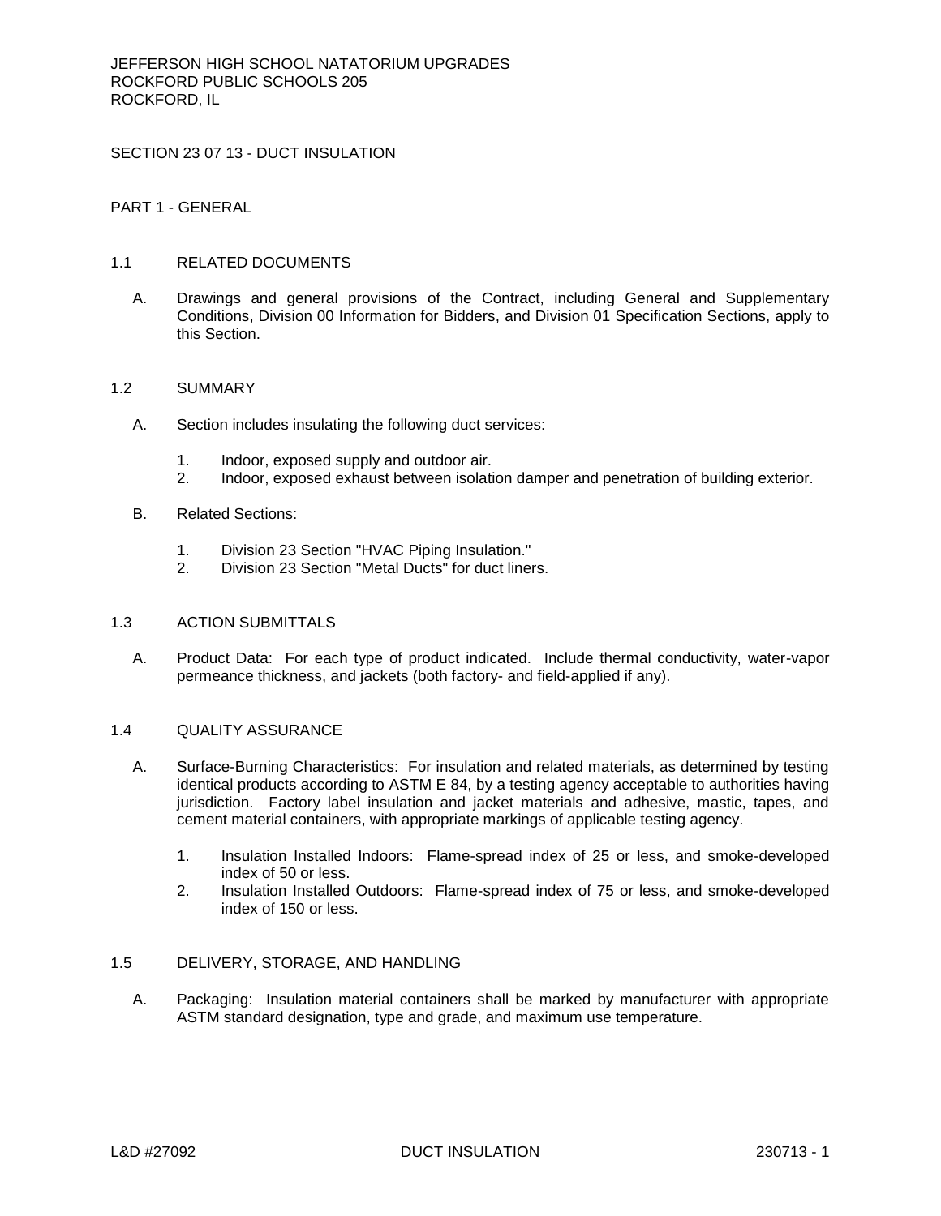JEFFERSON HIGH SCHOOL NATATORIUM UPGRADES
ROCKFORD PUBLIC SCHOOLS 205
ROCKFORD, IL

# SECTION 23 07 13 - DUCT INSULATION

## PART 1 - GENERAL

### 1.1 RELATED DOCUMENTS

A. Drawings and general provisions of the Contract, including General and Supplementary Conditions, Division 00 Information for Bidders, and Division 01 Specification Sections, apply to this Section.

### 1.2 SUMMARY

A. Section includes insulating the following duct services:

1. Indoor, exposed supply and outdoor air.
2. Indoor, exposed exhaust between isolation damper and penetration of building exterior.

B. Related Sections:

1. Division 23 Section "HVAC Piping Insulation."
2. Division 23 Section "Metal Ducts" for duct liners.

### 1.3 ACTION SUBMITTALS

A. Product Data: For each type of product indicated. Include thermal conductivity, water-vapor permeance thickness, and jackets (both factory- and field-applied if any).

### 1.4 QUALITY ASSURANCE

A. Surface-Burning Characteristics: For insulation and related materials, as determined by testing identical products according to ASTM E 84, by a testing agency acceptable to authorities having jurisdiction. Factory label insulation and jacket materials and adhesive, mastic, tapes, and cement material containers, with appropriate markings of applicable testing agency.

1. Insulation Installed Indoors: Flame-spread index of 25 or less, and smoke-developed index of 50 or less.
2. Insulation Installed Outdoors: Flame-spread index of 75 or less, and smoke-developed index of 150 or less.

### 1.5 DELIVERY, STORAGE, AND HANDLING

A. Packaging: Insulation material containers shall be marked by manufacturer with appropriate ASTM standard designation, type and grade, and maximum use temperature.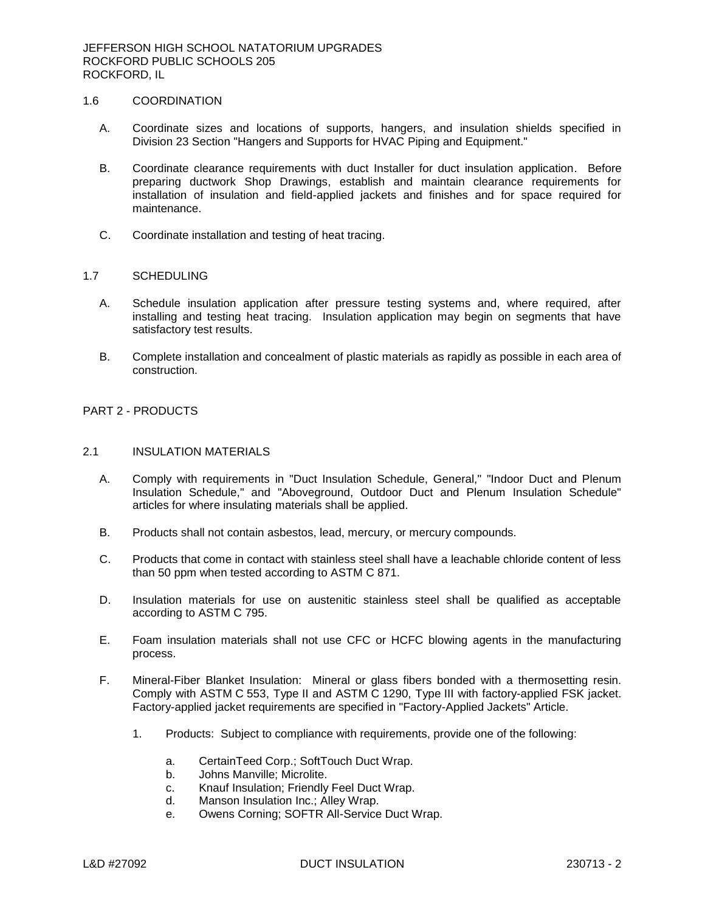## 1.6 COORDINATION

A. Coordinate sizes and locations of supports, hangers, and insulation shields specified in Division 23 Section "Hangers and Supports for HVAC Piping and Equipment."

B. Coordinate clearance requirements with duct Installer for duct insulation application. Before preparing ductwork Shop Drawings, establish and maintain clearance requirements for installation of insulation and field-applied jackets and finishes and for space required for maintenance.

C. Coordinate installation and testing of heat tracing.

## 1.7 SCHEDULING

A. Schedule insulation application after pressure testing systems and, where required, after installing and testing heat tracing. Insulation application may begin on segments that have satisfactory test results.

B. Complete installation and concealment of plastic materials as rapidly as possible in each area of construction.

# PART 2 - PRODUCTS

## 2.1 INSULATION MATERIALS

A. Comply with requirements in "Duct Insulation Schedule, General," "Indoor Duct and Plenum Insulation Schedule," and "Aboveground, Outdoor Duct and Plenum Insulation Schedule" articles for where insulating materials shall be applied.

B. Products shall not contain asbestos, lead, mercury, or mercury compounds.

C. Products that come in contact with stainless steel shall have a leachable chloride content of less than 50 ppm when tested according to ASTM C 871.

D. Insulation materials for use on austenitic stainless steel shall be qualified as acceptable according to ASTM C 795.

E. Foam insulation materials shall not use CFC or HCFC blowing agents in the manufacturing process.

F. Mineral-Fiber Blanket Insulation: Mineral or glass fibers bonded with a thermosetting resin. Comply with ASTM C 553, Type II and ASTM C 1290, Type III with factory-applied FSK jacket. Factory-applied jacket requirements are specified in "Factory-Applied Jackets" Article.

1. Products: Subject to compliance with requirements, provide one of the following:

   a. CertainTeed Corp.; SoftTouch Duct Wrap.
   b. Johns Manville; Microlite.
   c. Knauf Insulation; Friendly Feel Duct Wrap.
   d. Manson Insulation Inc.; Alley Wrap.
   e. Owens Corning; SOFTR All-Service Duct Wrap.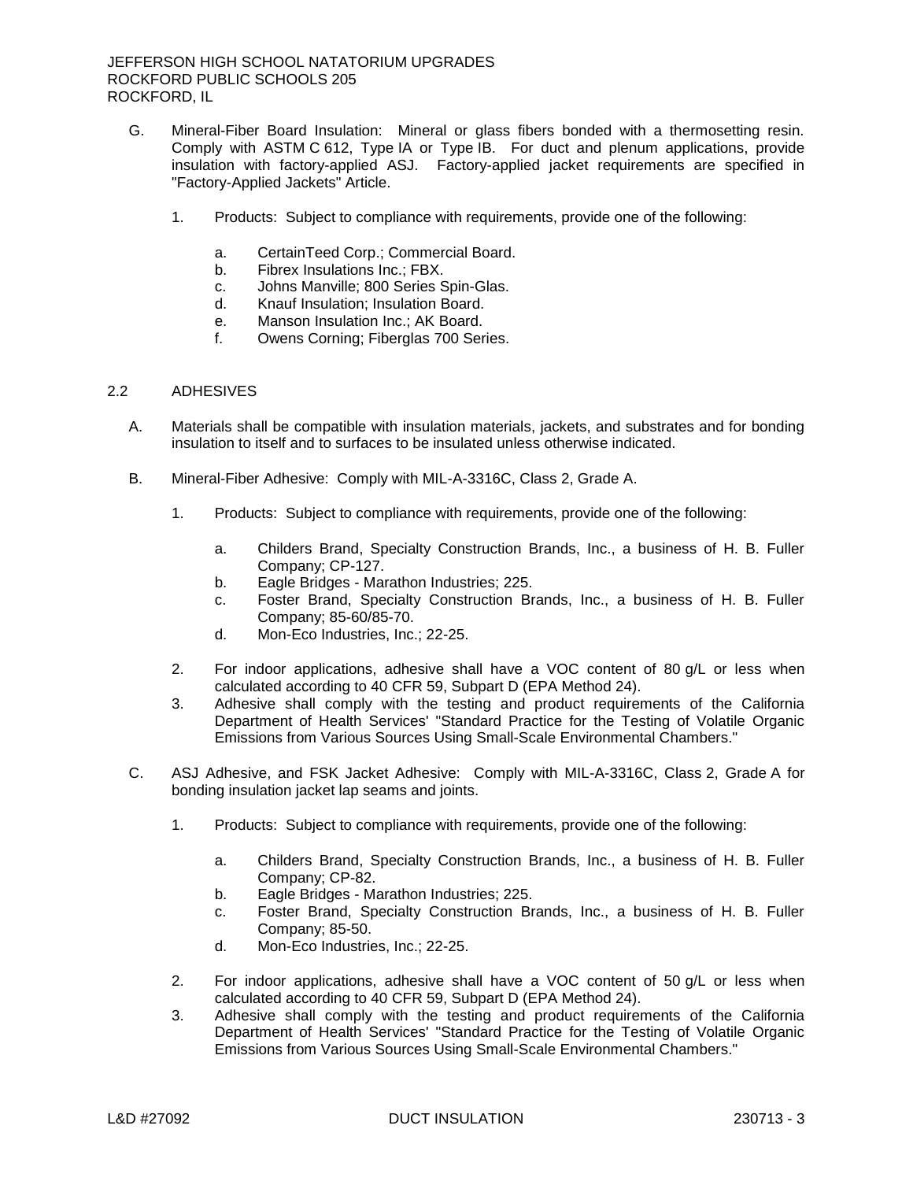G. Mineral-Fiber Board Insulation: Mineral or glass fibers bonded with a thermosetting resin. Comply with ASTM C 612, Type IA or Type IB. For duct and plenum applications, provide insulation with factory-applied ASJ. Factory-applied jacket requirements are specified in "Factory-Applied Jackets" Article.

   1. Products: Subject to compliance with requirements, provide one of the following:

      a. CertainTeed Corp.; Commercial Board.
      b. Fibrex Insulations Inc.; FBX.
      c. Johns Manville; 800 Series Spin-Glas.
      d. Knauf Insulation; Insulation Board.
      e. Manson Insulation Inc.; AK Board.
      f. Owens Corning; Fiberglas 700 Series.

## 2.2 ADHESIVES

A. Materials shall be compatible with insulation materials, jackets, and substrates and for bonding insulation to itself and to surfaces to be insulated unless otherwise indicated.

B. Mineral-Fiber Adhesive: Comply with MIL-A-3316C, Class 2, Grade A.

   1. Products: Subject to compliance with requirements, provide one of the following:

      a. Childers Brand, Specialty Construction Brands, Inc., a business of H. B. Fuller Company; CP-127.
      b. Eagle Bridges - Marathon Industries; 225.
      c. Foster Brand, Specialty Construction Brands, Inc., a business of H. B. Fuller Company; 85-60/85-70.
      d. Mon-Eco Industries, Inc.; 22-25.

   2. For indoor applications, adhesive shall have a VOC content of 80 g/L or less when calculated according to 40 CFR 59, Subpart D (EPA Method 24).
   3. Adhesive shall comply with the testing and product requirements of the California Department of Health Services' "Standard Practice for the Testing of Volatile Organic Emissions from Various Sources Using Small-Scale Environmental Chambers."

C. ASJ Adhesive, and FSK Jacket Adhesive: Comply with MIL-A-3316C, Class 2, Grade A for bonding insulation jacket lap seams and joints.

   1. Products: Subject to compliance with requirements, provide one of the following:

      a. Childers Brand, Specialty Construction Brands, Inc., a business of H. B. Fuller Company; CP-82.
      b. Eagle Bridges - Marathon Industries; 225.
      c. Foster Brand, Specialty Construction Brands, Inc., a business of H. B. Fuller Company; 85-50.
      d. Mon-Eco Industries, Inc.; 22-25.

   2. For indoor applications, adhesive shall have a VOC content of 50 g/L or less when calculated according to 40 CFR 59, Subpart D (EPA Method 24).
   3. Adhesive shall comply with the testing and product requirements of the California Department of Health Services' "Standard Practice for the Testing of Volatile Organic Emissions from Various Sources Using Small-Scale Environmental Chambers."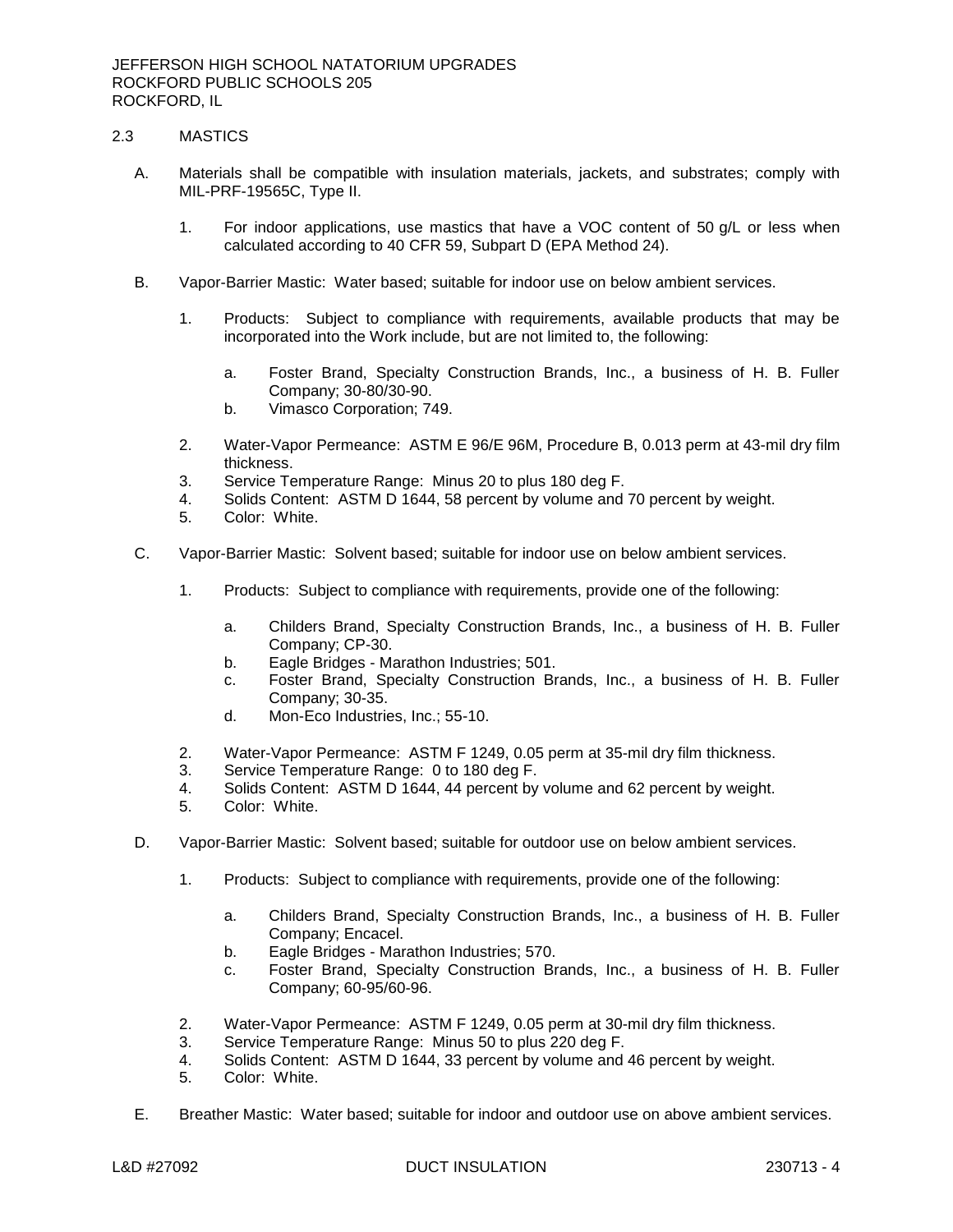## 2.3 MASTICS

A. Materials shall be compatible with insulation materials, jackets, and substrates; comply with MIL-PRF-19565C, Type II.

   1. For indoor applications, use mastics that have a VOC content of 50 g/L or less when calculated according to 40 CFR 59, Subpart D (EPA Method 24).

B. Vapor-Barrier Mastic: Water based; suitable for indoor use on below ambient services.

   1. Products: Subject to compliance with requirements, available products that may be incorporated into the Work include, but are not limited to, the following:

      a. Foster Brand, Specialty Construction Brands, Inc., a business of H. B. Fuller Company; 30-80/30-90.
      b. Vimasco Corporation; 749.

   2. Water-Vapor Permeance: ASTM E 96/E 96M, Procedure B, 0.013 perm at 43-mil dry film thickness.
   3. Service Temperature Range: Minus 20 to plus 180 deg F.
   4. Solids Content: ASTM D 1644, 58 percent by volume and 70 percent by weight.
   5. Color: White.

C. Vapor-Barrier Mastic: Solvent based; suitable for indoor use on below ambient services.

   1. Products: Subject to compliance with requirements, provide one of the following:

      a. Childers Brand, Specialty Construction Brands, Inc., a business of H. B. Fuller Company; CP-30.
      b. Eagle Bridges - Marathon Industries; 501.
      c. Foster Brand, Specialty Construction Brands, Inc., a business of H. B. Fuller Company; 30-35.
      d. Mon-Eco Industries, Inc.; 55-10.

   2. Water-Vapor Permeance: ASTM F 1249, 0.05 perm at 35-mil dry film thickness.
   3. Service Temperature Range: 0 to 180 deg F.
   4. Solids Content: ASTM D 1644, 44 percent by volume and 62 percent by weight.
   5. Color: White.

D. Vapor-Barrier Mastic: Solvent based; suitable for outdoor use on below ambient services.

   1. Products: Subject to compliance with requirements, provide one of the following:

      a. Childers Brand, Specialty Construction Brands, Inc., a business of H. B. Fuller Company; Encacel.
      b. Eagle Bridges - Marathon Industries; 570.
      c. Foster Brand, Specialty Construction Brands, Inc., a business of H. B. Fuller Company; 60-95/60-96.

   2. Water-Vapor Permeance: ASTM F 1249, 0.05 perm at 30-mil dry film thickness.
   3. Service Temperature Range: Minus 50 to plus 220 deg F.
   4. Solids Content: ASTM D 1644, 33 percent by volume and 46 percent by weight.
   5. Color: White.

E. Breather Mastic: Water based; suitable for indoor and outdoor use on above ambient services.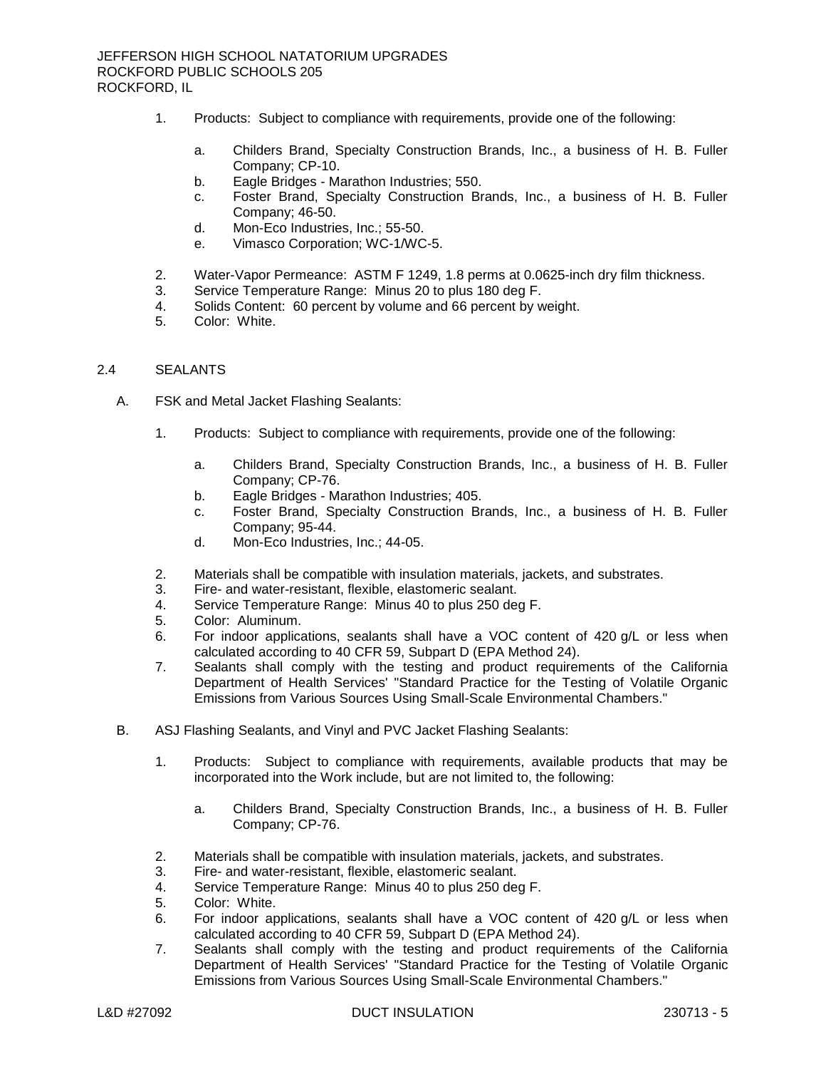1. Products: Subject to compliance with requirements, provide one of the following:

    a. Childers Brand, Specialty Construction Brands, Inc., a business of H. B. Fuller Company; CP-10.
    b. Eagle Bridges - Marathon Industries; 550.
    c. Foster Brand, Specialty Construction Brands, Inc., a business of H. B. Fuller Company; 46-50.
    d. Mon-Eco Industries, Inc.; 55-50.
    e. Vimasco Corporation; WC-1/WC-5.

2. Water-Vapor Permeance: ASTM F 1249, 1.8 perms at 0.0625-inch dry film thickness.
3. Service Temperature Range: Minus 20 to plus 180 deg F.
4. Solids Content: 60 percent by volume and 66 percent by weight.
5. Color: White.

## 2.4 SEALANTS

A. FSK and Metal Jacket Flashing Sealants:

1. Products: Subject to compliance with requirements, provide one of the following:

    a. Childers Brand, Specialty Construction Brands, Inc., a business of H. B. Fuller Company; CP-76.
    b. Eagle Bridges - Marathon Industries; 405.
    c. Foster Brand, Specialty Construction Brands, Inc., a business of H. B. Fuller Company; 95-44.
    d. Mon-Eco Industries, Inc.; 44-05.

2. Materials shall be compatible with insulation materials, jackets, and substrates.
3. Fire- and water-resistant, flexible, elastomeric sealant.
4. Service Temperature Range: Minus 40 to plus 250 deg F.
5. Color: Aluminum.
6. For indoor applications, sealants shall have a VOC content of 420 g/L or less when calculated according to 40 CFR 59, Subpart D (EPA Method 24).
7. Sealants shall comply with the testing and product requirements of the California Department of Health Services' "Standard Practice for the Testing of Volatile Organic Emissions from Various Sources Using Small-Scale Environmental Chambers."

B. ASJ Flashing Sealants, and Vinyl and PVC Jacket Flashing Sealants:

1. Products: Subject to compliance with requirements, available products that may be incorporated into the Work include, but are not limited to, the following:

    a. Childers Brand, Specialty Construction Brands, Inc., a business of H. B. Fuller Company; CP-76.

2. Materials shall be compatible with insulation materials, jackets, and substrates.
3. Fire- and water-resistant, flexible, elastomeric sealant.
4. Service Temperature Range: Minus 40 to plus 250 deg F.
5. Color: White.
6. For indoor applications, sealants shall have a VOC content of 420 g/L or less when calculated according to 40 CFR 59, Subpart D (EPA Method 24).
7. Sealants shall comply with the testing and product requirements of the California Department of Health Services' "Standard Practice for the Testing of Volatile Organic Emissions from Various Sources Using Small-Scale Environmental Chambers."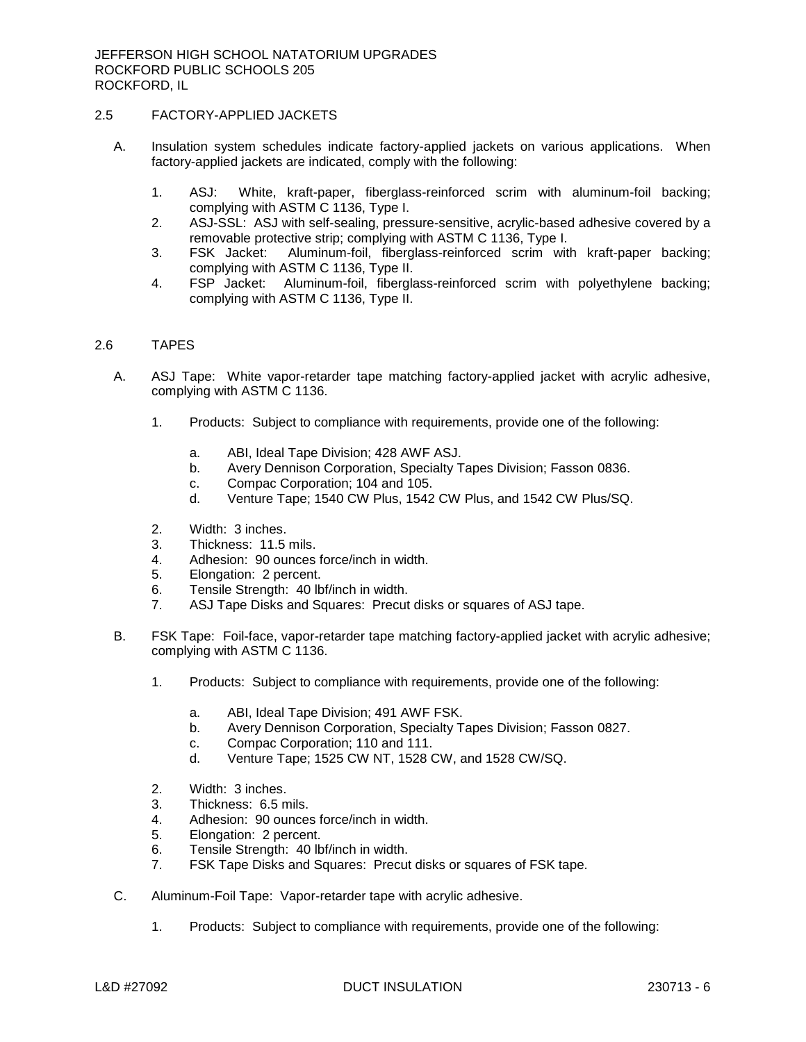## 2.5 FACTORY-APPLIED JACKETS

A. Insulation system schedules indicate factory-applied jackets on various applications. When factory-applied jackets are indicated, comply with the following:

1. ASJ: White, kraft-paper, fiberglass-reinforced scrim with aluminum-foil backing; complying with ASTM C 1136, Type I.
2. ASJ-SSL: ASJ with self-sealing, pressure-sensitive, acrylic-based adhesive covered by a removable protective strip; complying with ASTM C 1136, Type I.
3. FSK Jacket: Aluminum-foil, fiberglass-reinforced scrim with kraft-paper backing; complying with ASTM C 1136, Type II.
4. FSP Jacket: Aluminum-foil, fiberglass-reinforced scrim with polyethylene backing; complying with ASTM C 1136, Type II.

## 2.6 TAPES

A. ASJ Tape: White vapor-retarder tape matching factory-applied jacket with acrylic adhesive, complying with ASTM C 1136.

1. Products: Subject to compliance with requirements, provide one of the following:
   a. ABI, Ideal Tape Division; 428 AWF ASJ.
   b. Avery Dennison Corporation, Specialty Tapes Division; Fasson 0836.
   c. Compac Corporation; 104 and 105.
   d. Venture Tape; 1540 CW Plus, 1542 CW Plus, and 1542 CW Plus/SQ.
2. Width: 3 inches.
3. Thickness: 11.5 mils.
4. Adhesion: 90 ounces force/inch in width.
5. Elongation: 2 percent.
6. Tensile Strength: 40 lbf/inch in width.
7. ASJ Tape Disks and Squares: Precut disks or squares of ASJ tape.

B. FSK Tape: Foil-face, vapor-retarder tape matching factory-applied jacket with acrylic adhesive; complying with ASTM C 1136.

1. Products: Subject to compliance with requirements, provide one of the following:
   a. ABI, Ideal Tape Division; 491 AWF FSK.
   b. Avery Dennison Corporation, Specialty Tapes Division; Fasson 0827.
   c. Compac Corporation; 110 and 111.
   d. Venture Tape; 1525 CW NT, 1528 CW, and 1528 CW/SQ.
2. Width: 3 inches.
3. Thickness: 6.5 mils.
4. Adhesion: 90 ounces force/inch in width.
5. Elongation: 2 percent.
6. Tensile Strength: 40 lbf/inch in width.
7. FSK Tape Disks and Squares: Precut disks or squares of FSK tape.

C. Aluminum-Foil Tape: Vapor-retarder tape with acrylic adhesive.

1. Products: Subject to compliance with requirements, provide one of the following: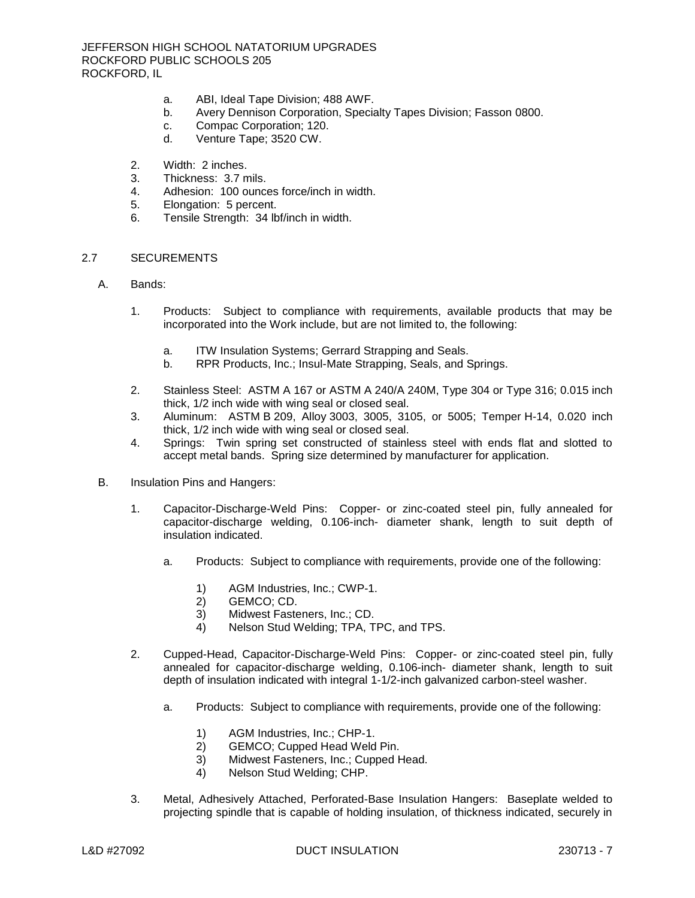a. ABI, Ideal Tape Division; 488 AWF.
b. Avery Dennison Corporation, Specialty Tapes Division; Fasson 0800.
c. Compac Corporation; 120.
d. Venture Tape; 3520 CW.

2. Width: 2 inches.
3. Thickness: 3.7 mils.
4. Adhesion: 100 ounces force/inch in width.
5. Elongation: 5 percent.
6. Tensile Strength: 34 lbf/inch in width.

## 2.7 SECUREMENTS

A. Bands:

1. Products: Subject to compliance with requirements, available products that may be incorporated into the Work include, but are not limited to, the following:

   a. ITW Insulation Systems; Gerrard Strapping and Seals.
   b. RPR Products, Inc.; Insul-Mate Strapping, Seals, and Springs.

2. Stainless Steel: ASTM A 167 or ASTM A 240/A 240M, Type 304 or Type 316; 0.015 inch thick, 1/2 inch wide with wing seal or closed seal.
3. Aluminum: ASTM B 209, Alloy 3003, 3005, 3105, or 5005; Temper H-14, 0.020 inch thick, 1/2 inch wide with wing seal or closed seal.
4. Springs: Twin spring set constructed of stainless steel with ends flat and slotted to accept metal bands. Spring size determined by manufacturer for application.

B. Insulation Pins and Hangers:

1. Capacitor-Discharge-Weld Pins: Copper- or zinc-coated steel pin, fully annealed for capacitor-discharge welding, 0.106-inch- diameter shank, length to suit depth of insulation indicated.

   a. Products: Subject to compliance with requirements, provide one of the following:

      1) AGM Industries, Inc.; CWP-1.
      2) GEMCO; CD.
      3) Midwest Fasteners, Inc.; CD.
      4) Nelson Stud Welding; TPA, TPC, and TPS.

2. Cupped-Head, Capacitor-Discharge-Weld Pins: Copper- or zinc-coated steel pin, fully annealed for capacitor-discharge welding, 0.106-inch- diameter shank, length to suit depth of insulation indicated with integral 1-1/2-inch galvanized carbon-steel washer.

   a. Products: Subject to compliance with requirements, provide one of the following:

      1) AGM Industries, Inc.; CHP-1.
      2) GEMCO; Cupped Head Weld Pin.
      3) Midwest Fasteners, Inc.; Cupped Head.
      4) Nelson Stud Welding; CHP.

3. Metal, Adhesively Attached, Perforated-Base Insulation Hangers: Baseplate welded to projecting spindle that is capable of holding insulation, of thickness indicated, securely in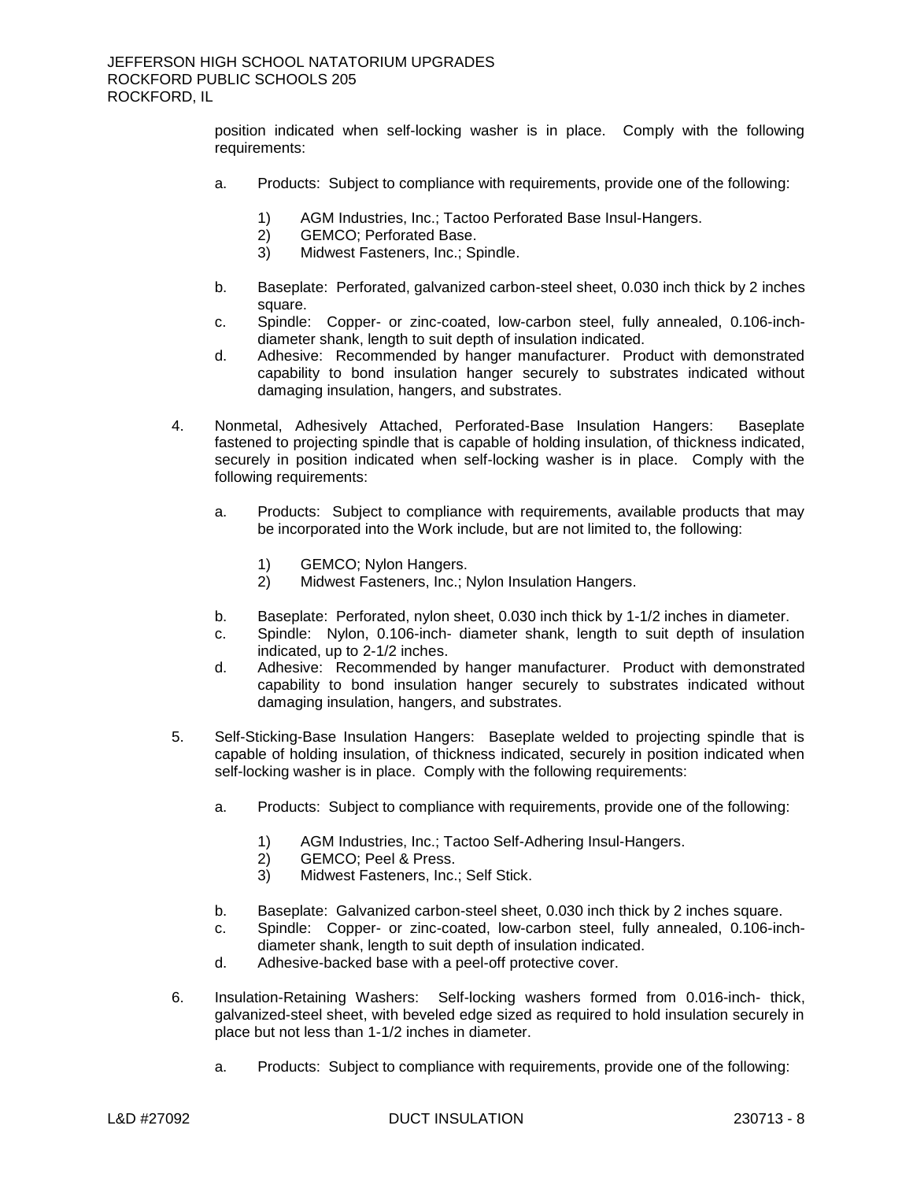position indicated when self-locking washer is in place. Comply with the following requirements:

a. Products: Subject to compliance with requirements, provide one of the following:

   1) AGM Industries, Inc.; Tactoo Perforated Base Insul-Hangers.
   2) GEMCO; Perforated Base.
   3) Midwest Fasteners, Inc.; Spindle.

b. Baseplate: Perforated, galvanized carbon-steel sheet, 0.030 inch thick by 2 inches square.
c. Spindle: Copper- or zinc-coated, low-carbon steel, fully annealed, 0.106-inch-diameter shank, length to suit depth of insulation indicated.
d. Adhesive: Recommended by hanger manufacturer. Product with demonstrated capability to bond insulation hanger securely to substrates indicated without damaging insulation, hangers, and substrates.

4. Nonmetal, Adhesively Attached, Perforated-Base Insulation Hangers: Baseplate fastened to projecting spindle that is capable of holding insulation, of thickness indicated, securely in position indicated when self-locking washer is in place. Comply with the following requirements:

   a. Products: Subject to compliance with requirements, available products that may be incorporated into the Work include, but are not limited to, the following:

      1) GEMCO; Nylon Hangers.
      2) Midwest Fasteners, Inc.; Nylon Insulation Hangers.

   b. Baseplate: Perforated, nylon sheet, 0.030 inch thick by 1-1/2 inches in diameter.
   c. Spindle: Nylon, 0.106-inch- diameter shank, length to suit depth of insulation indicated, up to 2-1/2 inches.
   d. Adhesive: Recommended by hanger manufacturer. Product with demonstrated capability to bond insulation hanger securely to substrates indicated without damaging insulation, hangers, and substrates.

5. Self-Sticking-Base Insulation Hangers: Baseplate welded to projecting spindle that is capable of holding insulation, of thickness indicated, securely in position indicated when self-locking washer is in place. Comply with the following requirements:

   a. Products: Subject to compliance with requirements, provide one of the following:

      1) AGM Industries, Inc.; Tactoo Self-Adhering Insul-Hangers.
      2) GEMCO; Peel & Press.
      3) Midwest Fasteners, Inc.; Self Stick.

   b. Baseplate: Galvanized carbon-steel sheet, 0.030 inch thick by 2 inches square.
   c. Spindle: Copper- or zinc-coated, low-carbon steel, fully annealed, 0.106-inch-diameter shank, length to suit depth of insulation indicated.
   d. Adhesive-backed base with a peel-off protective cover.

6. Insulation-Retaining Washers: Self-locking washers formed from 0.016-inch- thick, galvanized-steel sheet, with beveled edge sized as required to hold insulation securely in place but not less than 1-1/2 inches in diameter.

   a. Products: Subject to compliance with requirements, provide one of the following: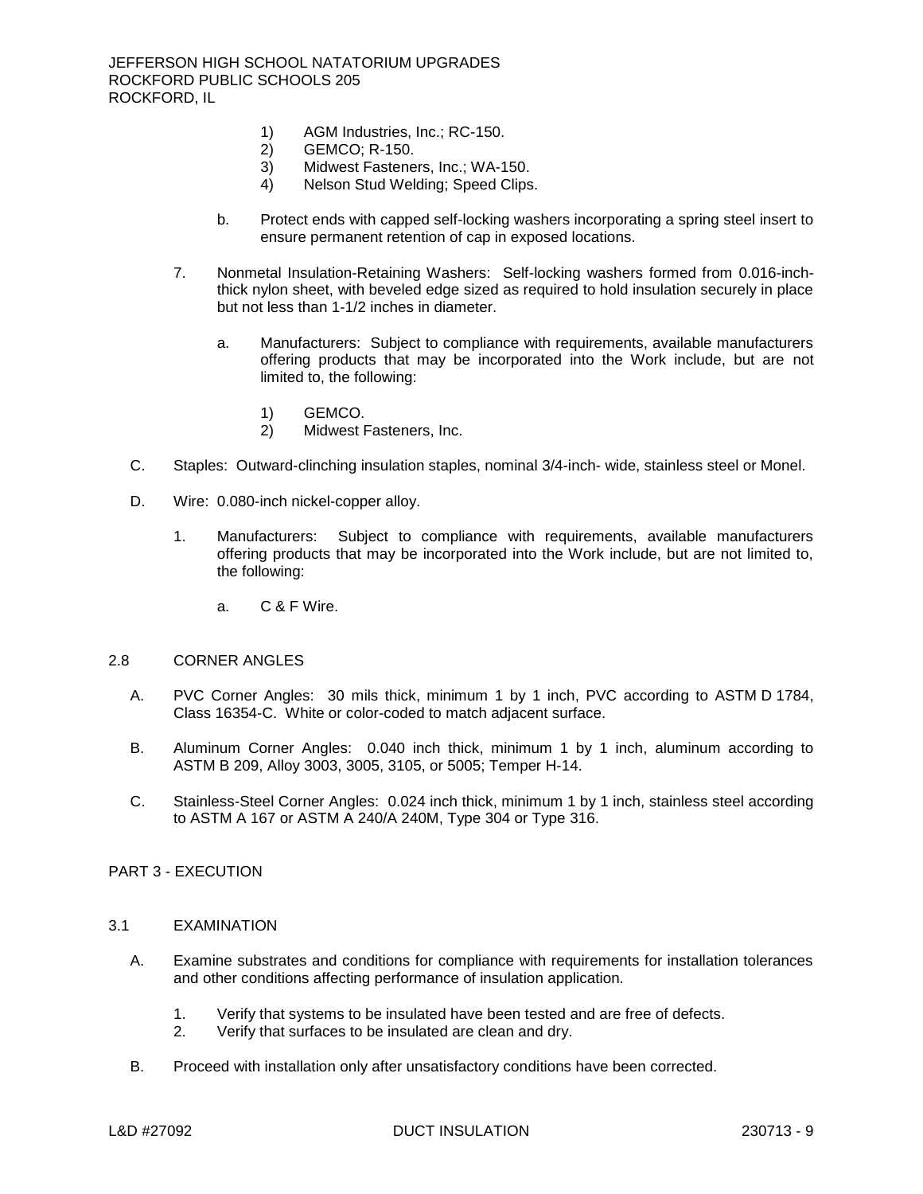1) AGM Industries, Inc.; RC-150.
2) GEMCO; R-150.
3) Midwest Fasteners, Inc.; WA-150.
4) Nelson Stud Welding; Speed Clips.

b. Protect ends with capped self-locking washers incorporating a spring steel insert to ensure permanent retention of cap in exposed locations.

7. Nonmetal Insulation-Retaining Washers: Self-locking washers formed from 0.016-inch-thick nylon sheet, with beveled edge sized as required to hold insulation securely in place but not less than 1-1/2 inches in diameter.

   a. Manufacturers: Subject to compliance with requirements, available manufacturers offering products that may be incorporated into the Work include, but are not limited to, the following:

      1) GEMCO.
      2) Midwest Fasteners, Inc.

C. Staples: Outward-clinching insulation staples, nominal 3/4-inch- wide, stainless steel or Monel.

D. Wire: 0.080-inch nickel-copper alloy.

   1. Manufacturers: Subject to compliance with requirements, available manufacturers offering products that may be incorporated into the Work include, but are not limited to, the following:

      a. C & F Wire.

## 2.8 CORNER ANGLES

A. PVC Corner Angles: 30 mils thick, minimum 1 by 1 inch, PVC according to ASTM D 1784, Class 16354-C. White or color-coded to match adjacent surface.

B. Aluminum Corner Angles: 0.040 inch thick, minimum 1 by 1 inch, aluminum according to ASTM B 209, Alloy 3003, 3005, 3105, or 5005; Temper H-14.

C. Stainless-Steel Corner Angles: 0.024 inch thick, minimum 1 by 1 inch, stainless steel according to ASTM A 167 or ASTM A 240/A 240M, Type 304 or Type 316.

# PART 3 - EXECUTION

## 3.1 EXAMINATION

A. Examine substrates and conditions for compliance with requirements for installation tolerances and other conditions affecting performance of insulation application.

   1. Verify that systems to be insulated have been tested and are free of defects.
   2. Verify that surfaces to be insulated are clean and dry.

B. Proceed with installation only after unsatisfactory conditions have been corrected.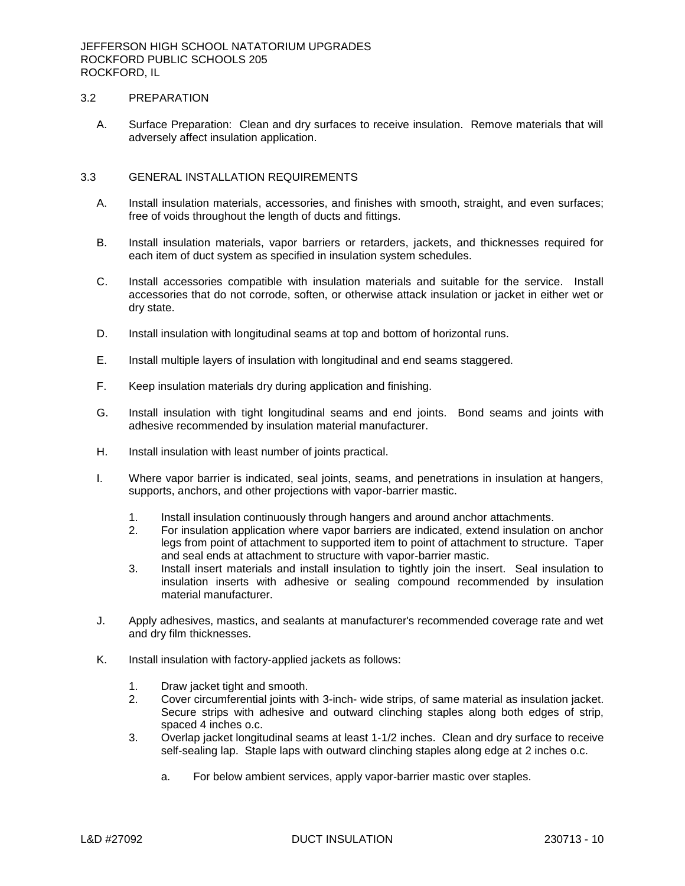## 3.2 PREPARATION

A. Surface Preparation: Clean and dry surfaces to receive insulation. Remove materials that will adversely affect insulation application.

## 3.3 GENERAL INSTALLATION REQUIREMENTS

A. Install insulation materials, accessories, and finishes with smooth, straight, and even surfaces; free of voids throughout the length of ducts and fittings.

B. Install insulation materials, vapor barriers or retarders, jackets, and thicknesses required for each item of duct system as specified in insulation system schedules.

C. Install accessories compatible with insulation materials and suitable for the service. Install accessories that do not corrode, soften, or otherwise attack insulation or jacket in either wet or dry state.

D. Install insulation with longitudinal seams at top and bottom of horizontal runs.

E. Install multiple layers of insulation with longitudinal and end seams staggered.

F. Keep insulation materials dry during application and finishing.

G. Install insulation with tight longitudinal seams and end joints. Bond seams and joints with adhesive recommended by insulation material manufacturer.

H. Install insulation with least number of joints practical.

I. Where vapor barrier is indicated, seal joints, seams, and penetrations in insulation at hangers, supports, anchors, and other projections with vapor-barrier mastic.

1. Install insulation continuously through hangers and around anchor attachments.
2. For insulation application where vapor barriers are indicated, extend insulation on anchor legs from point of attachment to supported item to point of attachment to structure. Taper and seal ends at attachment to structure with vapor-barrier mastic.
3. Install insert materials and install insulation to tightly join the insert. Seal insulation to insulation inserts with adhesive or sealing compound recommended by insulation material manufacturer.

J. Apply adhesives, mastics, and sealants at manufacturer's recommended coverage rate and wet and dry film thicknesses.

K. Install insulation with factory-applied jackets as follows:

1. Draw jacket tight and smooth.
2. Cover circumferential joints with 3-inch- wide strips, of same material as insulation jacket. Secure strips with adhesive and outward clinching staples along both edges of strip, spaced 4 inches o.c.
3. Overlap jacket longitudinal seams at least 1-1/2 inches. Clean and dry surface to receive self-sealing lap. Staple laps with outward clinching staples along edge at 2 inches o.c.

    a. For below ambient services, apply vapor-barrier mastic over staples.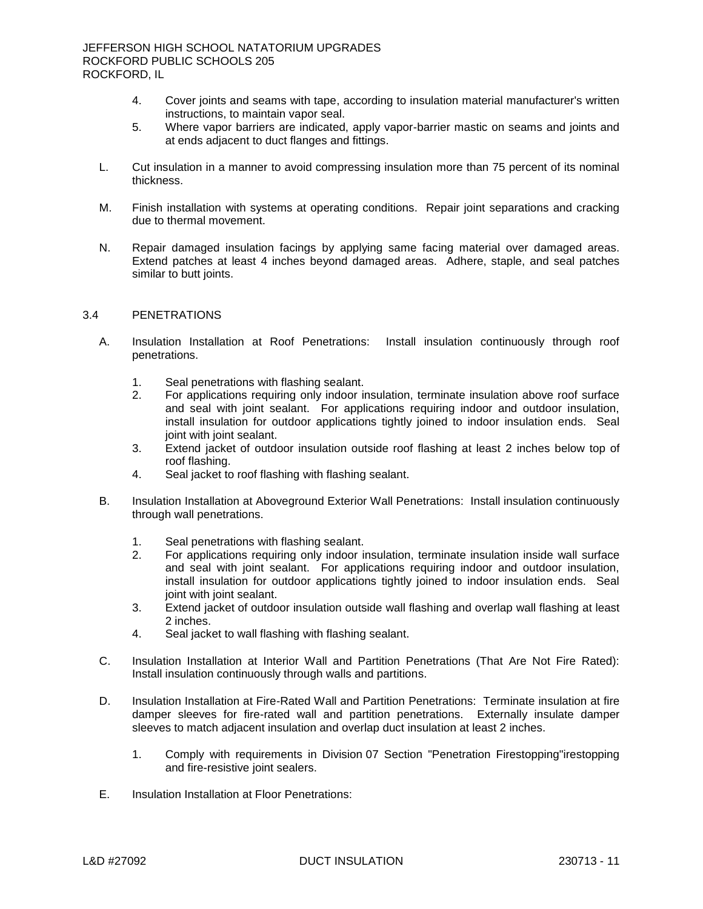4. Cover joints and seams with tape, according to insulation material manufacturer's written instructions, to maintain vapor seal.
5. Where vapor barriers are indicated, apply vapor-barrier mastic on seams and joints and at ends adjacent to duct flanges and fittings.

L. Cut insulation in a manner to avoid compressing insulation more than 75 percent of its nominal thickness.

M. Finish installation with systems at operating conditions. Repair joint separations and cracking due to thermal movement.

N. Repair damaged insulation facings by applying same facing material over damaged areas. Extend patches at least 4 inches beyond damaged areas. Adhere, staple, and seal patches similar to butt joints.

## 3.4 PENETRATIONS

A. Insulation Installation at Roof Penetrations: Install insulation continuously through roof penetrations.

1. Seal penetrations with flashing sealant.
2. For applications requiring only indoor insulation, terminate insulation above roof surface and seal with joint sealant. For applications requiring indoor and outdoor insulation, install insulation for outdoor applications tightly joined to indoor insulation ends. Seal joint with joint sealant.
3. Extend jacket of outdoor insulation outside roof flashing at least 2 inches below top of roof flashing.
4. Seal jacket to roof flashing with flashing sealant.

B. Insulation Installation at Aboveground Exterior Wall Penetrations: Install insulation continuously through wall penetrations.

1. Seal penetrations with flashing sealant.
2. For applications requiring only indoor insulation, terminate insulation inside wall surface and seal with joint sealant. For applications requiring indoor and outdoor insulation, install insulation for outdoor applications tightly joined to indoor insulation ends. Seal joint with joint sealant.
3. Extend jacket of outdoor insulation outside wall flashing and overlap wall flashing at least 2 inches.
4. Seal jacket to wall flashing with flashing sealant.

C. Insulation Installation at Interior Wall and Partition Penetrations (That Are Not Fire Rated): Install insulation continuously through walls and partitions.

D. Insulation Installation at Fire-Rated Wall and Partition Penetrations: Terminate insulation at fire damper sleeves for fire-rated wall and partition penetrations. Externally insulate damper sleeves to match adjacent insulation and overlap duct insulation at least 2 inches.

1. Comply with requirements in Division 07 Section "Penetration Firestopping"irestopping and fire-resistive joint sealers.

E. Insulation Installation at Floor Penetrations: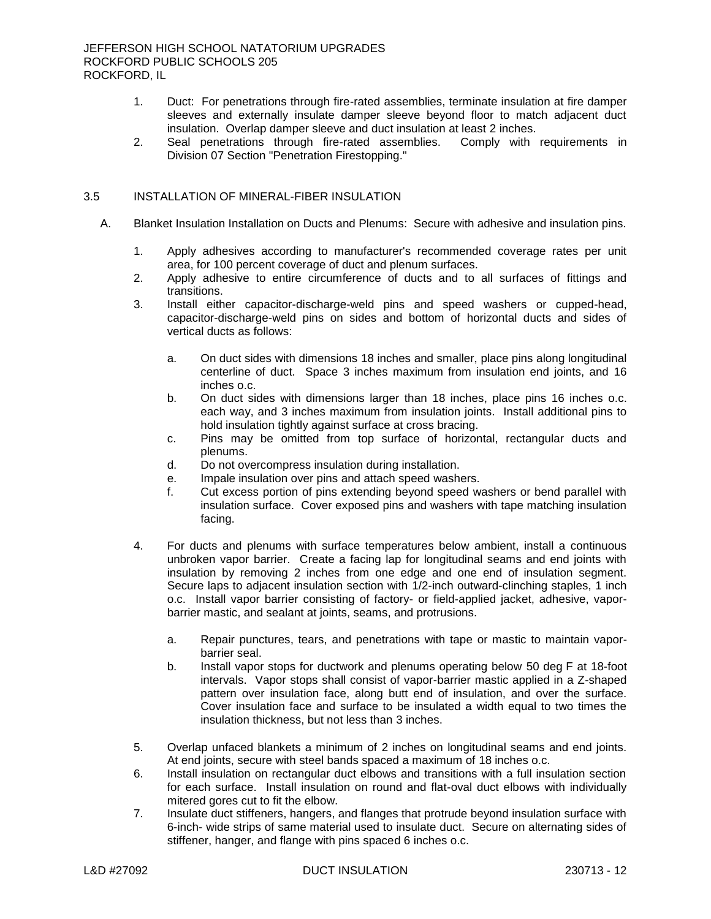1. Duct: For penetrations through fire-rated assemblies, terminate insulation at fire damper sleeves and externally insulate damper sleeve beyond floor to match adjacent duct insulation. Overlap damper sleeve and duct insulation at least 2 inches.
2. Seal penetrations through fire-rated assemblies. Comply with requirements in Division 07 Section "Penetration Firestopping."

## 3.5 INSTALLATION OF MINERAL-FIBER INSULATION

A. Blanket Insulation Installation on Ducts and Plenums: Secure with adhesive and insulation pins.

1. Apply adhesives according to manufacturer's recommended coverage rates per unit area, for 100 percent coverage of duct and plenum surfaces.
2. Apply adhesive to entire circumference of ducts and to all surfaces of fittings and transitions.
3. Install either capacitor-discharge-weld pins and speed washers or cupped-head, capacitor-discharge-weld pins on sides and bottom of horizontal ducts and sides of vertical ducts as follows:

    a. On duct sides with dimensions 18 inches and smaller, place pins along longitudinal centerline of duct. Space 3 inches maximum from insulation end joints, and 16 inches o.c.
    b. On duct sides with dimensions larger than 18 inches, place pins 16 inches o.c. each way, and 3 inches maximum from insulation joints. Install additional pins to hold insulation tightly against surface at cross bracing.
    c. Pins may be omitted from top surface of horizontal, rectangular ducts and plenums.
    d. Do not overcompress insulation during installation.
    e. Impale insulation over pins and attach speed washers.
    f. Cut excess portion of pins extending beyond speed washers or bend parallel with insulation surface. Cover exposed pins and washers with tape matching insulation facing.

4. For ducts and plenums with surface temperatures below ambient, install a continuous unbroken vapor barrier. Create a facing lap for longitudinal seams and end joints with insulation by removing 2 inches from one edge and one end of insulation segment. Secure laps to adjacent insulation section with 1/2-inch outward-clinching staples, 1 inch o.c. Install vapor barrier consisting of factory- or field-applied jacket, adhesive, vapor-barrier mastic, and sealant at joints, seams, and protrusions.

    a. Repair punctures, tears, and penetrations with tape or mastic to maintain vapor-barrier seal.
    b. Install vapor stops for ductwork and plenums operating below 50 deg F at 18-foot intervals. Vapor stops shall consist of vapor-barrier mastic applied in a Z-shaped pattern over insulation face, along butt end of insulation, and over the surface. Cover insulation face and surface to be insulated a width equal to two times the insulation thickness, but not less than 3 inches.

5. Overlap unfaced blankets a minimum of 2 inches on longitudinal seams and end joints. At end joints, secure with steel bands spaced a maximum of 18 inches o.c.
6. Install insulation on rectangular duct elbows and transitions with a full insulation section for each surface. Install insulation on round and flat-oval duct elbows with individually mitered gores cut to fit the elbow.
7. Insulate duct stiffeners, hangers, and flanges that protrude beyond insulation surface with 6-inch- wide strips of same material used to insulate duct. Secure on alternating sides of stiffener, hanger, and flange with pins spaced 6 inches o.c.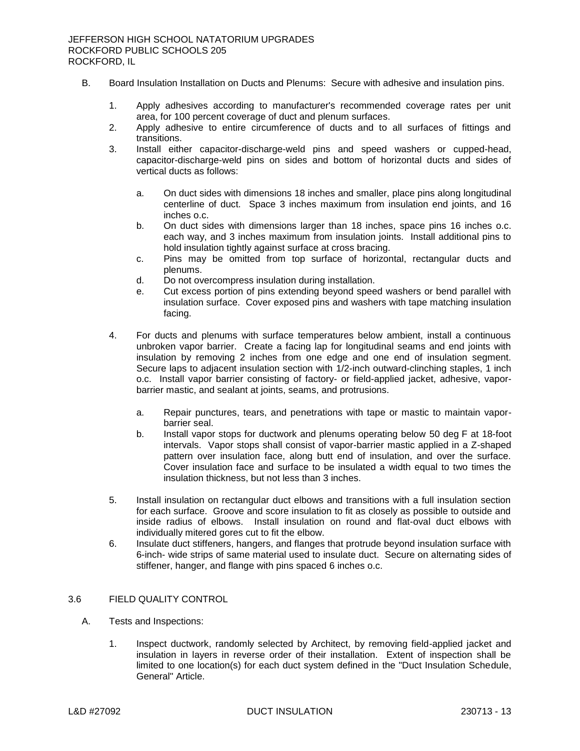B. Board Insulation Installation on Ducts and Plenums: Secure with adhesive and insulation pins.

1. Apply adhesives according to manufacturer's recommended coverage rates per unit area, for 100 percent coverage of duct and plenum surfaces.
2. Apply adhesive to entire circumference of ducts and to all surfaces of fittings and transitions.
3. Install either capacitor-discharge-weld pins and speed washers or cupped-head, capacitor-discharge-weld pins on sides and bottom of horizontal ducts and sides of vertical ducts as follows:

   a. On duct sides with dimensions 18 inches and smaller, place pins along longitudinal centerline of duct. Space 3 inches maximum from insulation end joints, and 16 inches o.c.
   b. On duct sides with dimensions larger than 18 inches, space pins 16 inches o.c. each way, and 3 inches maximum from insulation joints. Install additional pins to hold insulation tightly against surface at cross bracing.
   c. Pins may be omitted from top surface of horizontal, rectangular ducts and plenums.
   d. Do not overcompress insulation during installation.
   e. Cut excess portion of pins extending beyond speed washers or bend parallel with insulation surface. Cover exposed pins and washers with tape matching insulation facing.

4. For ducts and plenums with surface temperatures below ambient, install a continuous unbroken vapor barrier. Create a facing lap for longitudinal seams and end joints with insulation by removing 2 inches from one edge and one end of insulation segment. Secure laps to adjacent insulation section with 1/2-inch outward-clinching staples, 1 inch o.c. Install vapor barrier consisting of factory- or field-applied jacket, adhesive, vapor-barrier mastic, and sealant at joints, seams, and protrusions.

   a. Repair punctures, tears, and penetrations with tape or mastic to maintain vapor-barrier seal.
   b. Install vapor stops for ductwork and plenums operating below 50 deg F at 18-foot intervals. Vapor stops shall consist of vapor-barrier mastic applied in a Z-shaped pattern over insulation face, along butt end of insulation, and over the surface. Cover insulation face and surface to be insulated a width equal to two times the insulation thickness, but not less than 3 inches.

5. Install insulation on rectangular duct elbows and transitions with a full insulation section for each surface. Groove and score insulation to fit as closely as possible to outside and inside radius of elbows. Install insulation on round and flat-oval duct elbows with individually mitered gores cut to fit the elbow.
6. Insulate duct stiffeners, hangers, and flanges that protrude beyond insulation surface with 6-inch- wide strips of same material used to insulate duct. Secure on alternating sides of stiffener, hanger, and flange with pins spaced 6 inches o.c.

## 3.6 FIELD QUALITY CONTROL

A. Tests and Inspections:

1. Inspect ductwork, randomly selected by Architect, by removing field-applied jacket and insulation in layers in reverse order of their installation. Extent of inspection shall be limited to one location(s) for each duct system defined in the "Duct Insulation Schedule, General" Article.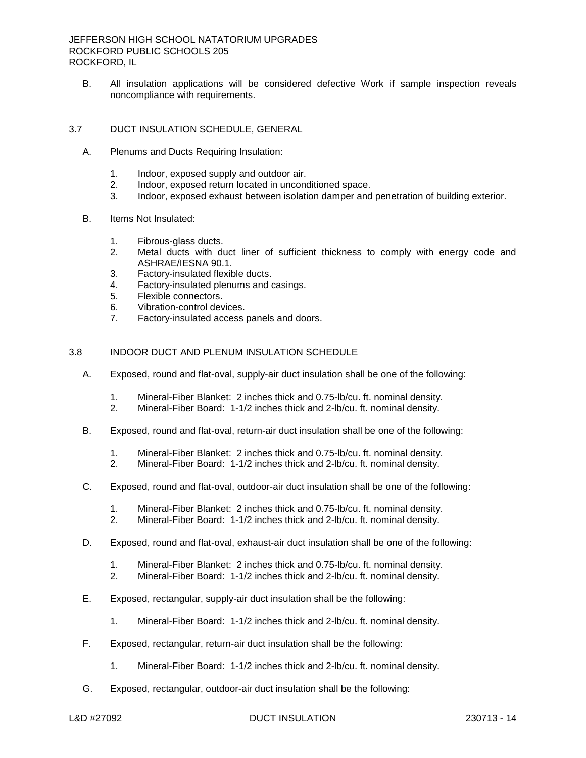B. All insulation applications will be considered defective Work if sample inspection reveals noncompliance with requirements.

## 3.7 DUCT INSULATION SCHEDULE, GENERAL

A. Plenums and Ducts Requiring Insulation:

1. Indoor, exposed supply and outdoor air.
2. Indoor, exposed return located in unconditioned space.
3. Indoor, exposed exhaust between isolation damper and penetration of building exterior.

B. Items Not Insulated:

1. Fibrous-glass ducts.
2. Metal ducts with duct liner of sufficient thickness to comply with energy code and ASHRAE/IESNA 90.1.
3. Factory-insulated flexible ducts.
4. Factory-insulated plenums and casings.
5. Flexible connectors.
6. Vibration-control devices.
7. Factory-insulated access panels and doors.

## 3.8 INDOOR DUCT AND PLENUM INSULATION SCHEDULE

A. Exposed, round and flat-oval, supply-air duct insulation shall be one of the following:

1. Mineral-Fiber Blanket: 2 inches thick and 0.75-lb/cu. ft. nominal density.
2. Mineral-Fiber Board: 1-1/2 inches thick and 2-lb/cu. ft. nominal density.

B. Exposed, round and flat-oval, return-air duct insulation shall be one of the following:

1. Mineral-Fiber Blanket: 2 inches thick and 0.75-lb/cu. ft. nominal density.
2. Mineral-Fiber Board: 1-1/2 inches thick and 2-lb/cu. ft. nominal density.

C. Exposed, round and flat-oval, outdoor-air duct insulation shall be one of the following:

1. Mineral-Fiber Blanket: 2 inches thick and 0.75-lb/cu. ft. nominal density.
2. Mineral-Fiber Board: 1-1/2 inches thick and 2-lb/cu. ft. nominal density.

D. Exposed, round and flat-oval, exhaust-air duct insulation shall be one of the following:

1. Mineral-Fiber Blanket: 2 inches thick and 0.75-lb/cu. ft. nominal density.
2. Mineral-Fiber Board: 1-1/2 inches thick and 2-lb/cu. ft. nominal density.

E. Exposed, rectangular, supply-air duct insulation shall be the following:

1. Mineral-Fiber Board: 1-1/2 inches thick and 2-lb/cu. ft. nominal density.

F. Exposed, rectangular, return-air duct insulation shall be the following:

1. Mineral-Fiber Board: 1-1/2 inches thick and 2-lb/cu. ft. nominal density.

G. Exposed, rectangular, outdoor-air duct insulation shall be the following: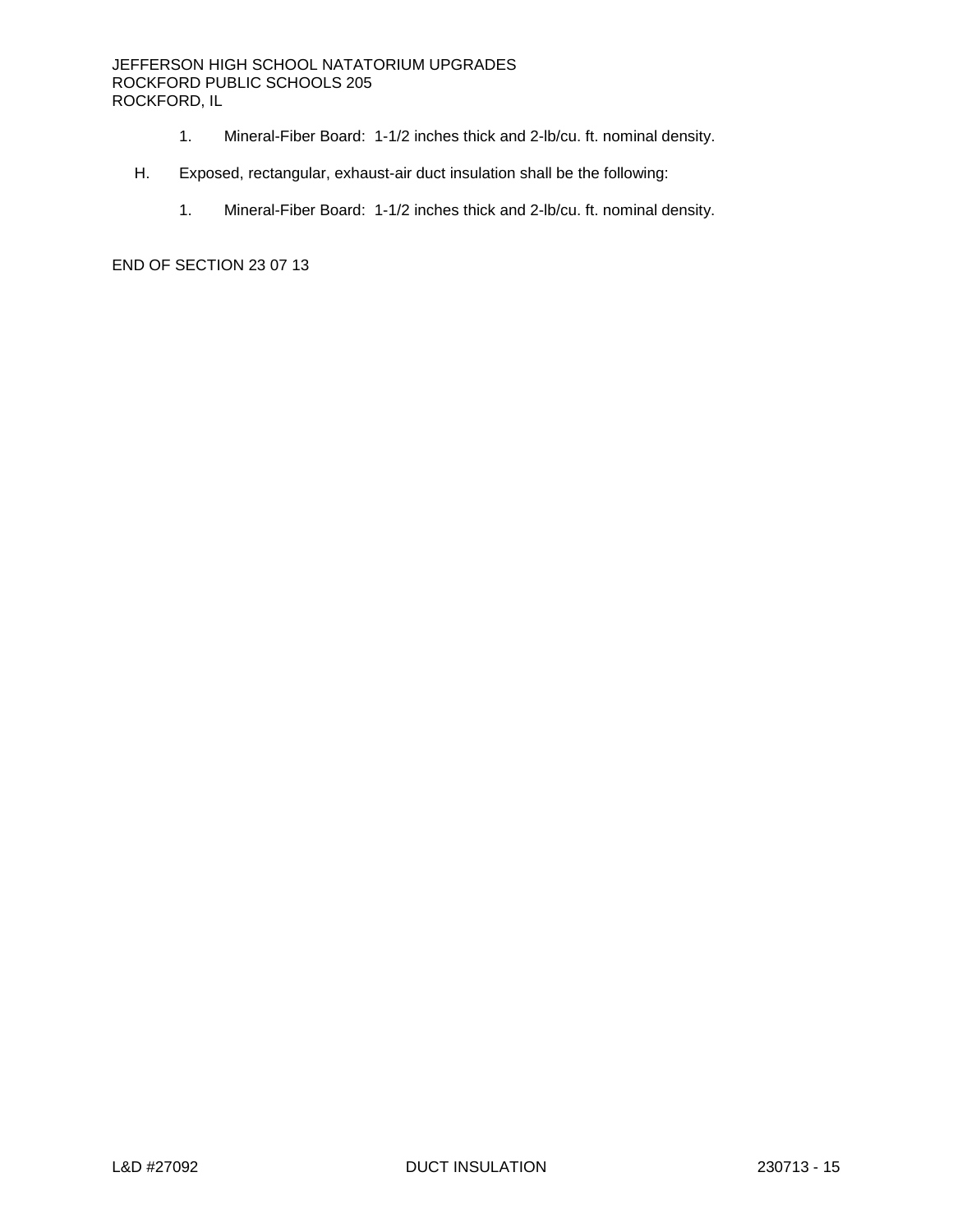1. Mineral-Fiber Board: 1-1/2 inches thick and 2-lb/cu. ft. nominal density.

H. Exposed, rectangular, exhaust-air duct insulation shall be the following:

   1. Mineral-Fiber Board: 1-1/2 inches thick and 2-lb/cu. ft. nominal density.

END OF SECTION 23 07 13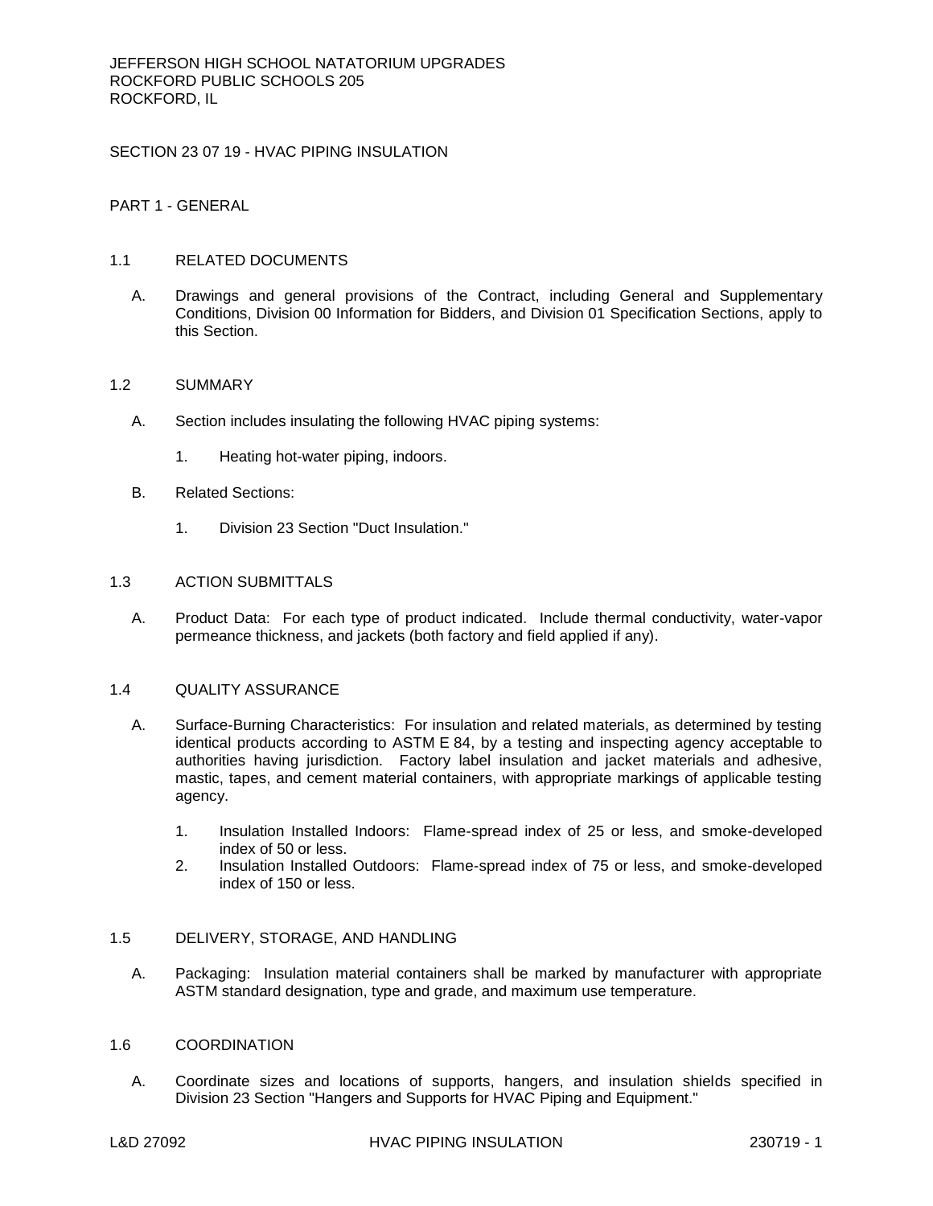JEFFERSON HIGH SCHOOL NATATORIUM UPGRADES
ROCKFORD PUBLIC SCHOOLS 205
ROCKFORD, IL

# SECTION 23 07 19 - HVAC PIPING INSULATION

## PART 1 - GENERAL

### 1.1 RELATED DOCUMENTS

A. Drawings and general provisions of the Contract, including General and Supplementary Conditions, Division 00 Information for Bidders, and Division 01 Specification Sections, apply to this Section.

### 1.2 SUMMARY

A. Section includes insulating the following HVAC piping systems:

1. Heating hot-water piping, indoors.

B. Related Sections:

1. Division 23 Section "Duct Insulation."

### 1.3 ACTION SUBMITTALS

A. Product Data: For each type of product indicated. Include thermal conductivity, water-vapor permeance thickness, and jackets (both factory and field applied if any).

### 1.4 QUALITY ASSURANCE

A. Surface-Burning Characteristics: For insulation and related materials, as determined by testing identical products according to ASTM E 84, by a testing and inspecting agency acceptable to authorities having jurisdiction. Factory label insulation and jacket materials and adhesive, mastic, tapes, and cement material containers, with appropriate markings of applicable testing agency.

1. Insulation Installed Indoors: Flame-spread index of 25 or less, and smoke-developed index of 50 or less.
2. Insulation Installed Outdoors: Flame-spread index of 75 or less, and smoke-developed index of 150 or less.

### 1.5 DELIVERY, STORAGE, AND HANDLING

A. Packaging: Insulation material containers shall be marked by manufacturer with appropriate ASTM standard designation, type and grade, and maximum use temperature.

### 1.6 COORDINATION

A. Coordinate sizes and locations of supports, hangers, and insulation shields specified in Division 23 Section "Hangers and Supports for HVAC Piping and Equipment."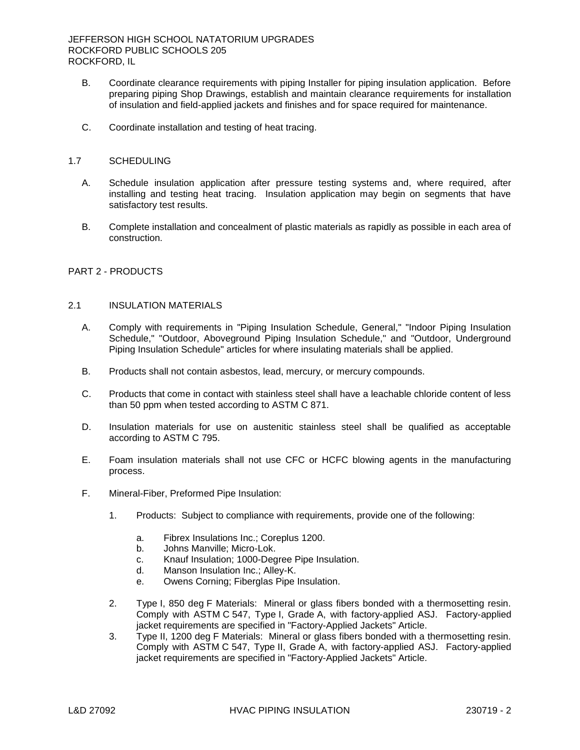B. Coordinate clearance requirements with piping Installer for piping insulation application. Before preparing piping Shop Drawings, establish and maintain clearance requirements for installation of insulation and field-applied jackets and finishes and for space required for maintenance.

C. Coordinate installation and testing of heat tracing.

## 1.7 SCHEDULING

A. Schedule insulation application after pressure testing systems and, where required, after installing and testing heat tracing. Insulation application may begin on segments that have satisfactory test results.

B. Complete installation and concealment of plastic materials as rapidly as possible in each area of construction.

# PART 2 - PRODUCTS

## 2.1 INSULATION MATERIALS

A. Comply with requirements in "Piping Insulation Schedule, General," "Indoor Piping Insulation Schedule," "Outdoor, Aboveground Piping Insulation Schedule," and "Outdoor, Underground Piping Insulation Schedule" articles for where insulating materials shall be applied.

B. Products shall not contain asbestos, lead, mercury, or mercury compounds.

C. Products that come in contact with stainless steel shall have a leachable chloride content of less than 50 ppm when tested according to ASTM C 871.

D. Insulation materials for use on austenitic stainless steel shall be qualified as acceptable according to ASTM C 795.

E. Foam insulation materials shall not use CFC or HCFC blowing agents in the manufacturing process.

F. Mineral-Fiber, Preformed Pipe Insulation:

1. Products: Subject to compliance with requirements, provide one of the following:

   a. Fibrex Insulations Inc.; Coreplus 1200.
   b. Johns Manville; Micro-Lok.
   c. Knauf Insulation; 1000-Degree Pipe Insulation.
   d. Manson Insulation Inc.; Alley-K.
   e. Owens Corning; Fiberglas Pipe Insulation.

2. Type I, 850 deg F Materials: Mineral or glass fibers bonded with a thermosetting resin. Comply with ASTM C 547, Type I, Grade A, with factory-applied ASJ. Factory-applied jacket requirements are specified in "Factory-Applied Jackets" Article.

3. Type II, 1200 deg F Materials: Mineral or glass fibers bonded with a thermosetting resin. Comply with ASTM C 547, Type II, Grade A, with factory-applied ASJ. Factory-applied jacket requirements are specified in "Factory-Applied Jackets" Article.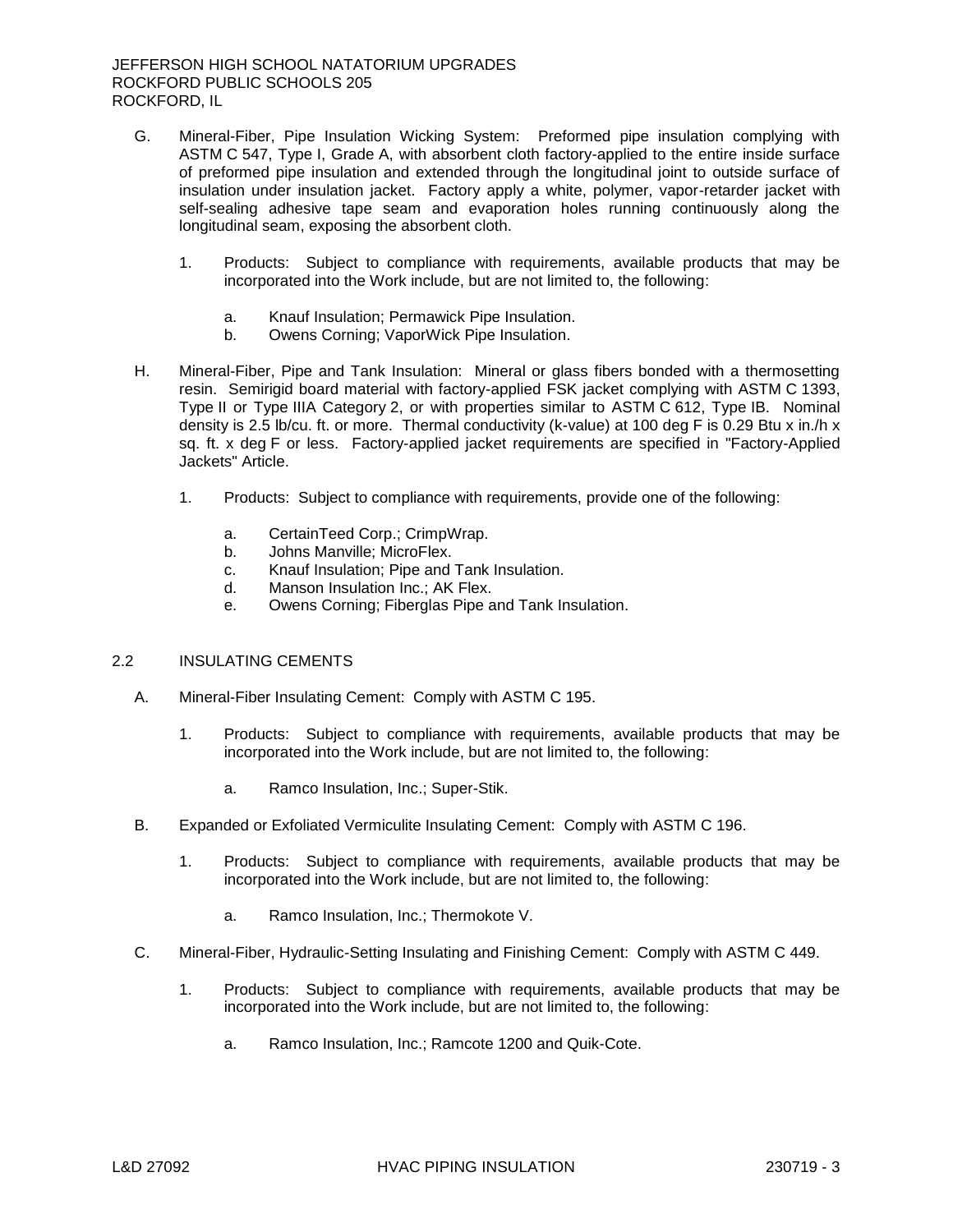G. Mineral-Fiber, Pipe Insulation Wicking System: Preformed pipe insulation complying with ASTM C 547, Type I, Grade A, with absorbent cloth factory-applied to the entire inside surface of preformed pipe insulation and extended through the longitudinal joint to outside surface of insulation under insulation jacket. Factory apply a white, polymer, vapor-retarder jacket with self-sealing adhesive tape seam and evaporation holes running continuously along the longitudinal seam, exposing the absorbent cloth.

1. Products: Subject to compliance with requirements, available products that may be incorporated into the Work include, but are not limited to, the following:

    a. Knauf Insulation; Permawick Pipe Insulation.
    b. Owens Corning; VaporWick Pipe Insulation.

H. Mineral-Fiber, Pipe and Tank Insulation: Mineral or glass fibers bonded with a thermosetting resin. Semirigid board material with factory-applied FSK jacket complying with ASTM C 1393, Type II or Type IIIA Category 2, or with properties similar to ASTM C 612, Type IB. Nominal density is 2.5 lb/cu. ft. or more. Thermal conductivity (k-value) at 100 deg F is 0.29 Btu x in./h x sq. ft. x deg F or less. Factory-applied jacket requirements are specified in "Factory-Applied Jackets" Article.

1. Products: Subject to compliance with requirements, provide one of the following:

    a. CertainTeed Corp.; CrimpWrap.
    b. Johns Manville; MicroFlex.
    c. Knauf Insulation; Pipe and Tank Insulation.
    d. Manson Insulation Inc.; AK Flex.
    e. Owens Corning; Fiberglas Pipe and Tank Insulation.

## 2.2 INSULATING CEMENTS

A. Mineral-Fiber Insulating Cement: Comply with ASTM C 195.

1. Products: Subject to compliance with requirements, available products that may be incorporated into the Work include, but are not limited to, the following:

    a. Ramco Insulation, Inc.; Super-Stik.

B. Expanded or Exfoliated Vermiculite Insulating Cement: Comply with ASTM C 196.

1. Products: Subject to compliance with requirements, available products that may be incorporated into the Work include, but are not limited to, the following:

    a. Ramco Insulation, Inc.; Thermokote V.

C. Mineral-Fiber, Hydraulic-Setting Insulating and Finishing Cement: Comply with ASTM C 449.

1. Products: Subject to compliance with requirements, available products that may be incorporated into the Work include, but are not limited to, the following:

    a. Ramco Insulation, Inc.; Ramcote 1200 and Quik-Cote.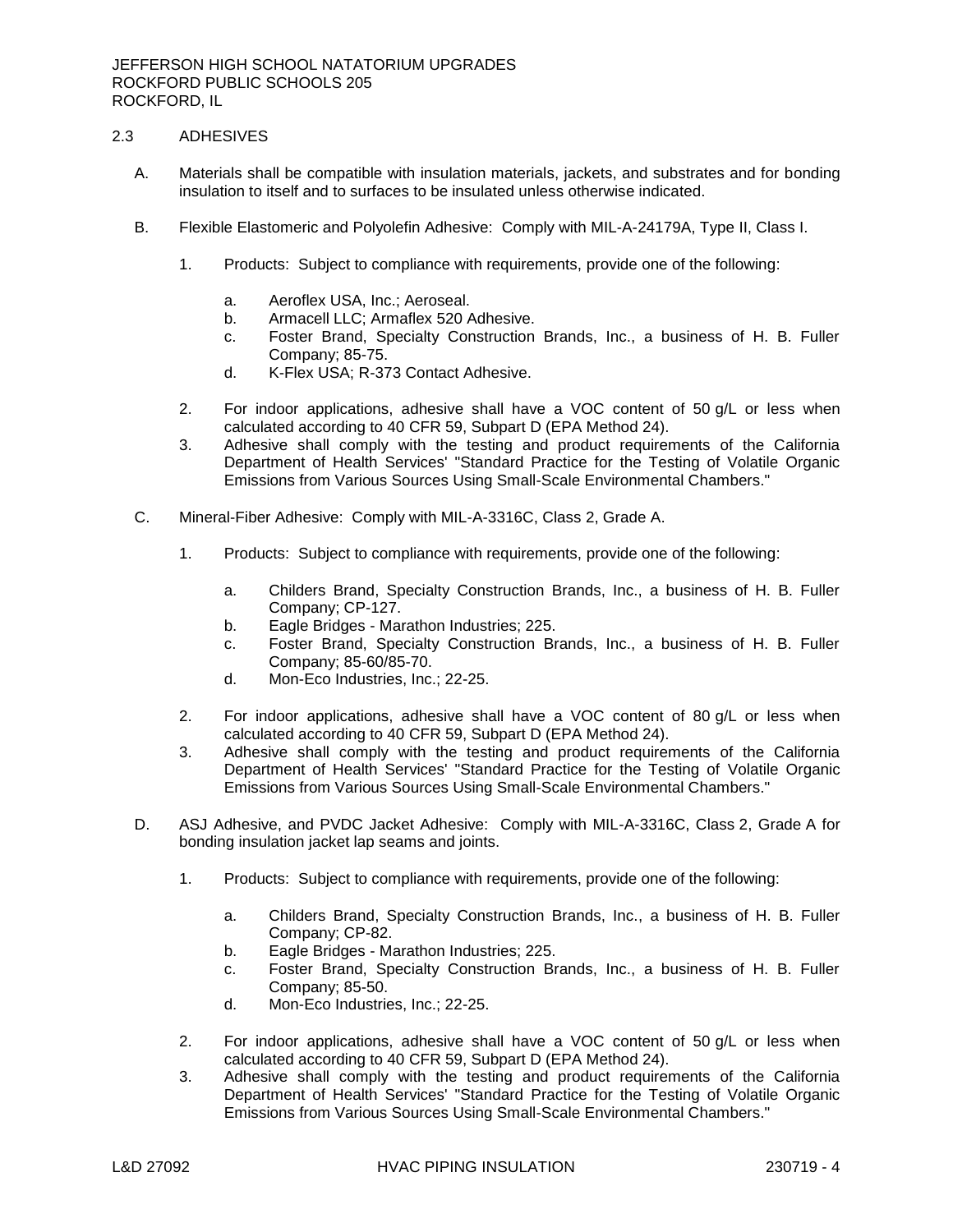## 2.3 ADHESIVES

A. Materials shall be compatible with insulation materials, jackets, and substrates and for bonding insulation to itself and to surfaces to be insulated unless otherwise indicated.

B. Flexible Elastomeric and Polyolefin Adhesive: Comply with MIL-A-24179A, Type II, Class I.

   1. Products: Subject to compliance with requirements, provide one of the following:

      a. Aeroflex USA, Inc.; Aeroseal.
      b. Armacell LLC; Armaflex 520 Adhesive.
      c. Foster Brand, Specialty Construction Brands, Inc., a business of H. B. Fuller Company; 85-75.
      d. K-Flex USA; R-373 Contact Adhesive.

   2. For indoor applications, adhesive shall have a VOC content of 50 g/L or less when calculated according to 40 CFR 59, Subpart D (EPA Method 24).
   3. Adhesive shall comply with the testing and product requirements of the California Department of Health Services' "Standard Practice for the Testing of Volatile Organic Emissions from Various Sources Using Small-Scale Environmental Chambers."

C. Mineral-Fiber Adhesive: Comply with MIL-A-3316C, Class 2, Grade A.

   1. Products: Subject to compliance with requirements, provide one of the following:

      a. Childers Brand, Specialty Construction Brands, Inc., a business of H. B. Fuller Company; CP-127.
      b. Eagle Bridges - Marathon Industries; 225.
      c. Foster Brand, Specialty Construction Brands, Inc., a business of H. B. Fuller Company; 85-60/85-70.
      d. Mon-Eco Industries, Inc.; 22-25.

   2. For indoor applications, adhesive shall have a VOC content of 80 g/L or less when calculated according to 40 CFR 59, Subpart D (EPA Method 24).
   3. Adhesive shall comply with the testing and product requirements of the California Department of Health Services' "Standard Practice for the Testing of Volatile Organic Emissions from Various Sources Using Small-Scale Environmental Chambers."

D. ASJ Adhesive, and PVDC Jacket Adhesive: Comply with MIL-A-3316C, Class 2, Grade A for bonding insulation jacket lap seams and joints.

   1. Products: Subject to compliance with requirements, provide one of the following:

      a. Childers Brand, Specialty Construction Brands, Inc., a business of H. B. Fuller Company; CP-82.
      b. Eagle Bridges - Marathon Industries; 225.
      c. Foster Brand, Specialty Construction Brands, Inc., a business of H. B. Fuller Company; 85-50.
      d. Mon-Eco Industries, Inc.; 22-25.

   2. For indoor applications, adhesive shall have a VOC content of 50 g/L or less when calculated according to 40 CFR 59, Subpart D (EPA Method 24).
   3. Adhesive shall comply with the testing and product requirements of the California Department of Health Services' "Standard Practice for the Testing of Volatile Organic Emissions from Various Sources Using Small-Scale Environmental Chambers."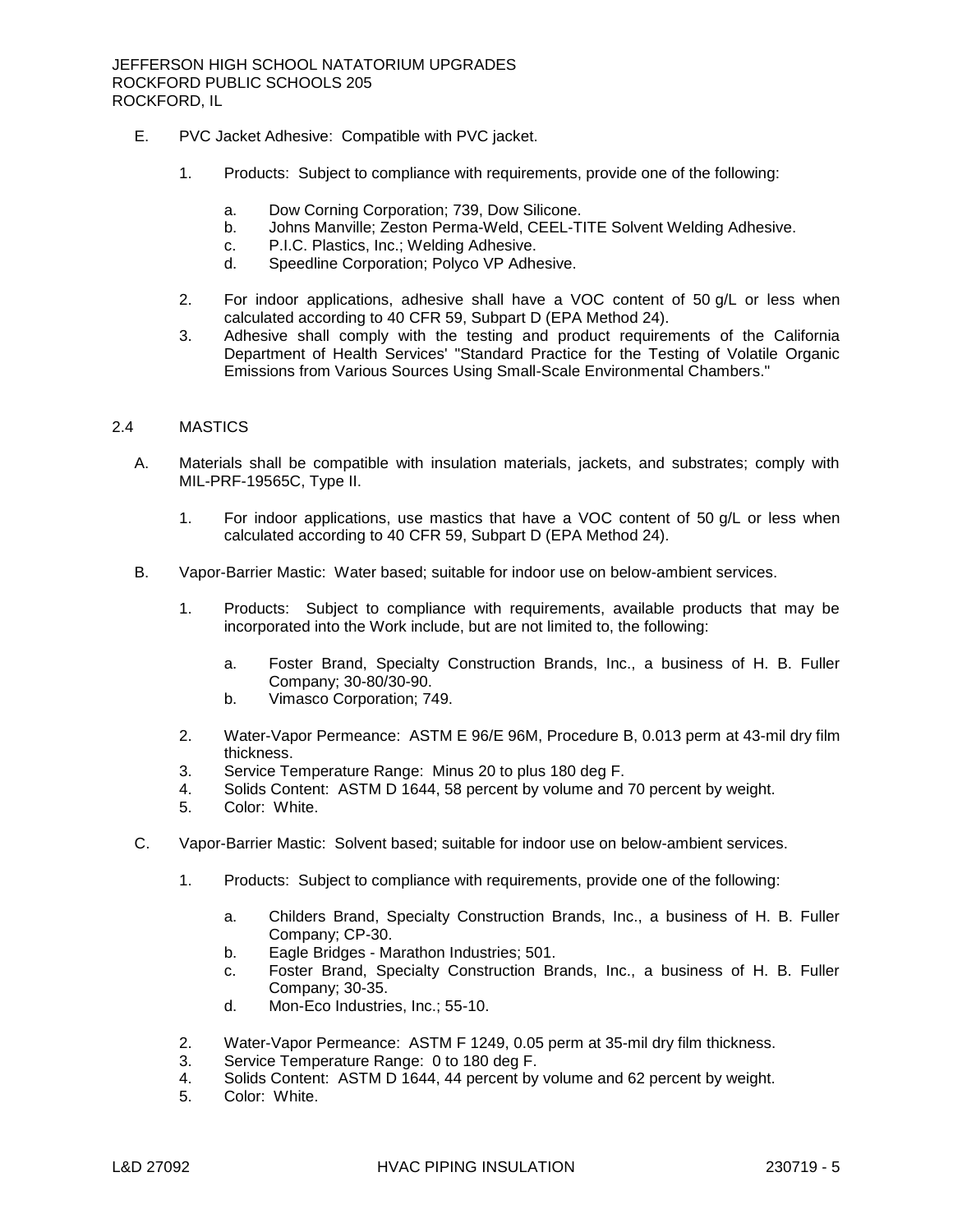E. PVC Jacket Adhesive: Compatible with PVC jacket.

1. Products: Subject to compliance with requirements, provide one of the following:

   a. Dow Corning Corporation; 739, Dow Silicone.
   b. Johns Manville; Zeston Perma-Weld, CEEL-TITE Solvent Welding Adhesive.
   c. P.I.C. Plastics, Inc.; Welding Adhesive.
   d. Speedline Corporation; Polyco VP Adhesive.

2. For indoor applications, adhesive shall have a VOC content of 50 g/L or less when calculated according to 40 CFR 59, Subpart D (EPA Method 24).
3. Adhesive shall comply with the testing and product requirements of the California Department of Health Services' "Standard Practice for the Testing of Volatile Organic Emissions from Various Sources Using Small-Scale Environmental Chambers."

## 2.4 MASTICS

A. Materials shall be compatible with insulation materials, jackets, and substrates; comply with MIL-PRF-19565C, Type II.

1. For indoor applications, use mastics that have a VOC content of 50 g/L or less when calculated according to 40 CFR 59, Subpart D (EPA Method 24).

B. Vapor-Barrier Mastic: Water based; suitable for indoor use on below-ambient services.

1. Products: Subject to compliance with requirements, available products that may be incorporated into the Work include, but are not limited to, the following:

   a. Foster Brand, Specialty Construction Brands, Inc., a business of H. B. Fuller Company; 30-80/30-90.
   b. Vimasco Corporation; 749.

2. Water-Vapor Permeance: ASTM E 96/E 96M, Procedure B, 0.013 perm at 43-mil dry film thickness.
3. Service Temperature Range: Minus 20 to plus 180 deg F.
4. Solids Content: ASTM D 1644, 58 percent by volume and 70 percent by weight.
5. Color: White.

C. Vapor-Barrier Mastic: Solvent based; suitable for indoor use on below-ambient services.

1. Products: Subject to compliance with requirements, provide one of the following:

   a. Childers Brand, Specialty Construction Brands, Inc., a business of H. B. Fuller Company; CP-30.
   b. Eagle Bridges - Marathon Industries; 501.
   c. Foster Brand, Specialty Construction Brands, Inc., a business of H. B. Fuller Company; 30-35.
   d. Mon-Eco Industries, Inc.; 55-10.

2. Water-Vapor Permeance: ASTM F 1249, 0.05 perm at 35-mil dry film thickness.
3. Service Temperature Range: 0 to 180 deg F.
4. Solids Content: ASTM D 1644, 44 percent by volume and 62 percent by weight.
5. Color: White.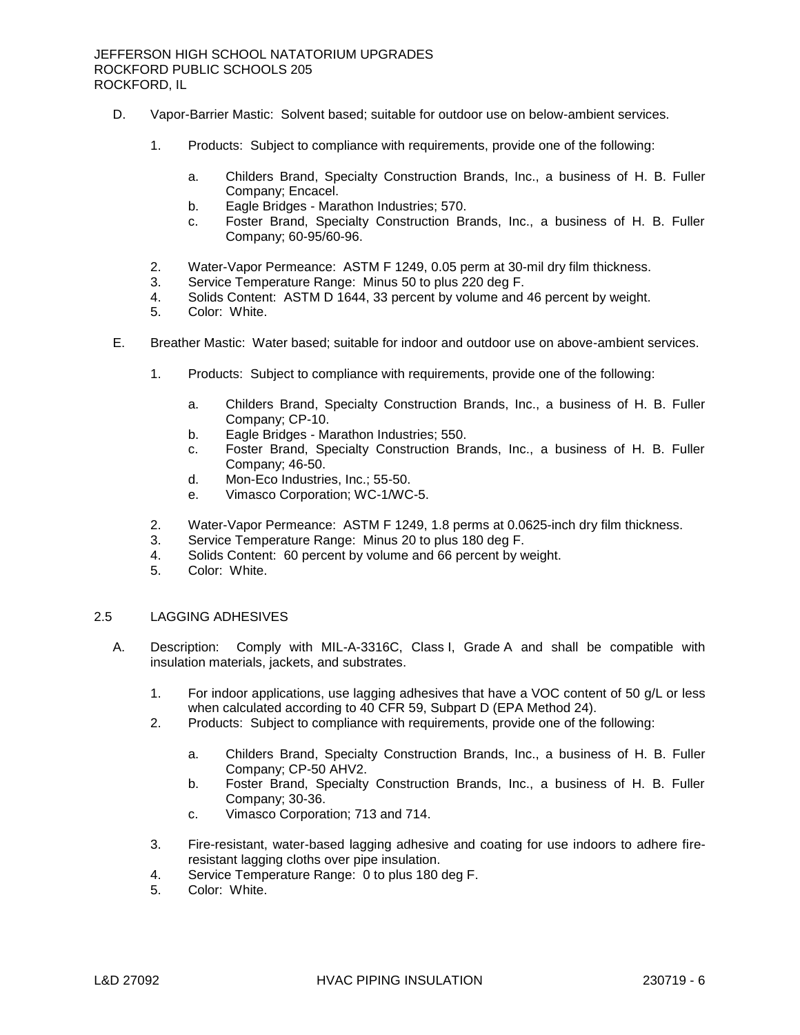D. Vapor-Barrier Mastic: Solvent based; suitable for outdoor use on below-ambient services.

1. Products: Subject to compliance with requirements, provide one of the following:

   a. Childers Brand, Specialty Construction Brands, Inc., a business of H. B. Fuller Company; Encacel.
   b. Eagle Bridges - Marathon Industries; 570.
   c. Foster Brand, Specialty Construction Brands, Inc., a business of H. B. Fuller Company; 60-95/60-96.

2. Water-Vapor Permeance: ASTM F 1249, 0.05 perm at 30-mil dry film thickness.
3. Service Temperature Range: Minus 50 to plus 220 deg F.
4. Solids Content: ASTM D 1644, 33 percent by volume and 46 percent by weight.
5. Color: White.

E. Breather Mastic: Water based; suitable for indoor and outdoor use on above-ambient services.

1. Products: Subject to compliance with requirements, provide one of the following:

   a. Childers Brand, Specialty Construction Brands, Inc., a business of H. B. Fuller Company; CP-10.
   b. Eagle Bridges - Marathon Industries; 550.
   c. Foster Brand, Specialty Construction Brands, Inc., a business of H. B. Fuller Company; 46-50.
   d. Mon-Eco Industries, Inc.; 55-50.
   e. Vimasco Corporation; WC-1/WC-5.

2. Water-Vapor Permeance: ASTM F 1249, 1.8 perms at 0.0625-inch dry film thickness.
3. Service Temperature Range: Minus 20 to plus 180 deg F.
4. Solids Content: 60 percent by volume and 66 percent by weight.
5. Color: White.

## 2.5 LAGGING ADHESIVES

A. Description: Comply with MIL-A-3316C, Class I, Grade A and shall be compatible with insulation materials, jackets, and substrates.

1. For indoor applications, use lagging adhesives that have a VOC content of 50 g/L or less when calculated according to 40 CFR 59, Subpart D (EPA Method 24).
2. Products: Subject to compliance with requirements, provide one of the following:

   a. Childers Brand, Specialty Construction Brands, Inc., a business of H. B. Fuller Company; CP-50 AHV2.
   b. Foster Brand, Specialty Construction Brands, Inc., a business of H. B. Fuller Company; 30-36.
   c. Vimasco Corporation; 713 and 714.

3. Fire-resistant, water-based lagging adhesive and coating for use indoors to adhere fire-resistant lagging cloths over pipe insulation.
4. Service Temperature Range: 0 to plus 180 deg F.
5. Color: White.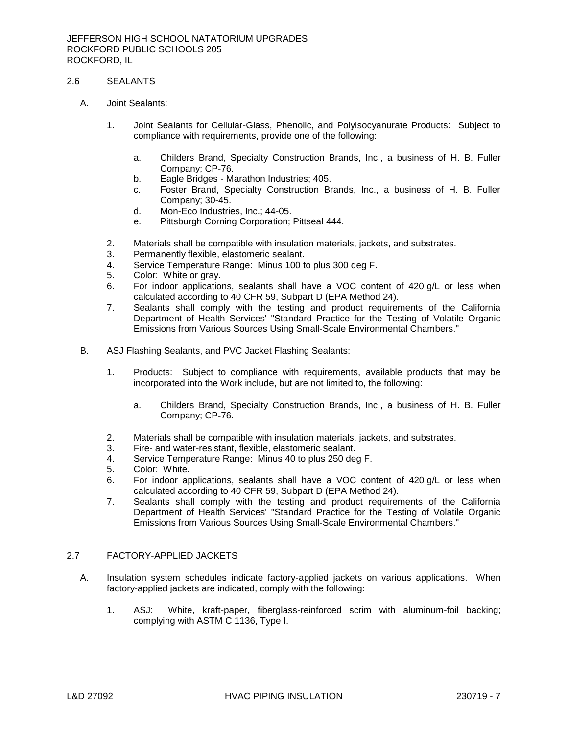## 2.6 SEALANTS

A. Joint Sealants:

1. Joint Sealants for Cellular-Glass, Phenolic, and Polyisocyanurate Products: Subject to compliance with requirements, provide one of the following:

    a. Childers Brand, Specialty Construction Brands, Inc., a business of H. B. Fuller Company; CP-76.
    b. Eagle Bridges - Marathon Industries; 405.
    c. Foster Brand, Specialty Construction Brands, Inc., a business of H. B. Fuller Company; 30-45.
    d. Mon-Eco Industries, Inc.; 44-05.
    e. Pittsburgh Corning Corporation; Pittseal 444.

2. Materials shall be compatible with insulation materials, jackets, and substrates.
3. Permanently flexible, elastomeric sealant.
4. Service Temperature Range: Minus 100 to plus 300 deg F.
5. Color: White or gray.
6. For indoor applications, sealants shall have a VOC content of 420 g/L or less when calculated according to 40 CFR 59, Subpart D (EPA Method 24).
7. Sealants shall comply with the testing and product requirements of the California Department of Health Services' "Standard Practice for the Testing of Volatile Organic Emissions from Various Sources Using Small-Scale Environmental Chambers."

B. ASJ Flashing Sealants, and PVC Jacket Flashing Sealants:

1. Products: Subject to compliance with requirements, available products that may be incorporated into the Work include, but are not limited to, the following:

    a. Childers Brand, Specialty Construction Brands, Inc., a business of H. B. Fuller Company; CP-76.

2. Materials shall be compatible with insulation materials, jackets, and substrates.
3. Fire- and water-resistant, flexible, elastomeric sealant.
4. Service Temperature Range: Minus 40 to plus 250 deg F.
5. Color: White.
6. For indoor applications, sealants shall have a VOC content of 420 g/L or less when calculated according to 40 CFR 59, Subpart D (EPA Method 24).
7. Sealants shall comply with the testing and product requirements of the California Department of Health Services' "Standard Practice for the Testing of Volatile Organic Emissions from Various Sources Using Small-Scale Environmental Chambers."

## 2.7 FACTORY-APPLIED JACKETS

A. Insulation system schedules indicate factory-applied jackets on various applications. When factory-applied jackets are indicated, comply with the following:

1. ASJ: White, kraft-paper, fiberglass-reinforced scrim with aluminum-foil backing; complying with ASTM C 1136, Type I.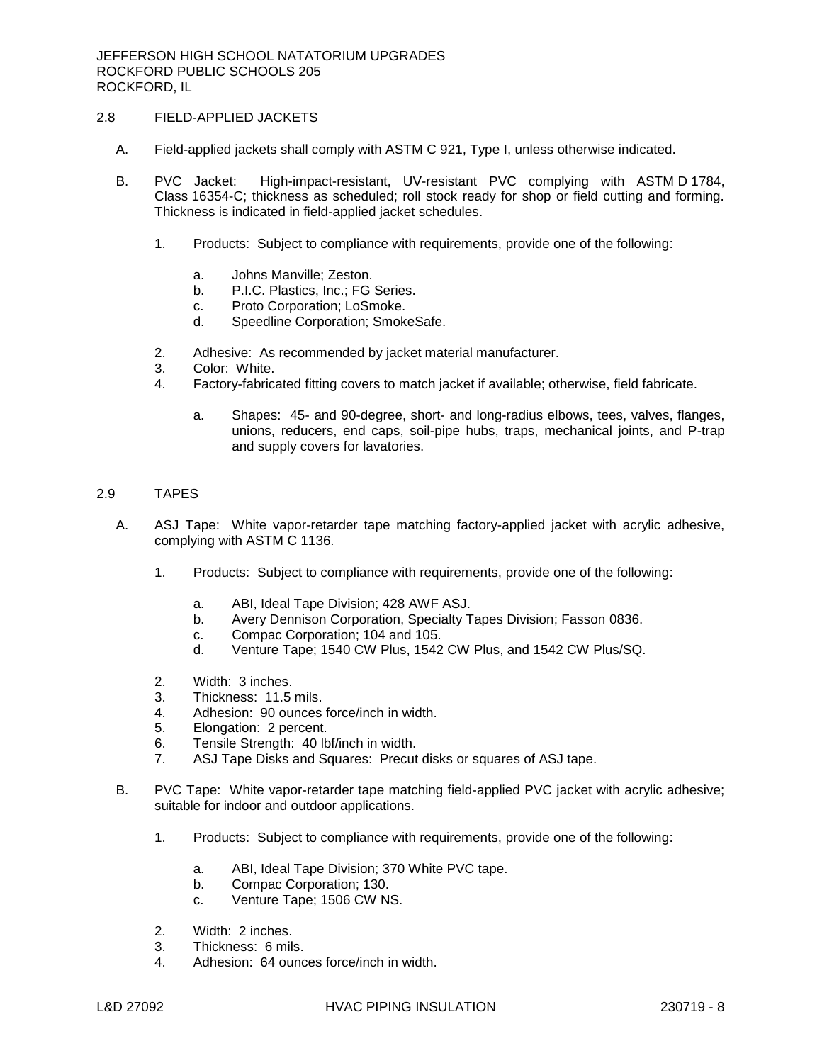## 2.8 FIELD-APPLIED JACKETS

A. Field-applied jackets shall comply with ASTM C 921, Type I, unless otherwise indicated.

B. PVC Jacket: High-impact-resistant, UV-resistant PVC complying with ASTM D 1784, Class 16354-C; thickness as scheduled; roll stock ready for shop or field cutting and forming. Thickness is indicated in field-applied jacket schedules.

   1. Products: Subject to compliance with requirements, provide one of the following:

      a. Johns Manville; Zeston.
      b. P.I.C. Plastics, Inc.; FG Series.
      c. Proto Corporation; LoSmoke.
      d. Speedline Corporation; SmokeSafe.

   2. Adhesive: As recommended by jacket material manufacturer.
   3. Color: White.
   4. Factory-fabricated fitting covers to match jacket if available; otherwise, field fabricate.

      a. Shapes: 45- and 90-degree, short- and long-radius elbows, tees, valves, flanges, unions, reducers, end caps, soil-pipe hubs, traps, mechanical joints, and P-trap and supply covers for lavatories.

## 2.9 TAPES

A. ASJ Tape: White vapor-retarder tape matching factory-applied jacket with acrylic adhesive, complying with ASTM C 1136.

   1. Products: Subject to compliance with requirements, provide one of the following:

      a. ABI, Ideal Tape Division; 428 AWF ASJ.
      b. Avery Dennison Corporation, Specialty Tapes Division; Fasson 0836.
      c. Compac Corporation; 104 and 105.
      d. Venture Tape; 1540 CW Plus, 1542 CW Plus, and 1542 CW Plus/SQ.

   2. Width: 3 inches.
   3. Thickness: 11.5 mils.
   4. Adhesion: 90 ounces force/inch in width.
   5. Elongation: 2 percent.
   6. Tensile Strength: 40 lbf/inch in width.
   7. ASJ Tape Disks and Squares: Precut disks or squares of ASJ tape.

B. PVC Tape: White vapor-retarder tape matching field-applied PVC jacket with acrylic adhesive; suitable for indoor and outdoor applications.

   1. Products: Subject to compliance with requirements, provide one of the following:

      a. ABI, Ideal Tape Division; 370 White PVC tape.
      b. Compac Corporation; 130.
      c. Venture Tape; 1506 CW NS.

   2. Width: 2 inches.
   3. Thickness: 6 mils.
   4. Adhesion: 64 ounces force/inch in width.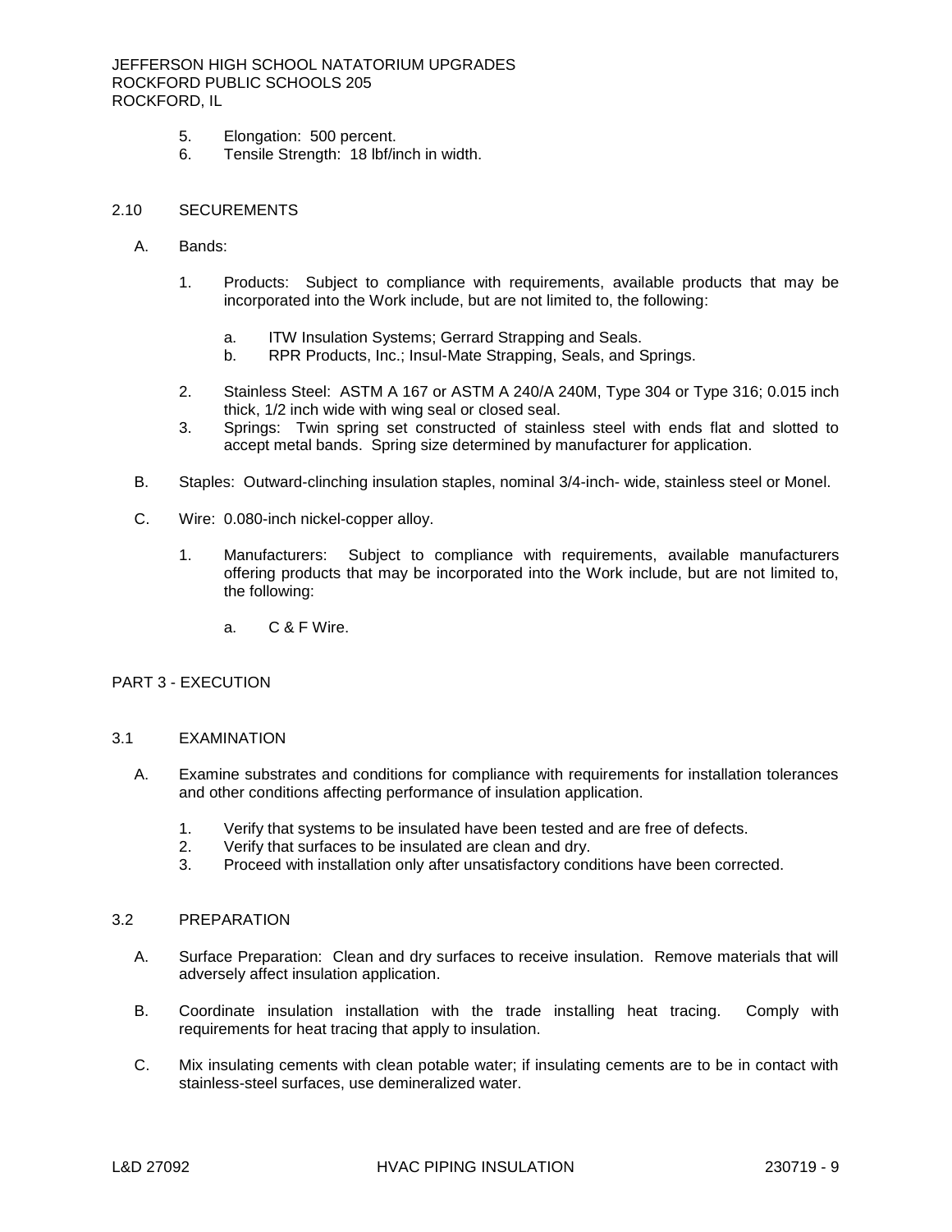5. Elongation: 500 percent.
6. Tensile Strength: 18 lbf/inch in width.

## 2.10 SECUREMENTS

A. Bands:

1. Products: Subject to compliance with requirements, available products that may be incorporated into the Work include, but are not limited to, the following:

   a. ITW Insulation Systems; Gerrard Strapping and Seals.
   b. RPR Products, Inc.; Insul-Mate Strapping, Seals, and Springs.

2. Stainless Steel: ASTM A 167 or ASTM A 240/A 240M, Type 304 or Type 316; 0.015 inch thick, 1/2 inch wide with wing seal or closed seal.
3. Springs: Twin spring set constructed of stainless steel with ends flat and slotted to accept metal bands. Spring size determined by manufacturer for application.

B. Staples: Outward-clinching insulation staples, nominal 3/4-inch- wide, stainless steel or Monel.

C. Wire: 0.080-inch nickel-copper alloy.

1. Manufacturers: Subject to compliance with requirements, available manufacturers offering products that may be incorporated into the Work include, but are not limited to, the following:

   a. C & F Wire.

# PART 3 - EXECUTION

## 3.1 EXAMINATION

A. Examine substrates and conditions for compliance with requirements for installation tolerances and other conditions affecting performance of insulation application.

1. Verify that systems to be insulated have been tested and are free of defects.
2. Verify that surfaces to be insulated are clean and dry.
3. Proceed with installation only after unsatisfactory conditions have been corrected.

## 3.2 PREPARATION

A. Surface Preparation: Clean and dry surfaces to receive insulation. Remove materials that will adversely affect insulation application.

B. Coordinate insulation installation with the trade installing heat tracing. Comply with requirements for heat tracing that apply to insulation.

C. Mix insulating cements with clean potable water; if insulating cements are to be in contact with stainless-steel surfaces, use demineralized water.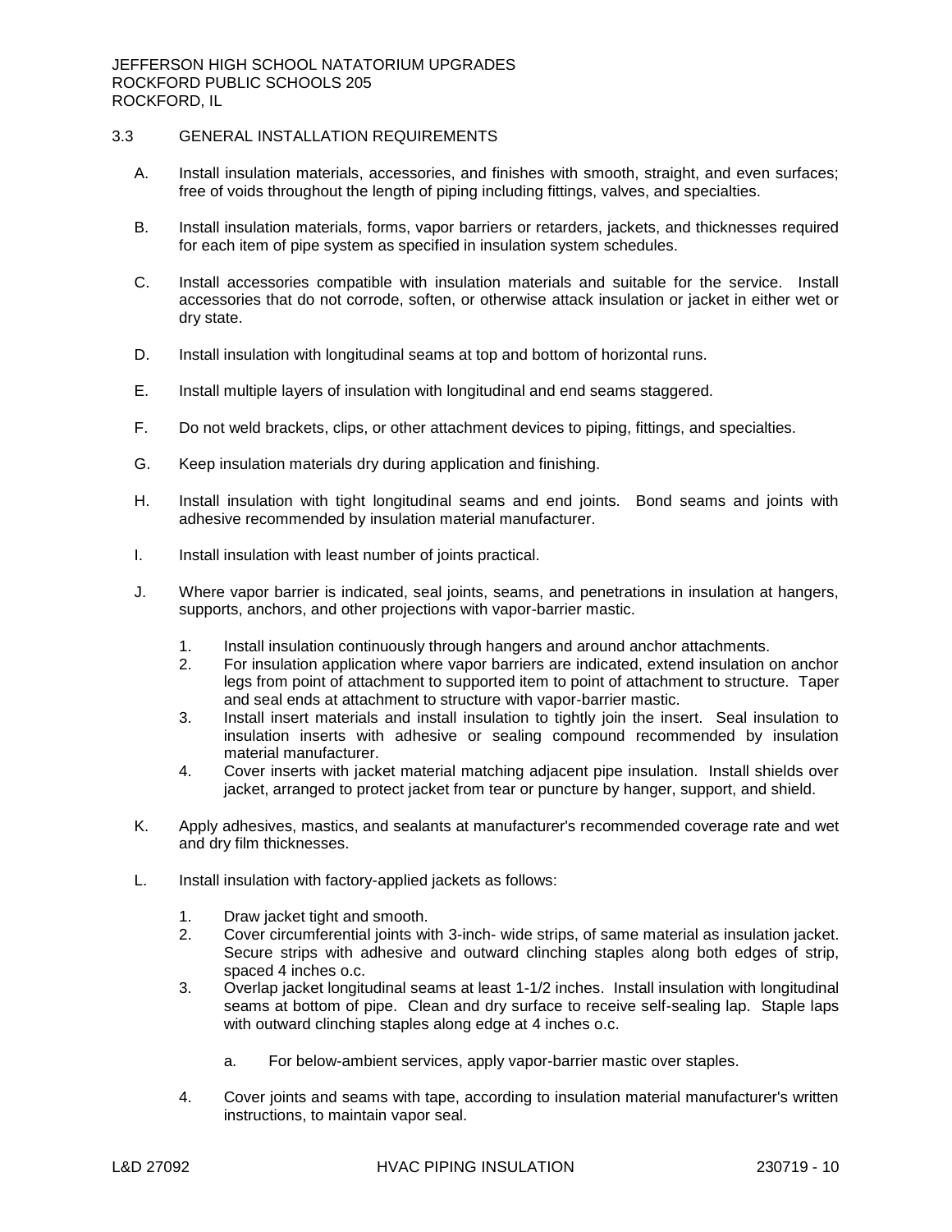## 3.3 GENERAL INSTALLATION REQUIREMENTS

A. Install insulation materials, accessories, and finishes with smooth, straight, and even surfaces; free of voids throughout the length of piping including fittings, valves, and specialties.

B. Install insulation materials, forms, vapor barriers or retarders, jackets, and thicknesses required for each item of pipe system as specified in insulation system schedules.

C. Install accessories compatible with insulation materials and suitable for the service. Install accessories that do not corrode, soften, or otherwise attack insulation or jacket in either wet or dry state.

D. Install insulation with longitudinal seams at top and bottom of horizontal runs.

E. Install multiple layers of insulation with longitudinal and end seams staggered.

F. Do not weld brackets, clips, or other attachment devices to piping, fittings, and specialties.

G. Keep insulation materials dry during application and finishing.

H. Install insulation with tight longitudinal seams and end joints. Bond seams and joints with adhesive recommended by insulation material manufacturer.

I. Install insulation with least number of joints practical.

J. Where vapor barrier is indicated, seal joints, seams, and penetrations in insulation at hangers, supports, anchors, and other projections with vapor-barrier mastic.

   1. Install insulation continuously through hangers and around anchor attachments.
   2. For insulation application where vapor barriers are indicated, extend insulation on anchor legs from point of attachment to supported item to point of attachment to structure. Taper and seal ends at attachment to structure with vapor-barrier mastic.
   3. Install insert materials and install insulation to tightly join the insert. Seal insulation to insulation inserts with adhesive or sealing compound recommended by insulation material manufacturer.
   4. Cover inserts with jacket material matching adjacent pipe insulation. Install shields over jacket, arranged to protect jacket from tear or puncture by hanger, support, and shield.

K. Apply adhesives, mastics, and sealants at manufacturer's recommended coverage rate and wet and dry film thicknesses.

L. Install insulation with factory-applied jackets as follows:

   1. Draw jacket tight and smooth.
   2. Cover circumferential joints with 3-inch- wide strips, of same material as insulation jacket. Secure strips with adhesive and outward clinching staples along both edges of strip, spaced 4 inches o.c.
   3. Overlap jacket longitudinal seams at least 1-1/2 inches. Install insulation with longitudinal seams at bottom of pipe. Clean and dry surface to receive self-sealing lap. Staple laps with outward clinching staples along edge at 4 inches o.c.

      a. For below-ambient services, apply vapor-barrier mastic over staples.

   4. Cover joints and seams with tape, according to insulation material manufacturer's written instructions, to maintain vapor seal.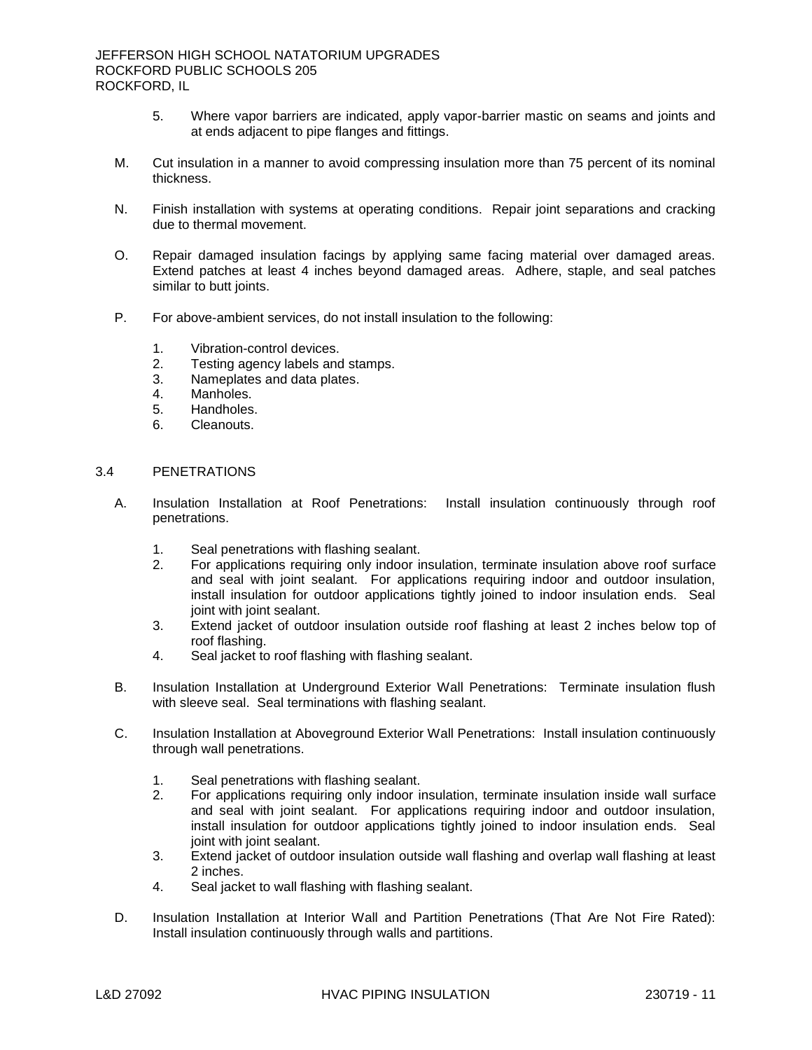5. Where vapor barriers are indicated, apply vapor-barrier mastic on seams and joints and at ends adjacent to pipe flanges and fittings.

M. Cut insulation in a manner to avoid compressing insulation more than 75 percent of its nominal thickness.

N. Finish installation with systems at operating conditions. Repair joint separations and cracking due to thermal movement.

O. Repair damaged insulation facings by applying same facing material over damaged areas. Extend patches at least 4 inches beyond damaged areas. Adhere, staple, and seal patches similar to butt joints.

P. For above-ambient services, do not install insulation to the following:

1. Vibration-control devices.
2. Testing agency labels and stamps.
3. Nameplates and data plates.
4. Manholes.
5. Handholes.
6. Cleanouts.

## 3.4 PENETRATIONS

A. Insulation Installation at Roof Penetrations: Install insulation continuously through roof penetrations.

1. Seal penetrations with flashing sealant.
2. For applications requiring only indoor insulation, terminate insulation above roof surface and seal with joint sealant. For applications requiring indoor and outdoor insulation, install insulation for outdoor applications tightly joined to indoor insulation ends. Seal joint with joint sealant.
3. Extend jacket of outdoor insulation outside roof flashing at least 2 inches below top of roof flashing.
4. Seal jacket to roof flashing with flashing sealant.

B. Insulation Installation at Underground Exterior Wall Penetrations: Terminate insulation flush with sleeve seal. Seal terminations with flashing sealant.

C. Insulation Installation at Aboveground Exterior Wall Penetrations: Install insulation continuously through wall penetrations.

1. Seal penetrations with flashing sealant.
2. For applications requiring only indoor insulation, terminate insulation inside wall surface and seal with joint sealant. For applications requiring indoor and outdoor insulation, install insulation for outdoor applications tightly joined to indoor insulation ends. Seal joint with joint sealant.
3. Extend jacket of outdoor insulation outside wall flashing and overlap wall flashing at least 2 inches.
4. Seal jacket to wall flashing with flashing sealant.

D. Insulation Installation at Interior Wall and Partition Penetrations (That Are Not Fire Rated): Install insulation continuously through walls and partitions.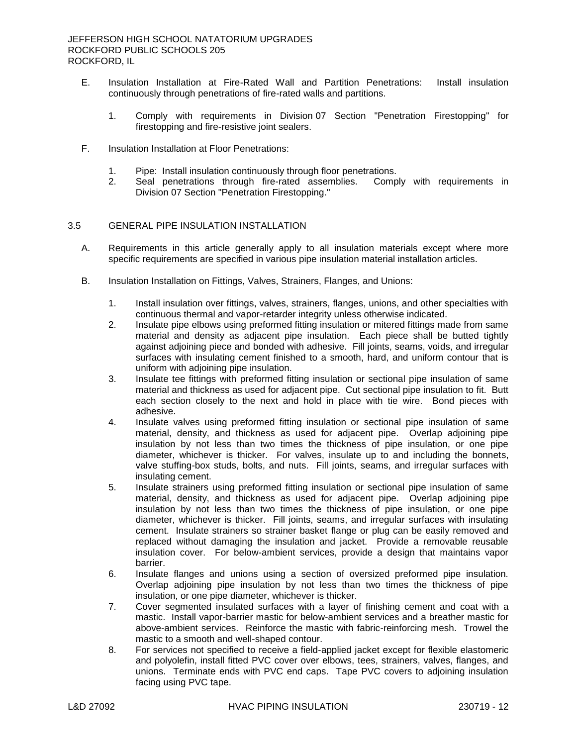E. Insulation Installation at Fire-Rated Wall and Partition Penetrations: Install insulation continuously through penetrations of fire-rated walls and partitions.

   1. Comply with requirements in Division 07 Section "Penetration Firestopping" for firestopping and fire-resistive joint sealers.

F. Insulation Installation at Floor Penetrations:

   1. Pipe: Install insulation continuously through floor penetrations.
   2. Seal penetrations through fire-rated assemblies. Comply with requirements in Division 07 Section "Penetration Firestopping."

## 3.5 GENERAL PIPE INSULATION INSTALLATION

A. Requirements in this article generally apply to all insulation materials except where more specific requirements are specified in various pipe insulation material installation articles.

B. Insulation Installation on Fittings, Valves, Strainers, Flanges, and Unions:

   1. Install insulation over fittings, valves, strainers, flanges, unions, and other specialties with continuous thermal and vapor-retarder integrity unless otherwise indicated.
   2. Insulate pipe elbows using preformed fitting insulation or mitered fittings made from same material and density as adjacent pipe insulation. Each piece shall be butted tightly against adjoining piece and bonded with adhesive. Fill joints, seams, voids, and irregular surfaces with insulating cement finished to a smooth, hard, and uniform contour that is uniform with adjoining pipe insulation.
   3. Insulate tee fittings with preformed fitting insulation or sectional pipe insulation of same material and thickness as used for adjacent pipe. Cut sectional pipe insulation to fit. Butt each section closely to the next and hold in place with tie wire. Bond pieces with adhesive.
   4. Insulate valves using preformed fitting insulation or sectional pipe insulation of same material, density, and thickness as used for adjacent pipe. Overlap adjoining pipe insulation by not less than two times the thickness of pipe insulation, or one pipe diameter, whichever is thicker. For valves, insulate up to and including the bonnets, valve stuffing-box studs, bolts, and nuts. Fill joints, seams, and irregular surfaces with insulating cement.
   5. Insulate strainers using preformed fitting insulation or sectional pipe insulation of same material, density, and thickness as used for adjacent pipe. Overlap adjoining pipe insulation by not less than two times the thickness of pipe insulation, or one pipe diameter, whichever is thicker. Fill joints, seams, and irregular surfaces with insulating cement. Insulate strainers so strainer basket flange or plug can be easily removed and replaced without damaging the insulation and jacket. Provide a removable reusable insulation cover. For below-ambient services, provide a design that maintains vapor barrier.
   6. Insulate flanges and unions using a section of oversized preformed pipe insulation. Overlap adjoining pipe insulation by not less than two times the thickness of pipe insulation, or one pipe diameter, whichever is thicker.
   7. Cover segmented insulated surfaces with a layer of finishing cement and coat with a mastic. Install vapor-barrier mastic for below-ambient services and a breather mastic for above-ambient services. Reinforce the mastic with fabric-reinforcing mesh. Trowel the mastic to a smooth and well-shaped contour.
   8. For services not specified to receive a field-applied jacket except for flexible elastomeric and polyolefin, install fitted PVC cover over elbows, tees, strainers, valves, flanges, and unions. Terminate ends with PVC end caps. Tape PVC covers to adjoining insulation facing using PVC tape.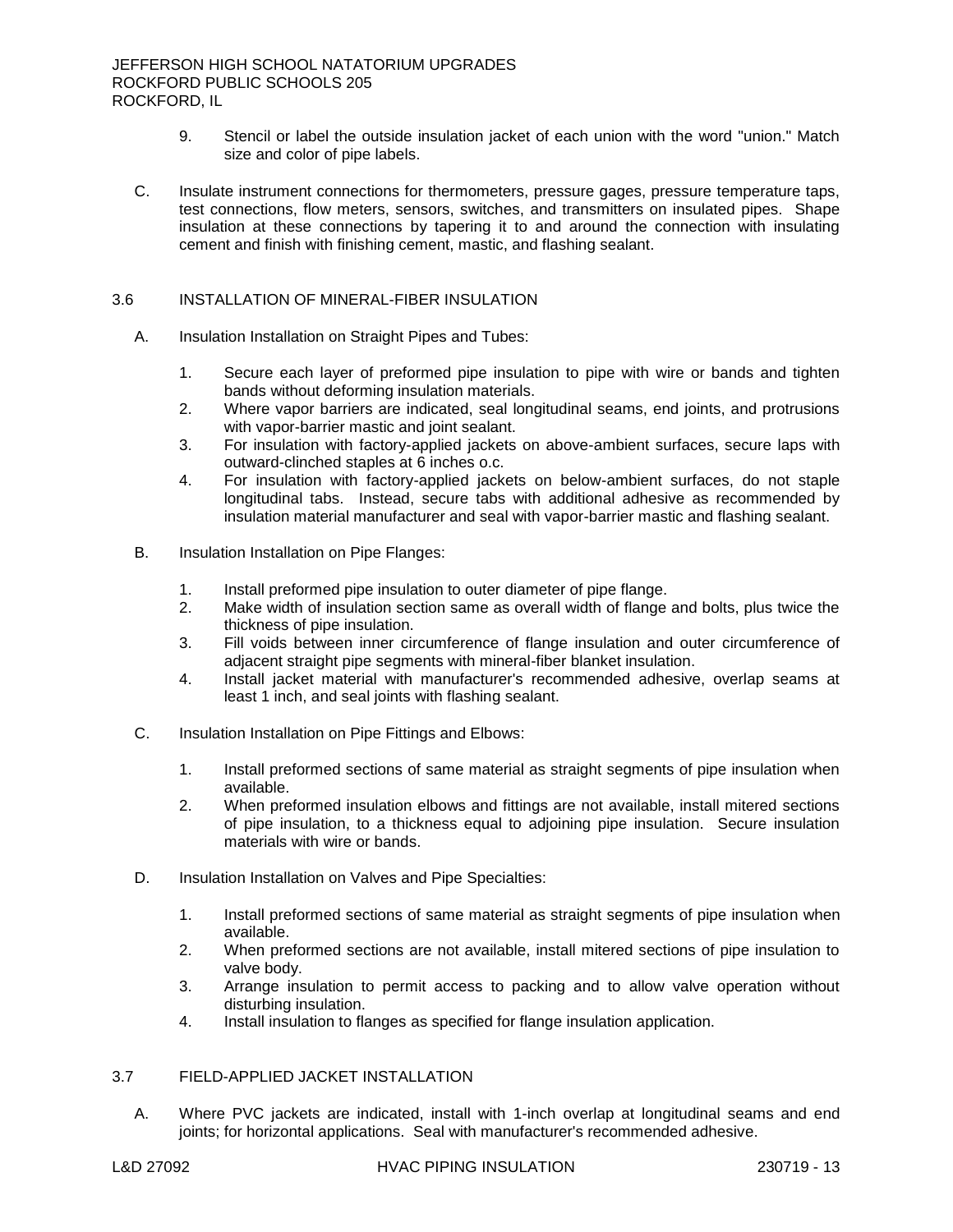9. Stencil or label the outside insulation jacket of each union with the word "union." Match size and color of pipe labels.

C. Insulate instrument connections for thermometers, pressure gages, pressure temperature taps, test connections, flow meters, sensors, switches, and transmitters on insulated pipes. Shape insulation at these connections by tapering it to and around the connection with insulating cement and finish with finishing cement, mastic, and flashing sealant.

## 3.6 INSTALLATION OF MINERAL-FIBER INSULATION

A. Insulation Installation on Straight Pipes and Tubes:

1. Secure each layer of preformed pipe insulation to pipe with wire or bands and tighten bands without deforming insulation materials.
2. Where vapor barriers are indicated, seal longitudinal seams, end joints, and protrusions with vapor-barrier mastic and joint sealant.
3. For insulation with factory-applied jackets on above-ambient surfaces, secure laps with outward-clinched staples at 6 inches o.c.
4. For insulation with factory-applied jackets on below-ambient surfaces, do not staple longitudinal tabs. Instead, secure tabs with additional adhesive as recommended by insulation material manufacturer and seal with vapor-barrier mastic and flashing sealant.

B. Insulation Installation on Pipe Flanges:

1. Install preformed pipe insulation to outer diameter of pipe flange.
2. Make width of insulation section same as overall width of flange and bolts, plus twice the thickness of pipe insulation.
3. Fill voids between inner circumference of flange insulation and outer circumference of adjacent straight pipe segments with mineral-fiber blanket insulation.
4. Install jacket material with manufacturer's recommended adhesive, overlap seams at least 1 inch, and seal joints with flashing sealant.

C. Insulation Installation on Pipe Fittings and Elbows:

1. Install preformed sections of same material as straight segments of pipe insulation when available.
2. When preformed insulation elbows and fittings are not available, install mitered sections of pipe insulation, to a thickness equal to adjoining pipe insulation. Secure insulation materials with wire or bands.

D. Insulation Installation on Valves and Pipe Specialties:

1. Install preformed sections of same material as straight segments of pipe insulation when available.
2. When preformed sections are not available, install mitered sections of pipe insulation to valve body.
3. Arrange insulation to permit access to packing and to allow valve operation without disturbing insulation.
4. Install insulation to flanges as specified for flange insulation application.

## 3.7 FIELD-APPLIED JACKET INSTALLATION

A. Where PVC jackets are indicated, install with 1-inch overlap at longitudinal seams and end joints; for horizontal applications. Seal with manufacturer's recommended adhesive.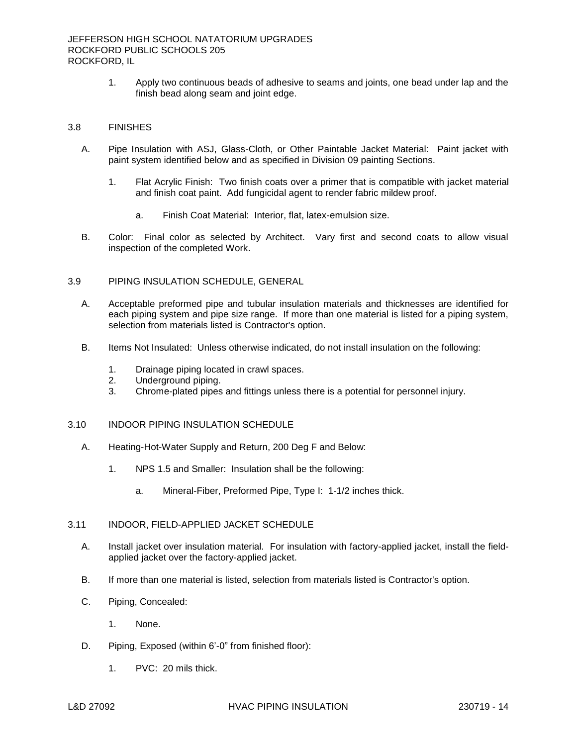1. Apply two continuous beads of adhesive to seams and joints, one bead under lap and the finish bead along seam and joint edge.

## 3.8 FINISHES

A. Pipe Insulation with ASJ, Glass-Cloth, or Other Paintable Jacket Material: Paint jacket with paint system identified below and as specified in Division 09 painting Sections.

   1. Flat Acrylic Finish: Two finish coats over a primer that is compatible with jacket material and finish coat paint. Add fungicidal agent to render fabric mildew proof.

      a. Finish Coat Material: Interior, flat, latex-emulsion size.

B. Color: Final color as selected by Architect. Vary first and second coats to allow visual inspection of the completed Work.

## 3.9 PIPING INSULATION SCHEDULE, GENERAL

A. Acceptable preformed pipe and tubular insulation materials and thicknesses are identified for each piping system and pipe size range. If more than one material is listed for a piping system, selection from materials listed is Contractor's option.

B. Items Not Insulated: Unless otherwise indicated, do not install insulation on the following:

   1. Drainage piping located in crawl spaces.
   2. Underground piping.
   3. Chrome-plated pipes and fittings unless there is a potential for personnel injury.

## 3.10 INDOOR PIPING INSULATION SCHEDULE

A. Heating-Hot-Water Supply and Return, 200 Deg F and Below:

   1. NPS 1.5 and Smaller: Insulation shall be the following:

      a. Mineral-Fiber, Preformed Pipe, Type I: 1-1/2 inches thick.

## 3.11 INDOOR, FIELD-APPLIED JACKET SCHEDULE

A. Install jacket over insulation material. For insulation with factory-applied jacket, install the field-applied jacket over the factory-applied jacket.

B. If more than one material is listed, selection from materials listed is Contractor's option.

C. Piping, Concealed:

   1. None.

D. Piping, Exposed (within 6'-0" from finished floor):

   1. PVC: 20 mils thick.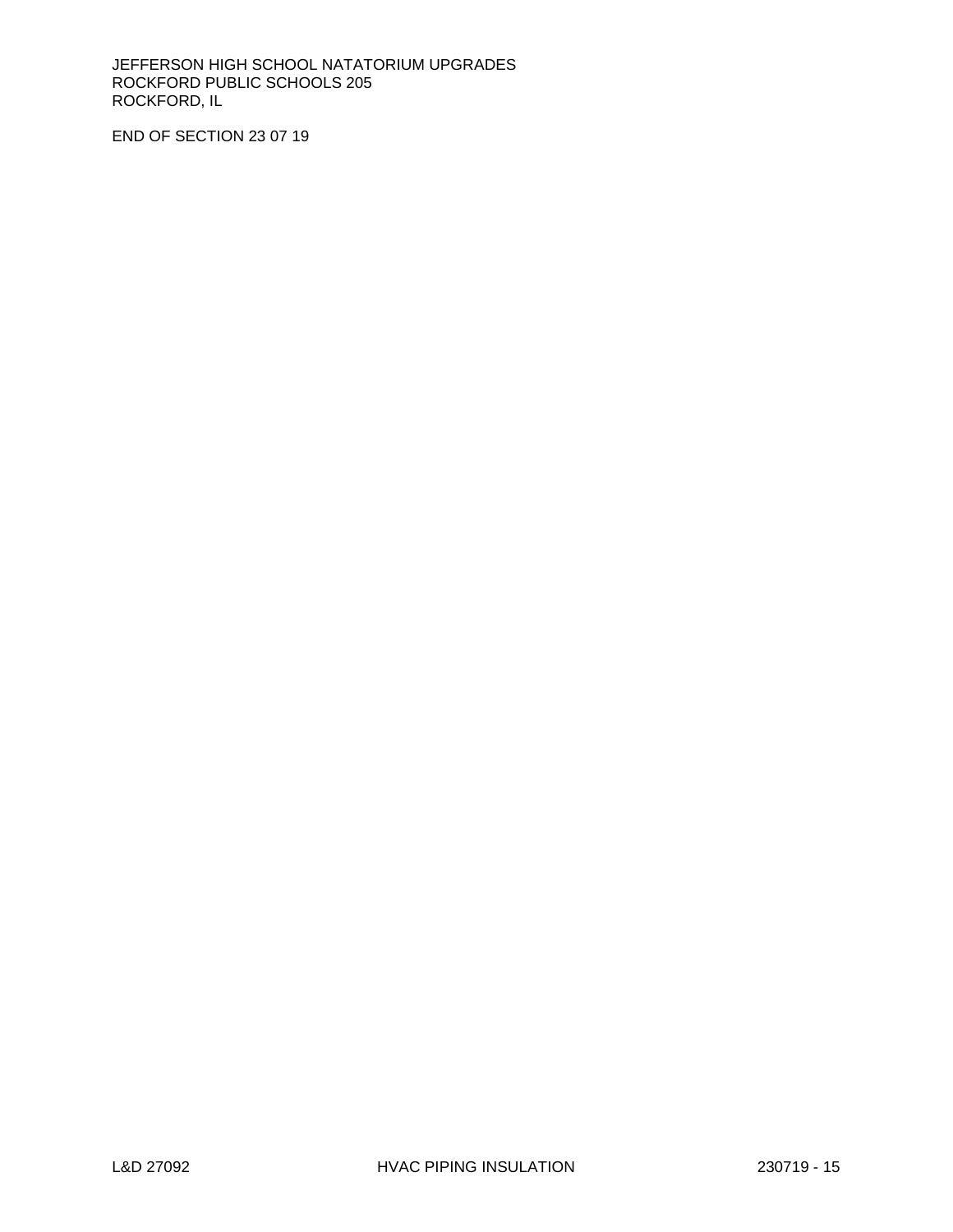END OF SECTION 23 07 19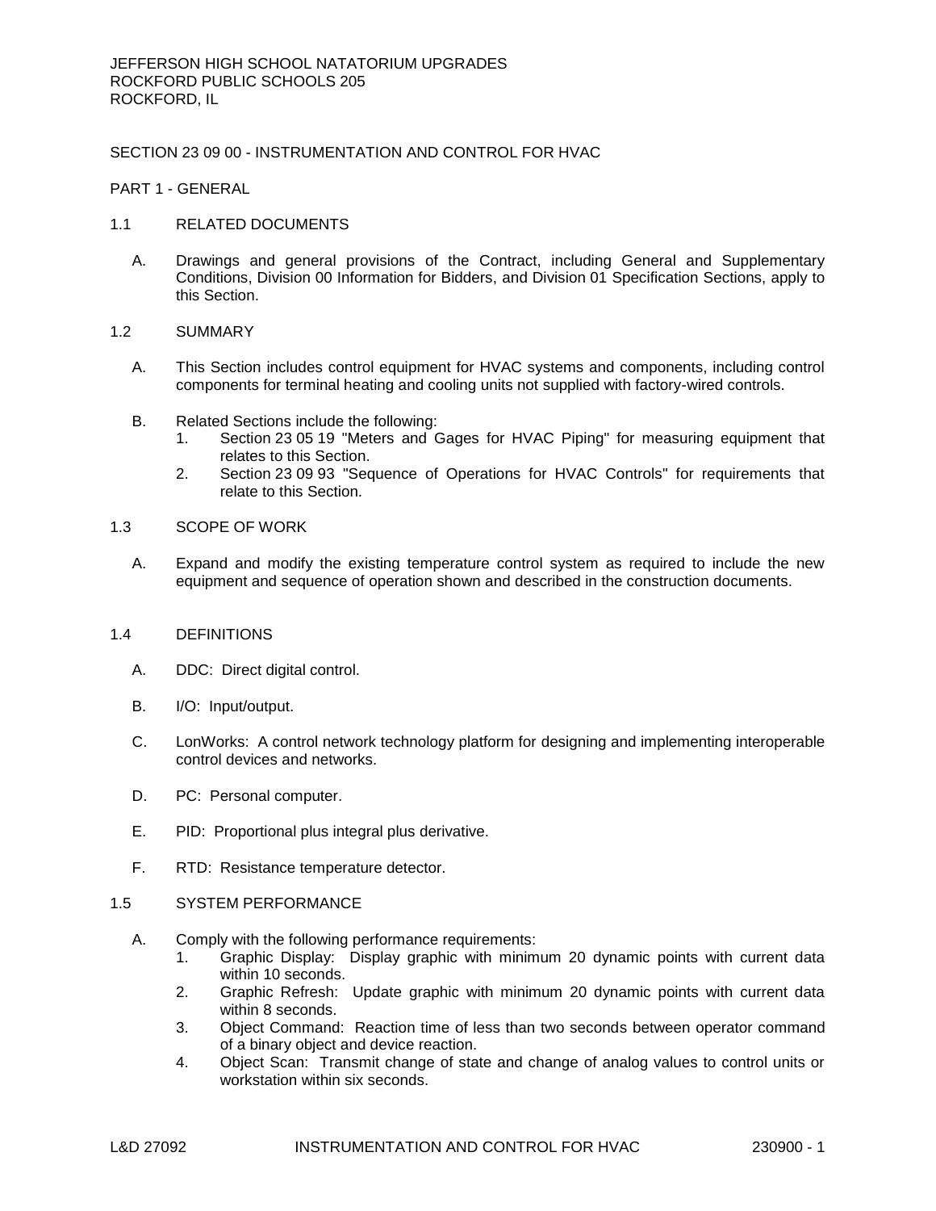JEFFERSON HIGH SCHOOL NATATORIUM UPGRADES
ROCKFORD PUBLIC SCHOOLS 205
ROCKFORD, IL

# SECTION 23 09 00 - INSTRUMENTATION AND CONTROL FOR HVAC

## PART 1 - GENERAL

### 1.1 RELATED DOCUMENTS

A. Drawings and general provisions of the Contract, including General and Supplementary Conditions, Division 00 Information for Bidders, and Division 01 Specification Sections, apply to this Section.

### 1.2 SUMMARY

A. This Section includes control equipment for HVAC systems and components, including control components for terminal heating and cooling units not supplied with factory-wired controls.

B. Related Sections include the following:
   1. Section 23 05 19 "Meters and Gages for HVAC Piping" for measuring equipment that relates to this Section.
   2. Section 23 09 93 "Sequence of Operations for HVAC Controls" for requirements that relate to this Section.

### 1.3 SCOPE OF WORK

A. Expand and modify the existing temperature control system as required to include the new equipment and sequence of operation shown and described in the construction documents.

### 1.4 DEFINITIONS

A. DDC: Direct digital control.

B. I/O: Input/output.

C. LonWorks: A control network technology platform for designing and implementing interoperable control devices and networks.

D. PC: Personal computer.

E. PID: Proportional plus integral plus derivative.

F. RTD: Resistance temperature detector.

### 1.5 SYSTEM PERFORMANCE

A. Comply with the following performance requirements:
   1. Graphic Display: Display graphic with minimum 20 dynamic points with current data within 10 seconds.
   2. Graphic Refresh: Update graphic with minimum 20 dynamic points with current data within 8 seconds.
   3. Object Command: Reaction time of less than two seconds between operator command of a binary object and device reaction.
   4. Object Scan: Transmit change of state and change of analog values to control units or workstation within six seconds.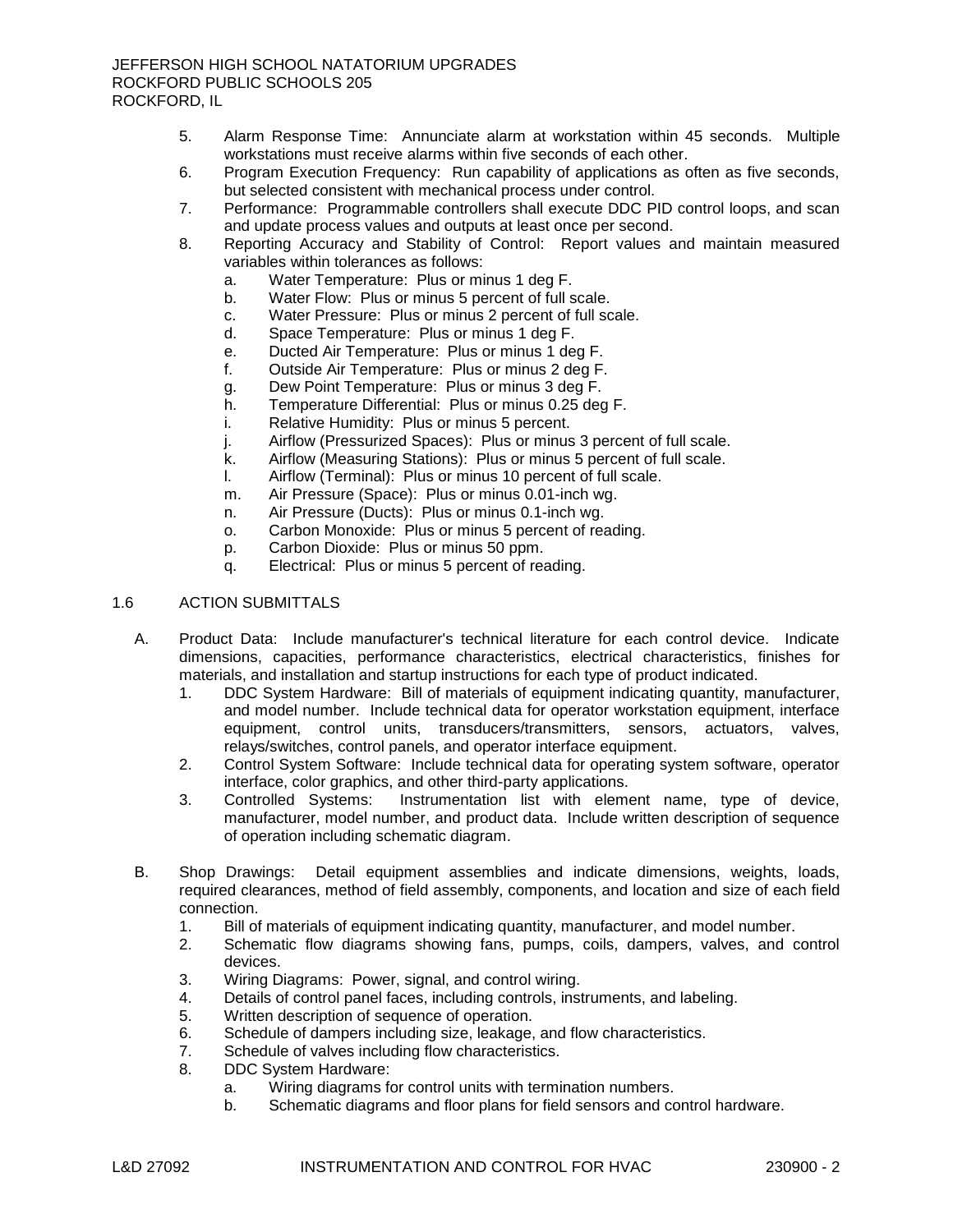5. Alarm Response Time: Annunciate alarm at workstation within 45 seconds. Multiple workstations must receive alarms within five seconds of each other.
6. Program Execution Frequency: Run capability of applications as often as five seconds, but selected consistent with mechanical process under control.
7. Performance: Programmable controllers shall execute DDC PID control loops, and scan and update process values and outputs at least once per second.
8. Reporting Accuracy and Stability of Control: Report values and maintain measured variables within tolerances as follows:
   a. Water Temperature: Plus or minus 1 deg F.
   b. Water Flow: Plus or minus 5 percent of full scale.
   c. Water Pressure: Plus or minus 2 percent of full scale.
   d. Space Temperature: Plus or minus 1 deg F.
   e. Ducted Air Temperature: Plus or minus 1 deg F.
   f. Outside Air Temperature: Plus or minus 2 deg F.
   g. Dew Point Temperature: Plus or minus 3 deg F.
   h. Temperature Differential: Plus or minus 0.25 deg F.
   i. Relative Humidity: Plus or minus 5 percent.
   j. Airflow (Pressurized Spaces): Plus or minus 3 percent of full scale.
   k. Airflow (Measuring Stations): Plus or minus 5 percent of full scale.
   l. Airflow (Terminal): Plus or minus 10 percent of full scale.
   m. Air Pressure (Space): Plus or minus 0.01-inch wg.
   n. Air Pressure (Ducts): Plus or minus 0.1-inch wg.
   o. Carbon Monoxide: Plus or minus 5 percent of reading.
   p. Carbon Dioxide: Plus or minus 50 ppm.
   q. Electrical: Plus or minus 5 percent of reading.

## 1.6 ACTION SUBMITTALS

A. Product Data: Include manufacturer's technical literature for each control device. Indicate dimensions, capacities, performance characteristics, electrical characteristics, finishes for materials, and installation and startup instructions for each type of product indicated.
   1. DDC System Hardware: Bill of materials of equipment indicating quantity, manufacturer, and model number. Include technical data for operator workstation equipment, interface equipment, control units, transducers/transmitters, sensors, actuators, valves, relays/switches, control panels, and operator interface equipment.
   2. Control System Software: Include technical data for operating system software, operator interface, color graphics, and other third-party applications.
   3. Controlled Systems: Instrumentation list with element name, type of device, manufacturer, model number, and product data. Include written description of sequence of operation including schematic diagram.

B. Shop Drawings: Detail equipment assemblies and indicate dimensions, weights, loads, required clearances, method of field assembly, components, and location and size of each field connection.
   1. Bill of materials of equipment indicating quantity, manufacturer, and model number.
   2. Schematic flow diagrams showing fans, pumps, coils, dampers, valves, and control devices.
   3. Wiring Diagrams: Power, signal, and control wiring.
   4. Details of control panel faces, including controls, instruments, and labeling.
   5. Written description of sequence of operation.
   6. Schedule of dampers including size, leakage, and flow characteristics.
   7. Schedule of valves including flow characteristics.
   8. DDC System Hardware:
      a. Wiring diagrams for control units with termination numbers.
      b. Schematic diagrams and floor plans for field sensors and control hardware.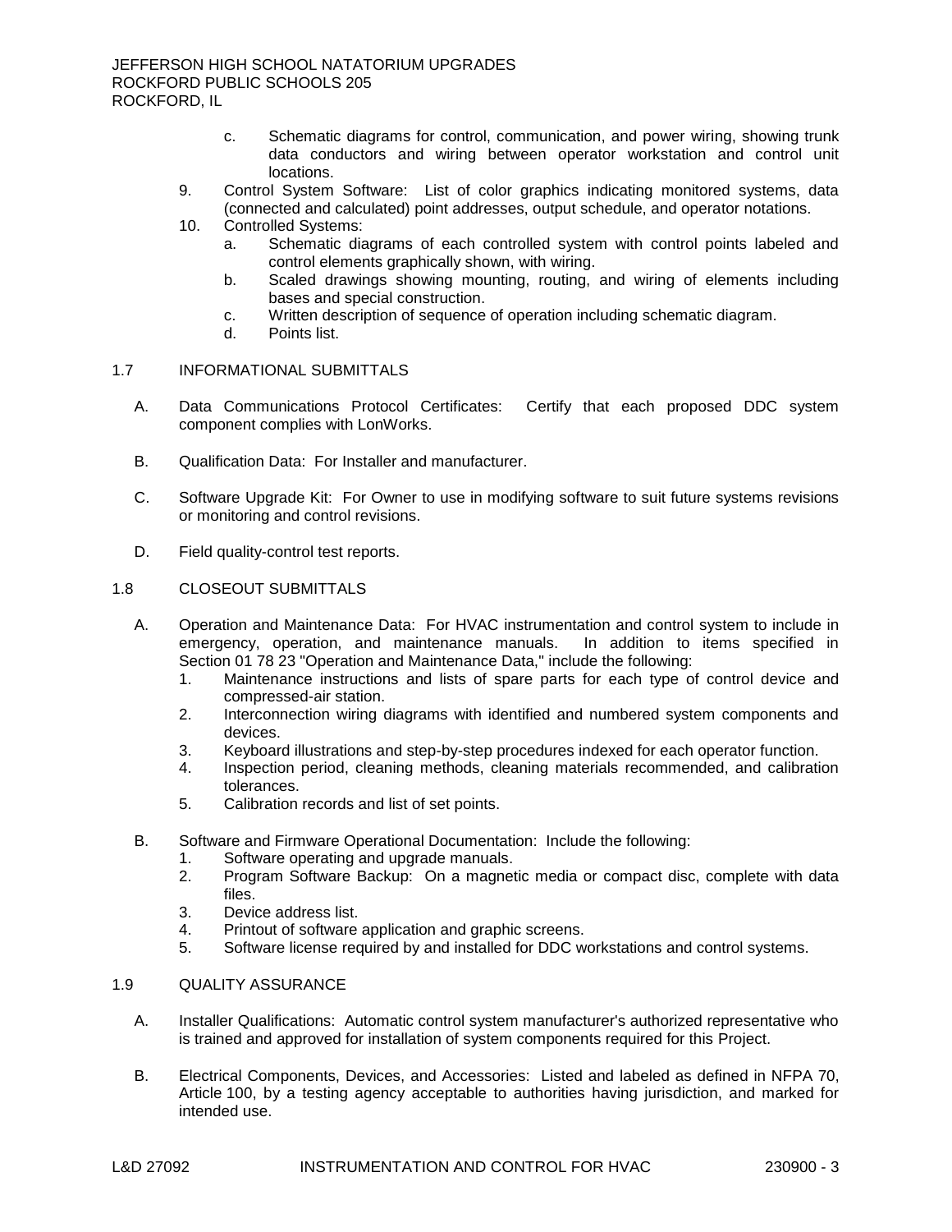c. Schematic diagrams for control, communication, and power wiring, showing trunk data conductors and wiring between operator workstation and control unit locations.

9. Control System Software: List of color graphics indicating monitored systems, data (connected and calculated) point addresses, output schedule, and operator notations.
10. Controlled Systems:
    a. Schematic diagrams of each controlled system with control points labeled and control elements graphically shown, with wiring.
    b. Scaled drawings showing mounting, routing, and wiring of elements including bases and special construction.
    c. Written description of sequence of operation including schematic diagram.
    d. Points list.

## 1.7 INFORMATIONAL SUBMITTALS

A. Data Communications Protocol Certificates: Certify that each proposed DDC system component complies with LonWorks.

B. Qualification Data: For Installer and manufacturer.

C. Software Upgrade Kit: For Owner to use in modifying software to suit future systems revisions or monitoring and control revisions.

D. Field quality-control test reports.

## 1.8 CLOSEOUT SUBMITTALS

A. Operation and Maintenance Data: For HVAC instrumentation and control system to include in emergency, operation, and maintenance manuals. In addition to items specified in Section 01 78 23 "Operation and Maintenance Data," include the following:
   1. Maintenance instructions and lists of spare parts for each type of control device and compressed-air station.
   2. Interconnection wiring diagrams with identified and numbered system components and devices.
   3. Keyboard illustrations and step-by-step procedures indexed for each operator function.
   4. Inspection period, cleaning methods, cleaning materials recommended, and calibration tolerances.
   5. Calibration records and list of set points.

B. Software and Firmware Operational Documentation: Include the following:
   1. Software operating and upgrade manuals.
   2. Program Software Backup: On a magnetic media or compact disc, complete with data files.
   3. Device address list.
   4. Printout of software application and graphic screens.
   5. Software license required by and installed for DDC workstations and control systems.

## 1.9 QUALITY ASSURANCE

A. Installer Qualifications: Automatic control system manufacturer's authorized representative who is trained and approved for installation of system components required for this Project.

B. Electrical Components, Devices, and Accessories: Listed and labeled as defined in NFPA 70, Article 100, by a testing agency acceptable to authorities having jurisdiction, and marked for intended use.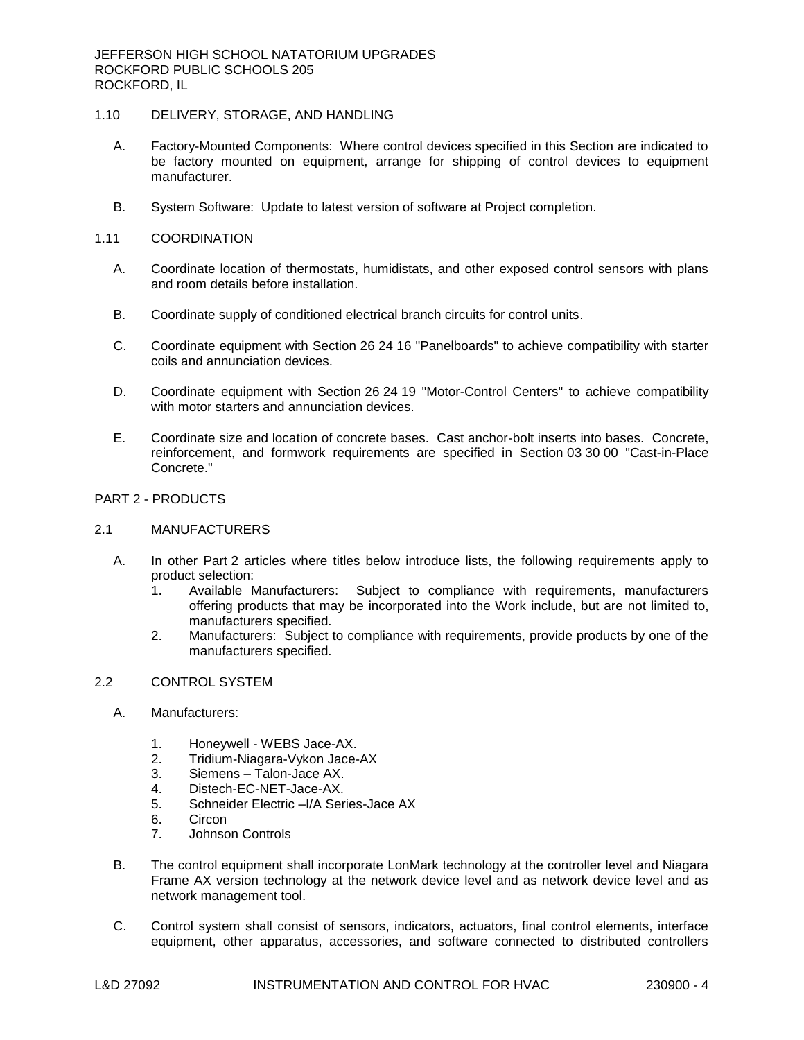## 1.10 DELIVERY, STORAGE, AND HANDLING

A. Factory-Mounted Components: Where control devices specified in this Section are indicated to be factory mounted on equipment, arrange for shipping of control devices to equipment manufacturer.

B. System Software: Update to latest version of software at Project completion.

## 1.11 COORDINATION

A. Coordinate location of thermostats, humidistats, and other exposed control sensors with plans and room details before installation.

B. Coordinate supply of conditioned electrical branch circuits for control units.

C. Coordinate equipment with Section 26 24 16 "Panelboards" to achieve compatibility with starter coils and annunciation devices.

D. Coordinate equipment with Section 26 24 19 "Motor-Control Centers" to achieve compatibility with motor starters and annunciation devices.

E. Coordinate size and location of concrete bases. Cast anchor-bolt inserts into bases. Concrete, reinforcement, and formwork requirements are specified in Section 03 30 00 "Cast-in-Place Concrete."

# PART 2 - PRODUCTS

## 2.1 MANUFACTURERS

A. In other Part 2 articles where titles below introduce lists, the following requirements apply to product selection:
   1. Available Manufacturers: Subject to compliance with requirements, manufacturers offering products that may be incorporated into the Work include, but are not limited to, manufacturers specified.
   2. Manufacturers: Subject to compliance with requirements, provide products by one of the manufacturers specified.

## 2.2 CONTROL SYSTEM

A. Manufacturers:

   1. Honeywell - WEBS Jace-AX.
   2. Tridium-Niagara-Vykon Jace-AX
   3. Siemens – Talon-Jace AX.
   4. Distech-EC-NET-Jace-AX.
   5. Schneider Electric –I/A Series-Jace AX
   6. Circon
   7. Johnson Controls

B. The control equipment shall incorporate LonMark technology at the controller level and Niagara Frame AX version technology at the network device level and as network device level and as network management tool.

C. Control system shall consist of sensors, indicators, actuators, final control elements, interface equipment, other apparatus, accessories, and software connected to distributed controllers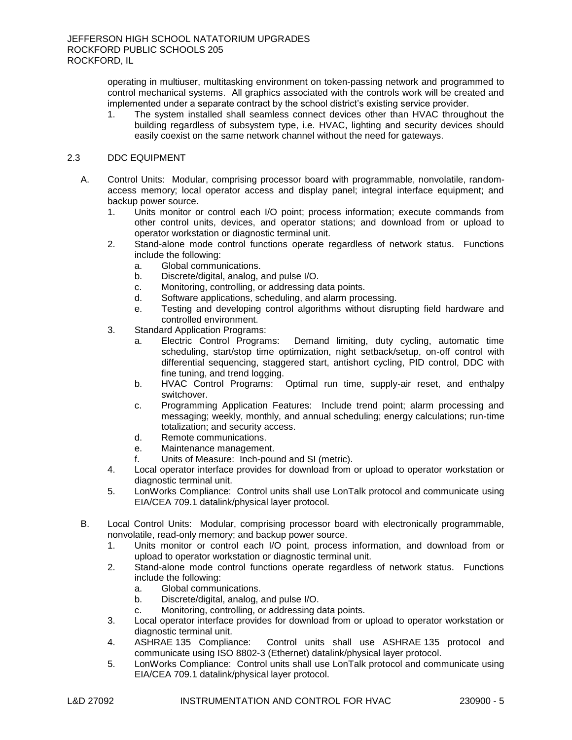operating in multiuser, multitasking environment on token-passing network and programmed to control mechanical systems. All graphics associated with the controls work will be created and implemented under a separate contract by the school district's existing service provider.

1. The system installed shall seamless connect devices other than HVAC throughout the building regardless of subsystem type, i.e. HVAC, lighting and security devices should easily coexist on the same network channel without the need for gateways.

## 2.3 DDC EQUIPMENT

A. Control Units: Modular, comprising processor board with programmable, nonvolatile, random-access memory; local operator access and display panel; integral interface equipment; and backup power source.

1. Units monitor or control each I/O point; process information; execute commands from other control units, devices, and operator stations; and download from or upload to operator workstation or diagnostic terminal unit.
2. Stand-alone mode control functions operate regardless of network status. Functions include the following:
   a. Global communications.
   b. Discrete/digital, analog, and pulse I/O.
   c. Monitoring, controlling, or addressing data points.
   d. Software applications, scheduling, and alarm processing.
   e. Testing and developing control algorithms without disrupting field hardware and controlled environment.
3. Standard Application Programs:
   a. Electric Control Programs: Demand limiting, duty cycling, automatic time scheduling, start/stop time optimization, night setback/setup, on-off control with differential sequencing, staggered start, antishort cycling, PID control, DDC with fine tuning, and trend logging.
   b. HVAC Control Programs: Optimal run time, supply-air reset, and enthalpy switchover.
   c. Programming Application Features: Include trend point; alarm processing and messaging; weekly, monthly, and annual scheduling; energy calculations; run-time totalization; and security access.
   d. Remote communications.
   e. Maintenance management.
   f. Units of Measure: Inch-pound and SI (metric).
4. Local operator interface provides for download from or upload to operator workstation or diagnostic terminal unit.
5. LonWorks Compliance: Control units shall use LonTalk protocol and communicate using EIA/CEA 709.1 datalink/physical layer protocol.

B. Local Control Units: Modular, comprising processor board with electronically programmable, nonvolatile, read-only memory; and backup power source.

1. Units monitor or control each I/O point, process information, and download from or upload to operator workstation or diagnostic terminal unit.
2. Stand-alone mode control functions operate regardless of network status. Functions include the following:
   a. Global communications.
   b. Discrete/digital, analog, and pulse I/O.
   c. Monitoring, controlling, or addressing data points.
3. Local operator interface provides for download from or upload to operator workstation or diagnostic terminal unit.
4. ASHRAE 135 Compliance: Control units shall use ASHRAE 135 protocol and communicate using ISO 8802-3 (Ethernet) datalink/physical layer protocol.
5. LonWorks Compliance: Control units shall use LonTalk protocol and communicate using EIA/CEA 709.1 datalink/physical layer protocol.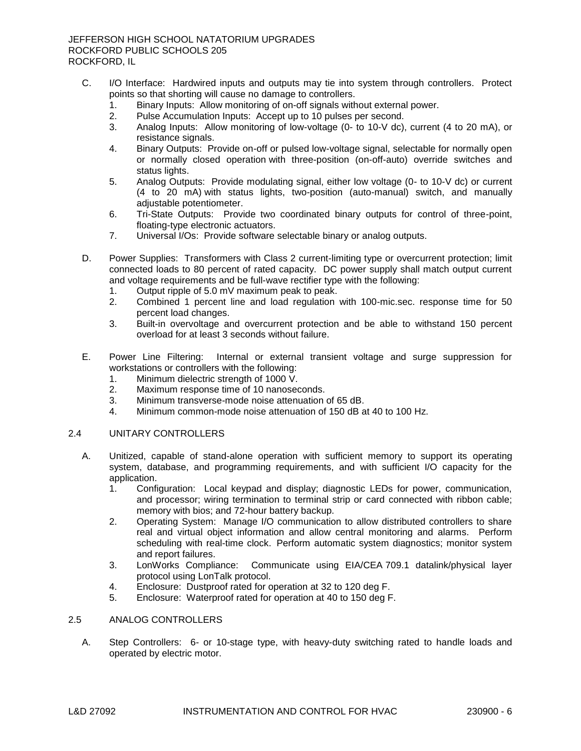C. I/O Interface: Hardwired inputs and outputs may tie into system through controllers. Protect points so that shorting will cause no damage to controllers.
   1. Binary Inputs: Allow monitoring of on-off signals without external power.
   2. Pulse Accumulation Inputs: Accept up to 10 pulses per second.
   3. Analog Inputs: Allow monitoring of low-voltage (0- to 10-V dc), current (4 to 20 mA), or resistance signals.
   4. Binary Outputs: Provide on-off or pulsed low-voltage signal, selectable for normally open or normally closed operation with three-position (on-off-auto) override switches and status lights.
   5. Analog Outputs: Provide modulating signal, either low voltage (0- to 10-V dc) or current (4 to 20 mA) with status lights, two-position (auto-manual) switch, and manually adjustable potentiometer.
   6. Tri-State Outputs: Provide two coordinated binary outputs for control of three-point, floating-type electronic actuators.
   7. Universal I/Os: Provide software selectable binary or analog outputs.

D. Power Supplies: Transformers with Class 2 current-limiting type or overcurrent protection; limit connected loads to 80 percent of rated capacity. DC power supply shall match output current and voltage requirements and be full-wave rectifier type with the following:
   1. Output ripple of 5.0 mV maximum peak to peak.
   2. Combined 1 percent line and load regulation with 100-mic.sec. response time for 50 percent load changes.
   3. Built-in overvoltage and overcurrent protection and be able to withstand 150 percent overload for at least 3 seconds without failure.

E. Power Line Filtering: Internal or external transient voltage and surge suppression for workstations or controllers with the following:
   1. Minimum dielectric strength of 1000 V.
   2. Maximum response time of 10 nanoseconds.
   3. Minimum transverse-mode noise attenuation of 65 dB.
   4. Minimum common-mode noise attenuation of 150 dB at 40 to 100 Hz.

## 2.4 UNITARY CONTROLLERS

A. Unitized, capable of stand-alone operation with sufficient memory to support its operating system, database, and programming requirements, and with sufficient I/O capacity for the application.
   1. Configuration: Local keypad and display; diagnostic LEDs for power, communication, and processor; wiring termination to terminal strip or card connected with ribbon cable; memory with bios; and 72-hour battery backup.
   2. Operating System: Manage I/O communication to allow distributed controllers to share real and virtual object information and allow central monitoring and alarms. Perform scheduling with real-time clock. Perform automatic system diagnostics; monitor system and report failures.
   3. LonWorks Compliance: Communicate using EIA/CEA 709.1 datalink/physical layer protocol using LonTalk protocol.
   4. Enclosure: Dustproof rated for operation at 32 to 120 deg F.
   5. Enclosure: Waterproof rated for operation at 40 to 150 deg F.

## 2.5 ANALOG CONTROLLERS

A. Step Controllers: 6- or 10-stage type, with heavy-duty switching rated to handle loads and operated by electric motor.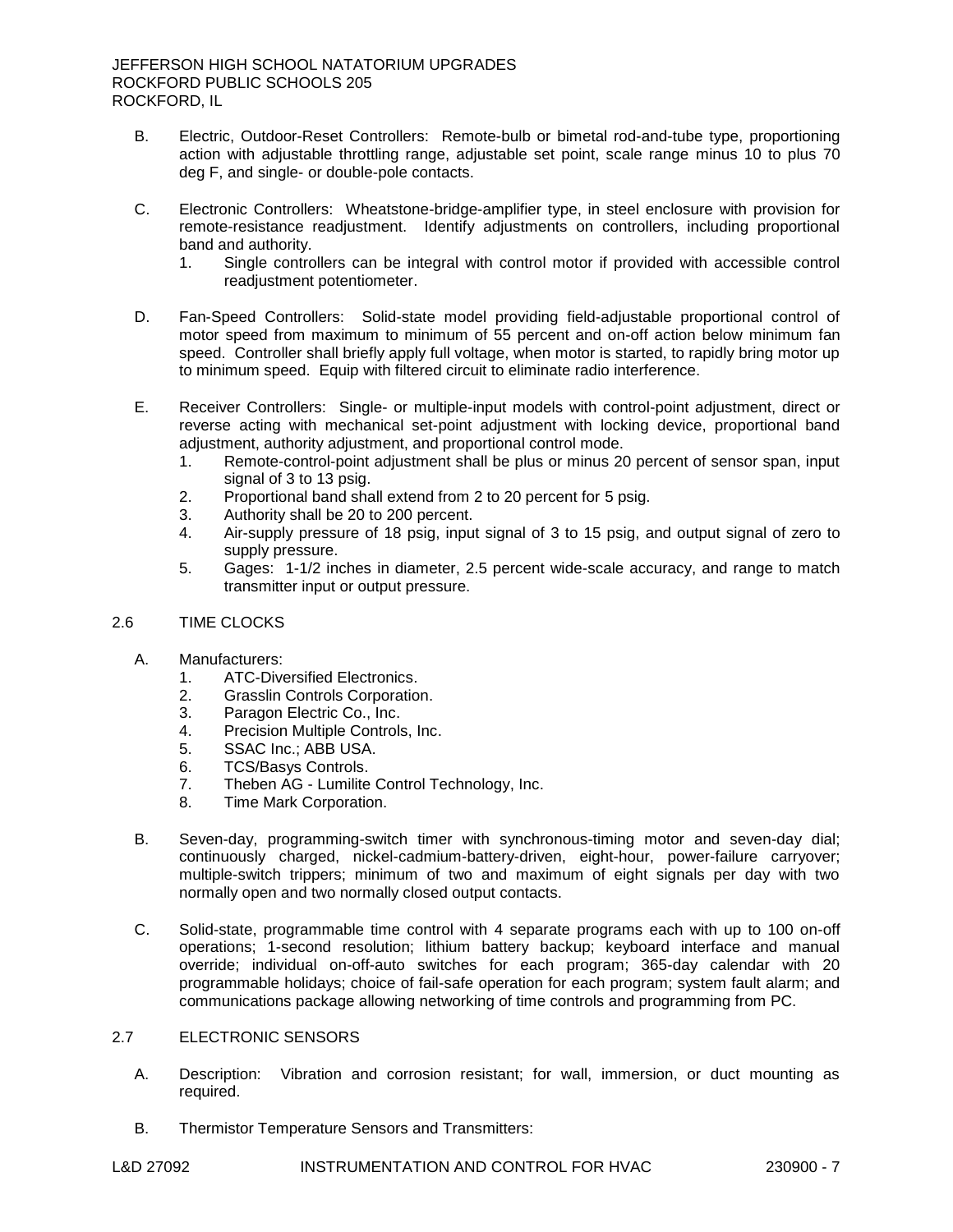B. Electric, Outdoor-Reset Controllers: Remote-bulb or bimetal rod-and-tube type, proportioning action with adjustable throttling range, adjustable set point, scale range minus 10 to plus 70 deg F, and single- or double-pole contacts.

C. Electronic Controllers: Wheatstone-bridge-amplifier type, in steel enclosure with provision for remote-resistance readjustment. Identify adjustments on controllers, including proportional band and authority.
   1. Single controllers can be integral with control motor if provided with accessible control readjustment potentiometer.

D. Fan-Speed Controllers: Solid-state model providing field-adjustable proportional control of motor speed from maximum to minimum of 55 percent and on-off action below minimum fan speed. Controller shall briefly apply full voltage, when motor is started, to rapidly bring motor up to minimum speed. Equip with filtered circuit to eliminate radio interference.

E. Receiver Controllers: Single- or multiple-input models with control-point adjustment, direct or reverse acting with mechanical set-point adjustment with locking device, proportional band adjustment, authority adjustment, and proportional control mode.
   1. Remote-control-point adjustment shall be plus or minus 20 percent of sensor span, input signal of 3 to 13 psig.
   2. Proportional band shall extend from 2 to 20 percent for 5 psig.
   3. Authority shall be 20 to 200 percent.
   4. Air-supply pressure of 18 psig, input signal of 3 to 15 psig, and output signal of zero to supply pressure.
   5. Gages: 1-1/2 inches in diameter, 2.5 percent wide-scale accuracy, and range to match transmitter input or output pressure.

## 2.6 TIME CLOCKS

A. Manufacturers:
   1. ATC-Diversified Electronics.
   2. Grasslin Controls Corporation.
   3. Paragon Electric Co., Inc.
   4. Precision Multiple Controls, Inc.
   5. SSAC Inc.; ABB USA.
   6. TCS/Basys Controls.
   7. Theben AG - Lumilite Control Technology, Inc.
   8. Time Mark Corporation.

B. Seven-day, programming-switch timer with synchronous-timing motor and seven-day dial; continuously charged, nickel-cadmium-battery-driven, eight-hour, power-failure carryover; multiple-switch trippers; minimum of two and maximum of eight signals per day with two normally open and two normally closed output contacts.

C. Solid-state, programmable time control with 4 separate programs each with up to 100 on-off operations; 1-second resolution; lithium battery backup; keyboard interface and manual override; individual on-off-auto switches for each program; 365-day calendar with 20 programmable holidays; choice of fail-safe operation for each program; system fault alarm; and communications package allowing networking of time controls and programming from PC.

## 2.7 ELECTRONIC SENSORS

A. Description: Vibration and corrosion resistant; for wall, immersion, or duct mounting as required.

B. Thermistor Temperature Sensors and Transmitters: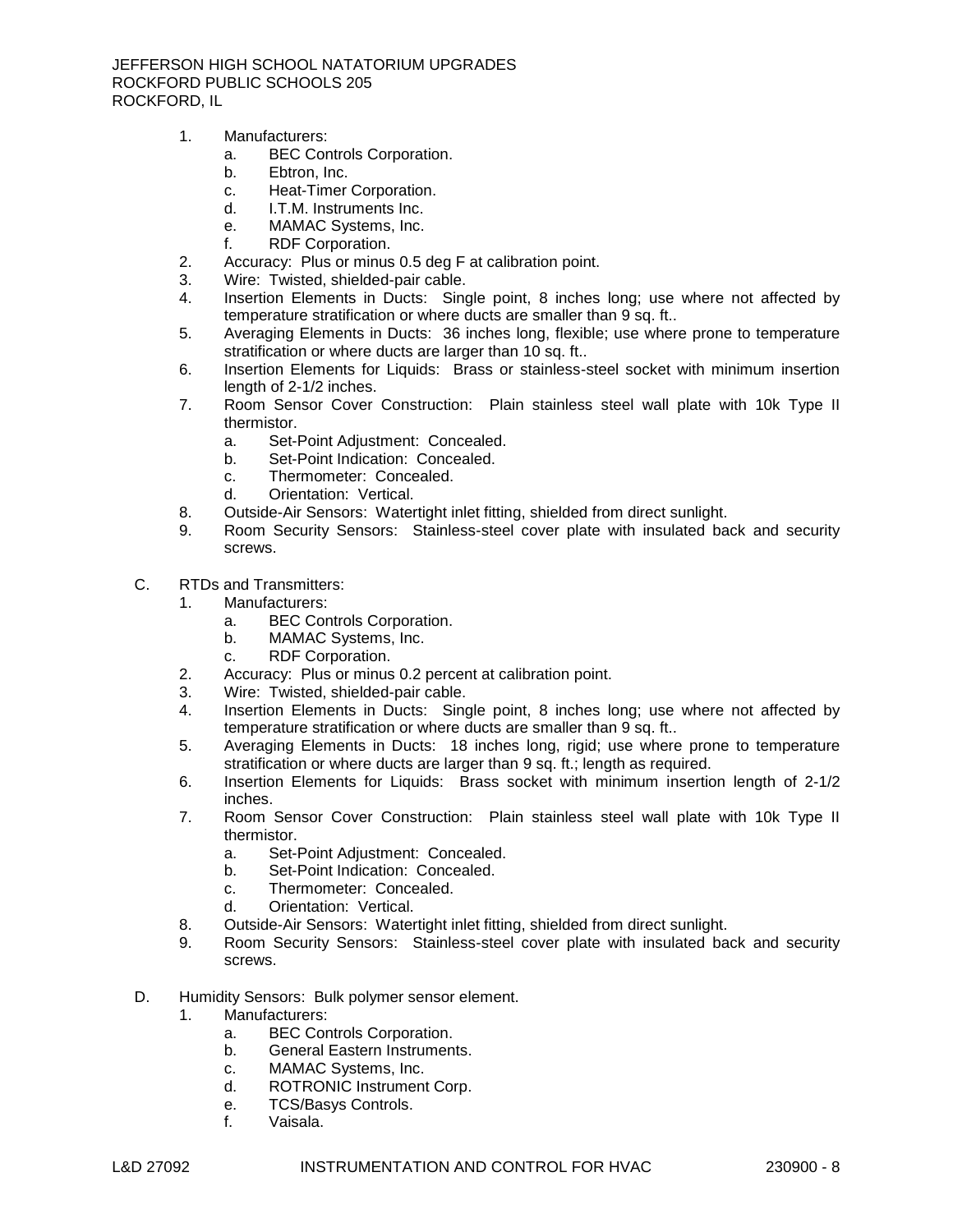1. Manufacturers:
   a. BEC Controls Corporation.
   b. Ebtron, Inc.
   c. Heat-Timer Corporation.
   d. I.T.M. Instruments Inc.
   e. MAMAC Systems, Inc.
   f. RDF Corporation.
2. Accuracy: Plus or minus 0.5 deg F at calibration point.
3. Wire: Twisted, shielded-pair cable.
4. Insertion Elements in Ducts: Single point, 8 inches long; use where not affected by temperature stratification or where ducts are smaller than 9 sq. ft..
5. Averaging Elements in Ducts: 36 inches long, flexible; use where prone to temperature stratification or where ducts are larger than 10 sq. ft..
6. Insertion Elements for Liquids: Brass or stainless-steel socket with minimum insertion length of 2-1/2 inches.
7. Room Sensor Cover Construction: Plain stainless steel wall plate with 10k Type II thermistor.
   a. Set-Point Adjustment: Concealed.
   b. Set-Point Indication: Concealed.
   c. Thermometer: Concealed.
   d. Orientation: Vertical.
8. Outside-Air Sensors: Watertight inlet fitting, shielded from direct sunlight.
9. Room Security Sensors: Stainless-steel cover plate with insulated back and security screws.

C. RTDs and Transmitters:
   1. Manufacturers:
      a. BEC Controls Corporation.
      b. MAMAC Systems, Inc.
      c. RDF Corporation.
   2. Accuracy: Plus or minus 0.2 percent at calibration point.
   3. Wire: Twisted, shielded-pair cable.
   4. Insertion Elements in Ducts: Single point, 8 inches long; use where not affected by temperature stratification or where ducts are smaller than 9 sq. ft..
   5. Averaging Elements in Ducts: 18 inches long, rigid; use where prone to temperature stratification or where ducts are larger than 9 sq. ft.; length as required.
   6. Insertion Elements for Liquids: Brass socket with minimum insertion length of 2-1/2 inches.
   7. Room Sensor Cover Construction: Plain stainless steel wall plate with 10k Type II thermistor.
      a. Set-Point Adjustment: Concealed.
      b. Set-Point Indication: Concealed.
      c. Thermometer: Concealed.
      d. Orientation: Vertical.
   8. Outside-Air Sensors: Watertight inlet fitting, shielded from direct sunlight.
   9. Room Security Sensors: Stainless-steel cover plate with insulated back and security screws.

D. Humidity Sensors: Bulk polymer sensor element.
   1. Manufacturers:
      a. BEC Controls Corporation.
      b. General Eastern Instruments.
      c. MAMAC Systems, Inc.
      d. ROTRONIC Instrument Corp.
      e. TCS/Basys Controls.
      f. Vaisala.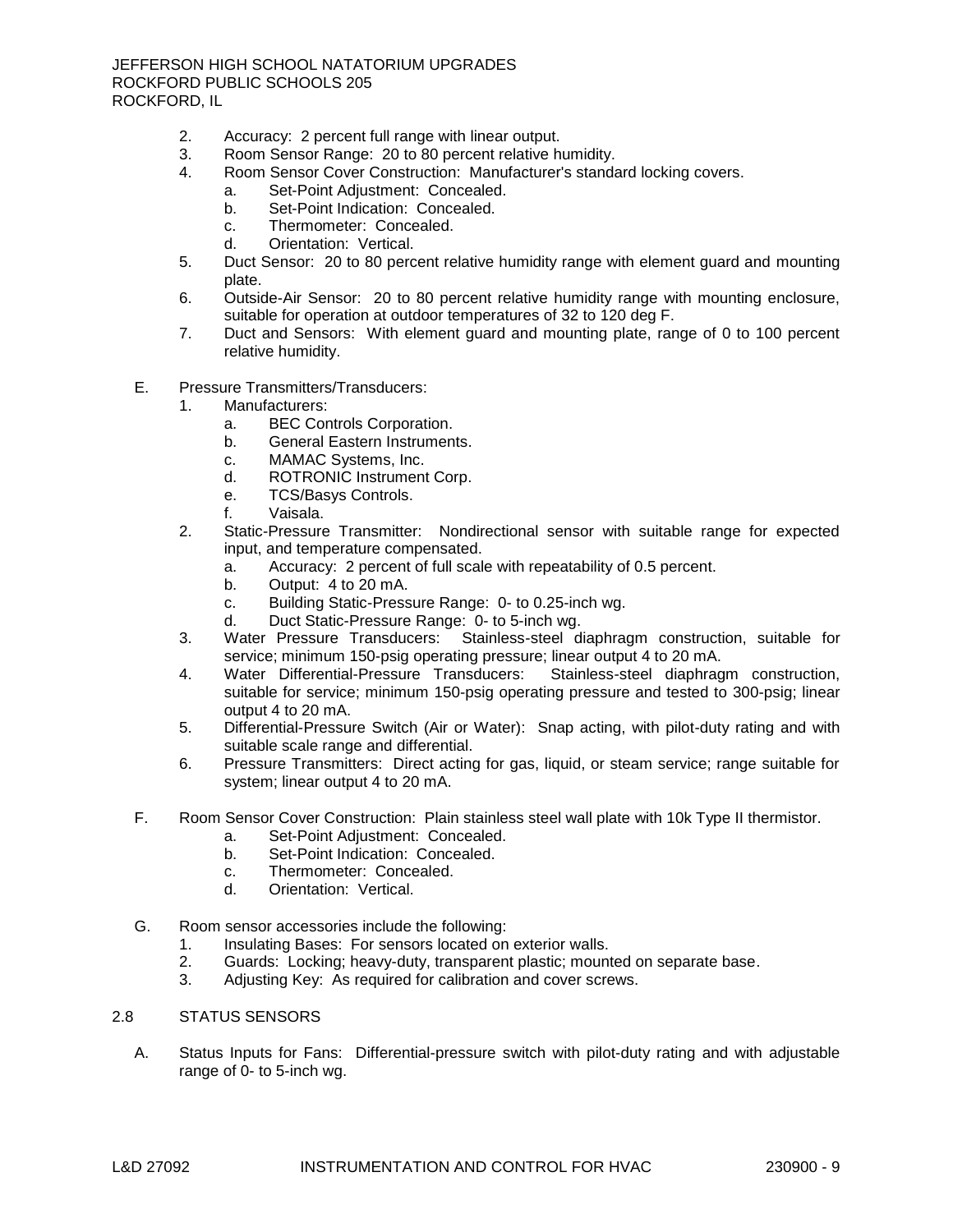2. Accuracy: 2 percent full range with linear output.
3. Room Sensor Range: 20 to 80 percent relative humidity.
4. Room Sensor Cover Construction: Manufacturer's standard locking covers.
    a. Set-Point Adjustment: Concealed.
    b. Set-Point Indication: Concealed.
    c. Thermometer: Concealed.
    d. Orientation: Vertical.
5. Duct Sensor: 20 to 80 percent relative humidity range with element guard and mounting plate.
6. Outside-Air Sensor: 20 to 80 percent relative humidity range with mounting enclosure, suitable for operation at outdoor temperatures of 32 to 120 deg F.
7. Duct and Sensors: With element guard and mounting plate, range of 0 to 100 percent relative humidity.

E. Pressure Transmitters/Transducers:
1. Manufacturers:
    a. BEC Controls Corporation.
    b. General Eastern Instruments.
    c. MAMAC Systems, Inc.
    d. ROTRONIC Instrument Corp.
    e. TCS/Basys Controls.
    f. Vaisala.
2. Static-Pressure Transmitter: Nondirectional sensor with suitable range for expected input, and temperature compensated.
    a. Accuracy: 2 percent of full scale with repeatability of 0.5 percent.
    b. Output: 4 to 20 mA.
    c. Building Static-Pressure Range: 0- to 0.25-inch wg.
    d. Duct Static-Pressure Range: 0- to 5-inch wg.
3. Water Pressure Transducers: Stainless-steel diaphragm construction, suitable for service; minimum 150-psig operating pressure; linear output 4 to 20 mA.
4. Water Differential-Pressure Transducers: Stainless-steel diaphragm construction, suitable for service; minimum 150-psig operating pressure and tested to 300-psig; linear output 4 to 20 mA.
5. Differential-Pressure Switch (Air or Water): Snap acting, with pilot-duty rating and with suitable scale range and differential.
6. Pressure Transmitters: Direct acting for gas, liquid, or steam service; range suitable for system; linear output 4 to 20 mA.

F. Room Sensor Cover Construction: Plain stainless steel wall plate with 10k Type II thermistor.
    a. Set-Point Adjustment: Concealed.
    b. Set-Point Indication: Concealed.
    c. Thermometer: Concealed.
    d. Orientation: Vertical.

G. Room sensor accessories include the following:
1. Insulating Bases: For sensors located on exterior walls.
2. Guards: Locking; heavy-duty, transparent plastic; mounted on separate base.
3. Adjusting Key: As required for calibration and cover screws.

## 2.8 STATUS SENSORS

A. Status Inputs for Fans: Differential-pressure switch with pilot-duty rating and with adjustable range of 0- to 5-inch wg.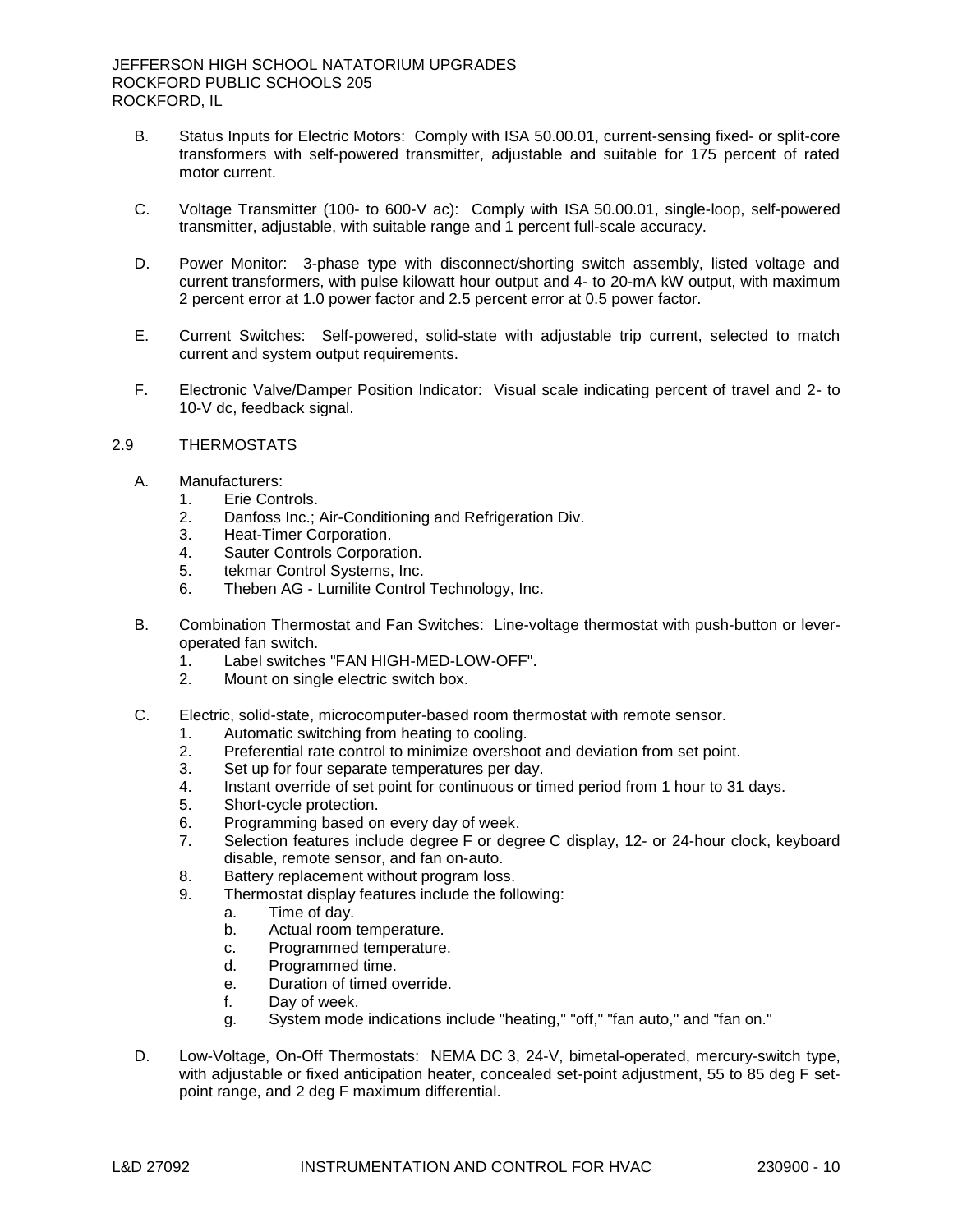B. Status Inputs for Electric Motors: Comply with ISA 50.00.01, current-sensing fixed- or split-core transformers with self-powered transmitter, adjustable and suitable for 175 percent of rated motor current.

C. Voltage Transmitter (100- to 600-V ac): Comply with ISA 50.00.01, single-loop, self-powered transmitter, adjustable, with suitable range and 1 percent full-scale accuracy.

D. Power Monitor: 3-phase type with disconnect/shorting switch assembly, listed voltage and current transformers, with pulse kilowatt hour output and 4- to 20-mA kW output, with maximum 2 percent error at 1.0 power factor and 2.5 percent error at 0.5 power factor.

E. Current Switches: Self-powered, solid-state with adjustable trip current, selected to match current and system output requirements.

F. Electronic Valve/Damper Position Indicator: Visual scale indicating percent of travel and 2- to 10-V dc, feedback signal.

## 2.9 THERMOSTATS

A. Manufacturers:
   1. Erie Controls.
   2. Danfoss Inc.; Air-Conditioning and Refrigeration Div.
   3. Heat-Timer Corporation.
   4. Sauter Controls Corporation.
   5. tekmar Control Systems, Inc.
   6. Theben AG - Lumilite Control Technology, Inc.

B. Combination Thermostat and Fan Switches: Line-voltage thermostat with push-button or lever-operated fan switch.
   1. Label switches "FAN HIGH-MED-LOW-OFF".
   2. Mount on single electric switch box.

C. Electric, solid-state, microcomputer-based room thermostat with remote sensor.
   1. Automatic switching from heating to cooling.
   2. Preferential rate control to minimize overshoot and deviation from set point.
   3. Set up for four separate temperatures per day.
   4. Instant override of set point for continuous or timed period from 1 hour to 31 days.
   5. Short-cycle protection.
   6. Programming based on every day of week.
   7. Selection features include degree F or degree C display, 12- or 24-hour clock, keyboard disable, remote sensor, and fan on-auto.
   8. Battery replacement without program loss.
   9. Thermostat display features include the following:
      a. Time of day.
      b. Actual room temperature.
      c. Programmed temperature.
      d. Programmed time.
      e. Duration of timed override.
      f. Day of week.
      g. System mode indications include "heating," "off," "fan auto," and "fan on."

D. Low-Voltage, On-Off Thermostats: NEMA DC 3, 24-V, bimetal-operated, mercury-switch type, with adjustable or fixed anticipation heater, concealed set-point adjustment, 55 to 85 deg F set-point range, and 2 deg F maximum differential.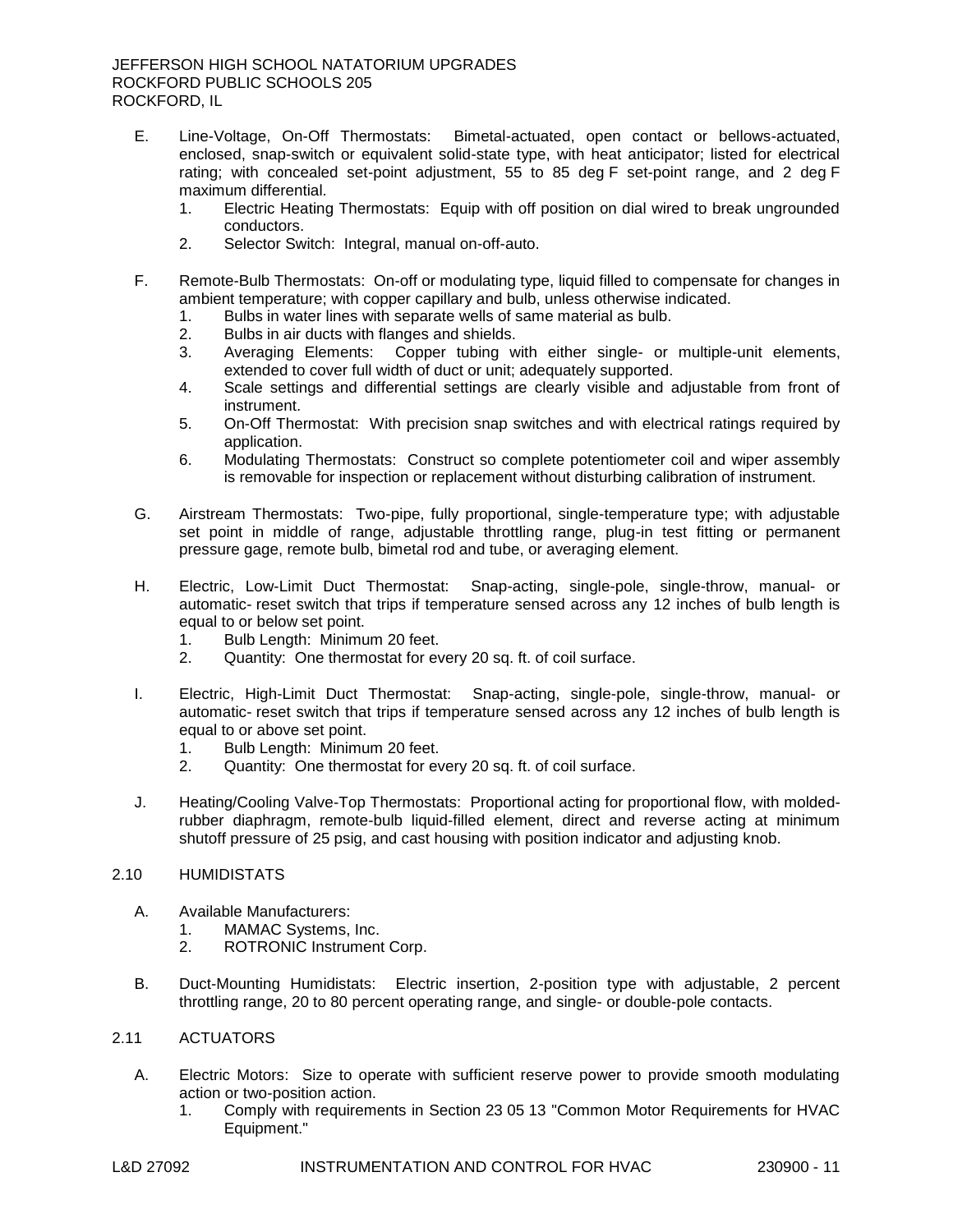E. Line-Voltage, On-Off Thermostats: Bimetal-actuated, open contact or bellows-actuated, enclosed, snap-switch or equivalent solid-state type, with heat anticipator; listed for electrical rating; with concealed set-point adjustment, 55 to 85 deg F set-point range, and 2 deg F maximum differential.
   1. Electric Heating Thermostats: Equip with off position on dial wired to break ungrounded conductors.
   2. Selector Switch: Integral, manual on-off-auto.

F. Remote-Bulb Thermostats: On-off or modulating type, liquid filled to compensate for changes in ambient temperature; with copper capillary and bulb, unless otherwise indicated.
   1. Bulbs in water lines with separate wells of same material as bulb.
   2. Bulbs in air ducts with flanges and shields.
   3. Averaging Elements: Copper tubing with either single- or multiple-unit elements, extended to cover full width of duct or unit; adequately supported.
   4. Scale settings and differential settings are clearly visible and adjustable from front of instrument.
   5. On-Off Thermostat: With precision snap switches and with electrical ratings required by application.
   6. Modulating Thermostats: Construct so complete potentiometer coil and wiper assembly is removable for inspection or replacement without disturbing calibration of instrument.

G. Airstream Thermostats: Two-pipe, fully proportional, single-temperature type; with adjustable set point in middle of range, adjustable throttling range, plug-in test fitting or permanent pressure gage, remote bulb, bimetal rod and tube, or averaging element.

H. Electric, Low-Limit Duct Thermostat: Snap-acting, single-pole, single-throw, manual- or automatic- reset switch that trips if temperature sensed across any 12 inches of bulb length is equal to or below set point.
   1. Bulb Length: Minimum 20 feet.
   2. Quantity: One thermostat for every 20 sq. ft. of coil surface.

I. Electric, High-Limit Duct Thermostat: Snap-acting, single-pole, single-throw, manual- or automatic- reset switch that trips if temperature sensed across any 12 inches of bulb length is equal to or above set point.
   1. Bulb Length: Minimum 20 feet.
   2. Quantity: One thermostat for every 20 sq. ft. of coil surface.

J. Heating/Cooling Valve-Top Thermostats: Proportional acting for proportional flow, with molded-rubber diaphragm, remote-bulb liquid-filled element, direct and reverse acting at minimum shutoff pressure of 25 psig, and cast housing with position indicator and adjusting knob.

## 2.10 HUMIDISTATS

A. Available Manufacturers:
   1. MAMAC Systems, Inc.
   2. ROTRONIC Instrument Corp.

B. Duct-Mounting Humidistats: Electric insertion, 2-position type with adjustable, 2 percent throttling range, 20 to 80 percent operating range, and single- or double-pole contacts.

## 2.11 ACTUATORS

A. Electric Motors: Size to operate with sufficient reserve power to provide smooth modulating action or two-position action.
   1. Comply with requirements in Section 23 05 13 "Common Motor Requirements for HVAC Equipment."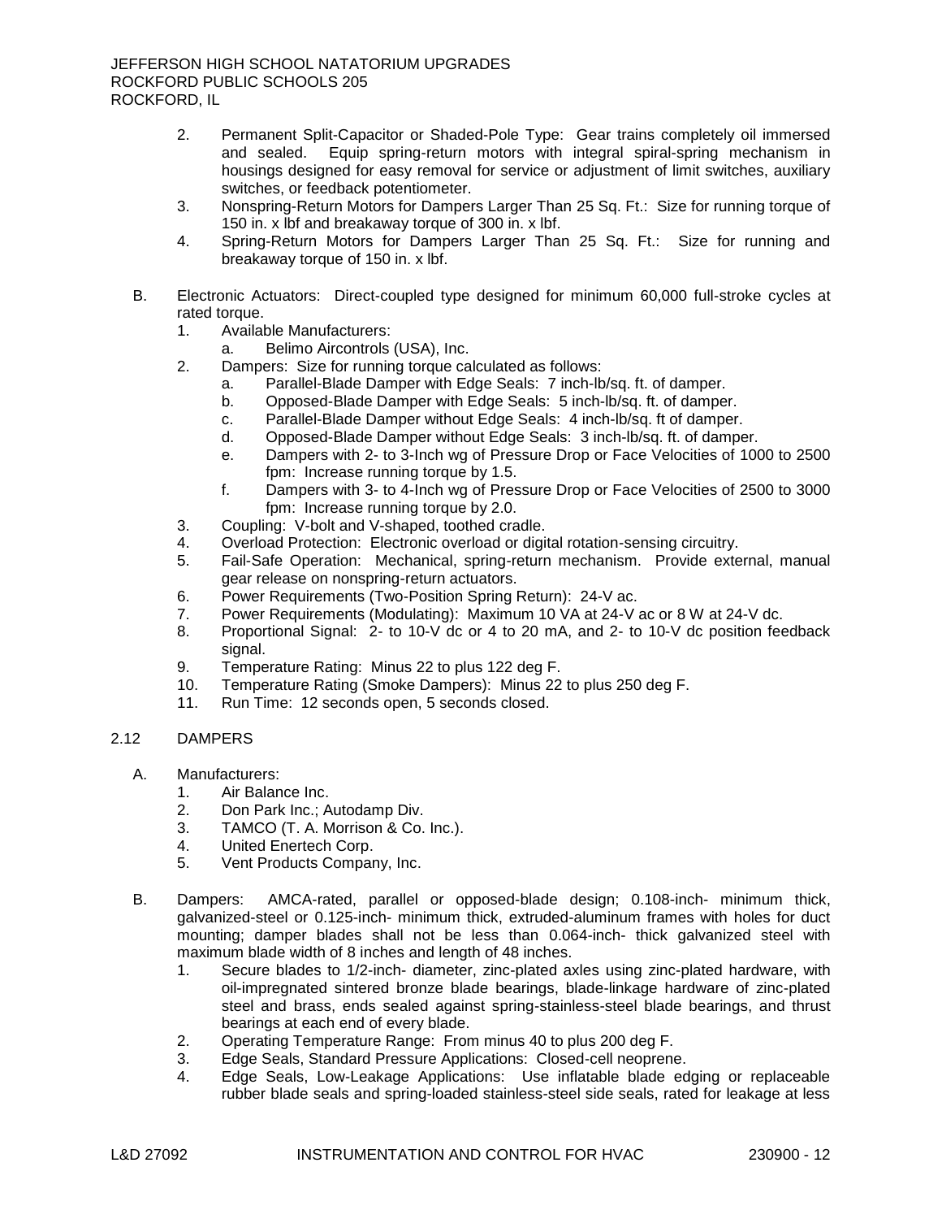2. Permanent Split-Capacitor or Shaded-Pole Type: Gear trains completely oil immersed and sealed. Equip spring-return motors with integral spiral-spring mechanism in housings designed for easy removal for service or adjustment of limit switches, auxiliary switches, or feedback potentiometer.
3. Nonspring-Return Motors for Dampers Larger Than 25 Sq. Ft.: Size for running torque of 150 in. x lbf and breakaway torque of 300 in. x lbf.
4. Spring-Return Motors for Dampers Larger Than 25 Sq. Ft.: Size for running and breakaway torque of 150 in. x lbf.

B. Electronic Actuators: Direct-coupled type designed for minimum 60,000 full-stroke cycles at rated torque.
   1. Available Manufacturers:
      a. Belimo Aircontrols (USA), Inc.
   2. Dampers: Size for running torque calculated as follows:
      a. Parallel-Blade Damper with Edge Seals: 7 inch-lb/sq. ft. of damper.
      b. Opposed-Blade Damper with Edge Seals: 5 inch-lb/sq. ft. of damper.
      c. Parallel-Blade Damper without Edge Seals: 4 inch-lb/sq. ft of damper.
      d. Opposed-Blade Damper without Edge Seals: 3 inch-lb/sq. ft. of damper.
      e. Dampers with 2- to 3-Inch wg of Pressure Drop or Face Velocities of 1000 to 2500 fpm: Increase running torque by 1.5.
      f. Dampers with 3- to 4-Inch wg of Pressure Drop or Face Velocities of 2500 to 3000 fpm: Increase running torque by 2.0.
   3. Coupling: V-bolt and V-shaped, toothed cradle.
   4. Overload Protection: Electronic overload or digital rotation-sensing circuitry.
   5. Fail-Safe Operation: Mechanical, spring-return mechanism. Provide external, manual gear release on nonspring-return actuators.
   6. Power Requirements (Two-Position Spring Return): 24-V ac.
   7. Power Requirements (Modulating): Maximum 10 VA at 24-V ac or 8 W at 24-V dc.
   8. Proportional Signal: 2- to 10-V dc or 4 to 20 mA, and 2- to 10-V dc position feedback signal.
   9. Temperature Rating: Minus 22 to plus 122 deg F.
   10. Temperature Rating (Smoke Dampers): Minus 22 to plus 250 deg F.
   11. Run Time: 12 seconds open, 5 seconds closed.

## 2.12 DAMPERS

A. Manufacturers:
   1. Air Balance Inc.
   2. Don Park Inc.; Autodamp Div.
   3. TAMCO (T. A. Morrison & Co. Inc.).
   4. United Enertech Corp.
   5. Vent Products Company, Inc.

B. Dampers: AMCA-rated, parallel or opposed-blade design; 0.108-inch- minimum thick, galvanized-steel or 0.125-inch- minimum thick, extruded-aluminum frames with holes for duct mounting; damper blades shall not be less than 0.064-inch- thick galvanized steel with maximum blade width of 8 inches and length of 48 inches.
   1. Secure blades to 1/2-inch- diameter, zinc-plated axles using zinc-plated hardware, with oil-impregnated sintered bronze blade bearings, blade-linkage hardware of zinc-plated steel and brass, ends sealed against spring-stainless-steel blade bearings, and thrust bearings at each end of every blade.
   2. Operating Temperature Range: From minus 40 to plus 200 deg F.
   3. Edge Seals, Standard Pressure Applications: Closed-cell neoprene.
   4. Edge Seals, Low-Leakage Applications: Use inflatable blade edging or replaceable rubber blade seals and spring-loaded stainless-steel side seals, rated for leakage at less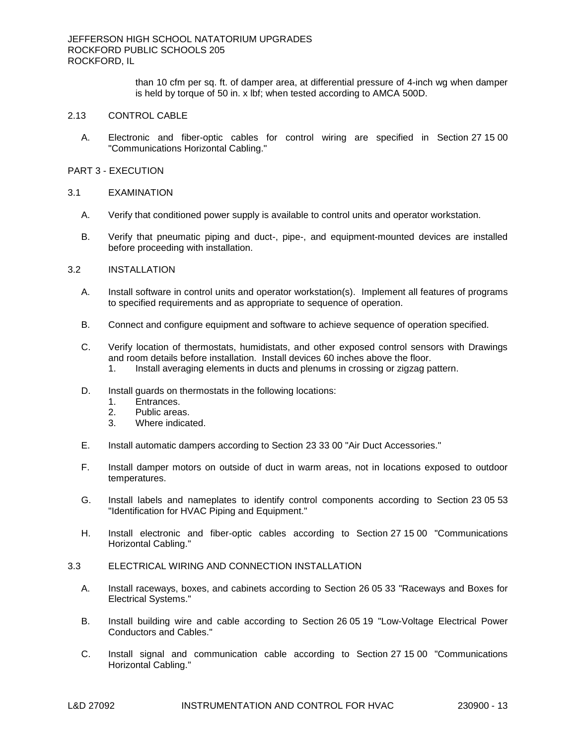than 10 cfm per sq. ft. of damper area, at differential pressure of 4-inch wg when damper is held by torque of 50 in. x lbf; when tested according to AMCA 500D.

2.13 CONTROL CABLE

A. Electronic and fiber-optic cables for control wiring are specified in Section 27 15 00 "Communications Horizontal Cabling."

## PART 3 - EXECUTION

### 3.1 EXAMINATION

A. Verify that conditioned power supply is available to control units and operator workstation.

B. Verify that pneumatic piping and duct-, pipe-, and equipment-mounted devices are installed before proceeding with installation.

### 3.2 INSTALLATION

A. Install software in control units and operator workstation(s). Implement all features of programs to specified requirements and as appropriate to sequence of operation.

B. Connect and configure equipment and software to achieve sequence of operation specified.

C. Verify location of thermostats, humidistats, and other exposed control sensors with Drawings and room details before installation. Install devices 60 inches above the floor.
   1. Install averaging elements in ducts and plenums in crossing or zigzag pattern.

D. Install guards on thermostats in the following locations:
   1. Entrances.
   2. Public areas.
   3. Where indicated.

E. Install automatic dampers according to Section 23 33 00 "Air Duct Accessories."

F. Install damper motors on outside of duct in warm areas, not in locations exposed to outdoor temperatures.

G. Install labels and nameplates to identify control components according to Section 23 05 53 "Identification for HVAC Piping and Equipment."

H. Install electronic and fiber-optic cables according to Section 27 15 00 "Communications Horizontal Cabling."

### 3.3 ELECTRICAL WIRING AND CONNECTION INSTALLATION

A. Install raceways, boxes, and cabinets according to Section 26 05 33 "Raceways and Boxes for Electrical Systems."

B. Install building wire and cable according to Section 26 05 19 "Low-Voltage Electrical Power Conductors and Cables."

C. Install signal and communication cable according to Section 27 15 00 "Communications Horizontal Cabling."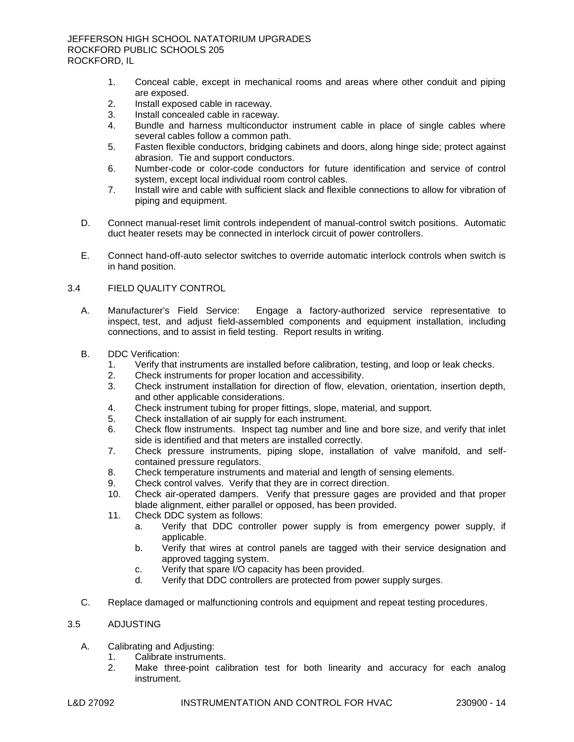1. Conceal cable, except in mechanical rooms and areas where other conduit and piping are exposed.
2. Install exposed cable in raceway.
3. Install concealed cable in raceway.
4. Bundle and harness multiconductor instrument cable in place of single cables where several cables follow a common path.
5. Fasten flexible conductors, bridging cabinets and doors, along hinge side; protect against abrasion. Tie and support conductors.
6. Number-code or color-code conductors for future identification and service of control system, except local individual room control cables.
7. Install wire and cable with sufficient slack and flexible connections to allow for vibration of piping and equipment.

D. Connect manual-reset limit controls independent of manual-control switch positions. Automatic duct heater resets may be connected in interlock circuit of power controllers.

E. Connect hand-off-auto selector switches to override automatic interlock controls when switch is in hand position.

## 3.4 FIELD QUALITY CONTROL

A. Manufacturer's Field Service: Engage a factory-authorized service representative to inspect, test, and adjust field-assembled components and equipment installation, including connections, and to assist in field testing. Report results in writing.

B. DDC Verification:
1. Verify that instruments are installed before calibration, testing, and loop or leak checks.
2. Check instruments for proper location and accessibility.
3. Check instrument installation for direction of flow, elevation, orientation, insertion depth, and other applicable considerations.
4. Check instrument tubing for proper fittings, slope, material, and support.
5. Check installation of air supply for each instrument.
6. Check flow instruments. Inspect tag number and line and bore size, and verify that inlet side is identified and that meters are installed correctly.
7. Check pressure instruments, piping slope, installation of valve manifold, and self-contained pressure regulators.
8. Check temperature instruments and material and length of sensing elements.
9. Check control valves. Verify that they are in correct direction.
10. Check air-operated dampers. Verify that pressure gages are provided and that proper blade alignment, either parallel or opposed, has been provided.
11. Check DDC system as follows:
    a. Verify that DDC controller power supply is from emergency power supply, if applicable.
    b. Verify that wires at control panels are tagged with their service designation and approved tagging system.
    c. Verify that spare I/O capacity has been provided.
    d. Verify that DDC controllers are protected from power supply surges.

C. Replace damaged or malfunctioning controls and equipment and repeat testing procedures.

## 3.5 ADJUSTING

A. Calibrating and Adjusting:
1. Calibrate instruments.
2. Make three-point calibration test for both linearity and accuracy for each analog instrument.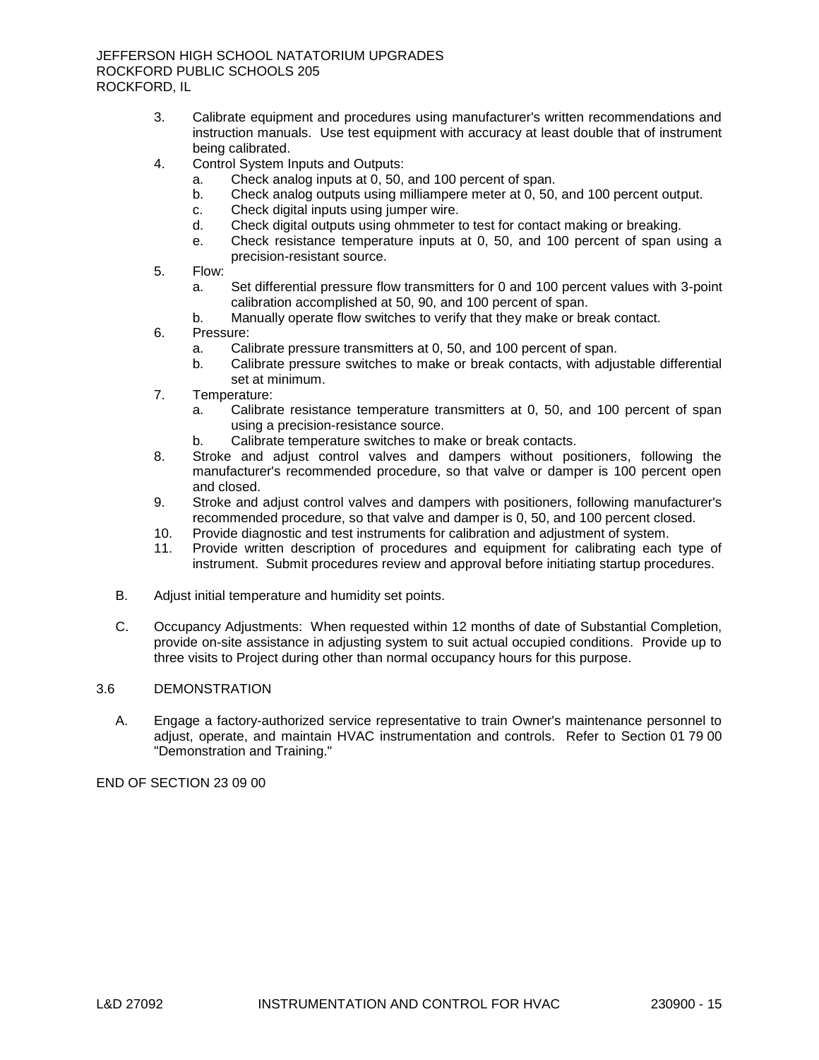3. Calibrate equipment and procedures using manufacturer's written recommendations and instruction manuals. Use test equipment with accuracy at least double that of instrument being calibrated.
4. Control System Inputs and Outputs:
   a. Check analog inputs at 0, 50, and 100 percent of span.
   b. Check analog outputs using milliampere meter at 0, 50, and 100 percent output.
   c. Check digital inputs using jumper wire.
   d. Check digital outputs using ohmmeter to test for contact making or breaking.
   e. Check resistance temperature inputs at 0, 50, and 100 percent of span using a precision-resistant source.
5. Flow:
   a. Set differential pressure flow transmitters for 0 and 100 percent values with 3-point calibration accomplished at 50, 90, and 100 percent of span.
   b. Manually operate flow switches to verify that they make or break contact.
6. Pressure:
   a. Calibrate pressure transmitters at 0, 50, and 100 percent of span.
   b. Calibrate pressure switches to make or break contacts, with adjustable differential set at minimum.
7. Temperature:
   a. Calibrate resistance temperature transmitters at 0, 50, and 100 percent of span using a precision-resistance source.
   b. Calibrate temperature switches to make or break contacts.
8. Stroke and adjust control valves and dampers without positioners, following the manufacturer's recommended procedure, so that valve or damper is 100 percent open and closed.
9. Stroke and adjust control valves and dampers with positioners, following manufacturer's recommended procedure, so that valve and damper is 0, 50, and 100 percent closed.
10. Provide diagnostic and test instruments for calibration and adjustment of system.
11. Provide written description of procedures and equipment for calibrating each type of instrument. Submit procedures review and approval before initiating startup procedures.

B. Adjust initial temperature and humidity set points.

C. Occupancy Adjustments: When requested within 12 months of date of Substantial Completion, provide on-site assistance in adjusting system to suit actual occupied conditions. Provide up to three visits to Project during other than normal occupancy hours for this purpose.

## 3.6 DEMONSTRATION

A. Engage a factory-authorized service representative to train Owner's maintenance personnel to adjust, operate, and maintain HVAC instrumentation and controls. Refer to Section 01 79 00 "Demonstration and Training."

END OF SECTION 23 09 00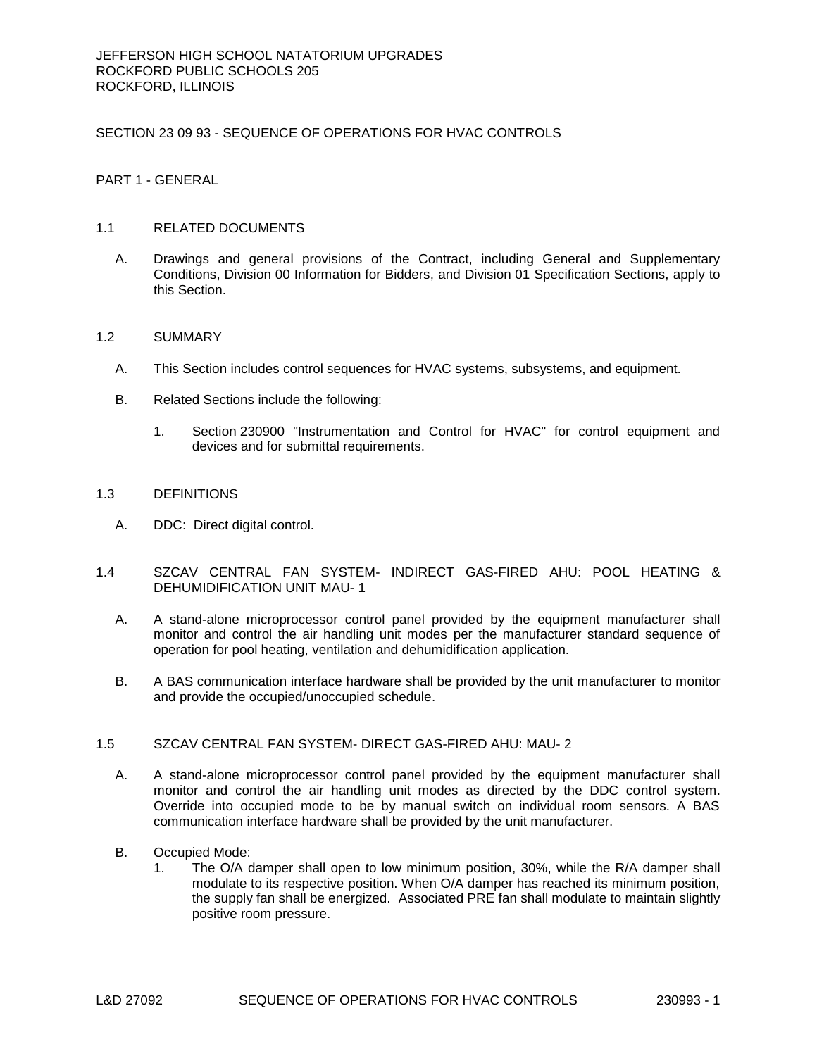JEFFERSON HIGH SCHOOL NATATORIUM UPGRADES
ROCKFORD PUBLIC SCHOOLS 205
ROCKFORD, ILLINOIS

# SECTION 23 09 93 - SEQUENCE OF OPERATIONS FOR HVAC CONTROLS

## PART 1 - GENERAL

### 1.1 RELATED DOCUMENTS

A. Drawings and general provisions of the Contract, including General and Supplementary Conditions, Division 00 Information for Bidders, and Division 01 Specification Sections, apply to this Section.

### 1.2 SUMMARY

A. This Section includes control sequences for HVAC systems, subsystems, and equipment.

B. Related Sections include the following:

1. Section 230900 "Instrumentation and Control for HVAC" for control equipment and devices and for submittal requirements.

### 1.3 DEFINITIONS

A. DDC: Direct digital control.

### 1.4 SZCAV CENTRAL FAN SYSTEM- INDIRECT GAS-FIRED AHU: POOL HEATING & DEHUMIDIFICATION UNIT MAU- 1

A. A stand-alone microprocessor control panel provided by the equipment manufacturer shall monitor and control the air handling unit modes per the manufacturer standard sequence of operation for pool heating, ventilation and dehumidification application.

B. A BAS communication interface hardware shall be provided by the unit manufacturer to monitor and provide the occupied/unoccupied schedule.

### 1.5 SZCAV CENTRAL FAN SYSTEM- DIRECT GAS-FIRED AHU: MAU- 2

A. A stand-alone microprocessor control panel provided by the equipment manufacturer shall monitor and control the air handling unit modes as directed by the DDC control system. Override into occupied mode to be by manual switch on individual room sensors. A BAS communication interface hardware shall be provided by the unit manufacturer.

B. Occupied Mode:

1. The O/A damper shall open to low minimum position, 30%, while the R/A damper shall modulate to its respective position. When O/A damper has reached its minimum position, the supply fan shall be energized. Associated PRE fan shall modulate to maintain slightly positive room pressure.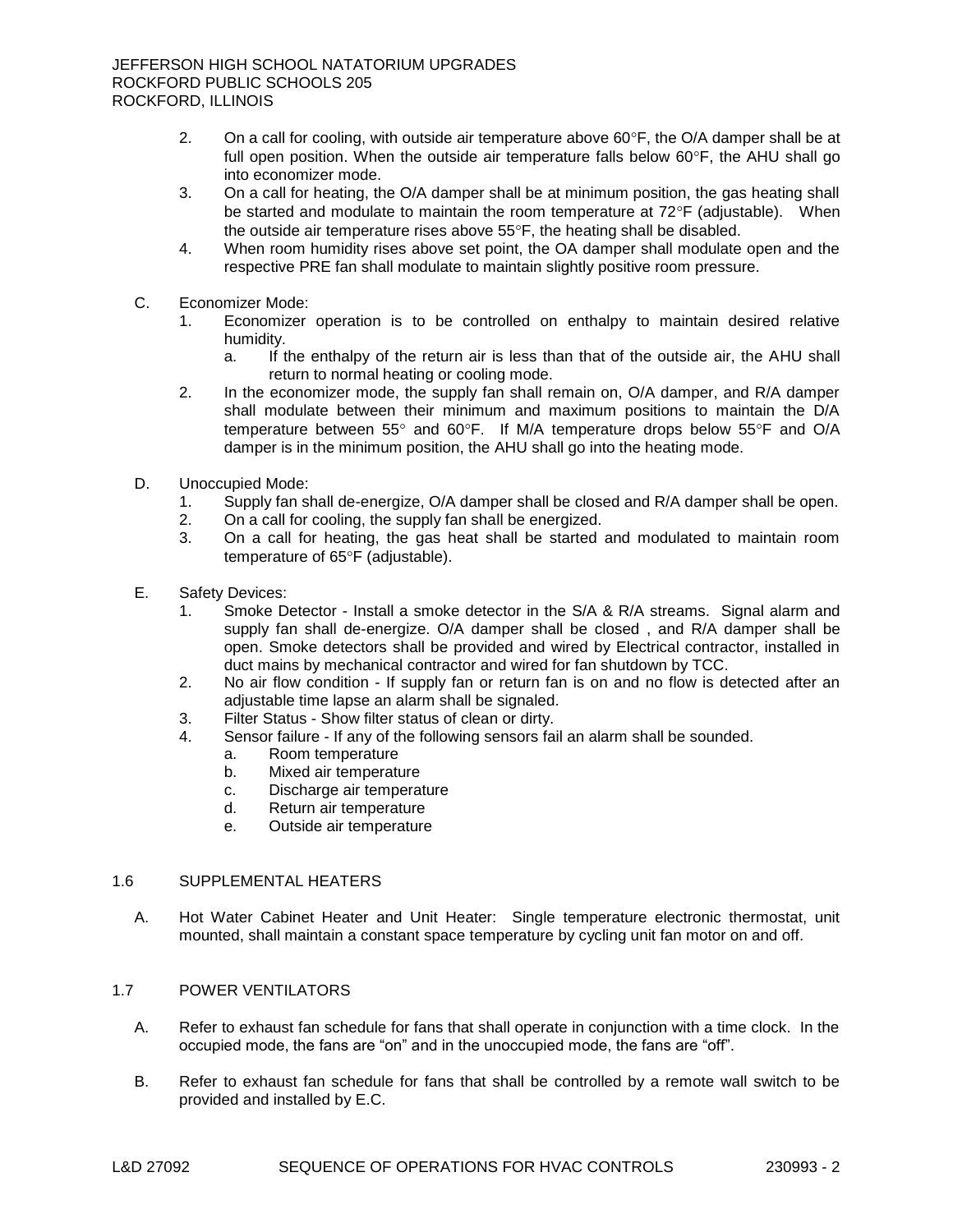2. On a call for cooling, with outside air temperature above 60°F, the O/A damper shall be at full open position. When the outside air temperature falls below 60°F, the AHU shall go into economizer mode.
3. On a call for heating, the O/A damper shall be at minimum position, the gas heating shall be started and modulate to maintain the room temperature at 72°F (adjustable). When the outside air temperature rises above 55°F, the heating shall be disabled.
4. When room humidity rises above set point, the OA damper shall modulate open and the respective PRE fan shall modulate to maintain slightly positive room pressure.

C. Economizer Mode:
   1. Economizer operation is to be controlled on enthalpy to maintain desired relative humidity.
      a. If the enthalpy of the return air is less than that of the outside air, the AHU shall return to normal heating or cooling mode.
   2. In the economizer mode, the supply fan shall remain on, O/A damper, and R/A damper shall modulate between their minimum and maximum positions to maintain the D/A temperature between 55° and 60°F. If M/A temperature drops below 55°F and O/A damper is in the minimum position, the AHU shall go into the heating mode.

D. Unoccupied Mode:
   1. Supply fan shall de-energize, O/A damper shall be closed and R/A damper shall be open.
   2. On a call for cooling, the supply fan shall be energized.
   3. On a call for heating, the gas heat shall be started and modulated to maintain room temperature of 65°F (adjustable).

E. Safety Devices:
   1. Smoke Detector - Install a smoke detector in the S/A & R/A streams. Signal alarm and supply fan shall de-energize. O/A damper shall be closed , and R/A damper shall be open. Smoke detectors shall be provided and wired by Electrical contractor, installed in duct mains by mechanical contractor and wired for fan shutdown by TCC.
   2. No air flow condition - If supply fan or return fan is on and no flow is detected after an adjustable time lapse an alarm shall be signaled.
   3. Filter Status - Show filter status of clean or dirty.
   4. Sensor failure - If any of the following sensors fail an alarm shall be sounded.
      a. Room temperature
      b. Mixed air temperature
      c. Discharge air temperature
      d. Return air temperature
      e. Outside air temperature

## 1.6 SUPPLEMENTAL HEATERS

A. Hot Water Cabinet Heater and Unit Heater: Single temperature electronic thermostat, unit mounted, shall maintain a constant space temperature by cycling unit fan motor on and off.

## 1.7 POWER VENTILATORS

A. Refer to exhaust fan schedule for fans that shall operate in conjunction with a time clock. In the occupied mode, the fans are "on" and in the unoccupied mode, the fans are "off".

B. Refer to exhaust fan schedule for fans that shall be controlled by a remote wall switch to be provided and installed by E.C.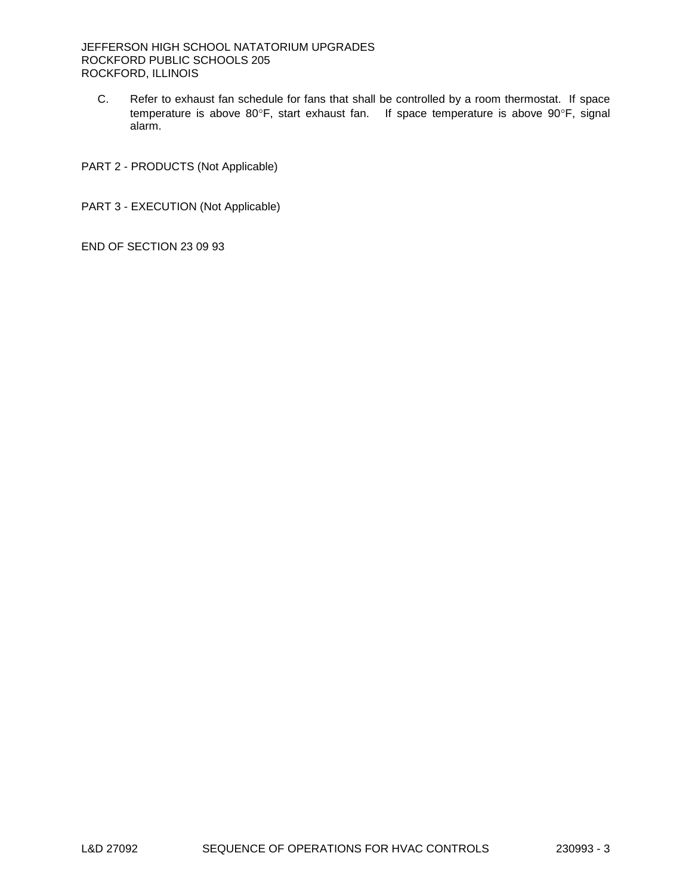C. Refer to exhaust fan schedule for fans that shall be controlled by a room thermostat. If space temperature is above 80°F, start exhaust fan. If space temperature is above 90°F, signal alarm.

PART 2 - PRODUCTS (Not Applicable)

PART 3 - EXECUTION (Not Applicable)

END OF SECTION 23 09 93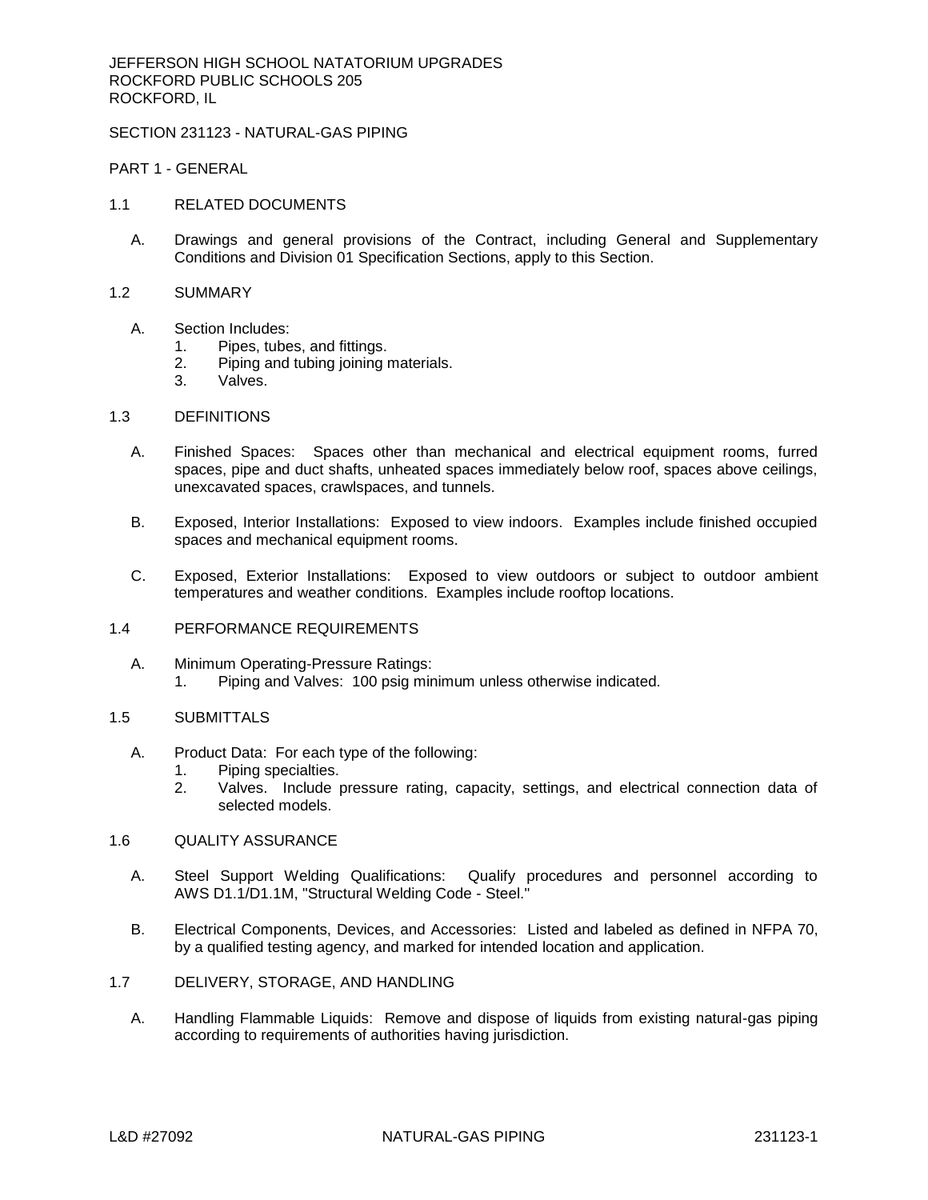JEFFERSON HIGH SCHOOL NATATORIUM UPGRADES
ROCKFORD PUBLIC SCHOOLS 205
ROCKFORD, IL

# SECTION 231123 - NATURAL-GAS PIPING

## PART 1 - GENERAL

### 1.1 RELATED DOCUMENTS

A. Drawings and general provisions of the Contract, including General and Supplementary Conditions and Division 01 Specification Sections, apply to this Section.

### 1.2 SUMMARY

A. Section Includes:
1. Pipes, tubes, and fittings.
2. Piping and tubing joining materials.
3. Valves.

### 1.3 DEFINITIONS

A. Finished Spaces: Spaces other than mechanical and electrical equipment rooms, furred spaces, pipe and duct shafts, unheated spaces immediately below roof, spaces above ceilings, unexcavated spaces, crawlspaces, and tunnels.

B. Exposed, Interior Installations: Exposed to view indoors. Examples include finished occupied spaces and mechanical equipment rooms.

C. Exposed, Exterior Installations: Exposed to view outdoors or subject to outdoor ambient temperatures and weather conditions. Examples include rooftop locations.

### 1.4 PERFORMANCE REQUIREMENTS

A. Minimum Operating-Pressure Ratings:
1. Piping and Valves: 100 psig minimum unless otherwise indicated.

### 1.5 SUBMITTALS

A. Product Data: For each type of the following:
1. Piping specialties.
2. Valves. Include pressure rating, capacity, settings, and electrical connection data of selected models.

### 1.6 QUALITY ASSURANCE

A. Steel Support Welding Qualifications: Qualify procedures and personnel according to AWS D1.1/D1.1M, "Structural Welding Code - Steel."

B. Electrical Components, Devices, and Accessories: Listed and labeled as defined in NFPA 70, by a qualified testing agency, and marked for intended location and application.

### 1.7 DELIVERY, STORAGE, AND HANDLING

A. Handling Flammable Liquids: Remove and dispose of liquids from existing natural-gas piping according to requirements of authorities having jurisdiction.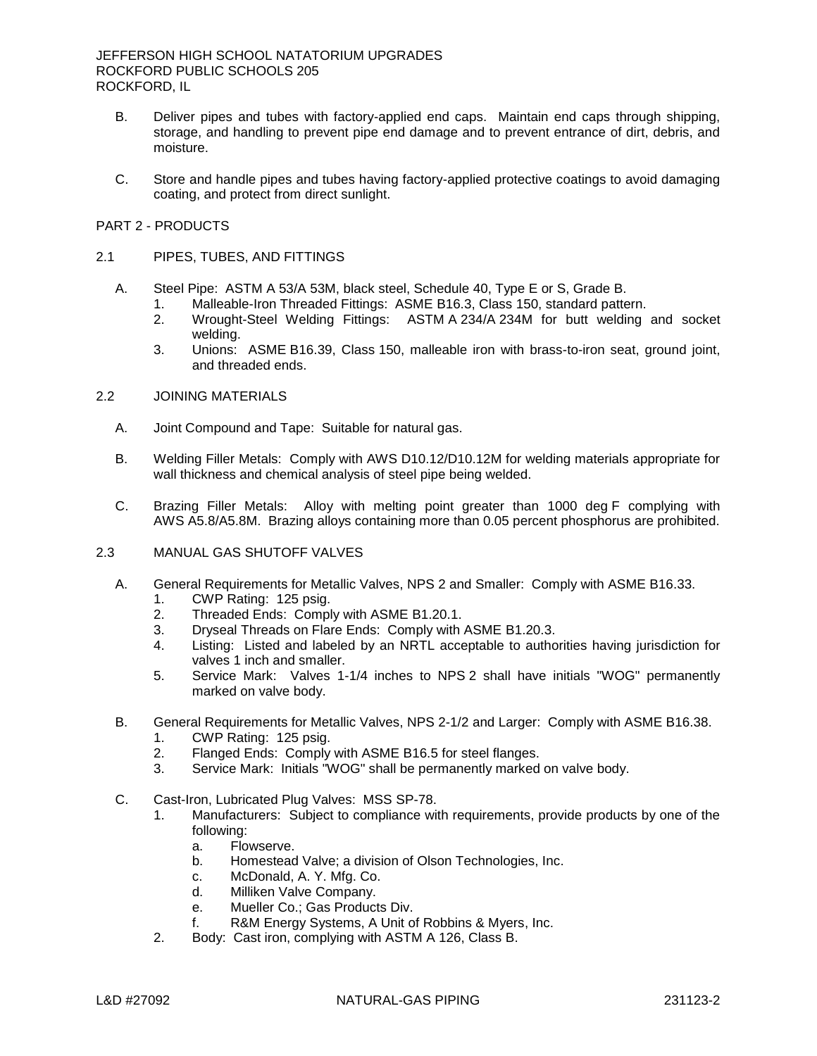B. Deliver pipes and tubes with factory-applied end caps. Maintain end caps through shipping, storage, and handling to prevent pipe end damage and to prevent entrance of dirt, debris, and moisture.

C. Store and handle pipes and tubes having factory-applied protective coatings to avoid damaging coating, and protect from direct sunlight.

## PART 2 - PRODUCTS

### 2.1 PIPES, TUBES, AND FITTINGS

A. Steel Pipe: ASTM A 53/A 53M, black steel, Schedule 40, Type E or S, Grade B.
   1. Malleable-Iron Threaded Fittings: ASME B16.3, Class 150, standard pattern.
   2. Wrought-Steel Welding Fittings: ASTM A 234/A 234M for butt welding and socket welding.
   3. Unions: ASME B16.39, Class 150, malleable iron with brass-to-iron seat, ground joint, and threaded ends.

### 2.2 JOINING MATERIALS

A. Joint Compound and Tape: Suitable for natural gas.

B. Welding Filler Metals: Comply with AWS D10.12/D10.12M for welding materials appropriate for wall thickness and chemical analysis of steel pipe being welded.

C. Brazing Filler Metals: Alloy with melting point greater than 1000 deg F complying with AWS A5.8/A5.8M. Brazing alloys containing more than 0.05 percent phosphorus are prohibited.

### 2.3 MANUAL GAS SHUTOFF VALVES

A. General Requirements for Metallic Valves, NPS 2 and Smaller: Comply with ASME B16.33.
   1. CWP Rating: 125 psig.
   2. Threaded Ends: Comply with ASME B1.20.1.
   3. Dryseal Threads on Flare Ends: Comply with ASME B1.20.3.
   4. Listing: Listed and labeled by an NRTL acceptable to authorities having jurisdiction for valves 1 inch and smaller.
   5. Service Mark: Valves 1-1/4 inches to NPS 2 shall have initials "WOG" permanently marked on valve body.

B. General Requirements for Metallic Valves, NPS 2-1/2 and Larger: Comply with ASME B16.38.
   1. CWP Rating: 125 psig.
   2. Flanged Ends: Comply with ASME B16.5 for steel flanges.
   3. Service Mark: Initials "WOG" shall be permanently marked on valve body.

C. Cast-Iron, Lubricated Plug Valves: MSS SP-78.
   1. Manufacturers: Subject to compliance with requirements, provide products by one of the following:
      a. Flowserve.
      b. Homestead Valve; a division of Olson Technologies, Inc.
      c. McDonald, A. Y. Mfg. Co.
      d. Milliken Valve Company.
      e. Mueller Co.; Gas Products Div.
      f. R&M Energy Systems, A Unit of Robbins & Myers, Inc.
   2. Body: Cast iron, complying with ASTM A 126, Class B.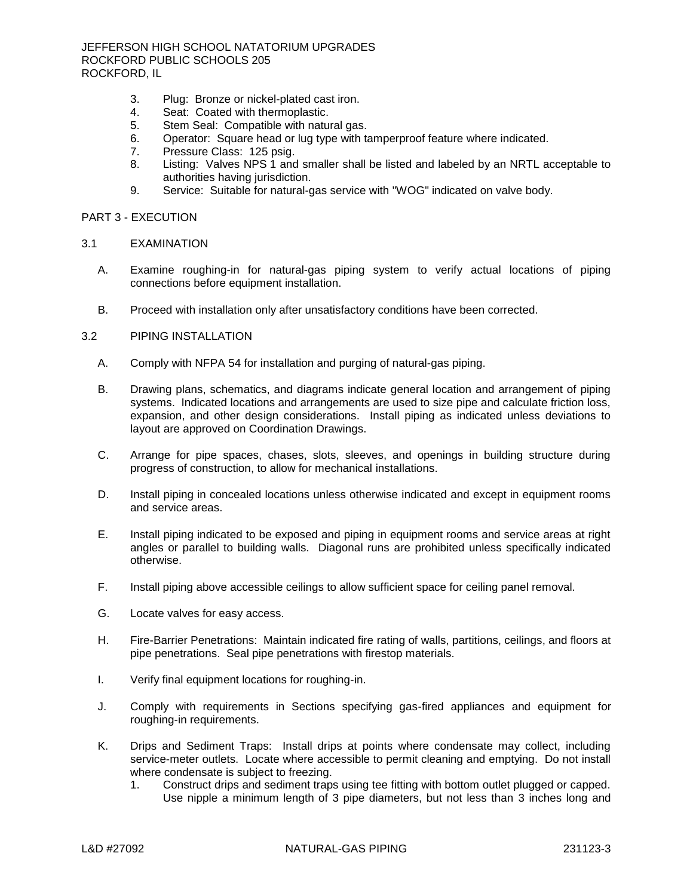3. Plug: Bronze or nickel-plated cast iron.
4. Seat: Coated with thermoplastic.
5. Stem Seal: Compatible with natural gas.
6. Operator: Square head or lug type with tamperproof feature where indicated.
7. Pressure Class: 125 psig.
8. Listing: Valves NPS 1 and smaller shall be listed and labeled by an NRTL acceptable to authorities having jurisdiction.
9. Service: Suitable for natural-gas service with "WOG" indicated on valve body.

## PART 3 - EXECUTION

### 3.1 EXAMINATION

A. Examine roughing-in for natural-gas piping system to verify actual locations of piping connections before equipment installation.

B. Proceed with installation only after unsatisfactory conditions have been corrected.

### 3.2 PIPING INSTALLATION

A. Comply with NFPA 54 for installation and purging of natural-gas piping.

B. Drawing plans, schematics, and diagrams indicate general location and arrangement of piping systems. Indicated locations and arrangements are used to size pipe and calculate friction loss, expansion, and other design considerations. Install piping as indicated unless deviations to layout are approved on Coordination Drawings.

C. Arrange for pipe spaces, chases, slots, sleeves, and openings in building structure during progress of construction, to allow for mechanical installations.

D. Install piping in concealed locations unless otherwise indicated and except in equipment rooms and service areas.

E. Install piping indicated to be exposed and piping in equipment rooms and service areas at right angles or parallel to building walls. Diagonal runs are prohibited unless specifically indicated otherwise.

F. Install piping above accessible ceilings to allow sufficient space for ceiling panel removal.

G. Locate valves for easy access.

H. Fire-Barrier Penetrations: Maintain indicated fire rating of walls, partitions, ceilings, and floors at pipe penetrations. Seal pipe penetrations with firestop materials.

I. Verify final equipment locations for roughing-in.

J. Comply with requirements in Sections specifying gas-fired appliances and equipment for roughing-in requirements.

K. Drips and Sediment Traps: Install drips at points where condensate may collect, including service-meter outlets. Locate where accessible to permit cleaning and emptying. Do not install where condensate is subject to freezing.
   1. Construct drips and sediment traps using tee fitting with bottom outlet plugged or capped. Use nipple a minimum length of 3 pipe diameters, but not less than 3 inches long and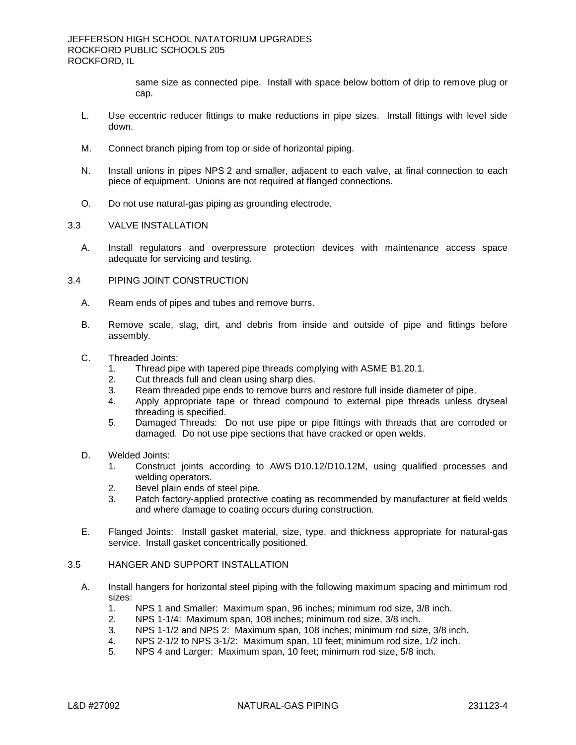same size as connected pipe. Install with space below bottom of drip to remove plug or cap.

L. Use eccentric reducer fittings to make reductions in pipe sizes. Install fittings with level side down.

M. Connect branch piping from top or side of horizontal piping.

N. Install unions in pipes NPS 2 and smaller, adjacent to each valve, at final connection to each piece of equipment. Unions are not required at flanged connections.

O. Do not use natural-gas piping as grounding electrode.

## 3.3 VALVE INSTALLATION

A. Install regulators and overpressure protection devices with maintenance access space adequate for servicing and testing.

## 3.4 PIPING JOINT CONSTRUCTION

A. Ream ends of pipes and tubes and remove burrs.

B. Remove scale, slag, dirt, and debris from inside and outside of pipe and fittings before assembly.

C. Threaded Joints:
   1. Thread pipe with tapered pipe threads complying with ASME B1.20.1.
   2. Cut threads full and clean using sharp dies.
   3. Ream threaded pipe ends to remove burrs and restore full inside diameter of pipe.
   4. Apply appropriate tape or thread compound to external pipe threads unless dryseal threading is specified.
   5. Damaged Threads: Do not use pipe or pipe fittings with threads that are corroded or damaged. Do not use pipe sections that have cracked or open welds.

D. Welded Joints:
   1. Construct joints according to AWS D10.12/D10.12M, using qualified processes and welding operators.
   2. Bevel plain ends of steel pipe.
   3. Patch factory-applied protective coating as recommended by manufacturer at field welds and where damage to coating occurs during construction.

E. Flanged Joints: Install gasket material, size, type, and thickness appropriate for natural-gas service. Install gasket concentrically positioned.

## 3.5 HANGER AND SUPPORT INSTALLATION

A. Install hangers for horizontal steel piping with the following maximum spacing and minimum rod sizes:
   1. NPS 1 and Smaller: Maximum span, 96 inches; minimum rod size, 3/8 inch.
   2. NPS 1-1/4: Maximum span, 108 inches; minimum rod size, 3/8 inch.
   3. NPS 1-1/2 and NPS 2: Maximum span, 108 inches; minimum rod size, 3/8 inch.
   4. NPS 2-1/2 to NPS 3-1/2: Maximum span, 10 feet; minimum rod size, 1/2 inch.
   5. NPS 4 and Larger: Maximum span, 10 feet; minimum rod size, 5/8 inch.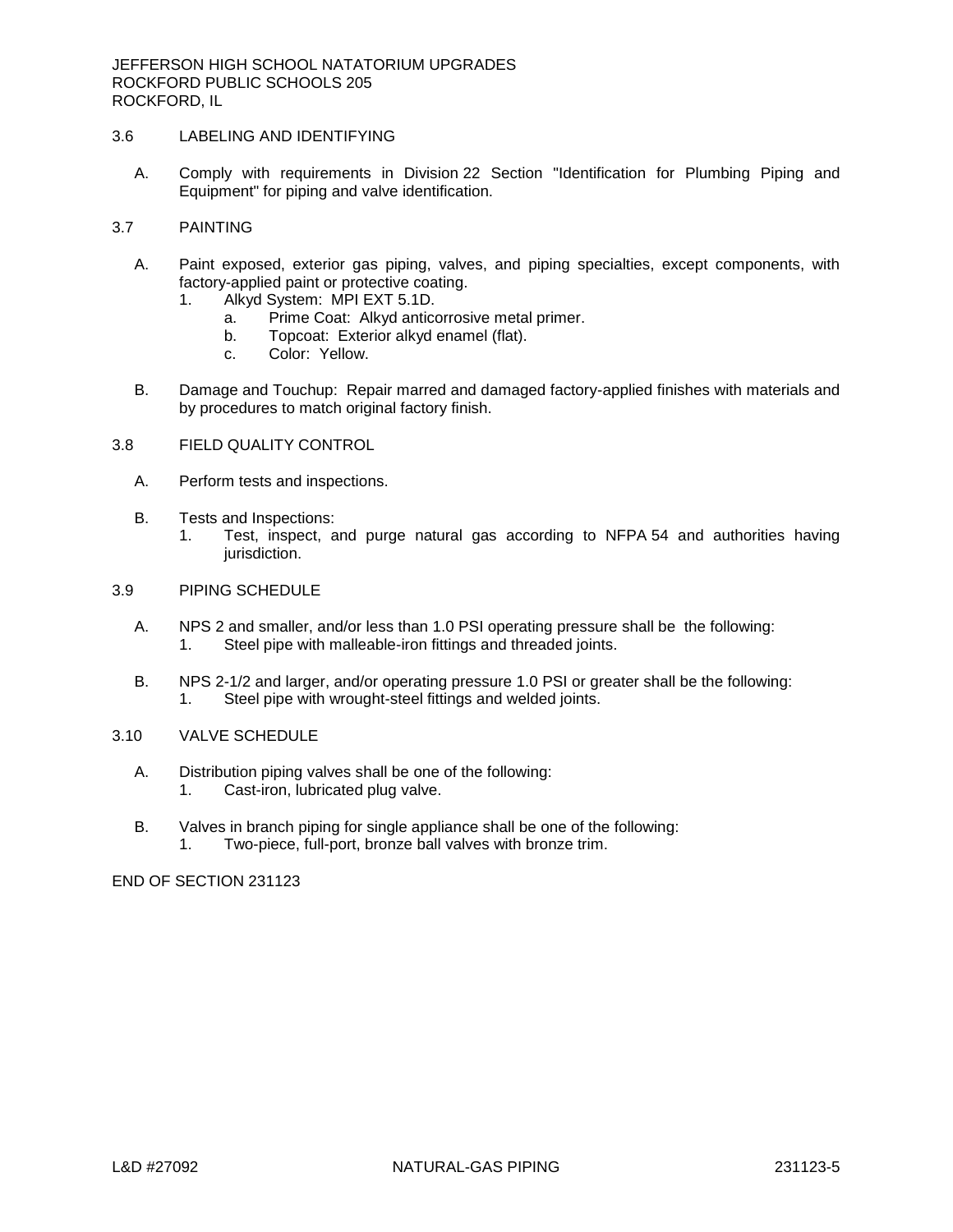## 3.6 LABELING AND IDENTIFYING

A. Comply with requirements in Division 22 Section "Identification for Plumbing Piping and Equipment" for piping and valve identification.

## 3.7 PAINTING

A. Paint exposed, exterior gas piping, valves, and piping specialties, except components, with factory-applied paint or protective coating.
   1. Alkyd System: MPI EXT 5.1D.
      a. Prime Coat: Alkyd anticorrosive metal primer.
      b. Topcoat: Exterior alkyd enamel (flat).
      c. Color: Yellow.

B. Damage and Touchup: Repair marred and damaged factory-applied finishes with materials and by procedures to match original factory finish.

## 3.8 FIELD QUALITY CONTROL

A. Perform tests and inspections.

B. Tests and Inspections:
   1. Test, inspect, and purge natural gas according to NFPA 54 and authorities having jurisdiction.

## 3.9 PIPING SCHEDULE

A. NPS 2 and smaller, and/or less than 1.0 PSI operating pressure shall be the following:
   1. Steel pipe with malleable-iron fittings and threaded joints.

B. NPS 2-1/2 and larger, and/or operating pressure 1.0 PSI or greater shall be the following:
   1. Steel pipe with wrought-steel fittings and welded joints.

## 3.10 VALVE SCHEDULE

A. Distribution piping valves shall be one of the following:
   1. Cast-iron, lubricated plug valve.

B. Valves in branch piping for single appliance shall be one of the following:
   1. Two-piece, full-port, bronze ball valves with bronze trim.

END OF SECTION 231123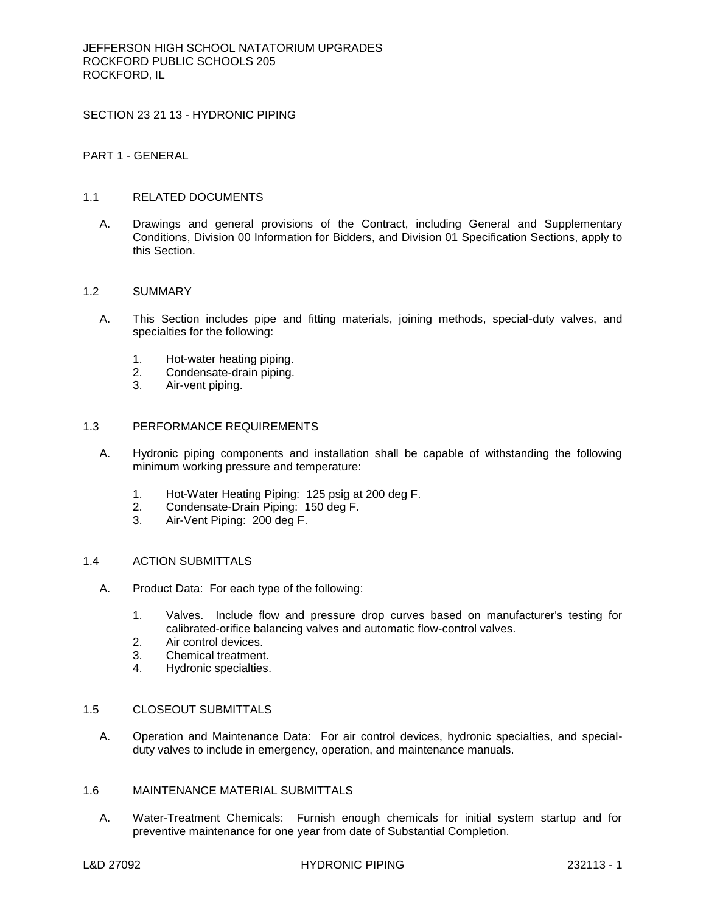JEFFERSON HIGH SCHOOL NATATORIUM UPGRADES
ROCKFORD PUBLIC SCHOOLS 205
ROCKFORD, IL

# SECTION 23 21 13 - HYDRONIC PIPING

## PART 1 - GENERAL

### 1.1 RELATED DOCUMENTS

A. Drawings and general provisions of the Contract, including General and Supplementary Conditions, Division 00 Information for Bidders, and Division 01 Specification Sections, apply to this Section.

### 1.2 SUMMARY

A. This Section includes pipe and fitting materials, joining methods, special-duty valves, and specialties for the following:

1. Hot-water heating piping.
2. Condensate-drain piping.
3. Air-vent piping.

### 1.3 PERFORMANCE REQUIREMENTS

A. Hydronic piping components and installation shall be capable of withstanding the following minimum working pressure and temperature:

1. Hot-Water Heating Piping: 125 psig at 200 deg F.
2. Condensate-Drain Piping: 150 deg F.
3. Air-Vent Piping: 200 deg F.

### 1.4 ACTION SUBMITTALS

A. Product Data: For each type of the following:

1. Valves. Include flow and pressure drop curves based on manufacturer's testing for calibrated-orifice balancing valves and automatic flow-control valves.
2. Air control devices.
3. Chemical treatment.
4. Hydronic specialties.

### 1.5 CLOSEOUT SUBMITTALS

A. Operation and Maintenance Data: For air control devices, hydronic specialties, and special-duty valves to include in emergency, operation, and maintenance manuals.

### 1.6 MAINTENANCE MATERIAL SUBMITTALS

A. Water-Treatment Chemicals: Furnish enough chemicals for initial system startup and for preventive maintenance for one year from date of Substantial Completion.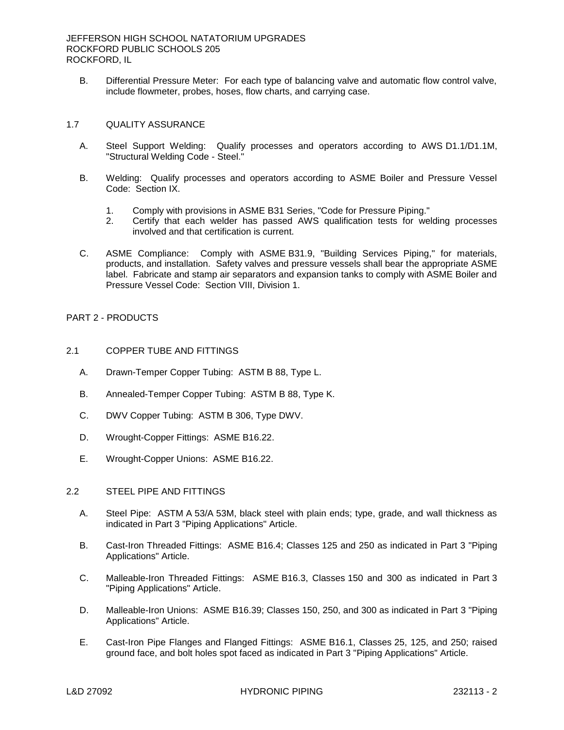B. Differential Pressure Meter: For each type of balancing valve and automatic flow control valve, include flowmeter, probes, hoses, flow charts, and carrying case.

## 1.7 QUALITY ASSURANCE

A. Steel Support Welding: Qualify processes and operators according to AWS D1.1/D1.1M, "Structural Welding Code - Steel."

B. Welding: Qualify processes and operators according to ASME Boiler and Pressure Vessel Code: Section IX.

1. Comply with provisions in ASME B31 Series, "Code for Pressure Piping."
2. Certify that each welder has passed AWS qualification tests for welding processes involved and that certification is current.

C. ASME Compliance: Comply with ASME B31.9, "Building Services Piping," for materials, products, and installation. Safety valves and pressure vessels shall bear the appropriate ASME label. Fabricate and stamp air separators and expansion tanks to comply with ASME Boiler and Pressure Vessel Code: Section VIII, Division 1.

# PART 2 - PRODUCTS

## 2.1 COPPER TUBE AND FITTINGS

A. Drawn-Temper Copper Tubing: ASTM B 88, Type L.

B. Annealed-Temper Copper Tubing: ASTM B 88, Type K.

C. DWV Copper Tubing: ASTM B 306, Type DWV.

D. Wrought-Copper Fittings: ASME B16.22.

E. Wrought-Copper Unions: ASME B16.22.

## 2.2 STEEL PIPE AND FITTINGS

A. Steel Pipe: ASTM A 53/A 53M, black steel with plain ends; type, grade, and wall thickness as indicated in Part 3 "Piping Applications" Article.

B. Cast-Iron Threaded Fittings: ASME B16.4; Classes 125 and 250 as indicated in Part 3 "Piping Applications" Article.

C. Malleable-Iron Threaded Fittings: ASME B16.3, Classes 150 and 300 as indicated in Part 3 "Piping Applications" Article.

D. Malleable-Iron Unions: ASME B16.39; Classes 150, 250, and 300 as indicated in Part 3 "Piping Applications" Article.

E. Cast-Iron Pipe Flanges and Flanged Fittings: ASME B16.1, Classes 25, 125, and 250; raised ground face, and bolt holes spot faced as indicated in Part 3 "Piping Applications" Article.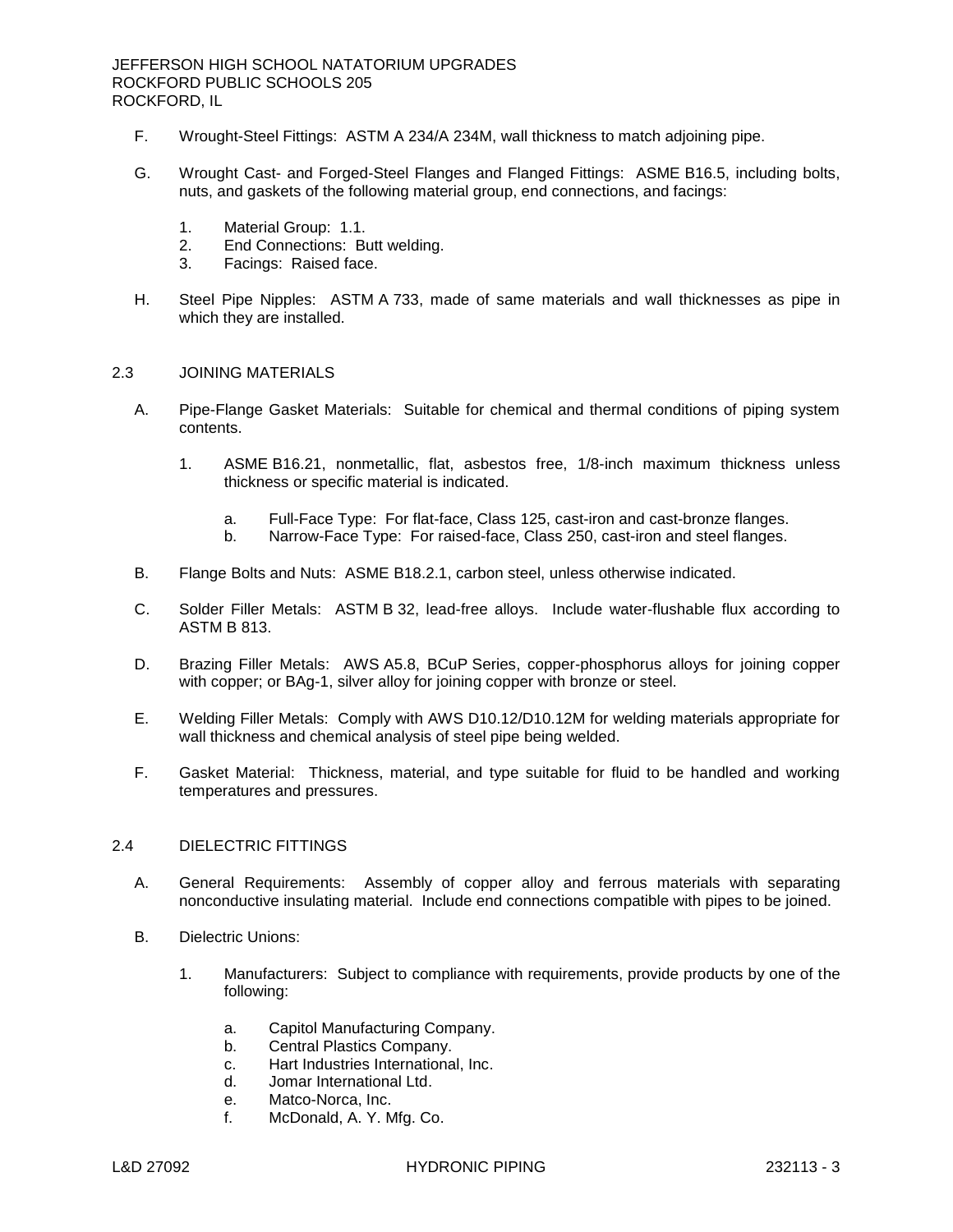F. Wrought-Steel Fittings: ASTM A 234/A 234M, wall thickness to match adjoining pipe.

G. Wrought Cast- and Forged-Steel Flanges and Flanged Fittings: ASME B16.5, including bolts, nuts, and gaskets of the following material group, end connections, and facings:

1. Material Group: 1.1.
2. End Connections: Butt welding.
3. Facings: Raised face.

H. Steel Pipe Nipples: ASTM A 733, made of same materials and wall thicknesses as pipe in which they are installed.

## 2.3 JOINING MATERIALS

A. Pipe-Flange Gasket Materials: Suitable for chemical and thermal conditions of piping system contents.

1. ASME B16.21, nonmetallic, flat, asbestos free, 1/8-inch maximum thickness unless thickness or specific material is indicated.

    a. Full-Face Type: For flat-face, Class 125, cast-iron and cast-bronze flanges.
    b. Narrow-Face Type: For raised-face, Class 250, cast-iron and steel flanges.

B. Flange Bolts and Nuts: ASME B18.2.1, carbon steel, unless otherwise indicated.

C. Solder Filler Metals: ASTM B 32, lead-free alloys. Include water-flushable flux according to ASTM B 813.

D. Brazing Filler Metals: AWS A5.8, BCuP Series, copper-phosphorus alloys for joining copper with copper; or BAg-1, silver alloy for joining copper with bronze or steel.

E. Welding Filler Metals: Comply with AWS D10.12/D10.12M for welding materials appropriate for wall thickness and chemical analysis of steel pipe being welded.

F. Gasket Material: Thickness, material, and type suitable for fluid to be handled and working temperatures and pressures.

## 2.4 DIELECTRIC FITTINGS

A. General Requirements: Assembly of copper alloy and ferrous materials with separating nonconductive insulating material. Include end connections compatible with pipes to be joined.

B. Dielectric Unions:

1. Manufacturers: Subject to compliance with requirements, provide products by one of the following:

    a. Capitol Manufacturing Company.
    b. Central Plastics Company.
    c. Hart Industries International, Inc.
    d. Jomar International Ltd.
    e. Matco-Norca, Inc.
    f. McDonald, A. Y. Mfg. Co.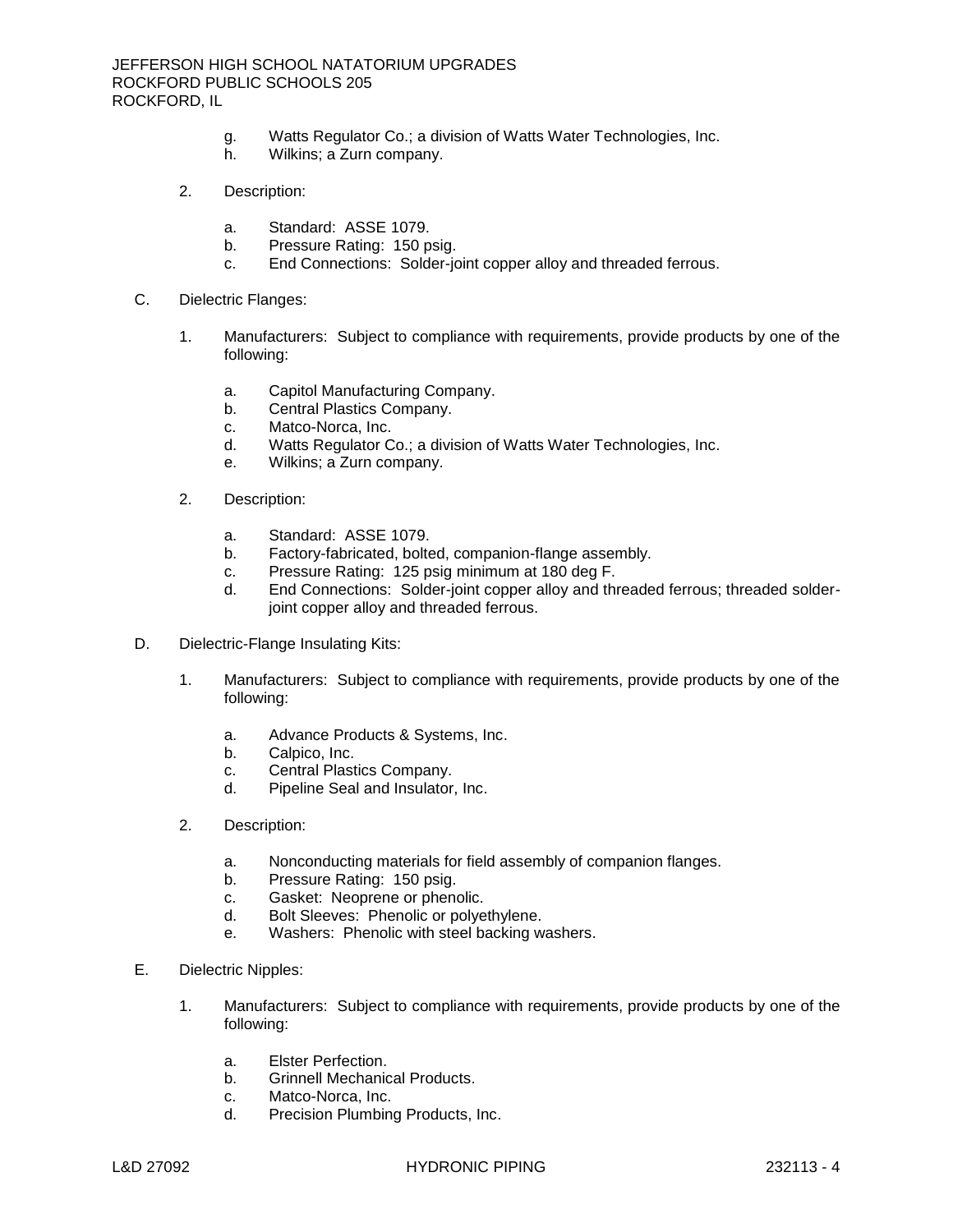g. Watts Regulator Co.; a division of Watts Water Technologies, Inc.
h. Wilkins; a Zurn company.

2. Description:

a. Standard: ASSE 1079.
b. Pressure Rating: 150 psig.
c. End Connections: Solder-joint copper alloy and threaded ferrous.

C. Dielectric Flanges:

1. Manufacturers: Subject to compliance with requirements, provide products by one of the following:

a. Capitol Manufacturing Company.
b. Central Plastics Company.
c. Matco-Norca, Inc.
d. Watts Regulator Co.; a division of Watts Water Technologies, Inc.
e. Wilkins; a Zurn company.

2. Description:

a. Standard: ASSE 1079.
b. Factory-fabricated, bolted, companion-flange assembly.
c. Pressure Rating: 125 psig minimum at 180 deg F.
d. End Connections: Solder-joint copper alloy and threaded ferrous; threaded solder-joint copper alloy and threaded ferrous.

D. Dielectric-Flange Insulating Kits:

1. Manufacturers: Subject to compliance with requirements, provide products by one of the following:

a. Advance Products & Systems, Inc.
b. Calpico, Inc.
c. Central Plastics Company.
d. Pipeline Seal and Insulator, Inc.

2. Description:

a. Nonconducting materials for field assembly of companion flanges.
b. Pressure Rating: 150 psig.
c. Gasket: Neoprene or phenolic.
d. Bolt Sleeves: Phenolic or polyethylene.
e. Washers: Phenolic with steel backing washers.

E. Dielectric Nipples:

1. Manufacturers: Subject to compliance with requirements, provide products by one of the following:

a. Elster Perfection.
b. Grinnell Mechanical Products.
c. Matco-Norca, Inc.
d. Precision Plumbing Products, Inc.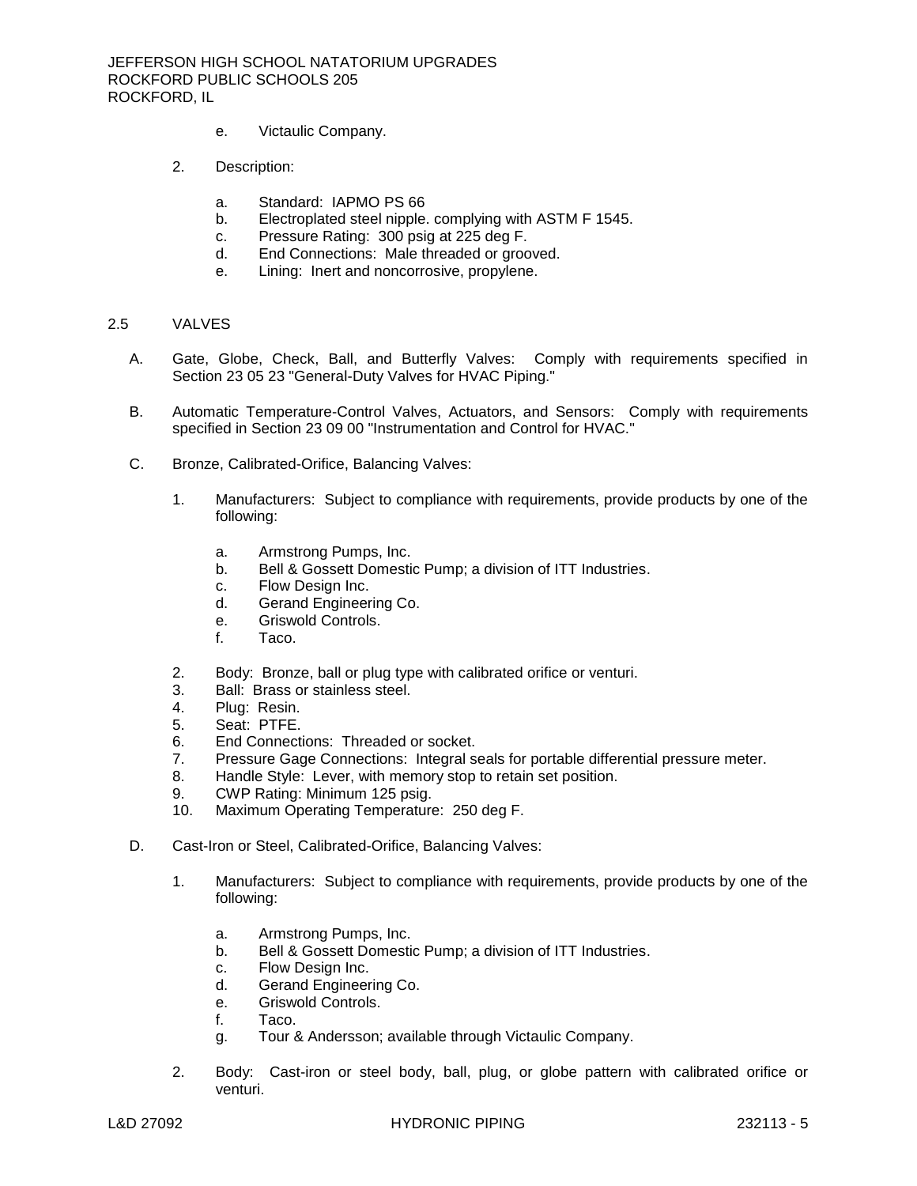e. Victaulic Company.

2. Description:

   a. Standard: IAPMO PS 66
   b. Electroplated steel nipple. complying with ASTM F 1545.
   c. Pressure Rating: 300 psig at 225 deg F.
   d. End Connections: Male threaded or grooved.
   e. Lining: Inert and noncorrosive, propylene.

## 2.5 VALVES

A. Gate, Globe, Check, Ball, and Butterfly Valves: Comply with requirements specified in Section 23 05 23 "General-Duty Valves for HVAC Piping."

B. Automatic Temperature-Control Valves, Actuators, and Sensors: Comply with requirements specified in Section 23 09 00 "Instrumentation and Control for HVAC."

C. Bronze, Calibrated-Orifice, Balancing Valves:

1. Manufacturers: Subject to compliance with requirements, provide products by one of the following:

   a. Armstrong Pumps, Inc.
   b. Bell & Gossett Domestic Pump; a division of ITT Industries.
   c. Flow Design Inc.
   d. Gerand Engineering Co.
   e. Griswold Controls.
   f. Taco.

2. Body: Bronze, ball or plug type with calibrated orifice or venturi.
3. Ball: Brass or stainless steel.
4. Plug: Resin.
5. Seat: PTFE.
6. End Connections: Threaded or socket.
7. Pressure Gage Connections: Integral seals for portable differential pressure meter.
8. Handle Style: Lever, with memory stop to retain set position.
9. CWP Rating: Minimum 125 psig.
10. Maximum Operating Temperature: 250 deg F.

D. Cast-Iron or Steel, Calibrated-Orifice, Balancing Valves:

1. Manufacturers: Subject to compliance with requirements, provide products by one of the following:

   a. Armstrong Pumps, Inc.
   b. Bell & Gossett Domestic Pump; a division of ITT Industries.
   c. Flow Design Inc.
   d. Gerand Engineering Co.
   e. Griswold Controls.
   f. Taco.
   g. Tour & Andersson; available through Victaulic Company.

2. Body: Cast-iron or steel body, ball, plug, or globe pattern with calibrated orifice or venturi.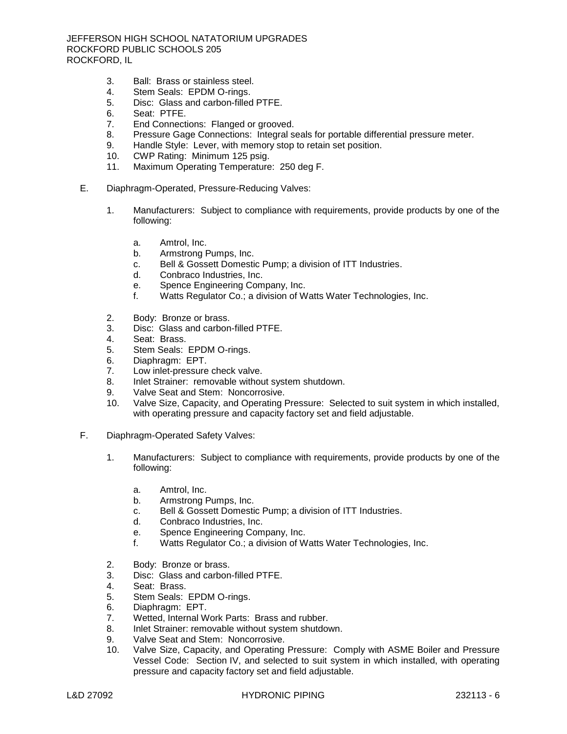3. Ball: Brass or stainless steel.
4. Stem Seals: EPDM O-rings.
5. Disc: Glass and carbon-filled PTFE.
6. Seat: PTFE.
7. End Connections: Flanged or grooved.
8. Pressure Gage Connections: Integral seals for portable differential pressure meter.
9. Handle Style: Lever, with memory stop to retain set position.
10. CWP Rating: Minimum 125 psig.
11. Maximum Operating Temperature: 250 deg F.

E. Diaphragm-Operated, Pressure-Reducing Valves:

1. Manufacturers: Subject to compliance with requirements, provide products by one of the following:

    a. Amtrol, Inc.
    b. Armstrong Pumps, Inc.
    c. Bell & Gossett Domestic Pump; a division of ITT Industries.
    d. Conbraco Industries, Inc.
    e. Spence Engineering Company, Inc.
    f. Watts Regulator Co.; a division of Watts Water Technologies, Inc.

2. Body: Bronze or brass.
3. Disc: Glass and carbon-filled PTFE.
4. Seat: Brass.
5. Stem Seals: EPDM O-rings.
6. Diaphragm: EPT.
7. Low inlet-pressure check valve.
8. Inlet Strainer: removable without system shutdown.
9. Valve Seat and Stem: Noncorrosive.
10. Valve Size, Capacity, and Operating Pressure: Selected to suit system in which installed, with operating pressure and capacity factory set and field adjustable.

F. Diaphragm-Operated Safety Valves:

1. Manufacturers: Subject to compliance with requirements, provide products by one of the following:

    a. Amtrol, Inc.
    b. Armstrong Pumps, Inc.
    c. Bell & Gossett Domestic Pump; a division of ITT Industries.
    d. Conbraco Industries, Inc.
    e. Spence Engineering Company, Inc.
    f. Watts Regulator Co.; a division of Watts Water Technologies, Inc.

2. Body: Bronze or brass.
3. Disc: Glass and carbon-filled PTFE.
4. Seat: Brass.
5. Stem Seals: EPDM O-rings.
6. Diaphragm: EPT.
7. Wetted, Internal Work Parts: Brass and rubber.
8. Inlet Strainer: removable without system shutdown.
9. Valve Seat and Stem: Noncorrosive.
10. Valve Size, Capacity, and Operating Pressure: Comply with ASME Boiler and Pressure Vessel Code: Section IV, and selected to suit system in which installed, with operating pressure and capacity factory set and field adjustable.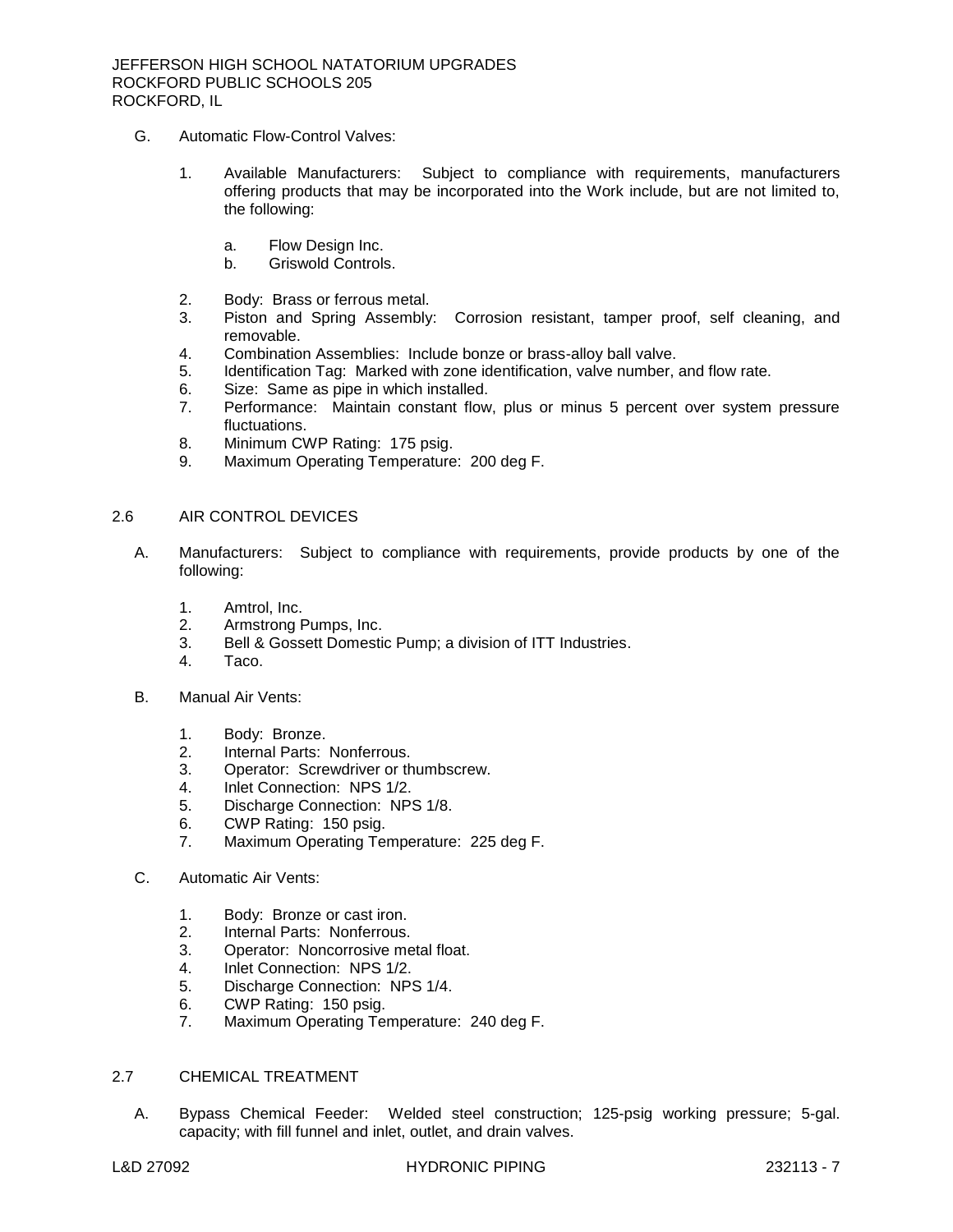G. Automatic Flow-Control Valves:

1. Available Manufacturers: Subject to compliance with requirements, manufacturers offering products that may be incorporated into the Work include, but are not limited to, the following:

   a. Flow Design Inc.
   b. Griswold Controls.

2. Body: Brass or ferrous metal.
3. Piston and Spring Assembly: Corrosion resistant, tamper proof, self cleaning, and removable.
4. Combination Assemblies: Include bonze or brass-alloy ball valve.
5. Identification Tag: Marked with zone identification, valve number, and flow rate.
6. Size: Same as pipe in which installed.
7. Performance: Maintain constant flow, plus or minus 5 percent over system pressure fluctuations.
8. Minimum CWP Rating: 175 psig.
9. Maximum Operating Temperature: 200 deg F.

## 2.6 AIR CONTROL DEVICES

A. Manufacturers: Subject to compliance with requirements, provide products by one of the following:

1. Amtrol, Inc.
2. Armstrong Pumps, Inc.
3. Bell & Gossett Domestic Pump; a division of ITT Industries.
4. Taco.

B. Manual Air Vents:

1. Body: Bronze.
2. Internal Parts: Nonferrous.
3. Operator: Screwdriver or thumbscrew.
4. Inlet Connection: NPS 1/2.
5. Discharge Connection: NPS 1/8.
6. CWP Rating: 150 psig.
7. Maximum Operating Temperature: 225 deg F.

C. Automatic Air Vents:

1. Body: Bronze or cast iron.
2. Internal Parts: Nonferrous.
3. Operator: Noncorrosive metal float.
4. Inlet Connection: NPS 1/2.
5. Discharge Connection: NPS 1/4.
6. CWP Rating: 150 psig.
7. Maximum Operating Temperature: 240 deg F.

## 2.7 CHEMICAL TREATMENT

A. Bypass Chemical Feeder: Welded steel construction; 125-psig working pressure; 5-gal. capacity; with fill funnel and inlet, outlet, and drain valves.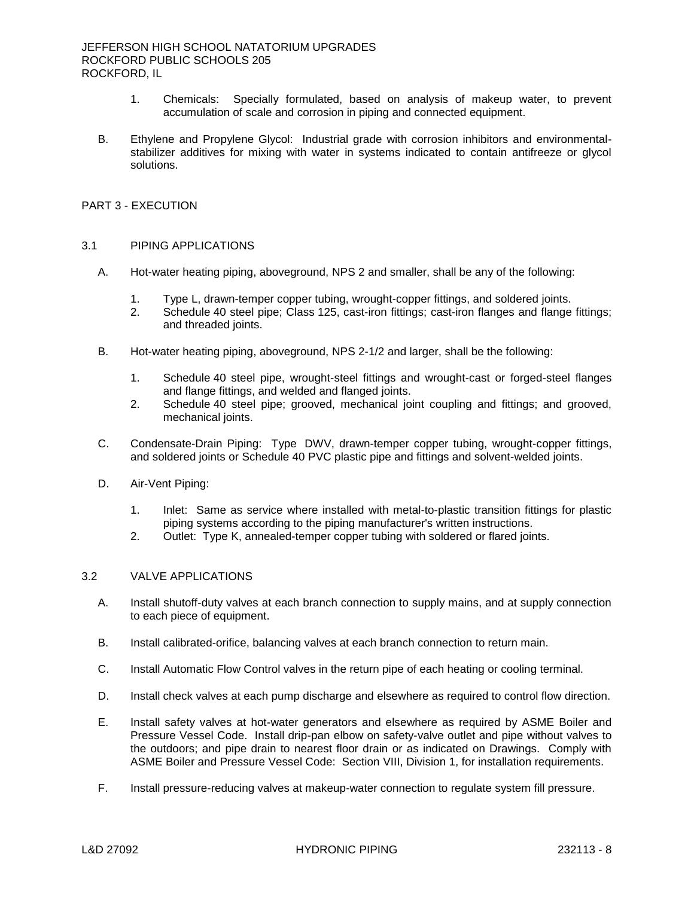1. Chemicals: Specially formulated, based on analysis of makeup water, to prevent accumulation of scale and corrosion in piping and connected equipment.

B. Ethylene and Propylene Glycol: Industrial grade with corrosion inhibitors and environmental-stabilizer additives for mixing with water in systems indicated to contain antifreeze or glycol solutions.

## PART 3 - EXECUTION

### 3.1 PIPING APPLICATIONS

A. Hot-water heating piping, aboveground, NPS 2 and smaller, shall be any of the following:

1. Type L, drawn-temper copper tubing, wrought-copper fittings, and soldered joints.
2. Schedule 40 steel pipe; Class 125, cast-iron fittings; cast-iron flanges and flange fittings; and threaded joints.

B. Hot-water heating piping, aboveground, NPS 2-1/2 and larger, shall be the following:

1. Schedule 40 steel pipe, wrought-steel fittings and wrought-cast or forged-steel flanges and flange fittings, and welded and flanged joints.
2. Schedule 40 steel pipe; grooved, mechanical joint coupling and fittings; and grooved, mechanical joints.

C. Condensate-Drain Piping: Type DWV, drawn-temper copper tubing, wrought-copper fittings, and soldered joints or Schedule 40 PVC plastic pipe and fittings and solvent-welded joints.

D. Air-Vent Piping:

1. Inlet: Same as service where installed with metal-to-plastic transition fittings for plastic piping systems according to the piping manufacturer's written instructions.
2. Outlet: Type K, annealed-temper copper tubing with soldered or flared joints.

### 3.2 VALVE APPLICATIONS

A. Install shutoff-duty valves at each branch connection to supply mains, and at supply connection to each piece of equipment.

B. Install calibrated-orifice, balancing valves at each branch connection to return main.

C. Install Automatic Flow Control valves in the return pipe of each heating or cooling terminal.

D. Install check valves at each pump discharge and elsewhere as required to control flow direction.

E. Install safety valves at hot-water generators and elsewhere as required by ASME Boiler and Pressure Vessel Code. Install drip-pan elbow on safety-valve outlet and pipe without valves to the outdoors; and pipe drain to nearest floor drain or as indicated on Drawings. Comply with ASME Boiler and Pressure Vessel Code: Section VIII, Division 1, for installation requirements.

F. Install pressure-reducing valves at makeup-water connection to regulate system fill pressure.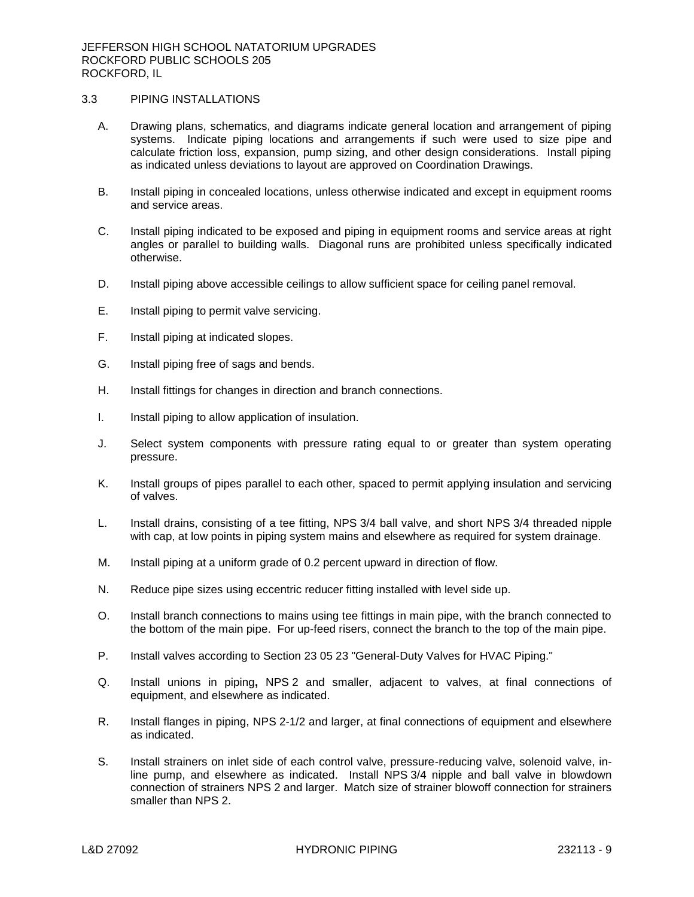## 3.3 PIPING INSTALLATIONS

A. Drawing plans, schematics, and diagrams indicate general location and arrangement of piping systems. Indicate piping locations and arrangements if such were used to size pipe and calculate friction loss, expansion, pump sizing, and other design considerations. Install piping as indicated unless deviations to layout are approved on Coordination Drawings.

B. Install piping in concealed locations, unless otherwise indicated and except in equipment rooms and service areas.

C. Install piping indicated to be exposed and piping in equipment rooms and service areas at right angles or parallel to building walls. Diagonal runs are prohibited unless specifically indicated otherwise.

D. Install piping above accessible ceilings to allow sufficient space for ceiling panel removal.

E. Install piping to permit valve servicing.

F. Install piping at indicated slopes.

G. Install piping free of sags and bends.

H. Install fittings for changes in direction and branch connections.

I. Install piping to allow application of insulation.

J. Select system components with pressure rating equal to or greater than system operating pressure.

K. Install groups of pipes parallel to each other, spaced to permit applying insulation and servicing of valves.

L. Install drains, consisting of a tee fitting, NPS 3/4 ball valve, and short NPS 3/4 threaded nipple with cap, at low points in piping system mains and elsewhere as required for system drainage.

M. Install piping at a uniform grade of 0.2 percent upward in direction of flow.

N. Reduce pipe sizes using eccentric reducer fitting installed with level side up.

O. Install branch connections to mains using tee fittings in main pipe, with the branch connected to the bottom of the main pipe. For up-feed risers, connect the branch to the top of the main pipe.

P. Install valves according to Section 23 05 23 "General-Duty Valves for HVAC Piping."

Q. Install unions in piping**,** NPS 2 and smaller, adjacent to valves, at final connections of equipment, and elsewhere as indicated.

R. Install flanges in piping, NPS 2-1/2 and larger, at final connections of equipment and elsewhere as indicated.

S. Install strainers on inlet side of each control valve, pressure-reducing valve, solenoid valve, in-line pump, and elsewhere as indicated. Install NPS 3/4 nipple and ball valve in blowdown connection of strainers NPS 2 and larger. Match size of strainer blowoff connection for strainers smaller than NPS 2.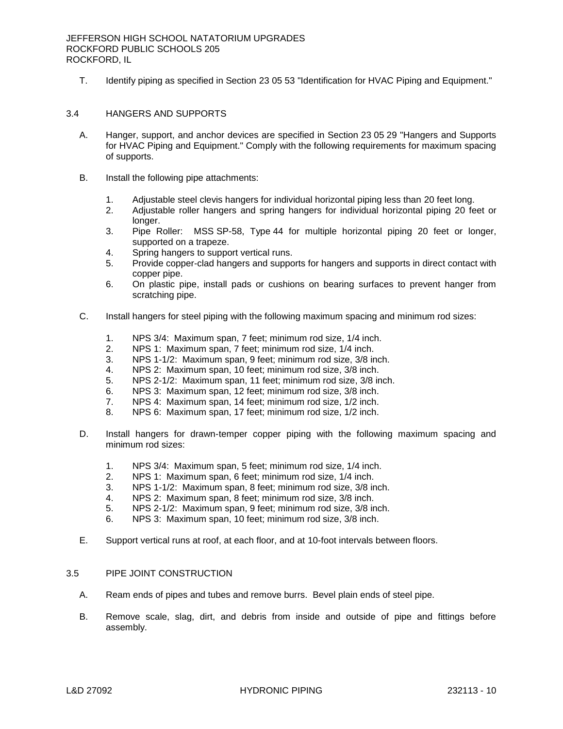T. Identify piping as specified in Section 23 05 53 "Identification for HVAC Piping and Equipment."

## 3.4 HANGERS AND SUPPORTS

A. Hanger, support, and anchor devices are specified in Section 23 05 29 "Hangers and Supports for HVAC Piping and Equipment." Comply with the following requirements for maximum spacing of supports.

B. Install the following pipe attachments:

1. Adjustable steel clevis hangers for individual horizontal piping less than 20 feet long.
2. Adjustable roller hangers and spring hangers for individual horizontal piping 20 feet or longer.
3. Pipe Roller: MSS SP-58, Type 44 for multiple horizontal piping 20 feet or longer, supported on a trapeze.
4. Spring hangers to support vertical runs.
5. Provide copper-clad hangers and supports for hangers and supports in direct contact with copper pipe.
6. On plastic pipe, install pads or cushions on bearing surfaces to prevent hanger from scratching pipe.

C. Install hangers for steel piping with the following maximum spacing and minimum rod sizes:

1. NPS 3/4: Maximum span, 7 feet; minimum rod size, 1/4 inch.
2. NPS 1: Maximum span, 7 feet; minimum rod size, 1/4 inch.
3. NPS 1-1/2: Maximum span, 9 feet; minimum rod size, 3/8 inch.
4. NPS 2: Maximum span, 10 feet; minimum rod size, 3/8 inch.
5. NPS 2-1/2: Maximum span, 11 feet; minimum rod size, 3/8 inch.
6. NPS 3: Maximum span, 12 feet; minimum rod size, 3/8 inch.
7. NPS 4: Maximum span, 14 feet; minimum rod size, 1/2 inch.
8. NPS 6: Maximum span, 17 feet; minimum rod size, 1/2 inch.

D. Install hangers for drawn-temper copper piping with the following maximum spacing and minimum rod sizes:

1. NPS 3/4: Maximum span, 5 feet; minimum rod size, 1/4 inch.
2. NPS 1: Maximum span, 6 feet; minimum rod size, 1/4 inch.
3. NPS 1-1/2: Maximum span, 8 feet; minimum rod size, 3/8 inch.
4. NPS 2: Maximum span, 8 feet; minimum rod size, 3/8 inch.
5. NPS 2-1/2: Maximum span, 9 feet; minimum rod size, 3/8 inch.
6. NPS 3: Maximum span, 10 feet; minimum rod size, 3/8 inch.

E. Support vertical runs at roof, at each floor, and at 10-foot intervals between floors.

## 3.5 PIPE JOINT CONSTRUCTION

A. Ream ends of pipes and tubes and remove burrs. Bevel plain ends of steel pipe.

B. Remove scale, slag, dirt, and debris from inside and outside of pipe and fittings before assembly.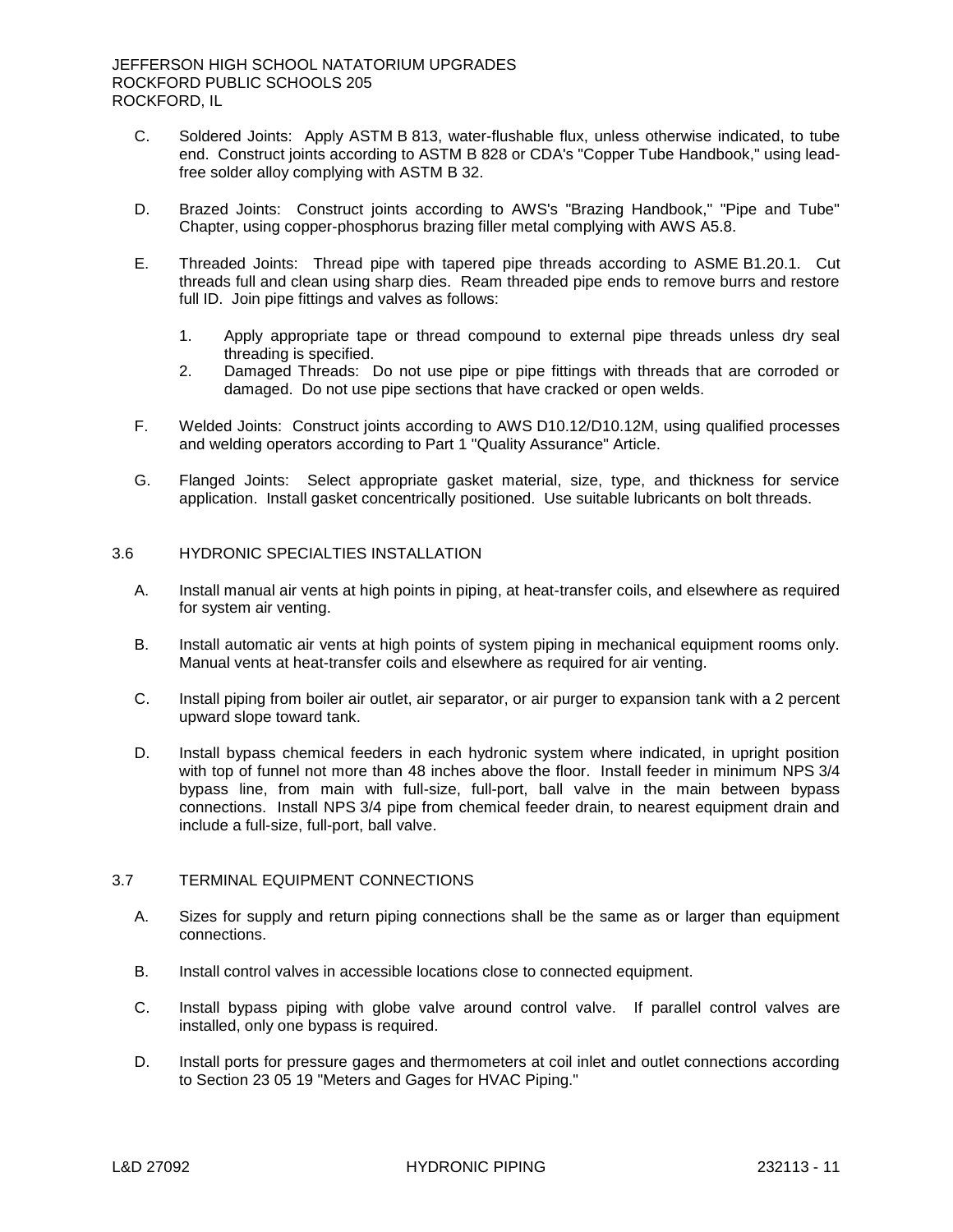C. Soldered Joints: Apply ASTM B 813, water-flushable flux, unless otherwise indicated, to tube end. Construct joints according to ASTM B 828 or CDA's "Copper Tube Handbook," using lead-free solder alloy complying with ASTM B 32.

D. Brazed Joints: Construct joints according to AWS's "Brazing Handbook," "Pipe and Tube" Chapter, using copper-phosphorus brazing filler metal complying with AWS A5.8.

E. Threaded Joints: Thread pipe with tapered pipe threads according to ASME B1.20.1. Cut threads full and clean using sharp dies. Ream threaded pipe ends to remove burrs and restore full ID. Join pipe fittings and valves as follows:

1. Apply appropriate tape or thread compound to external pipe threads unless dry seal threading is specified.
2. Damaged Threads: Do not use pipe or pipe fittings with threads that are corroded or damaged. Do not use pipe sections that have cracked or open welds.

F. Welded Joints: Construct joints according to AWS D10.12/D10.12M, using qualified processes and welding operators according to Part 1 "Quality Assurance" Article.

G. Flanged Joints: Select appropriate gasket material, size, type, and thickness for service application. Install gasket concentrically positioned. Use suitable lubricants on bolt threads.

## 3.6 HYDRONIC SPECIALTIES INSTALLATION

A. Install manual air vents at high points in piping, at heat-transfer coils, and elsewhere as required for system air venting.

B. Install automatic air vents at high points of system piping in mechanical equipment rooms only. Manual vents at heat-transfer coils and elsewhere as required for air venting.

C. Install piping from boiler air outlet, air separator, or air purger to expansion tank with a 2 percent upward slope toward tank.

D. Install bypass chemical feeders in each hydronic system where indicated, in upright position with top of funnel not more than 48 inches above the floor. Install feeder in minimum NPS 3/4 bypass line, from main with full-size, full-port, ball valve in the main between bypass connections. Install NPS 3/4 pipe from chemical feeder drain, to nearest equipment drain and include a full-size, full-port, ball valve.

## 3.7 TERMINAL EQUIPMENT CONNECTIONS

A. Sizes for supply and return piping connections shall be the same as or larger than equipment connections.

B. Install control valves in accessible locations close to connected equipment.

C. Install bypass piping with globe valve around control valve. If parallel control valves are installed, only one bypass is required.

D. Install ports for pressure gages and thermometers at coil inlet and outlet connections according to Section 23 05 19 "Meters and Gages for HVAC Piping."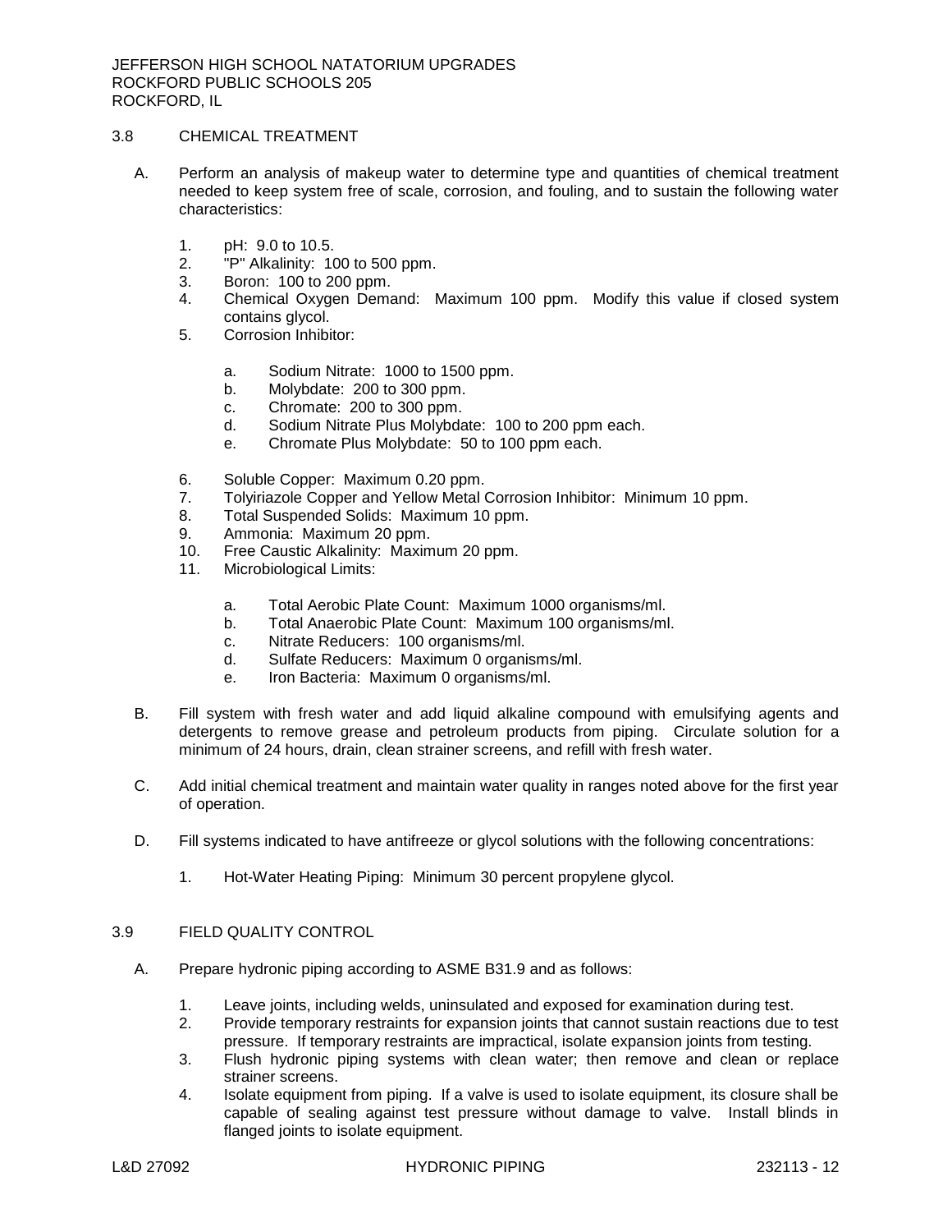## 3.8 CHEMICAL TREATMENT

A. Perform an analysis of makeup water to determine type and quantities of chemical treatment needed to keep system free of scale, corrosion, and fouling, and to sustain the following water characteristics:

1. pH: 9.0 to 10.5.
2. "P" Alkalinity: 100 to 500 ppm.
3. Boron: 100 to 200 ppm.
4. Chemical Oxygen Demand: Maximum 100 ppm. Modify this value if closed system contains glycol.
5. Corrosion Inhibitor:

   a. Sodium Nitrate: 1000 to 1500 ppm.
   b. Molybdate: 200 to 300 ppm.
   c. Chromate: 200 to 300 ppm.
   d. Sodium Nitrate Plus Molybdate: 100 to 200 ppm each.
   e. Chromate Plus Molybdate: 50 to 100 ppm each.

6. Soluble Copper: Maximum 0.20 ppm.
7. Tolyiriazole Copper and Yellow Metal Corrosion Inhibitor: Minimum 10 ppm.
8. Total Suspended Solids: Maximum 10 ppm.
9. Ammonia: Maximum 20 ppm.
10. Free Caustic Alkalinity: Maximum 20 ppm.
11. Microbiological Limits:

    a. Total Aerobic Plate Count: Maximum 1000 organisms/ml.
    b. Total Anaerobic Plate Count: Maximum 100 organisms/ml.
    c. Nitrate Reducers: 100 organisms/ml.
    d. Sulfate Reducers: Maximum 0 organisms/ml.
    e. Iron Bacteria: Maximum 0 organisms/ml.

B. Fill system with fresh water and add liquid alkaline compound with emulsifying agents and detergents to remove grease and petroleum products from piping. Circulate solution for a minimum of 24 hours, drain, clean strainer screens, and refill with fresh water.

C. Add initial chemical treatment and maintain water quality in ranges noted above for the first year of operation.

D. Fill systems indicated to have antifreeze or glycol solutions with the following concentrations:

1. Hot-Water Heating Piping: Minimum 30 percent propylene glycol.

## 3.9 FIELD QUALITY CONTROL

A. Prepare hydronic piping according to ASME B31.9 and as follows:

1. Leave joints, including welds, uninsulated and exposed for examination during test.
2. Provide temporary restraints for expansion joints that cannot sustain reactions due to test pressure. If temporary restraints are impractical, isolate expansion joints from testing.
3. Flush hydronic piping systems with clean water; then remove and clean or replace strainer screens.
4. Isolate equipment from piping. If a valve is used to isolate equipment, its closure shall be capable of sealing against test pressure without damage to valve. Install blinds in flanged joints to isolate equipment.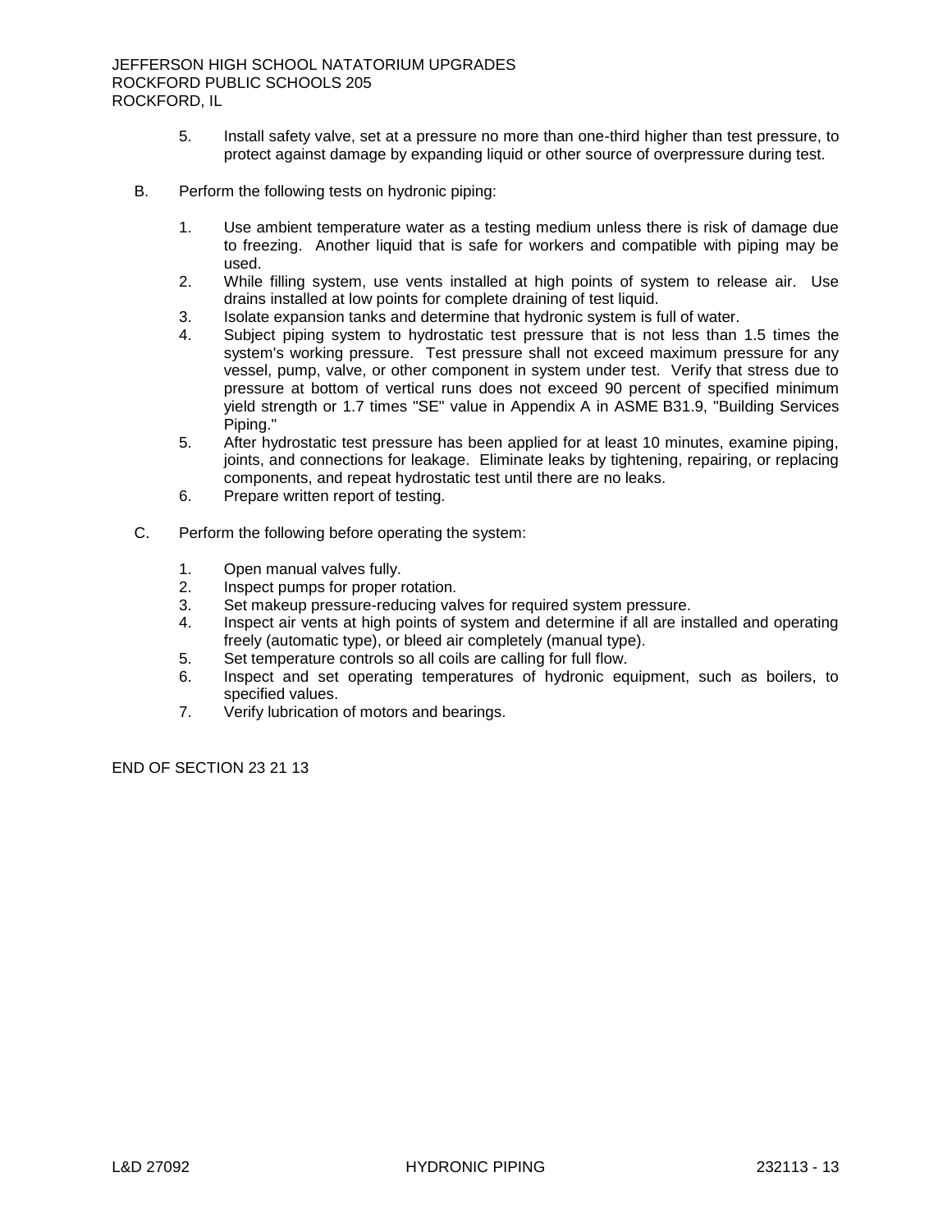5. Install safety valve, set at a pressure no more than one-third higher than test pressure, to protect against damage by expanding liquid or other source of overpressure during test.

B. Perform the following tests on hydronic piping:

1. Use ambient temperature water as a testing medium unless there is risk of damage due to freezing. Another liquid that is safe for workers and compatible with piping may be used.
2. While filling system, use vents installed at high points of system to release air. Use drains installed at low points for complete draining of test liquid.
3. Isolate expansion tanks and determine that hydronic system is full of water.
4. Subject piping system to hydrostatic test pressure that is not less than 1.5 times the system's working pressure. Test pressure shall not exceed maximum pressure for any vessel, pump, valve, or other component in system under test. Verify that stress due to pressure at bottom of vertical runs does not exceed 90 percent of specified minimum yield strength or 1.7 times "SE" value in Appendix A in ASME B31.9, "Building Services Piping."
5. After hydrostatic test pressure has been applied for at least 10 minutes, examine piping, joints, and connections for leakage. Eliminate leaks by tightening, repairing, or replacing components, and repeat hydrostatic test until there are no leaks.
6. Prepare written report of testing.

C. Perform the following before operating the system:

1. Open manual valves fully.
2. Inspect pumps for proper rotation.
3. Set makeup pressure-reducing valves for required system pressure.
4. Inspect air vents at high points of system and determine if all are installed and operating freely (automatic type), or bleed air completely (manual type).
5. Set temperature controls so all coils are calling for full flow.
6. Inspect and set operating temperatures of hydronic equipment, such as boilers, to specified values.
7. Verify lubrication of motors and bearings.

END OF SECTION 23 21 13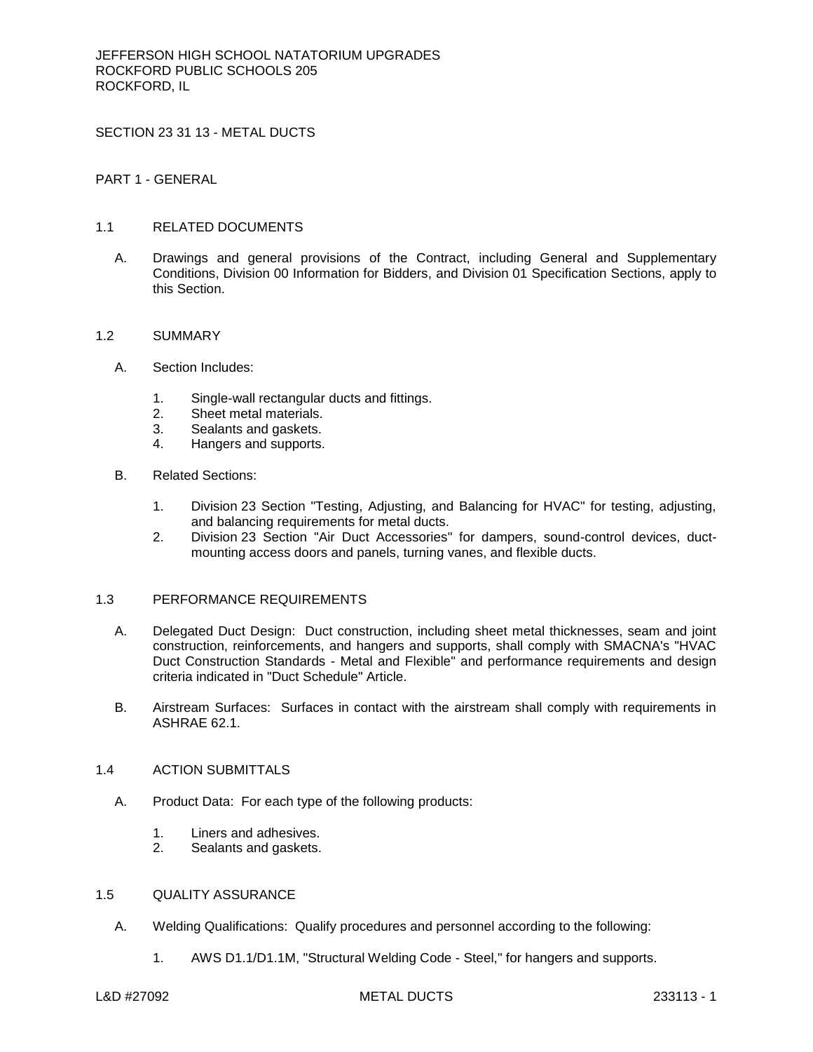JEFFERSON HIGH SCHOOL NATATORIUM UPGRADES
ROCKFORD PUBLIC SCHOOLS 205
ROCKFORD, IL

# SECTION 23 31 13 - METAL DUCTS

## PART 1 - GENERAL

### 1.1 RELATED DOCUMENTS

A. Drawings and general provisions of the Contract, including General and Supplementary Conditions, Division 00 Information for Bidders, and Division 01 Specification Sections, apply to this Section.

### 1.2 SUMMARY

A. Section Includes:

1. Single-wall rectangular ducts and fittings.
2. Sheet metal materials.
3. Sealants and gaskets.
4. Hangers and supports.

B. Related Sections:

1. Division 23 Section "Testing, Adjusting, and Balancing for HVAC" for testing, adjusting, and balancing requirements for metal ducts.
2. Division 23 Section "Air Duct Accessories" for dampers, sound-control devices, duct-mounting access doors and panels, turning vanes, and flexible ducts.

### 1.3 PERFORMANCE REQUIREMENTS

A. Delegated Duct Design: Duct construction, including sheet metal thicknesses, seam and joint construction, reinforcements, and hangers and supports, shall comply with SMACNA's "HVAC Duct Construction Standards - Metal and Flexible" and performance requirements and design criteria indicated in "Duct Schedule" Article.

B. Airstream Surfaces: Surfaces in contact with the airstream shall comply with requirements in ASHRAE 62.1.

### 1.4 ACTION SUBMITTALS

A. Product Data: For each type of the following products:

1. Liners and adhesives.
2. Sealants and gaskets.

### 1.5 QUALITY ASSURANCE

A. Welding Qualifications: Qualify procedures and personnel according to the following:

1. AWS D1.1/D1.1M, "Structural Welding Code - Steel," for hangers and supports.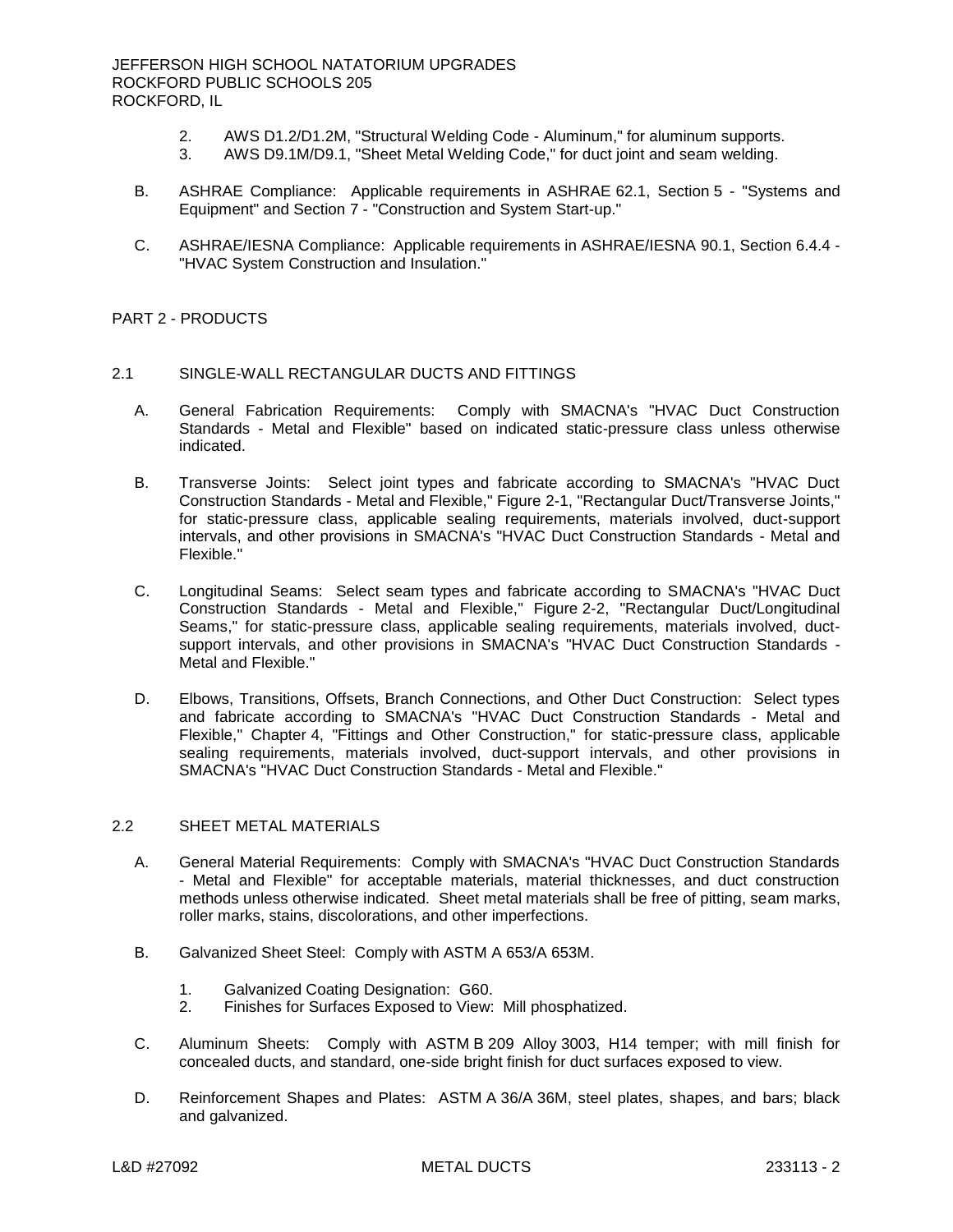2. AWS D1.2/D1.2M, "Structural Welding Code - Aluminum," for aluminum supports.
3. AWS D9.1M/D9.1, "Sheet Metal Welding Code," for duct joint and seam welding.

B. ASHRAE Compliance: Applicable requirements in ASHRAE 62.1, Section 5 - "Systems and Equipment" and Section 7 - "Construction and System Start-up."

C. ASHRAE/IESNA Compliance: Applicable requirements in ASHRAE/IESNA 90.1, Section 6.4.4 - "HVAC System Construction and Insulation."

## PART 2 - PRODUCTS

### 2.1 SINGLE-WALL RECTANGULAR DUCTS AND FITTINGS

A. General Fabrication Requirements: Comply with SMACNA's "HVAC Duct Construction Standards - Metal and Flexible" based on indicated static-pressure class unless otherwise indicated.

B. Transverse Joints: Select joint types and fabricate according to SMACNA's "HVAC Duct Construction Standards - Metal and Flexible," Figure 2-1, "Rectangular Duct/Transverse Joints," for static-pressure class, applicable sealing requirements, materials involved, duct-support intervals, and other provisions in SMACNA's "HVAC Duct Construction Standards - Metal and Flexible."

C. Longitudinal Seams: Select seam types and fabricate according to SMACNA's "HVAC Duct Construction Standards - Metal and Flexible," Figure 2-2, "Rectangular Duct/Longitudinal Seams," for static-pressure class, applicable sealing requirements, materials involved, duct-support intervals, and other provisions in SMACNA's "HVAC Duct Construction Standards - Metal and Flexible."

D. Elbows, Transitions, Offsets, Branch Connections, and Other Duct Construction: Select types and fabricate according to SMACNA's "HVAC Duct Construction Standards - Metal and Flexible," Chapter 4, "Fittings and Other Construction," for static-pressure class, applicable sealing requirements, materials involved, duct-support intervals, and other provisions in SMACNA's "HVAC Duct Construction Standards - Metal and Flexible."

### 2.2 SHEET METAL MATERIALS

A. General Material Requirements: Comply with SMACNA's "HVAC Duct Construction Standards - Metal and Flexible" for acceptable materials, material thicknesses, and duct construction methods unless otherwise indicated. Sheet metal materials shall be free of pitting, seam marks, roller marks, stains, discolorations, and other imperfections.

B. Galvanized Sheet Steel: Comply with ASTM A 653/A 653M.

1. Galvanized Coating Designation: G60.
2. Finishes for Surfaces Exposed to View: Mill phosphatized.

C. Aluminum Sheets: Comply with ASTM B 209 Alloy 3003, H14 temper; with mill finish for concealed ducts, and standard, one-side bright finish for duct surfaces exposed to view.

D. Reinforcement Shapes and Plates: ASTM A 36/A 36M, steel plates, shapes, and bars; black and galvanized.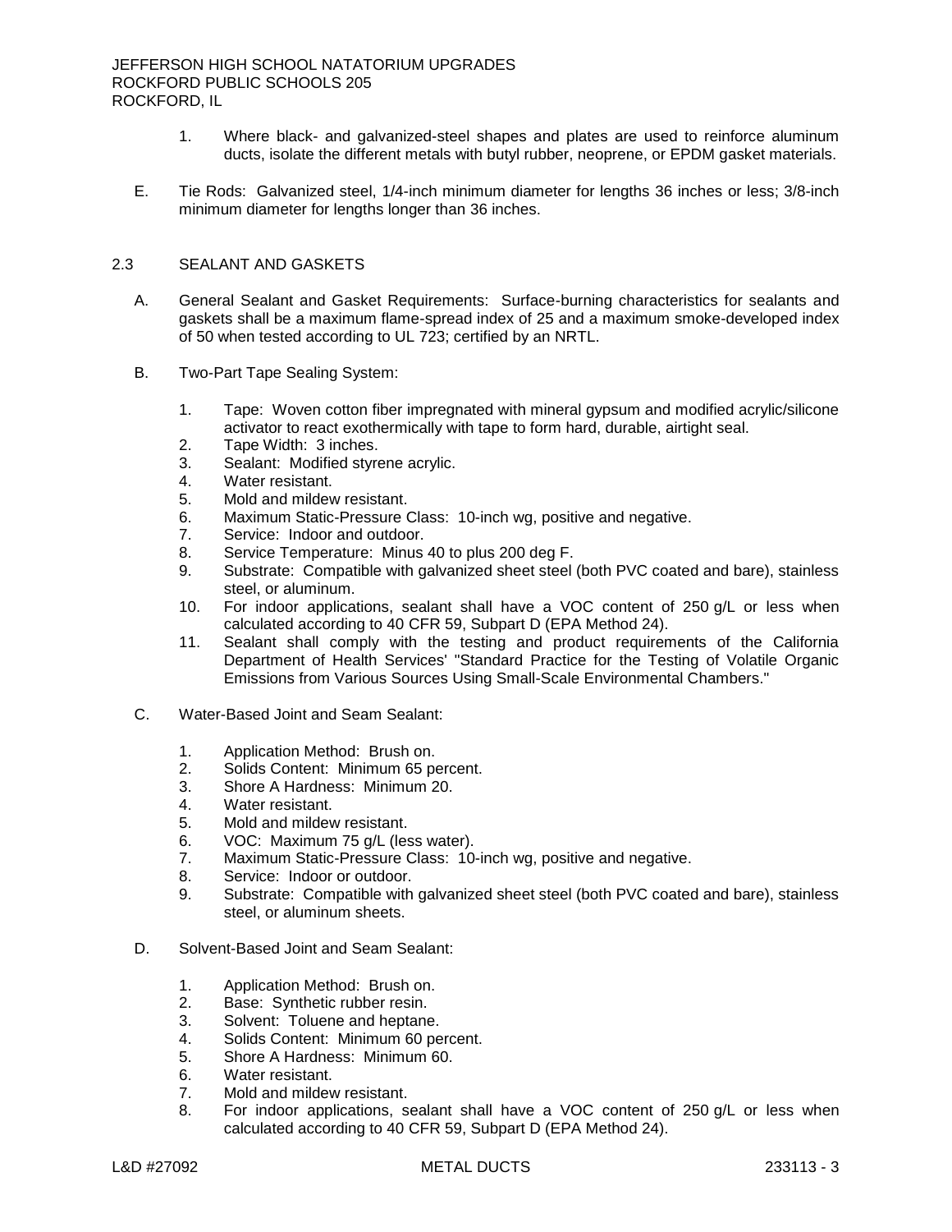1. Where black- and galvanized-steel shapes and plates are used to reinforce aluminum ducts, isolate the different metals with butyl rubber, neoprene, or EPDM gasket materials.

E. Tie Rods: Galvanized steel, 1/4-inch minimum diameter for lengths 36 inches or less; 3/8-inch minimum diameter for lengths longer than 36 inches.

## 2.3 SEALANT AND GASKETS

A. General Sealant and Gasket Requirements: Surface-burning characteristics for sealants and gaskets shall be a maximum flame-spread index of 25 and a maximum smoke-developed index of 50 when tested according to UL 723; certified by an NRTL.

B. Two-Part Tape Sealing System:

1. Tape: Woven cotton fiber impregnated with mineral gypsum and modified acrylic/silicone activator to react exothermically with tape to form hard, durable, airtight seal.
2. Tape Width: 3 inches.
3. Sealant: Modified styrene acrylic.
4. Water resistant.
5. Mold and mildew resistant.
6. Maximum Static-Pressure Class: 10-inch wg, positive and negative.
7. Service: Indoor and outdoor.
8. Service Temperature: Minus 40 to plus 200 deg F.
9. Substrate: Compatible with galvanized sheet steel (both PVC coated and bare), stainless steel, or aluminum.
10. For indoor applications, sealant shall have a VOC content of 250 g/L or less when calculated according to 40 CFR 59, Subpart D (EPA Method 24).
11. Sealant shall comply with the testing and product requirements of the California Department of Health Services' "Standard Practice for the Testing of Volatile Organic Emissions from Various Sources Using Small-Scale Environmental Chambers."

C. Water-Based Joint and Seam Sealant:

1. Application Method: Brush on.
2. Solids Content: Minimum 65 percent.
3. Shore A Hardness: Minimum 20.
4. Water resistant.
5. Mold and mildew resistant.
6. VOC: Maximum 75 g/L (less water).
7. Maximum Static-Pressure Class: 10-inch wg, positive and negative.
8. Service: Indoor or outdoor.
9. Substrate: Compatible with galvanized sheet steel (both PVC coated and bare), stainless steel, or aluminum sheets.

D. Solvent-Based Joint and Seam Sealant:

1. Application Method: Brush on.
2. Base: Synthetic rubber resin.
3. Solvent: Toluene and heptane.
4. Solids Content: Minimum 60 percent.
5. Shore A Hardness: Minimum 60.
6. Water resistant.
7. Mold and mildew resistant.
8. For indoor applications, sealant shall have a VOC content of 250 g/L or less when calculated according to 40 CFR 59, Subpart D (EPA Method 24).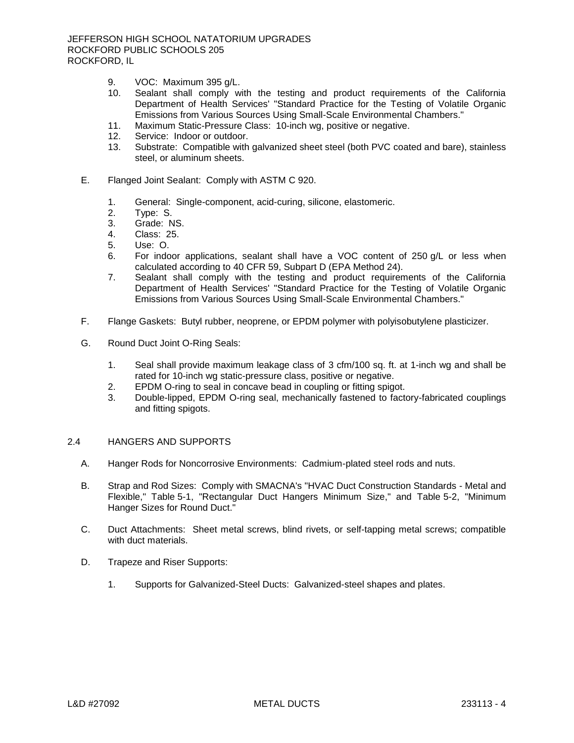9. VOC: Maximum 395 g/L.
10. Sealant shall comply with the testing and product requirements of the California Department of Health Services' "Standard Practice for the Testing of Volatile Organic Emissions from Various Sources Using Small-Scale Environmental Chambers."
11. Maximum Static-Pressure Class: 10-inch wg, positive or negative.
12. Service: Indoor or outdoor.
13. Substrate: Compatible with galvanized sheet steel (both PVC coated and bare), stainless steel, or aluminum sheets.

E. Flanged Joint Sealant: Comply with ASTM C 920.

1. General: Single-component, acid-curing, silicone, elastomeric.
2. Type: S.
3. Grade: NS.
4. Class: 25.
5. Use: O.
6. For indoor applications, sealant shall have a VOC content of 250 g/L or less when calculated according to 40 CFR 59, Subpart D (EPA Method 24).
7. Sealant shall comply with the testing and product requirements of the California Department of Health Services' "Standard Practice for the Testing of Volatile Organic Emissions from Various Sources Using Small-Scale Environmental Chambers."

F. Flange Gaskets: Butyl rubber, neoprene, or EPDM polymer with polyisobutylene plasticizer.

G. Round Duct Joint O-Ring Seals:

1. Seal shall provide maximum leakage class of 3 cfm/100 sq. ft. at 1-inch wg and shall be rated for 10-inch wg static-pressure class, positive or negative.
2. EPDM O-ring to seal in concave bead in coupling or fitting spigot.
3. Double-lipped, EPDM O-ring seal, mechanically fastened to factory-fabricated couplings and fitting spigots.

## 2.4 HANGERS AND SUPPORTS

A. Hanger Rods for Noncorrosive Environments: Cadmium-plated steel rods and nuts.

B. Strap and Rod Sizes: Comply with SMACNA's "HVAC Duct Construction Standards - Metal and Flexible," Table 5-1, "Rectangular Duct Hangers Minimum Size," and Table 5-2, "Minimum Hanger Sizes for Round Duct."

C. Duct Attachments: Sheet metal screws, blind rivets, or self-tapping metal screws; compatible with duct materials.

D. Trapeze and Riser Supports:

1. Supports for Galvanized-Steel Ducts: Galvanized-steel shapes and plates.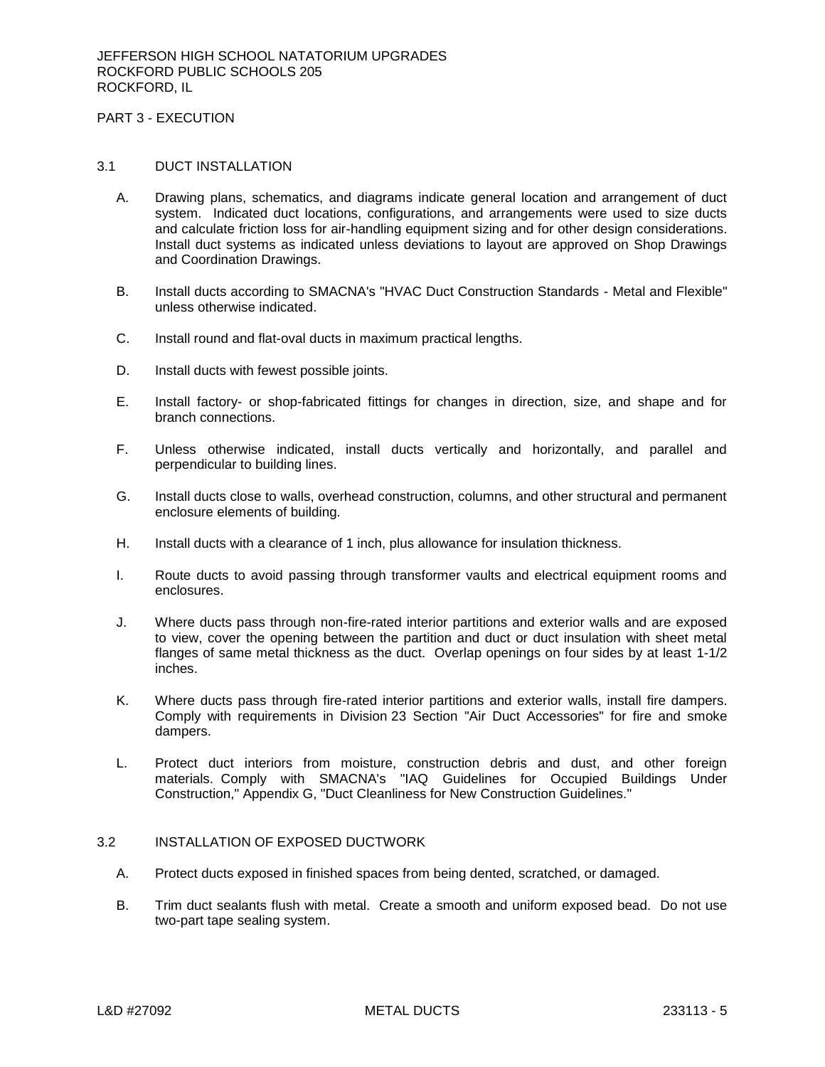## PART 3 - EXECUTION

### 3.1 DUCT INSTALLATION

A. Drawing plans, schematics, and diagrams indicate general location and arrangement of duct system. Indicated duct locations, configurations, and arrangements were used to size ducts and calculate friction loss for air-handling equipment sizing and for other design considerations. Install duct systems as indicated unless deviations to layout are approved on Shop Drawings and Coordination Drawings.

B. Install ducts according to SMACNA's "HVAC Duct Construction Standards - Metal and Flexible" unless otherwise indicated.

C. Install round and flat-oval ducts in maximum practical lengths.

D. Install ducts with fewest possible joints.

E. Install factory- or shop-fabricated fittings for changes in direction, size, and shape and for branch connections.

F. Unless otherwise indicated, install ducts vertically and horizontally, and parallel and perpendicular to building lines.

G. Install ducts close to walls, overhead construction, columns, and other structural and permanent enclosure elements of building.

H. Install ducts with a clearance of 1 inch, plus allowance for insulation thickness.

I. Route ducts to avoid passing through transformer vaults and electrical equipment rooms and enclosures.

J. Where ducts pass through non-fire-rated interior partitions and exterior walls and are exposed to view, cover the opening between the partition and duct or duct insulation with sheet metal flanges of same metal thickness as the duct. Overlap openings on four sides by at least 1-1/2 inches.

K. Where ducts pass through fire-rated interior partitions and exterior walls, install fire dampers. Comply with requirements in Division 23 Section "Air Duct Accessories" for fire and smoke dampers.

L. Protect duct interiors from moisture, construction debris and dust, and other foreign materials. Comply with SMACNA's "IAQ Guidelines for Occupied Buildings Under Construction," Appendix G, "Duct Cleanliness for New Construction Guidelines."

### 3.2 INSTALLATION OF EXPOSED DUCTWORK

A. Protect ducts exposed in finished spaces from being dented, scratched, or damaged.

B. Trim duct sealants flush with metal. Create a smooth and uniform exposed bead. Do not use two-part tape sealing system.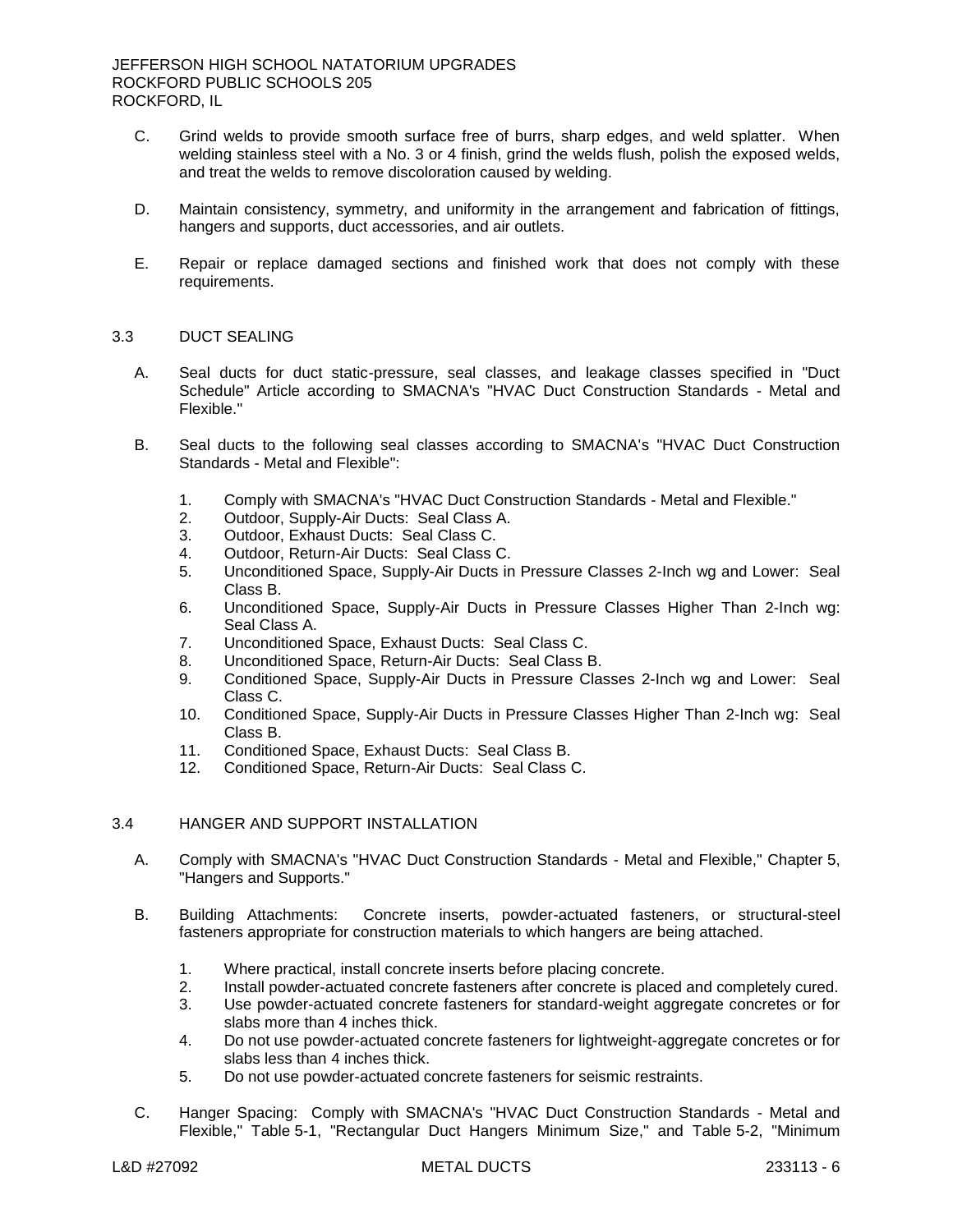C. Grind welds to provide smooth surface free of burrs, sharp edges, and weld splatter. When welding stainless steel with a No. 3 or 4 finish, grind the welds flush, polish the exposed welds, and treat the welds to remove discoloration caused by welding.

D. Maintain consistency, symmetry, and uniformity in the arrangement and fabrication of fittings, hangers and supports, duct accessories, and air outlets.

E. Repair or replace damaged sections and finished work that does not comply with these requirements.

## 3.3 DUCT SEALING

A. Seal ducts for duct static-pressure, seal classes, and leakage classes specified in "Duct Schedule" Article according to SMACNA's "HVAC Duct Construction Standards - Metal and Flexible."

B. Seal ducts to the following seal classes according to SMACNA's "HVAC Duct Construction Standards - Metal and Flexible":

1. Comply with SMACNA's "HVAC Duct Construction Standards - Metal and Flexible."
2. Outdoor, Supply-Air Ducts: Seal Class A.
3. Outdoor, Exhaust Ducts: Seal Class C.
4. Outdoor, Return-Air Ducts: Seal Class C.
5. Unconditioned Space, Supply-Air Ducts in Pressure Classes 2-Inch wg and Lower: Seal Class B.
6. Unconditioned Space, Supply-Air Ducts in Pressure Classes Higher Than 2-Inch wg: Seal Class A.
7. Unconditioned Space, Exhaust Ducts: Seal Class C.
8. Unconditioned Space, Return-Air Ducts: Seal Class B.
9. Conditioned Space, Supply-Air Ducts in Pressure Classes 2-Inch wg and Lower: Seal Class C.
10. Conditioned Space, Supply-Air Ducts in Pressure Classes Higher Than 2-Inch wg: Seal Class B.
11. Conditioned Space, Exhaust Ducts: Seal Class B.
12. Conditioned Space, Return-Air Ducts: Seal Class C.

## 3.4 HANGER AND SUPPORT INSTALLATION

A. Comply with SMACNA's "HVAC Duct Construction Standards - Metal and Flexible," Chapter 5, "Hangers and Supports."

B. Building Attachments: Concrete inserts, powder-actuated fasteners, or structural-steel fasteners appropriate for construction materials to which hangers are being attached.

1. Where practical, install concrete inserts before placing concrete.
2. Install powder-actuated concrete fasteners after concrete is placed and completely cured.
3. Use powder-actuated concrete fasteners for standard-weight aggregate concretes or for slabs more than 4 inches thick.
4. Do not use powder-actuated concrete fasteners for lightweight-aggregate concretes or for slabs less than 4 inches thick.
5. Do not use powder-actuated concrete fasteners for seismic restraints.

C. Hanger Spacing: Comply with SMACNA's "HVAC Duct Construction Standards - Metal and Flexible," Table 5-1, "Rectangular Duct Hangers Minimum Size," and Table 5-2, "Minimum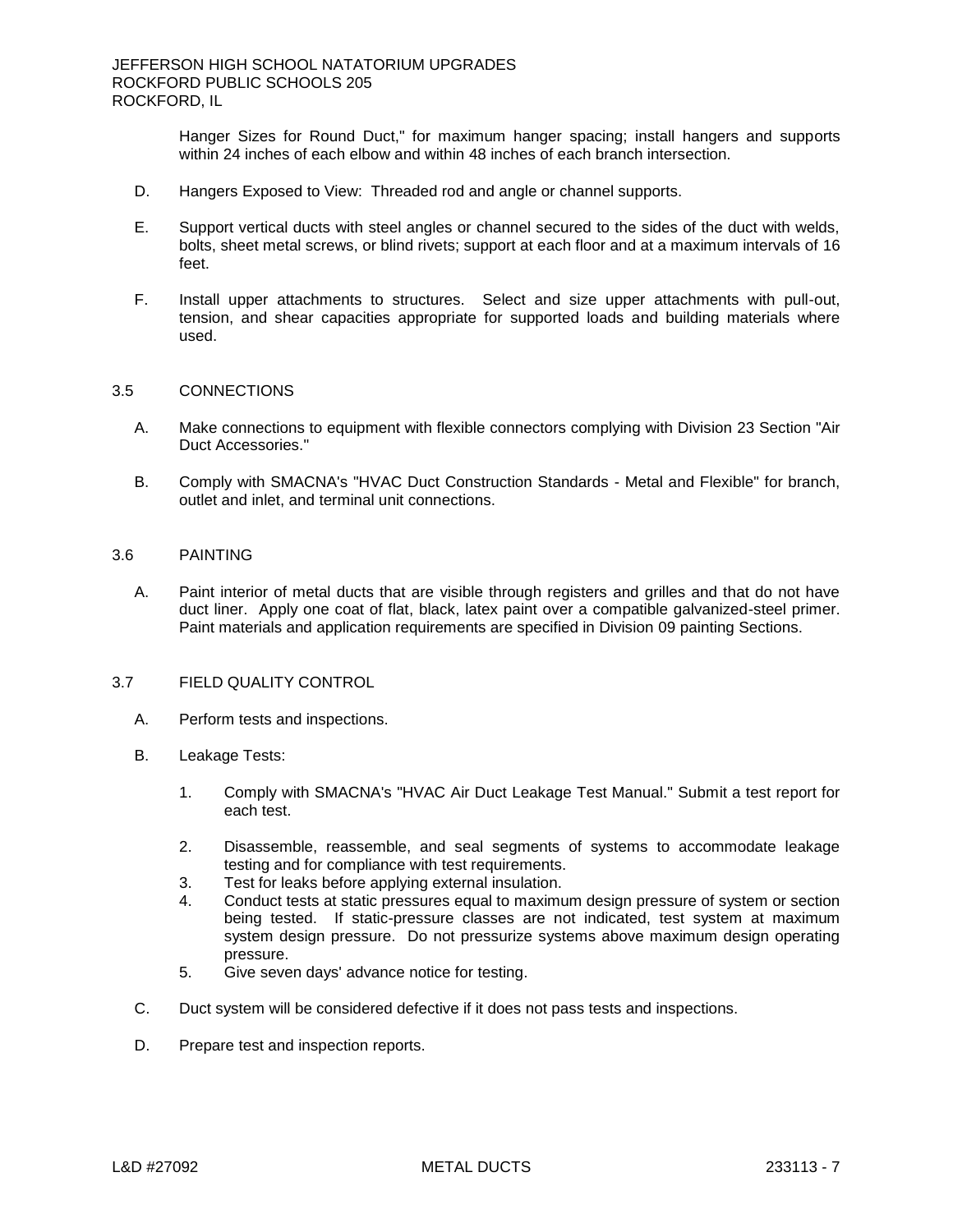Hanger Sizes for Round Duct," for maximum hanger spacing; install hangers and supports within 24 inches of each elbow and within 48 inches of each branch intersection.

D. Hangers Exposed to View: Threaded rod and angle or channel supports.

E. Support vertical ducts with steel angles or channel secured to the sides of the duct with welds, bolts, sheet metal screws, or blind rivets; support at each floor and at a maximum intervals of 16 feet.

F. Install upper attachments to structures. Select and size upper attachments with pull-out, tension, and shear capacities appropriate for supported loads and building materials where used.

## 3.5 CONNECTIONS

A. Make connections to equipment with flexible connectors complying with Division 23 Section "Air Duct Accessories."

B. Comply with SMACNA's "HVAC Duct Construction Standards - Metal and Flexible" for branch, outlet and inlet, and terminal unit connections.

## 3.6 PAINTING

A. Paint interior of metal ducts that are visible through registers and grilles and that do not have duct liner. Apply one coat of flat, black, latex paint over a compatible galvanized-steel primer. Paint materials and application requirements are specified in Division 09 painting Sections.

## 3.7 FIELD QUALITY CONTROL

A. Perform tests and inspections.

B. Leakage Tests:

1. Comply with SMACNA's "HVAC Air Duct Leakage Test Manual." Submit a test report for each test.
2. Disassemble, reassemble, and seal segments of systems to accommodate leakage testing and for compliance with test requirements.
3. Test for leaks before applying external insulation.
4. Conduct tests at static pressures equal to maximum design pressure of system or section being tested. If static-pressure classes are not indicated, test system at maximum system design pressure. Do not pressurize systems above maximum design operating pressure.
5. Give seven days' advance notice for testing.

C. Duct system will be considered defective if it does not pass tests and inspections.

D. Prepare test and inspection reports.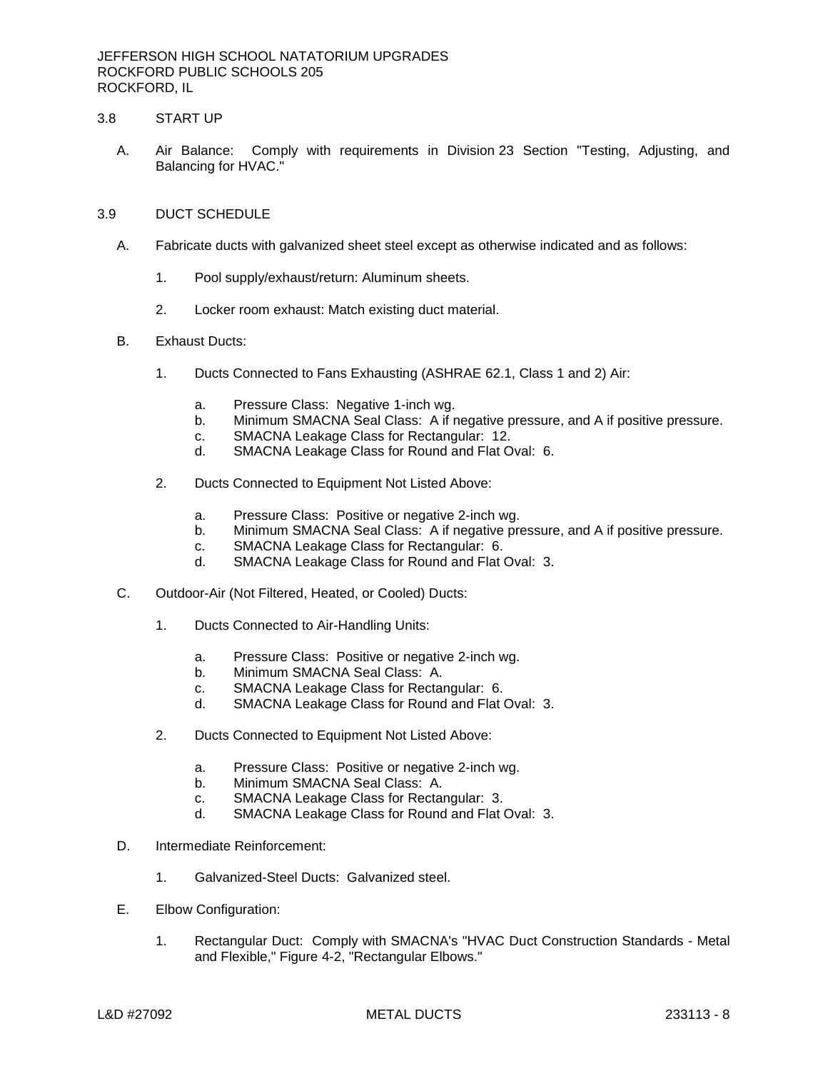## 3.8 START UP

A. Air Balance: Comply with requirements in Division 23 Section "Testing, Adjusting, and Balancing for HVAC."

## 3.9 DUCT SCHEDULE

A. Fabricate ducts with galvanized sheet steel except as otherwise indicated and as follows:

1. Pool supply/exhaust/return: Aluminum sheets.

2. Locker room exhaust: Match existing duct material.

B. Exhaust Ducts:

1. Ducts Connected to Fans Exhausting (ASHRAE 62.1, Class 1 and 2) Air:

   a. Pressure Class: Negative 1-inch wg.
   b. Minimum SMACNA Seal Class: A if negative pressure, and A if positive pressure.
   c. SMACNA Leakage Class for Rectangular: 12.
   d. SMACNA Leakage Class for Round and Flat Oval: 6.

2. Ducts Connected to Equipment Not Listed Above:

   a. Pressure Class: Positive or negative 2-inch wg.
   b. Minimum SMACNA Seal Class: A if negative pressure, and A if positive pressure.
   c. SMACNA Leakage Class for Rectangular: 6.
   d. SMACNA Leakage Class for Round and Flat Oval: 3.

C. Outdoor-Air (Not Filtered, Heated, or Cooled) Ducts:

1. Ducts Connected to Air-Handling Units:

   a. Pressure Class: Positive or negative 2-inch wg.
   b. Minimum SMACNA Seal Class: A.
   c. SMACNA Leakage Class for Rectangular: 6.
   d. SMACNA Leakage Class for Round and Flat Oval: 3.

2. Ducts Connected to Equipment Not Listed Above:

   a. Pressure Class: Positive or negative 2-inch wg.
   b. Minimum SMACNA Seal Class: A.
   c. SMACNA Leakage Class for Rectangular: 3.
   d. SMACNA Leakage Class for Round and Flat Oval: 3.

D. Intermediate Reinforcement:

1. Galvanized-Steel Ducts: Galvanized steel.

E. Elbow Configuration:

1. Rectangular Duct: Comply with SMACNA's "HVAC Duct Construction Standards - Metal and Flexible," Figure 4-2, "Rectangular Elbows."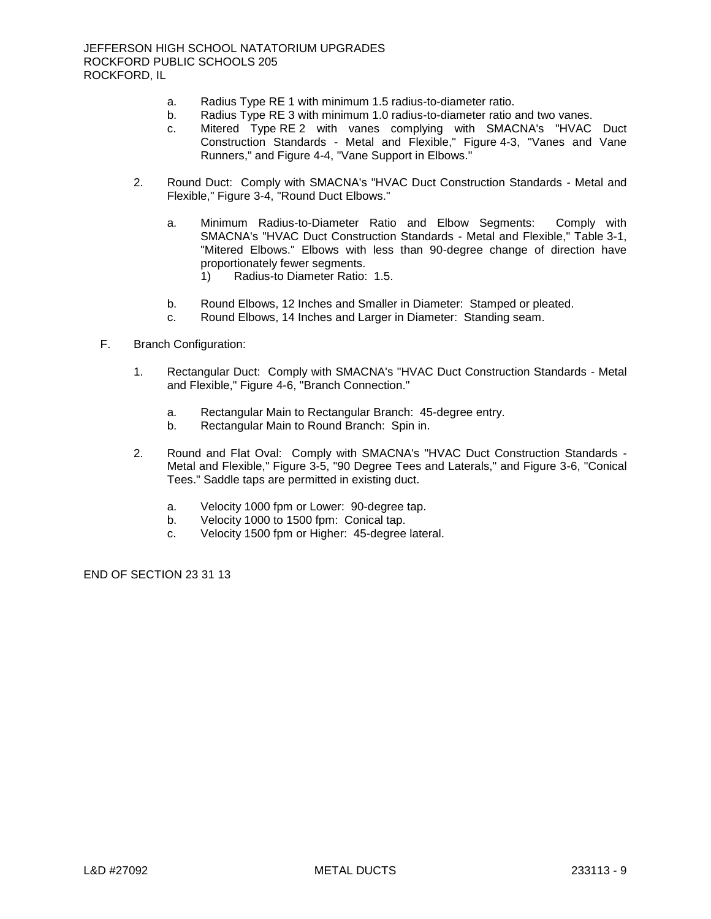a. Radius Type RE 1 with minimum 1.5 radius-to-diameter ratio.
b. Radius Type RE 3 with minimum 1.0 radius-to-diameter ratio and two vanes.
c. Mitered Type RE 2 with vanes complying with SMACNA's "HVAC Duct Construction Standards - Metal and Flexible," Figure 4-3, "Vanes and Vane Runners," and Figure 4-4, "Vane Support in Elbows."

2. Round Duct: Comply with SMACNA's "HVAC Duct Construction Standards - Metal and Flexible," Figure 3-4, "Round Duct Elbows."

   a. Minimum Radius-to-Diameter Ratio and Elbow Segments: Comply with SMACNA's "HVAC Duct Construction Standards - Metal and Flexible," Table 3-1, "Mitered Elbows." Elbows with less than 90-degree change of direction have proportionately fewer segments.
      1) Radius-to Diameter Ratio: 1.5.

   b. Round Elbows, 12 Inches and Smaller in Diameter: Stamped or pleated.
   c. Round Elbows, 14 Inches and Larger in Diameter: Standing seam.

F. Branch Configuration:

1. Rectangular Duct: Comply with SMACNA's "HVAC Duct Construction Standards - Metal and Flexible," Figure 4-6, "Branch Connection."

   a. Rectangular Main to Rectangular Branch: 45-degree entry.
   b. Rectangular Main to Round Branch: Spin in.

2. Round and Flat Oval: Comply with SMACNA's "HVAC Duct Construction Standards - Metal and Flexible," Figure 3-5, "90 Degree Tees and Laterals," and Figure 3-6, "Conical Tees." Saddle taps are permitted in existing duct.

   a. Velocity 1000 fpm or Lower: 90-degree tap.
   b. Velocity 1000 to 1500 fpm: Conical tap.
   c. Velocity 1500 fpm or Higher: 45-degree lateral.

END OF SECTION 23 31 13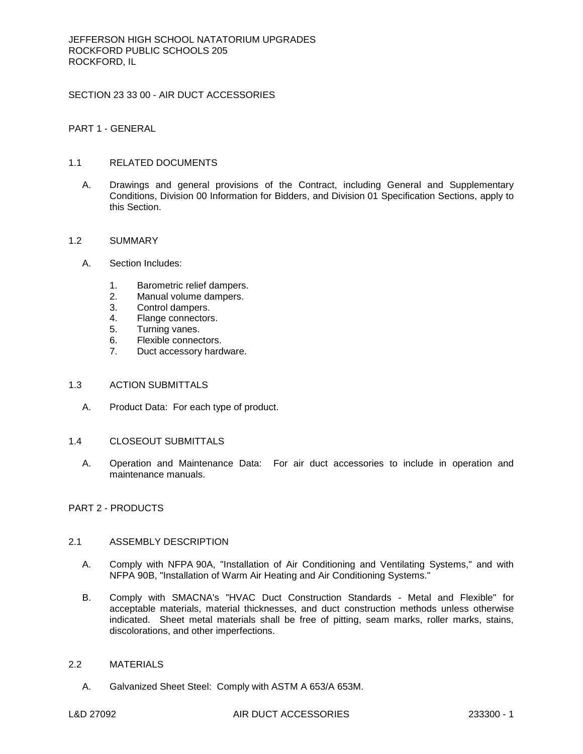# SECTION 23 33 00 - AIR DUCT ACCESSORIES

## PART 1 - GENERAL

### 1.1 RELATED DOCUMENTS

A. Drawings and general provisions of the Contract, including General and Supplementary Conditions, Division 00 Information for Bidders, and Division 01 Specification Sections, apply to this Section.

### 1.2 SUMMARY

A. Section Includes:

1. Barometric relief dampers.
2. Manual volume dampers.
3. Control dampers.
4. Flange connectors.
5. Turning vanes.
6. Flexible connectors.
7. Duct accessory hardware.

### 1.3 ACTION SUBMITTALS

A. Product Data: For each type of product.

### 1.4 CLOSEOUT SUBMITTALS

A. Operation and Maintenance Data: For air duct accessories to include in operation and maintenance manuals.

## PART 2 - PRODUCTS

### 2.1 ASSEMBLY DESCRIPTION

A. Comply with NFPA 90A, "Installation of Air Conditioning and Ventilating Systems," and with NFPA 90B, "Installation of Warm Air Heating and Air Conditioning Systems."

B. Comply with SMACNA's "HVAC Duct Construction Standards - Metal and Flexible" for acceptable materials, material thicknesses, and duct construction methods unless otherwise indicated. Sheet metal materials shall be free of pitting, seam marks, roller marks, stains, discolorations, and other imperfections.

### 2.2 MATERIALS

A. Galvanized Sheet Steel: Comply with ASTM A 653/A 653M.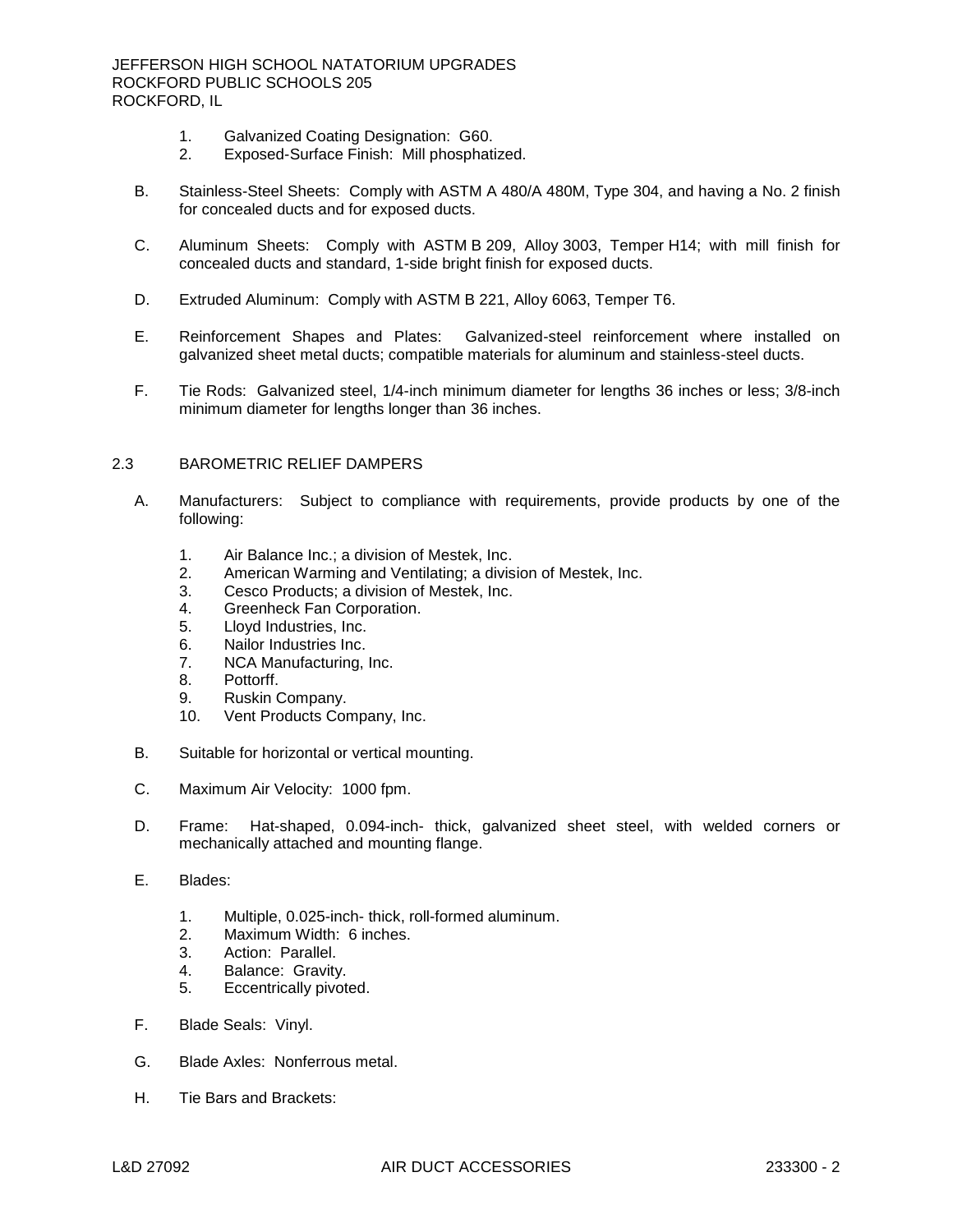1. Galvanized Coating Designation: G60.
2. Exposed-Surface Finish: Mill phosphatized.

B. Stainless-Steel Sheets: Comply with ASTM A 480/A 480M, Type 304, and having a No. 2 finish for concealed ducts and for exposed ducts.

C. Aluminum Sheets: Comply with ASTM B 209, Alloy 3003, Temper H14; with mill finish for concealed ducts and standard, 1-side bright finish for exposed ducts.

D. Extruded Aluminum: Comply with ASTM B 221, Alloy 6063, Temper T6.

E. Reinforcement Shapes and Plates: Galvanized-steel reinforcement where installed on galvanized sheet metal ducts; compatible materials for aluminum and stainless-steel ducts.

F. Tie Rods: Galvanized steel, 1/4-inch minimum diameter for lengths 36 inches or less; 3/8-inch minimum diameter for lengths longer than 36 inches.

## 2.3 BAROMETRIC RELIEF DAMPERS

A. Manufacturers: Subject to compliance with requirements, provide products by one of the following:

1. Air Balance Inc.; a division of Mestek, Inc.
2. American Warming and Ventilating; a division of Mestek, Inc.
3. Cesco Products; a division of Mestek, Inc.
4. Greenheck Fan Corporation.
5. Lloyd Industries, Inc.
6. Nailor Industries Inc.
7. NCA Manufacturing, Inc.
8. Pottorff.
9. Ruskin Company.
10. Vent Products Company, Inc.

B. Suitable for horizontal or vertical mounting.

C. Maximum Air Velocity: 1000 fpm.

D. Frame: Hat-shaped, 0.094-inch- thick, galvanized sheet steel, with welded corners or mechanically attached and mounting flange.

E. Blades:

1. Multiple, 0.025-inch- thick, roll-formed aluminum.
2. Maximum Width: 6 inches.
3. Action: Parallel.
4. Balance: Gravity.
5. Eccentrically pivoted.

F. Blade Seals: Vinyl.

G. Blade Axles: Nonferrous metal.

H. Tie Bars and Brackets: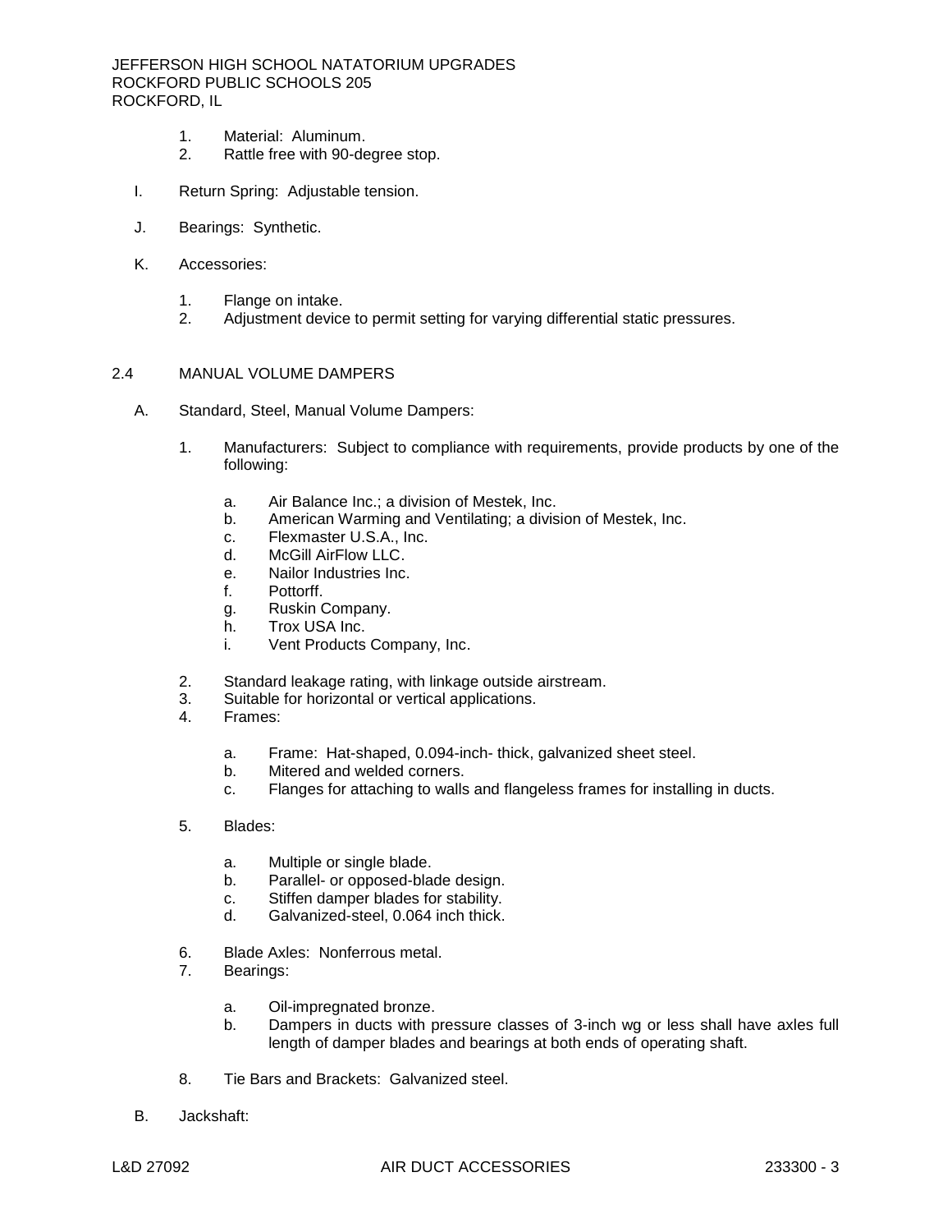1. Material: Aluminum.
2. Rattle free with 90-degree stop.

I. Return Spring: Adjustable tension.

J. Bearings: Synthetic.

K. Accessories:

1. Flange on intake.
2. Adjustment device to permit setting for varying differential static pressures.

## 2.4 MANUAL VOLUME DAMPERS

A. Standard, Steel, Manual Volume Dampers:

1. Manufacturers: Subject to compliance with requirements, provide products by one of the following:

   a. Air Balance Inc.; a division of Mestek, Inc.
   b. American Warming and Ventilating; a division of Mestek, Inc.
   c. Flexmaster U.S.A., Inc.
   d. McGill AirFlow LLC.
   e. Nailor Industries Inc.
   f. Pottorff.
   g. Ruskin Company.
   h. Trox USA Inc.
   i. Vent Products Company, Inc.

2. Standard leakage rating, with linkage outside airstream.
3. Suitable for horizontal or vertical applications.
4. Frames:

   a. Frame: Hat-shaped, 0.094-inch- thick, galvanized sheet steel.
   b. Mitered and welded corners.
   c. Flanges for attaching to walls and flangeless frames for installing in ducts.

5. Blades:

   a. Multiple or single blade.
   b. Parallel- or opposed-blade design.
   c. Stiffen damper blades for stability.
   d. Galvanized-steel, 0.064 inch thick.

6. Blade Axles: Nonferrous metal.
7. Bearings:

   a. Oil-impregnated bronze.
   b. Dampers in ducts with pressure classes of 3-inch wg or less shall have axles full length of damper blades and bearings at both ends of operating shaft.

8. Tie Bars and Brackets: Galvanized steel.

B. Jackshaft: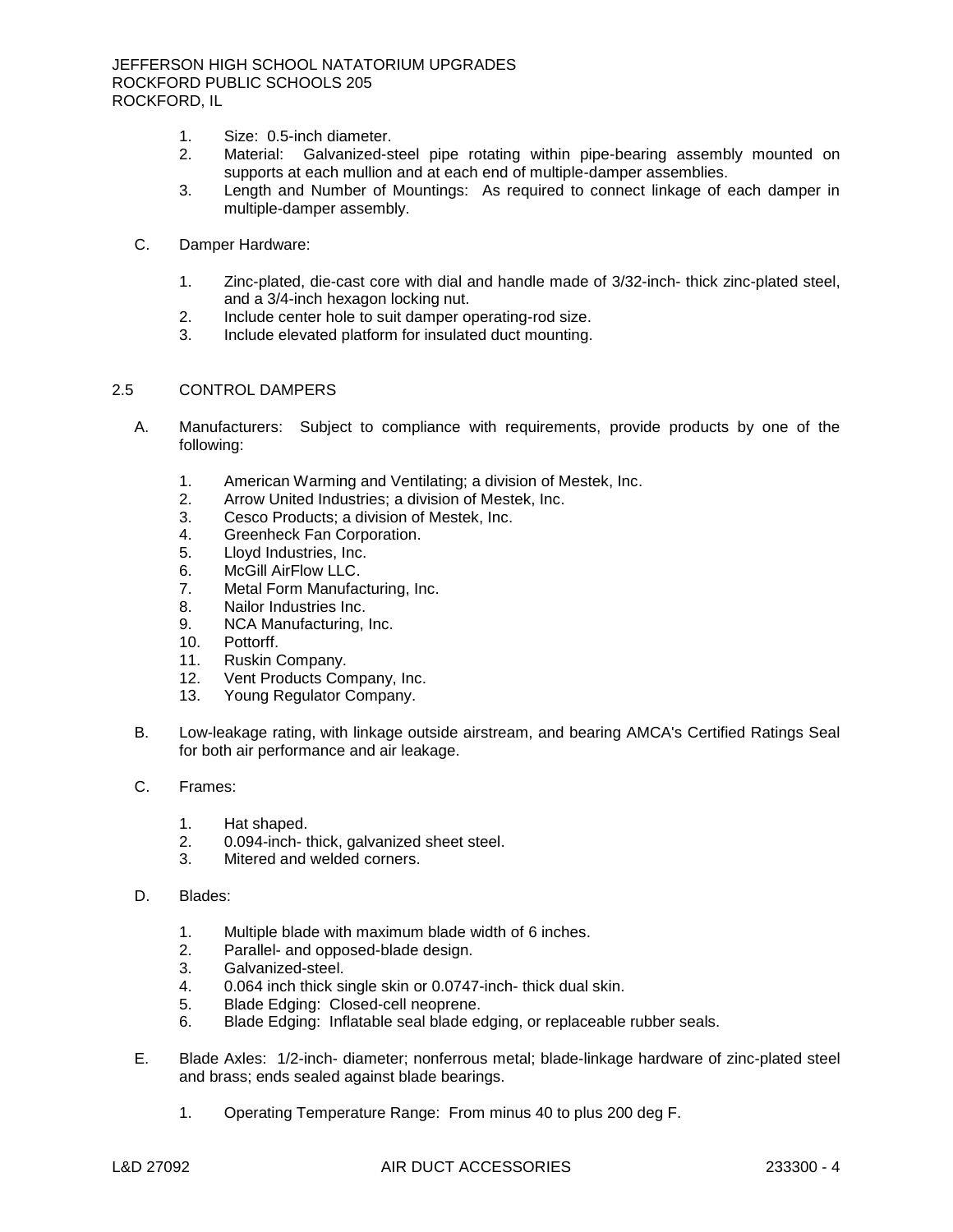1. Size: 0.5-inch diameter.
2. Material: Galvanized-steel pipe rotating within pipe-bearing assembly mounted on supports at each mullion and at each end of multiple-damper assemblies.
3. Length and Number of Mountings: As required to connect linkage of each damper in multiple-damper assembly.

C. Damper Hardware:

1. Zinc-plated, die-cast core with dial and handle made of 3/32-inch- thick zinc-plated steel, and a 3/4-inch hexagon locking nut.
2. Include center hole to suit damper operating-rod size.
3. Include elevated platform for insulated duct mounting.

## 2.5 CONTROL DAMPERS

A. Manufacturers: Subject to compliance with requirements, provide products by one of the following:

1. American Warming and Ventilating; a division of Mestek, Inc.
2. Arrow United Industries; a division of Mestek, Inc.
3. Cesco Products; a division of Mestek, Inc.
4. Greenheck Fan Corporation.
5. Lloyd Industries, Inc.
6. McGill AirFlow LLC.
7. Metal Form Manufacturing, Inc.
8. Nailor Industries Inc.
9. NCA Manufacturing, Inc.
10. Pottorff.
11. Ruskin Company.
12. Vent Products Company, Inc.
13. Young Regulator Company.

B. Low-leakage rating, with linkage outside airstream, and bearing AMCA's Certified Ratings Seal for both air performance and air leakage.

C. Frames:

1. Hat shaped.
2. 0.094-inch- thick, galvanized sheet steel.
3. Mitered and welded corners.

D. Blades:

1. Multiple blade with maximum blade width of 6 inches.
2. Parallel- and opposed-blade design.
3. Galvanized-steel.
4. 0.064 inch thick single skin or 0.0747-inch- thick dual skin.
5. Blade Edging: Closed-cell neoprene.
6. Blade Edging: Inflatable seal blade edging, or replaceable rubber seals.

E. Blade Axles: 1/2-inch- diameter; nonferrous metal; blade-linkage hardware of zinc-plated steel and brass; ends sealed against blade bearings.

1. Operating Temperature Range: From minus 40 to plus 200 deg F.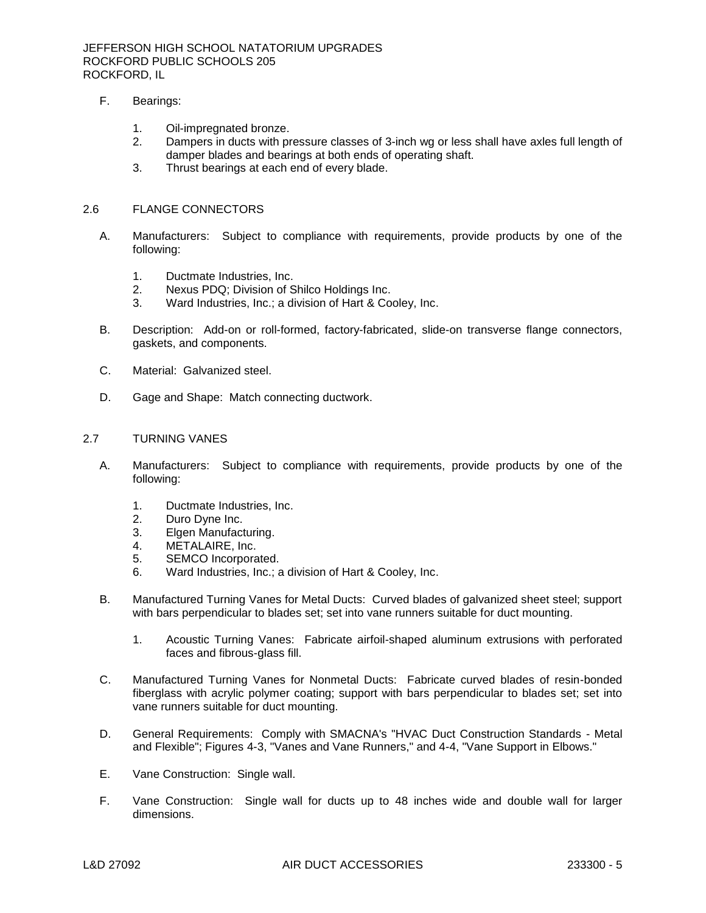F. Bearings:

1. Oil-impregnated bronze.
2. Dampers in ducts with pressure classes of 3-inch wg or less shall have axles full length of damper blades and bearings at both ends of operating shaft.
3. Thrust bearings at each end of every blade.

## 2.6 FLANGE CONNECTORS

A. Manufacturers: Subject to compliance with requirements, provide products by one of the following:

1. Ductmate Industries, Inc.
2. Nexus PDQ; Division of Shilco Holdings Inc.
3. Ward Industries, Inc.; a division of Hart & Cooley, Inc.

B. Description: Add-on or roll-formed, factory-fabricated, slide-on transverse flange connectors, gaskets, and components.

C. Material: Galvanized steel.

D. Gage and Shape: Match connecting ductwork.

## 2.7 TURNING VANES

A. Manufacturers: Subject to compliance with requirements, provide products by one of the following:

1. Ductmate Industries, Inc.
2. Duro Dyne Inc.
3. Elgen Manufacturing.
4. METALAIRE, Inc.
5. SEMCO Incorporated.
6. Ward Industries, Inc.; a division of Hart & Cooley, Inc.

B. Manufactured Turning Vanes for Metal Ducts: Curved blades of galvanized sheet steel; support with bars perpendicular to blades set; set into vane runners suitable for duct mounting.

1. Acoustic Turning Vanes: Fabricate airfoil-shaped aluminum extrusions with perforated faces and fibrous-glass fill.

C. Manufactured Turning Vanes for Nonmetal Ducts: Fabricate curved blades of resin-bonded fiberglass with acrylic polymer coating; support with bars perpendicular to blades set; set into vane runners suitable for duct mounting.

D. General Requirements: Comply with SMACNA's "HVAC Duct Construction Standards - Metal and Flexible"; Figures 4-3, "Vanes and Vane Runners," and 4-4, "Vane Support in Elbows."

E. Vane Construction: Single wall.

F. Vane Construction: Single wall for ducts up to 48 inches wide and double wall for larger dimensions.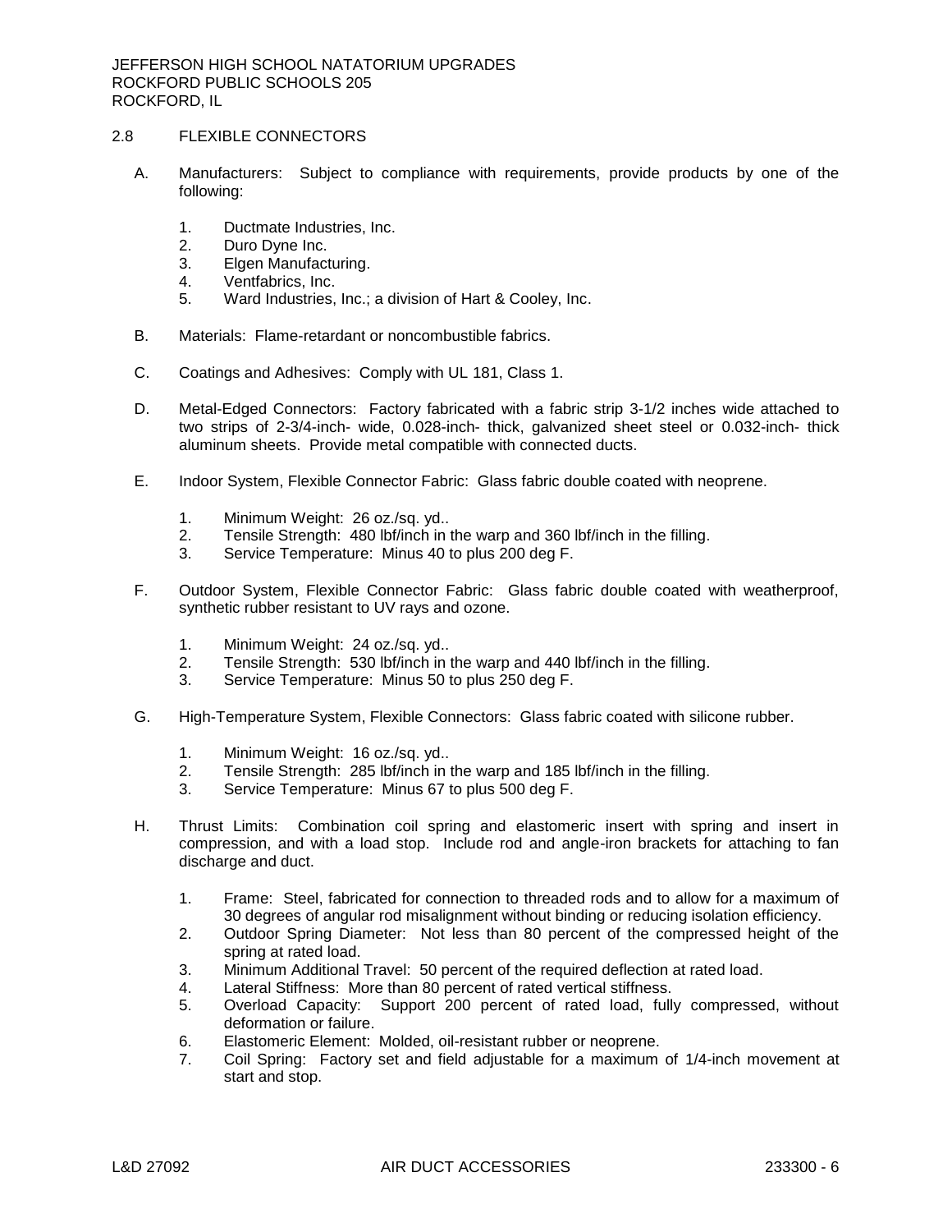## 2.8 FLEXIBLE CONNECTORS

A. Manufacturers: Subject to compliance with requirements, provide products by one of the following:

1. Ductmate Industries, Inc.
2. Duro Dyne Inc.
3. Elgen Manufacturing.
4. Ventfabrics, Inc.
5. Ward Industries, Inc.; a division of Hart & Cooley, Inc.

B. Materials: Flame-retardant or noncombustible fabrics.

C. Coatings and Adhesives: Comply with UL 181, Class 1.

D. Metal-Edged Connectors: Factory fabricated with a fabric strip 3-1/2 inches wide attached to two strips of 2-3/4-inch- wide, 0.028-inch- thick, galvanized sheet steel or 0.032-inch- thick aluminum sheets. Provide metal compatible with connected ducts.

E. Indoor System, Flexible Connector Fabric: Glass fabric double coated with neoprene.

1. Minimum Weight: 26 oz./sq. yd..
2. Tensile Strength: 480 lbf/inch in the warp and 360 lbf/inch in the filling.
3. Service Temperature: Minus 40 to plus 200 deg F.

F. Outdoor System, Flexible Connector Fabric: Glass fabric double coated with weatherproof, synthetic rubber resistant to UV rays and ozone.

1. Minimum Weight: 24 oz./sq. yd..
2. Tensile Strength: 530 lbf/inch in the warp and 440 lbf/inch in the filling.
3. Service Temperature: Minus 50 to plus 250 deg F.

G. High-Temperature System, Flexible Connectors: Glass fabric coated with silicone rubber.

1. Minimum Weight: 16 oz./sq. yd..
2. Tensile Strength: 285 lbf/inch in the warp and 185 lbf/inch in the filling.
3. Service Temperature: Minus 67 to plus 500 deg F.

H. Thrust Limits: Combination coil spring and elastomeric insert with spring and insert in compression, and with a load stop. Include rod and angle-iron brackets for attaching to fan discharge and duct.

1. Frame: Steel, fabricated for connection to threaded rods and to allow for a maximum of 30 degrees of angular rod misalignment without binding or reducing isolation efficiency.
2. Outdoor Spring Diameter: Not less than 80 percent of the compressed height of the spring at rated load.
3. Minimum Additional Travel: 50 percent of the required deflection at rated load.
4. Lateral Stiffness: More than 80 percent of rated vertical stiffness.
5. Overload Capacity: Support 200 percent of rated load, fully compressed, without deformation or failure.
6. Elastomeric Element: Molded, oil-resistant rubber or neoprene.
7. Coil Spring: Factory set and field adjustable for a maximum of 1/4-inch movement at start and stop.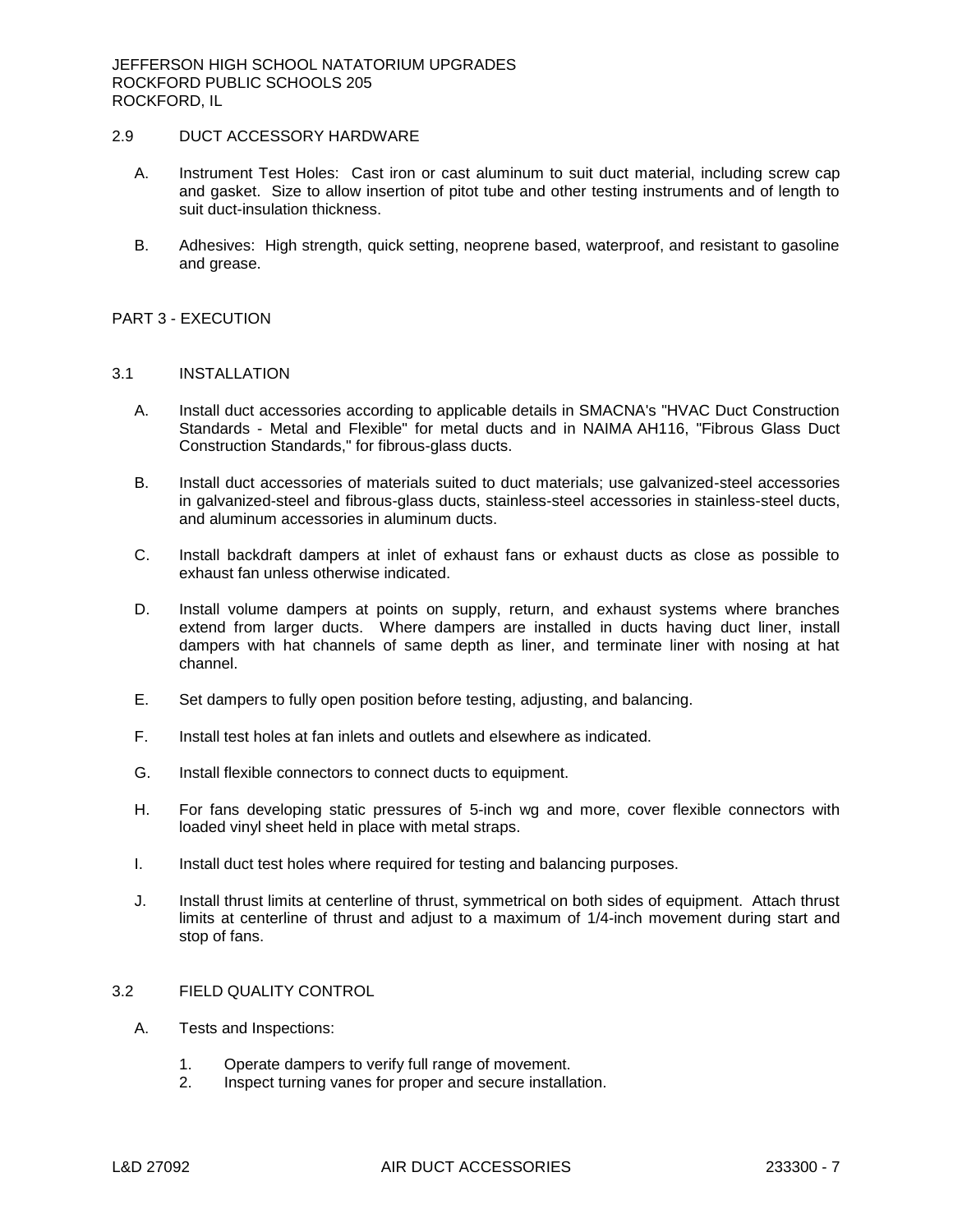## 2.9 DUCT ACCESSORY HARDWARE

A. Instrument Test Holes: Cast iron or cast aluminum to suit duct material, including screw cap and gasket. Size to allow insertion of pitot tube and other testing instruments and of length to suit duct-insulation thickness.

B. Adhesives: High strength, quick setting, neoprene based, waterproof, and resistant to gasoline and grease.

# PART 3 - EXECUTION

## 3.1 INSTALLATION

A. Install duct accessories according to applicable details in SMACNA's "HVAC Duct Construction Standards - Metal and Flexible" for metal ducts and in NAIMA AH116, "Fibrous Glass Duct Construction Standards," for fibrous-glass ducts.

B. Install duct accessories of materials suited to duct materials; use galvanized-steel accessories in galvanized-steel and fibrous-glass ducts, stainless-steel accessories in stainless-steel ducts, and aluminum accessories in aluminum ducts.

C. Install backdraft dampers at inlet of exhaust fans or exhaust ducts as close as possible to exhaust fan unless otherwise indicated.

D. Install volume dampers at points on supply, return, and exhaust systems where branches extend from larger ducts. Where dampers are installed in ducts having duct liner, install dampers with hat channels of same depth as liner, and terminate liner with nosing at hat channel.

E. Set dampers to fully open position before testing, adjusting, and balancing.

F. Install test holes at fan inlets and outlets and elsewhere as indicated.

G. Install flexible connectors to connect ducts to equipment.

H. For fans developing static pressures of 5-inch wg and more, cover flexible connectors with loaded vinyl sheet held in place with metal straps.

I. Install duct test holes where required for testing and balancing purposes.

J. Install thrust limits at centerline of thrust, symmetrical on both sides of equipment. Attach thrust limits at centerline of thrust and adjust to a maximum of 1/4-inch movement during start and stop of fans.

## 3.2 FIELD QUALITY CONTROL

A. Tests and Inspections:

1. Operate dampers to verify full range of movement.
2. Inspect turning vanes for proper and secure installation.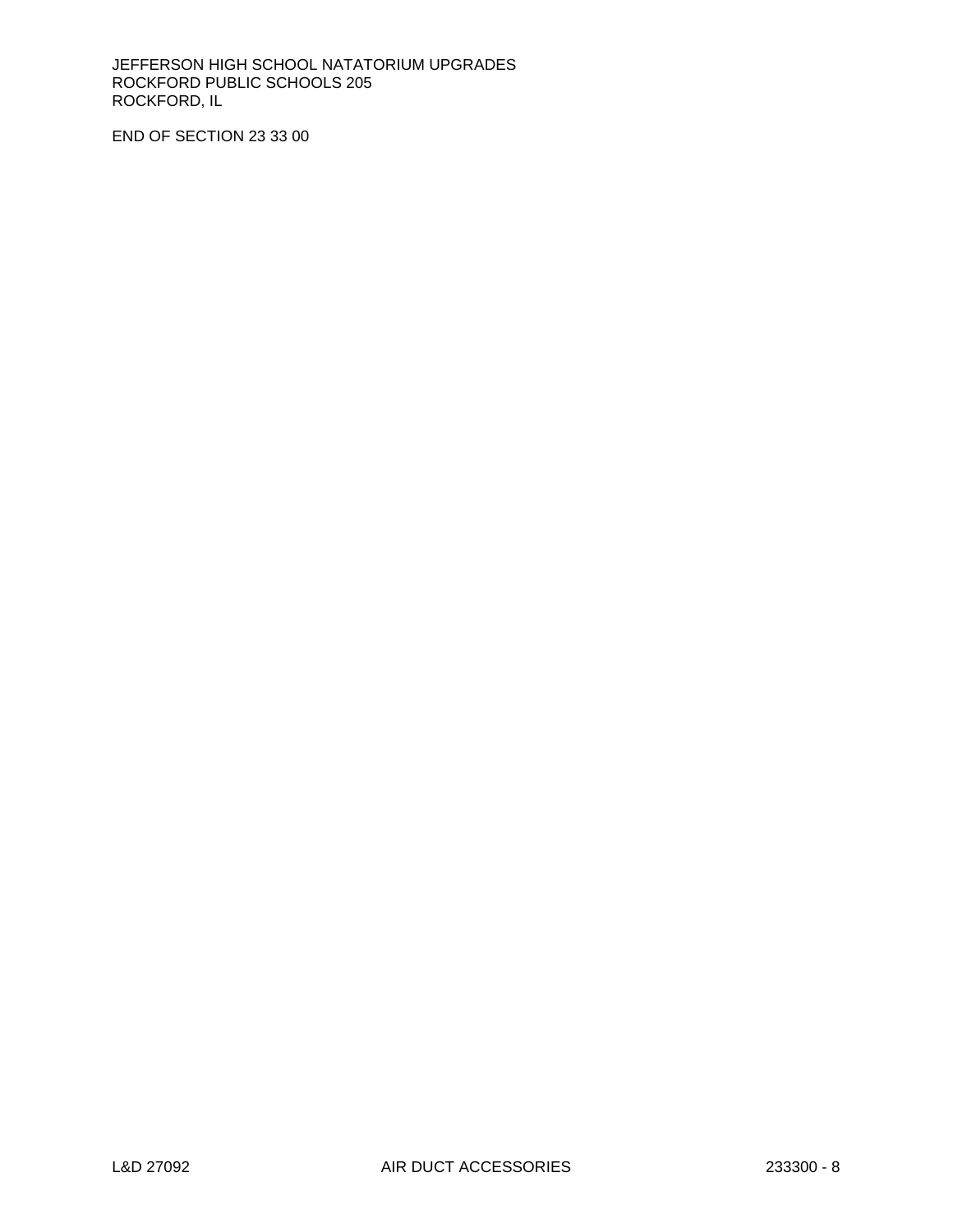END OF SECTION 23 33 00